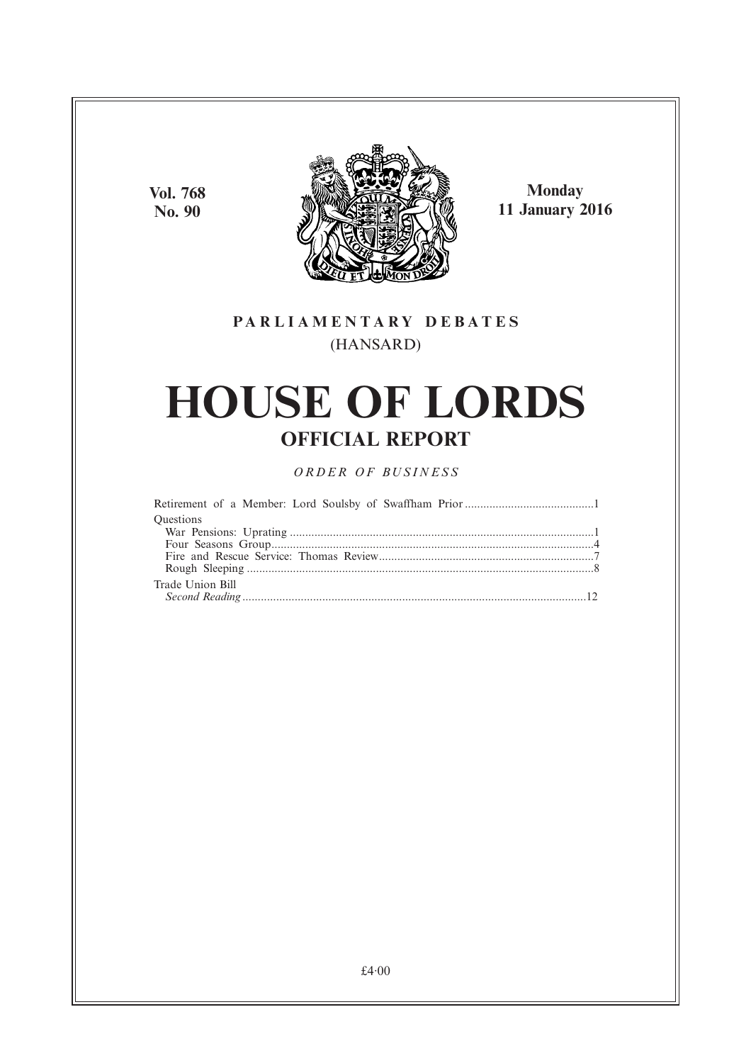Vol. 768
No. 90

Monday
11 January 2016

PARLIAMENTARY DEBATES
(HANSARD)

# HOUSE OF LORDS

## OFFICIAL REPORT

*ORDER OF BUSINESS*

Retirement of a Member: Lord Soulsby of Swaffham Prior ..........................................1
Questions
War Pensions: Uprating ..................................................................................................1
Four Seasons Group........................................................................................................4
Fire and Rescue Service: Thomas Review......................................................................7
Rough Sleeping ................................................................................................................8
Trade Union Bill
*Second Reading*...............................................................................................................12

£4·00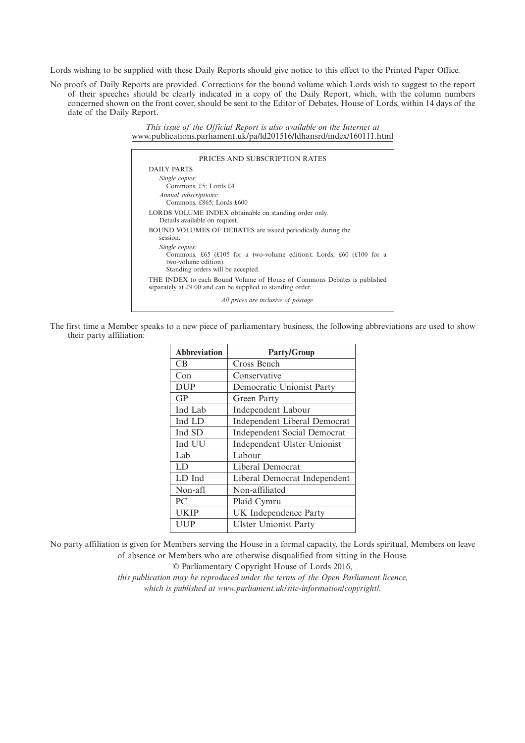Lords wishing to be supplied with these Daily Reports should give notice to this effect to the Printed Paper Office.

No proofs of Daily Reports are provided. Corrections for the bound volume which Lords wish to suggest to the report of their speeches should be clearly indicated in a copy of the Daily Report, which, with the column numbers concerned shown on the front cover, should be sent to the Editor of Debates, House of Lords, within 14 days of the date of the Daily Report.

*This issue of the Official Report is also available on the Internet at*
www.publications.parliament.uk/pa/ld201516/ldhansrd/index/160111.html

PRICES AND SUBSCRIPTION RATES

DAILY PARTS

*Single copies:*
Commons, £5; Lords £4

*Annual subscriptions:*
Commons, £865; Lords £600

LORDS VOLUME INDEX obtainable on standing order only.
Details available on request.

BOUND VOLUMES OF DEBATES are issued periodically during the session.

*Single copies:*
Commons, £65 (£105 for a two-volume edition); Lords, £60 (£100 for a two-volume edition).
Standing orders will be accepted.

THE INDEX to each Bound Volume of House of Commons Debates is published separately at £9·00 and can be supplied to standing order.

*All prices are inclusive of postage.*

The first time a Member speaks to a new piece of parliamentary business, the following abbreviations are used to show their party affiliation:

| Abbreviation | Party/Group |
|---|---|
| CB | Cross Bench |
| Con | Conservative |
| DUP | Democratic Unionist Party |
| GP | Green Party |
| Ind Lab | Independent Labour |
| Ind LD | Independent Liberal Democrat |
| Ind SD | Independent Social Democrat |
| Ind UU | Independent Ulster Unionist |
| Lab | Labour |
| LD | Liberal Democrat |
| LD Ind | Liberal Democrat Independent |
| Non-afl | Non-affiliated |
| PC | Plaid Cymru |
| UKIP | UK Independence Party |
| UUP | Ulster Unionist Party |

No party affiliation is given for Members serving the House in a formal capacity, the Lords spiritual, Members on leave of absence or Members who are otherwise disqualified from sitting in the House.

© Parliamentary Copyright House of Lords 2016,

*this publication may be reproduced under the terms of the Open Parliament licence, which is published at www.parliament.uk/site-information/copyright/.*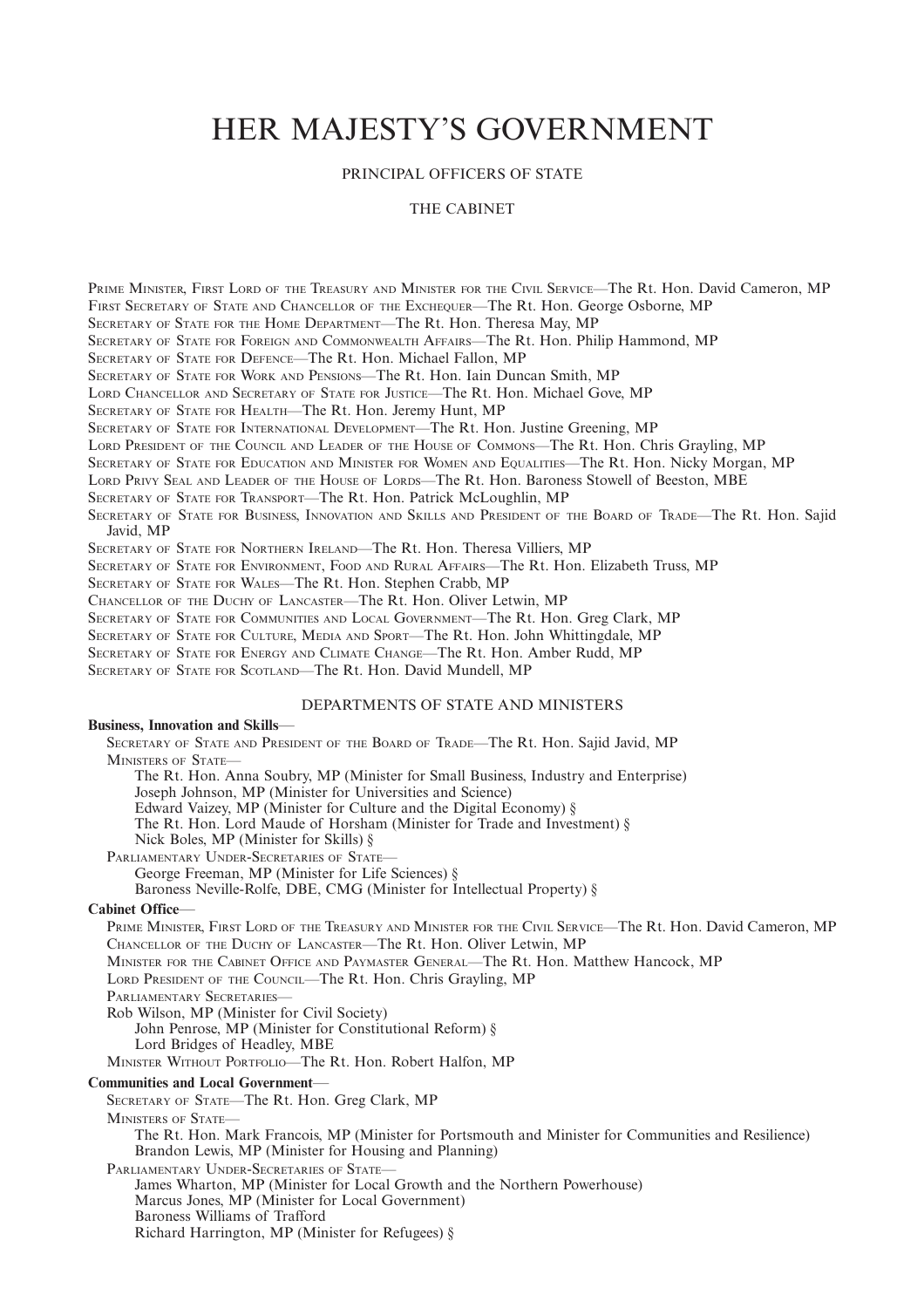# HER MAJESTY'S GOVERNMENT

## PRINCIPAL OFFICERS OF STATE

## THE CABINET

Prime Minister, First Lord of the Treasury and Minister for the Civil Service—The Rt. Hon. David Cameron, MP
First Secretary of State and Chancellor of the Exchequer—The Rt. Hon. George Osborne, MP
Secretary of State for the Home Department—The Rt. Hon. Theresa May, MP
Secretary of State for Foreign and Commonwealth Affairs—The Rt. Hon. Philip Hammond, MP
Secretary of State for Defence—The Rt. Hon. Michael Fallon, MP
Secretary of State for Work and Pensions—The Rt. Hon. Iain Duncan Smith, MP
Lord Chancellor and Secretary of State for Justice—The Rt. Hon. Michael Gove, MP
Secretary of State for Health—The Rt. Hon. Jeremy Hunt, MP
Secretary of State for International Development—The Rt. Hon. Justine Greening, MP
Lord President of the Council and Leader of the House of Commons—The Rt. Hon. Chris Grayling, MP
Secretary of State for Education and Minister for Women and Equalities—The Rt. Hon. Nicky Morgan, MP
Lord Privy Seal and Leader of the House of Lords—The Rt. Hon. Baroness Stowell of Beeston, MBE
Secretary of State for Transport—The Rt. Hon. Patrick McLoughlin, MP
Secretary of State for Business, Innovation and Skills and President of the Board of Trade—The Rt. Hon. Sajid Javid, MP
Secretary of State for Northern Ireland—The Rt. Hon. Theresa Villiers, MP
Secretary of State for Environment, Food and Rural Affairs—The Rt. Hon. Elizabeth Truss, MP
Secretary of State for Wales—The Rt. Hon. Stephen Crabb, MP
Chancellor of the Duchy of Lancaster—The Rt. Hon. Oliver Letwin, MP
Secretary of State for Communities and Local Government—The Rt. Hon. Greg Clark, MP
Secretary of State for Culture, Media and Sport—The Rt. Hon. John Whittingdale, MP
Secretary of State for Energy and Climate Change—The Rt. Hon. Amber Rudd, MP
Secretary of State for Scotland—The Rt. Hon. David Mundell, MP

## DEPARTMENTS OF STATE AND MINISTERS

**Business, Innovation and Skills**—
- Secretary of State and President of the Board of Trade—The Rt. Hon. Sajid Javid, MP
- Ministers of State—
  - The Rt. Hon. Anna Soubry, MP (Minister for Small Business, Industry and Enterprise)
  - Joseph Johnson, MP (Minister for Universities and Science)
  - Edward Vaizey, MP (Minister for Culture and the Digital Economy) §
  - The Rt. Hon. Lord Maude of Horsham (Minister for Trade and Investment) §
  - Nick Boles, MP (Minister for Skills) §
- Parliamentary Under-Secretaries of State—
  - George Freeman, MP (Minister for Life Sciences) §
  - Baroness Neville-Rolfe, DBE, CMG (Minister for Intellectual Property) §

**Cabinet Office**—
- Prime Minister, First Lord of the Treasury and Minister for the Civil Service—The Rt. Hon. David Cameron, MP
- Chancellor of the Duchy of Lancaster—The Rt. Hon. Oliver Letwin, MP
- Minister for the Cabinet Office and Paymaster General—The Rt. Hon. Matthew Hancock, MP
- Lord President of the Council—The Rt. Hon. Chris Grayling, MP
- Parliamentary Secretaries—
  - Rob Wilson, MP (Minister for Civil Society)
  - John Penrose, MP (Minister for Constitutional Reform) §
  - Lord Bridges of Headley, MBE
- Minister Without Portfolio—The Rt. Hon. Robert Halfon, MP

**Communities and Local Government**—
- Secretary of State—The Rt. Hon. Greg Clark, MP
- Ministers of State—
  - The Rt. Hon. Mark Francois, MP (Minister for Portsmouth and Minister for Communities and Resilience)
  - Brandon Lewis, MP (Minister for Housing and Planning)
- Parliamentary Under-Secretaries of State—
  - James Wharton, MP (Minister for Local Growth and the Northern Powerhouse)
  - Marcus Jones, MP (Minister for Local Government)
  - Baroness Williams of Trafford
  - Richard Harrington, MP (Minister for Refugees) §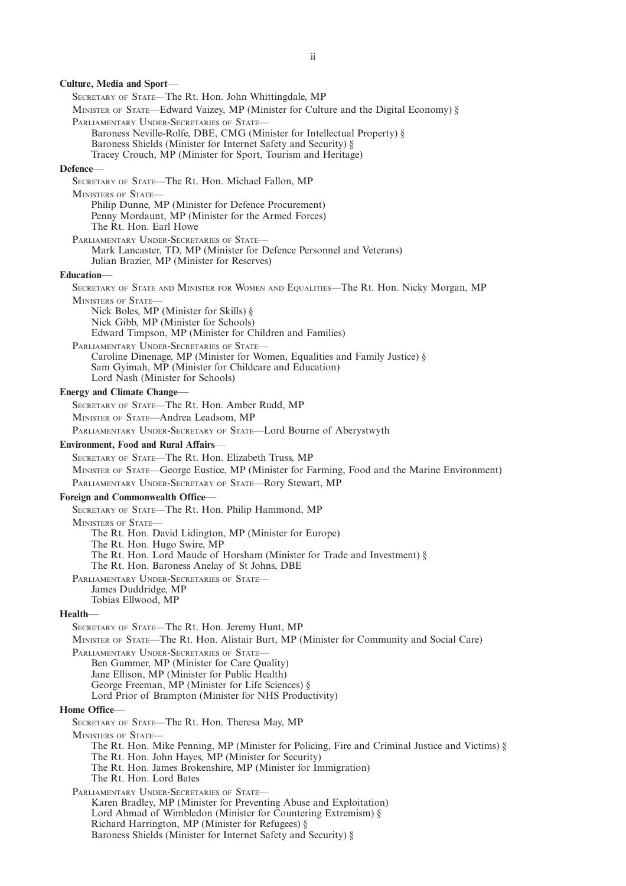**Culture, Media and Sport**—

SECRETARY OF STATE—The Rt. Hon. John Whittingdale, MP

MINISTER OF STATE—Edward Vaizey, MP (Minister for Culture and the Digital Economy) §

PARLIAMENTARY UNDER-SECRETARIES OF STATE—

Baroness Neville-Rolfe, DBE, CMG (Minister for Intellectual Property) §
Baroness Shields (Minister for Internet Safety and Security) §
Tracey Crouch, MP (Minister for Sport, Tourism and Heritage)

**Defence**—

SECRETARY OF STATE—The Rt. Hon. Michael Fallon, MP

MINISTERS OF STATE—

Philip Dunne, MP (Minister for Defence Procurement)
Penny Mordaunt, MP (Minister for the Armed Forces)
The Rt. Hon. Earl Howe

PARLIAMENTARY UNDER-SECRETARIES OF STATE—

Mark Lancaster, TD, MP (Minister for Defence Personnel and Veterans)
Julian Brazier, MP (Minister for Reserves)

**Education**—

SECRETARY OF STATE AND MINISTER FOR WOMEN AND EQUALITIES—The Rt. Hon. Nicky Morgan, MP

MINISTERS OF STATE—

Nick Boles, MP (Minister for Skills) §
Nick Gibb, MP (Minister for Schools)
Edward Timpson, MP (Minister for Children and Families)

PARLIAMENTARY UNDER-SECRETARIES OF STATE—

Caroline Dinenage, MP (Minister for Women, Equalities and Family Justice) §
Sam Gyimah, MP (Minister for Childcare and Education)
Lord Nash (Minister for Schools)

**Energy and Climate Change**—

SECRETARY OF STATE—The Rt. Hon. Amber Rudd, MP

MINISTER OF STATE—Andrea Leadsom, MP

PARLIAMENTARY UNDER-SECRETARY OF STATE—Lord Bourne of Aberystwyth

**Environment, Food and Rural Affairs**—

SECRETARY OF STATE—The Rt. Hon. Elizabeth Truss, MP

MINISTER OF STATE—George Eustice, MP (Minister for Farming, Food and the Marine Environment)

PARLIAMENTARY UNDER-SECRETARY OF STATE—Rory Stewart, MP

**Foreign and Commonwealth Office**—

SECRETARY OF STATE—The Rt. Hon. Philip Hammond, MP

MINISTERS OF STATE—

The Rt. Hon. David Lidington, MP (Minister for Europe)
The Rt. Hon. Hugo Swire, MP
The Rt. Hon. Lord Maude of Horsham (Minister for Trade and Investment) §
The Rt. Hon. Baroness Anelay of St Johns, DBE

PARLIAMENTARY UNDER-SECRETARIES OF STATE—

James Duddridge, MP
Tobias Ellwood, MP

**Health**—

SECRETARY OF STATE—The Rt. Hon. Jeremy Hunt, MP

MINISTER OF STATE—The Rt. Hon. Alistair Burt, MP (Minister for Community and Social Care)

PARLIAMENTARY UNDER-SECRETARIES OF STATE—

Ben Gummer, MP (Minister for Care Quality)
Jane Ellison, MP (Minister for Public Health)
George Freeman, MP (Minister for Life Sciences) §
Lord Prior of Brampton (Minister for NHS Productivity)

**Home Office**—

SECRETARY OF STATE—The Rt. Hon. Theresa May, MP

MINISTERS OF STATE—

The Rt. Hon. Mike Penning, MP (Minister for Policing, Fire and Criminal Justice and Victims) §
The Rt. Hon. John Hayes, MP (Minister for Security)
The Rt. Hon. James Brokenshire, MP (Minister for Immigration)
The Rt. Hon. Lord Bates

PARLIAMENTARY UNDER-SECRETARIES OF STATE—

Karen Bradley, MP (Minister for Preventing Abuse and Exploitation)
Lord Ahmad of Wimbledon (Minister for Countering Extremism) §
Richard Harrington, MP (Minister for Refugees) §
Baroness Shields (Minister for Internet Safety and Security) §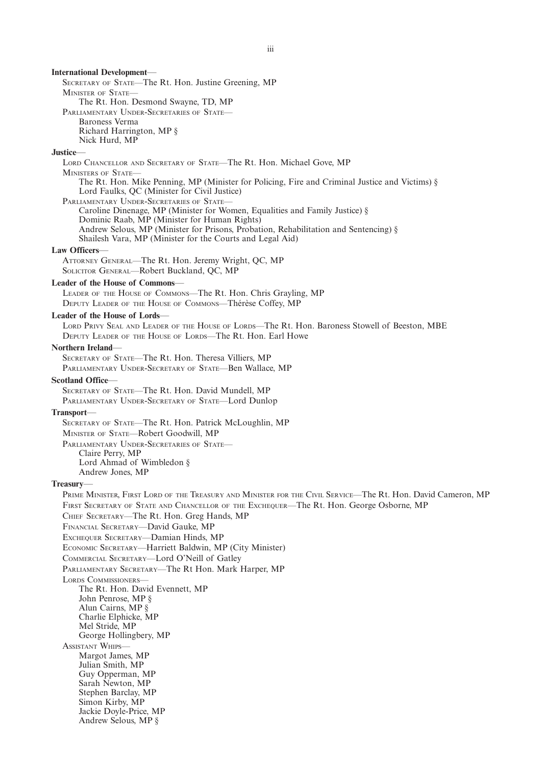**International Development**—

Secretary of State—The Rt. Hon. Justine Greening, MP

Minister of State—

The Rt. Hon. Desmond Swayne, TD, MP

Parliamentary Under-Secretaries of State—

Baroness Verma

Richard Harrington, MP §

Nick Hurd, MP

**Justice**—

Lord Chancellor and Secretary of State—The Rt. Hon. Michael Gove, MP

Ministers of State—

The Rt. Hon. Mike Penning, MP (Minister for Policing, Fire and Criminal Justice and Victims) §

Lord Faulks, QC (Minister for Civil Justice)

Parliamentary Under-Secretaries of State—

Caroline Dinenage, MP (Minister for Women, Equalities and Family Justice) §

Dominic Raab, MP (Minister for Human Rights)

Andrew Selous, MP (Minister for Prisons, Probation, Rehabilitation and Sentencing) §

Shailesh Vara, MP (Minister for the Courts and Legal Aid)

**Law Officers**—

Attorney General—The Rt. Hon. Jeremy Wright, QC, MP

Solicitor General—Robert Buckland, QC, MP

**Leader of the House of Commons**—

Leader of the House of Commons—The Rt. Hon. Chris Grayling, MP

Deputy Leader of the House of Commons—Thérèse Coffey, MP

**Leader of the House of Lords**—

Lord Privy Seal and Leader of the House of Lords—The Rt. Hon. Baroness Stowell of Beeston, MBE

Deputy Leader of the House of Lords—The Rt. Hon. Earl Howe

**Northern Ireland**—

Secretary of State—The Rt. Hon. Theresa Villiers, MP

Parliamentary Under-Secretary of State—Ben Wallace, MP

**Scotland Office**—

Secretary of State—The Rt. Hon. David Mundell, MP

Parliamentary Under-Secretary of State—Lord Dunlop

**Transport**—

Secretary of State—The Rt. Hon. Patrick McLoughlin, MP

Minister of State—Robert Goodwill, MP

Parliamentary Under-Secretaries of State—

Claire Perry, MP

Lord Ahmad of Wimbledon §

Andrew Jones, MP

**Treasury**—

Prime Minister, First Lord of the Treasury and Minister for the Civil Service—The Rt. Hon. David Cameron, MP

First Secretary of State and Chancellor of the Exchequer—The Rt. Hon. George Osborne, MP

Chief Secretary—The Rt. Hon. Greg Hands, MP

Financial Secretary—David Gauke, MP

Exchequer Secretary—Damian Hinds, MP

Economic Secretary—Harriett Baldwin, MP (City Minister)

Commercial Secretary—Lord O'Neill of Gatley

Parliamentary Secretary—The Rt Hon. Mark Harper, MP

Lords Commissioners—

The Rt. Hon. David Evennett, MP

John Penrose, MP §

Alun Cairns, MP §

Charlie Elphicke, MP

Mel Stride, MP

George Hollingbery, MP

Assistant Whips—

Margot James, MP

Julian Smith, MP

Guy Opperman, MP

Sarah Newton, MP

Stephen Barclay, MP

Simon Kirby, MP

Jackie Doyle-Price, MP

Andrew Selous, MP §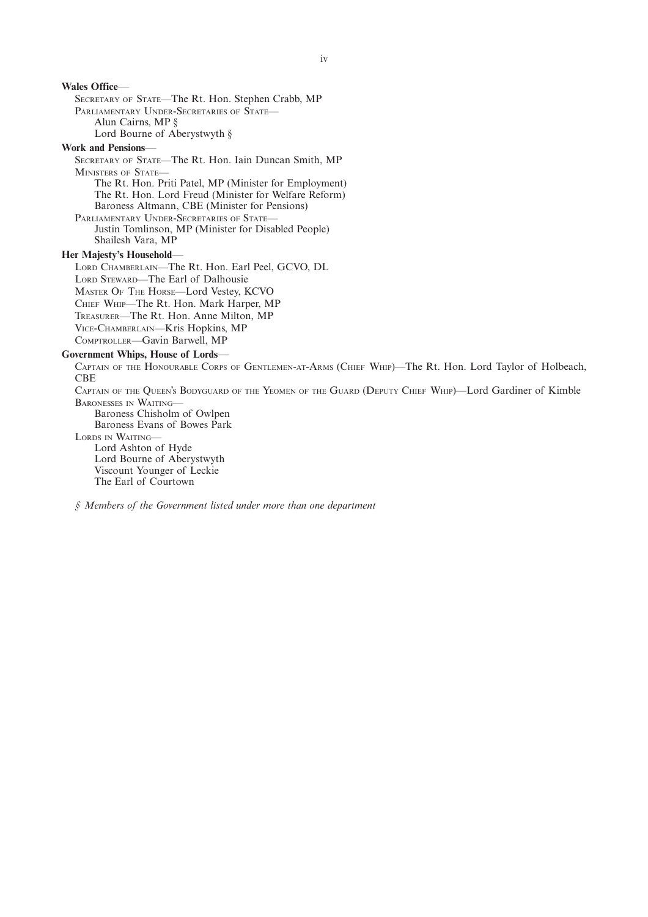**Wales Office**—

SECRETARY OF STATE—The Rt. Hon. Stephen Crabb, MP

PARLIAMENTARY UNDER-SECRETARIES OF STATE—

Alun Cairns, MP §

Lord Bourne of Aberystwyth §

**Work and Pensions**—

SECRETARY OF STATE—The Rt. Hon. Iain Duncan Smith, MP

MINISTERS OF STATE—

The Rt. Hon. Priti Patel, MP (Minister for Employment)

The Rt. Hon. Lord Freud (Minister for Welfare Reform)

Baroness Altmann, CBE (Minister for Pensions)

PARLIAMENTARY UNDER-SECRETARIES OF STATE—

Justin Tomlinson, MP (Minister for Disabled People)

Shailesh Vara, MP

**Her Majesty's Household**—

LORD CHAMBERLAIN—The Rt. Hon. Earl Peel, GCVO, DL

LORD STEWARD—The Earl of Dalhousie

MASTER OF THE HORSE—Lord Vestey, KCVO

CHIEF WHIP—The Rt. Hon. Mark Harper, MP

TREASURER—The Rt. Hon. Anne Milton, MP

VICE-CHAMBERLAIN—Kris Hopkins, MP

COMPTROLLER—Gavin Barwell, MP

**Government Whips, House of Lords**—

CAPTAIN OF THE HONOURABLE CORPS OF GENTLEMEN-AT-ARMS (CHIEF WHIP)—The Rt. Hon. Lord Taylor of Holbeach, CBE

CAPTAIN OF THE QUEEN'S BODYGUARD OF THE YEOMEN OF THE GUARD (DEPUTY CHIEF WHIP)—Lord Gardiner of Kimble

BARONESSES IN WAITING—

Baroness Chisholm of Owlpen

Baroness Evans of Bowes Park

LORDS IN WAITING—

Lord Ashton of Hyde

Lord Bourne of Aberystwyth

Viscount Younger of Leckie

The Earl of Courtown

*§ Members of the Government listed under more than one department*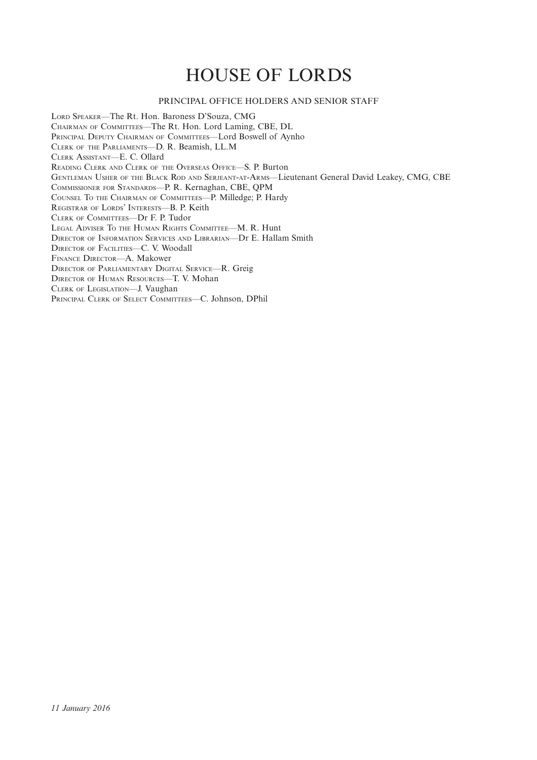# HOUSE OF LORDS

PRINCIPAL OFFICE HOLDERS AND SENIOR STAFF

Lord Speaker—The Rt. Hon. Baroness D'Souza, CMG
Chairman of Committees—The Rt. Hon. Lord Laming, CBE, DL
Principal Deputy Chairman of Committees—Lord Boswell of Aynho
Clerk of the Parliaments—D. R. Beamish, LL.M
Clerk Assistant—E. C. Ollard
Reading Clerk and Clerk of the Overseas Office—S. P. Burton
Gentleman Usher of the Black Rod and Serjeant-at-Arms—Lieutenant General David Leakey, CMG, CBE
Commissioner for Standards—P. R. Kernaghan, CBE, QPM
Counsel To the Chairman of Committees—P. Milledge; P. Hardy
Registrar of Lords' Interests—B. P. Keith
Clerk of Committees—Dr F. P. Tudor
Legal Adviser To the Human Rights Committee—M. R. Hunt
Director of Information Services and Librarian—Dr E. Hallam Smith
Director of Facilities—C. V. Woodall
Finance Director—A. Makower
Director of Parliamentary Digital Service—R. Greig
Director of Human Resources—T. V. Mohan
Clerk of Legislation—J. Vaughan
Principal Clerk of Select Committees—C. Johnson, DPhil

*11 January 2016*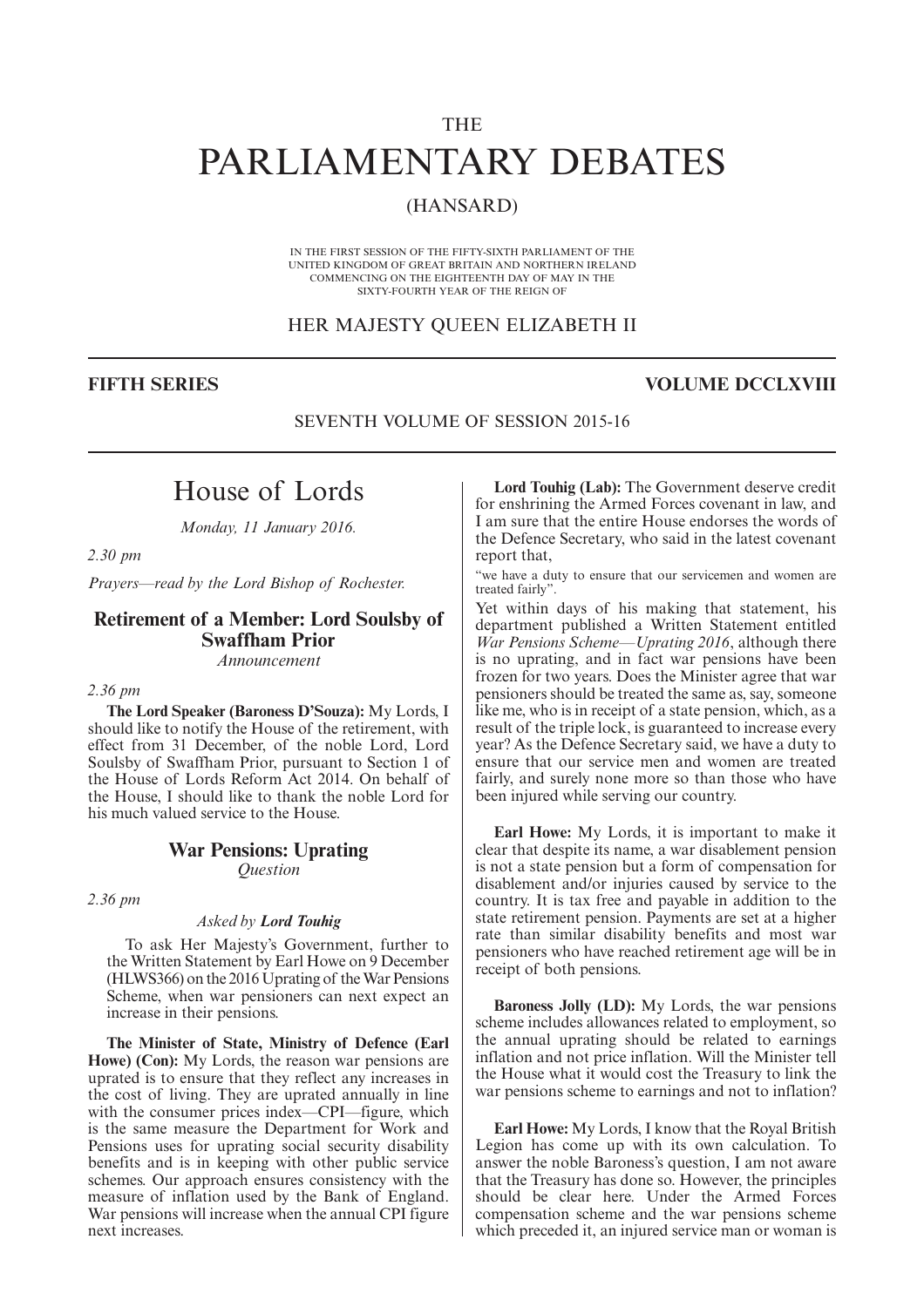THE

# PARLIAMENTARY DEBATES

(HANSARD)

IN THE FIRST SESSION OF THE FIFTY-SIXTH PARLIAMENT OF THE UNITED KINGDOM OF GREAT BRITAIN AND NORTHERN IRELAND COMMENCING ON THE EIGHTEENTH DAY OF MAY IN THE SIXTY-FOURTH YEAR OF THE REIGN OF

HER MAJESTY QUEEN ELIZABETH II

**FIFTH SERIES** **VOLUME DCCLXVIII**

SEVENTH VOLUME OF SESSION 2015-16

# House of Lords

*Monday, 11 January 2016.*

*2.30 pm*

*Prayers—read by the Lord Bishop of Rochester.*

## Retirement of a Member: Lord Soulsby of Swaffham Prior

*Announcement*

*2.36 pm*

**The Lord Speaker (Baroness D'Souza):** My Lords, I should like to notify the House of the retirement, with effect from 31 December, of the noble Lord, Lord Soulsby of Swaffham Prior, pursuant to Section 1 of the House of Lords Reform Act 2014. On behalf of the House, I should like to thank the noble Lord for his much valued service to the House.

## War Pensions: Uprating

*Question*

*2.36 pm*

*Asked by **Lord Touhig***

To ask Her Majesty's Government, further to the Written Statement by Earl Howe on 9 December (HLWS366) on the 2016 Uprating of the War Pensions Scheme, when war pensioners can next expect an increase in their pensions.

**The Minister of State, Ministry of Defence (Earl Howe) (Con):** My Lords, the reason war pensions are uprated is to ensure that they reflect any increases in the cost of living. They are uprated annually in line with the consumer prices index—CPI—figure, which is the same measure the Department for Work and Pensions uses for uprating social security disability benefits and is in keeping with other public service schemes. Our approach ensures consistency with the measure of inflation used by the Bank of England. War pensions will increase when the annual CPI figure next increases.

**Lord Touhig (Lab):** The Government deserve credit for enshrining the Armed Forces covenant in law, and I am sure that the entire House endorses the words of the Defence Secretary, who said in the latest covenant report that,

"we have a duty to ensure that our servicemen and women are treated fairly".

Yet within days of his making that statement, his department published a Written Statement entitled *War Pensions Scheme—Uprating 2016*, although there is no uprating, and in fact war pensions have been frozen for two years. Does the Minister agree that war pensioners should be treated the same as, say, someone like me, who is in receipt of a state pension, which, as a result of the triple lock, is guaranteed to increase every year? As the Defence Secretary said, we have a duty to ensure that our service men and women are treated fairly, and surely none more so than those who have been injured while serving our country.

**Earl Howe:** My Lords, it is important to make it clear that despite its name, a war disablement pension is not a state pension but a form of compensation for disablement and/or injuries caused by service to the country. It is tax free and payable in addition to the state retirement pension. Payments are set at a higher rate than similar disability benefits and most war pensioners who have reached retirement age will be in receipt of both pensions.

**Baroness Jolly (LD):** My Lords, the war pensions scheme includes allowances related to employment, so the annual uprating should be related to earnings inflation and not price inflation. Will the Minister tell the House what it would cost the Treasury to link the war pensions scheme to earnings and not to inflation?

**Earl Howe:** My Lords, I know that the Royal British Legion has come up with its own calculation. To answer the noble Baroness's question, I am not aware that the Treasury has done so. However, the principles should be clear here. Under the Armed Forces compensation scheme and the war pensions scheme which preceded it, an injured service man or woman is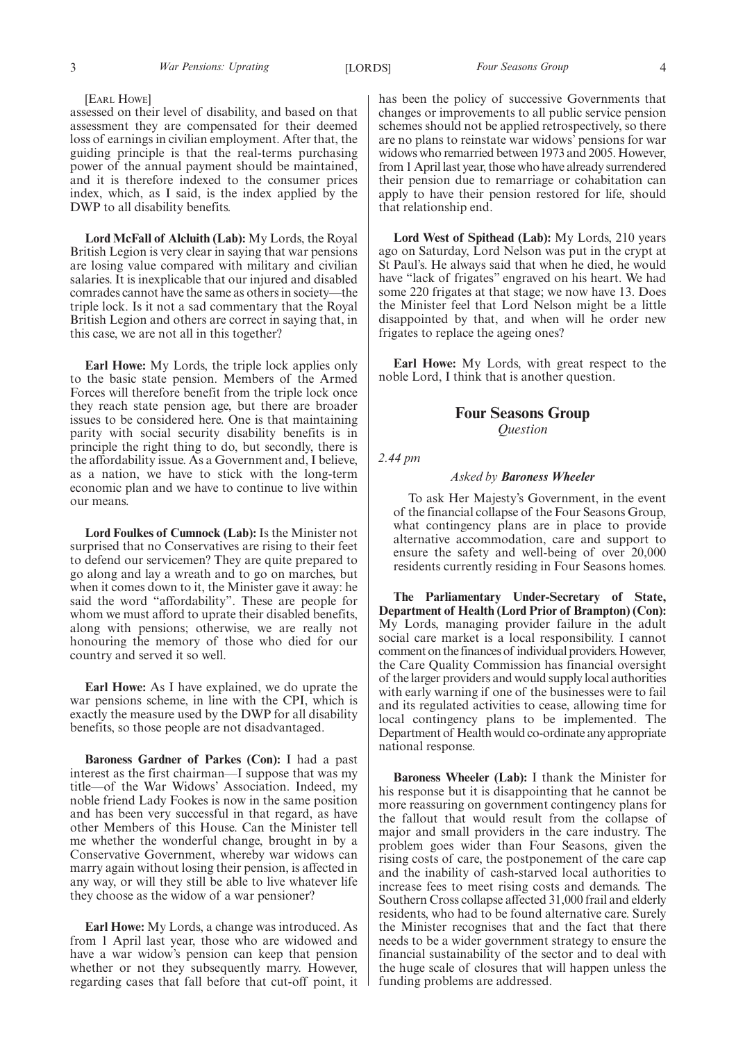[Earl Howe]

assessed on their level of disability, and based on that assessment they are compensated for their deemed loss of earnings in civilian employment. After that, the guiding principle is that the real-terms purchasing power of the annual payment should be maintained, and it is therefore indexed to the consumer prices index, which, as I said, is the index applied by the DWP to all disability benefits.

**Lord McFall of Alcluith (Lab):** My Lords, the Royal British Legion is very clear in saying that war pensions are losing value compared with military and civilian salaries. It is inexplicable that our injured and disabled comrades cannot have the same as others in society—the triple lock. Is it not a sad commentary that the Royal British Legion and others are correct in saying that, in this case, we are not all in this together?

**Earl Howe:** My Lords, the triple lock applies only to the basic state pension. Members of the Armed Forces will therefore benefit from the triple lock once they reach state pension age, but there are broader issues to be considered here. One is that maintaining parity with social security disability benefits is in principle the right thing to do, but secondly, there is the affordability issue. As a Government and, I believe, as a nation, we have to stick with the long-term economic plan and we have to continue to live within our means.

**Lord Foulkes of Cumnock (Lab):** Is the Minister not surprised that no Conservatives are rising to their feet to defend our servicemen? They are quite prepared to go along and lay a wreath and to go on marches, but when it comes down to it, the Minister gave it away: he said the word "affordability". These are people for whom we must afford to uprate their disabled benefits, along with pensions; otherwise, we are really not honouring the memory of those who died for our country and served it so well.

**Earl Howe:** As I have explained, we do uprate the war pensions scheme, in line with the CPI, which is exactly the measure used by the DWP for all disability benefits, so those people are not disadvantaged.

**Baroness Gardner of Parkes (Con):** I had a past interest as the first chairman—I suppose that was my title—of the War Widows' Association. Indeed, my noble friend Lady Fookes is now in the same position and has been very successful in that regard, as have other Members of this House. Can the Minister tell me whether the wonderful change, brought in by a Conservative Government, whereby war widows can marry again without losing their pension, is affected in any way, or will they still be able to live whatever life they choose as the widow of a war pensioner?

**Earl Howe:** My Lords, a change was introduced. As from 1 April last year, those who are widowed and have a war widow's pension can keep that pension whether or not they subsequently marry. However, regarding cases that fall before that cut-off point, it has been the policy of successive Governments that changes or improvements to all public service pension schemes should not be applied retrospectively, so there are no plans to reinstate war widows' pensions for war widows who remarried between 1973 and 2005. However, from 1 April last year, those who have already surrendered their pension due to remarriage or cohabitation can apply to have their pension restored for life, should that relationship end.

**Lord West of Spithead (Lab):** My Lords, 210 years ago on Saturday, Lord Nelson was put in the crypt at St Paul's. He always said that when he died, he would have "lack of frigates" engraved on his heart. We had some 220 frigates at that stage; we now have 13. Does the Minister feel that Lord Nelson might be a little disappointed by that, and when will he order new frigates to replace the ageing ones?

**Earl Howe:** My Lords, with great respect to the noble Lord, I think that is another question.

## Four Seasons Group

*Question*

*2.44 pm*

*Asked by* ***Baroness Wheeler***

To ask Her Majesty's Government, in the event of the financial collapse of the Four Seasons Group, what contingency plans are in place to provide alternative accommodation, care and support to ensure the safety and well-being of over 20,000 residents currently residing in Four Seasons homes.

**The Parliamentary Under-Secretary of State, Department of Health (Lord Prior of Brampton) (Con):** My Lords, managing provider failure in the adult social care market is a local responsibility. I cannot comment on the finances of individual providers. However, the Care Quality Commission has financial oversight of the larger providers and would supply local authorities with early warning if one of the businesses were to fail and its regulated activities to cease, allowing time for local contingency plans to be implemented. The Department of Health would co-ordinate any appropriate national response.

**Baroness Wheeler (Lab):** I thank the Minister for his response but it is disappointing that he cannot be more reassuring on government contingency plans for the fallout that would result from the collapse of major and small providers in the care industry. The problem goes wider than Four Seasons, given the rising costs of care, the postponement of the care cap and the inability of cash-starved local authorities to increase fees to meet rising costs and demands. The Southern Cross collapse affected 31,000 frail and elderly residents, who had to be found alternative care. Surely the Minister recognises that and the fact that there needs to be a wider government strategy to ensure the financial sustainability of the sector and to deal with the huge scale of closures that will happen unless the funding problems are addressed.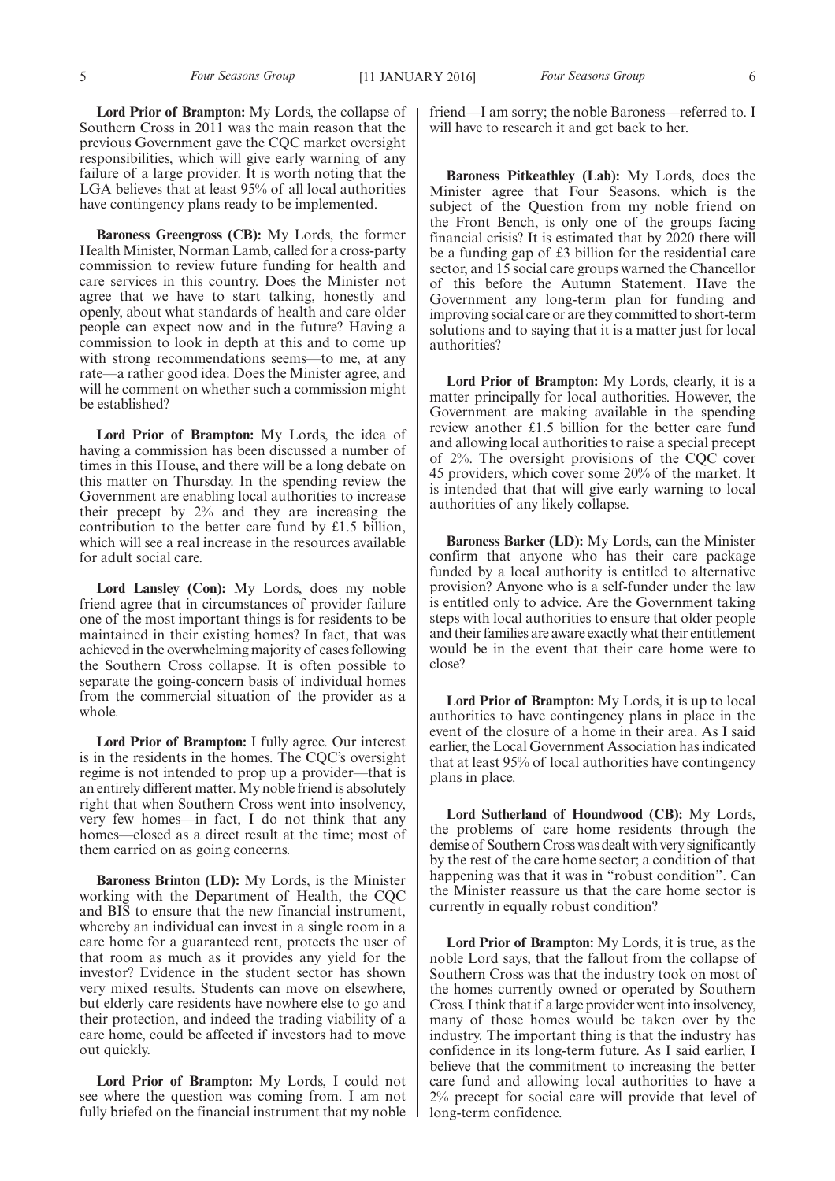**Lord Prior of Brampton:** My Lords, the collapse of Southern Cross in 2011 was the main reason that the previous Government gave the CQC market oversight responsibilities, which will give early warning of any failure of a large provider. It is worth noting that the LGA believes that at least 95% of all local authorities have contingency plans ready to be implemented.

**Baroness Greengross (CB):** My Lords, the former Health Minister, Norman Lamb, called for a cross-party commission to review future funding for health and care services in this country. Does the Minister not agree that we have to start talking, honestly and openly, about what standards of health and care older people can expect now and in the future? Having a commission to look in depth at this and to come up with strong recommendations seems—to me, at any rate—a rather good idea. Does the Minister agree, and will he comment on whether such a commission might be established?

**Lord Prior of Brampton:** My Lords, the idea of having a commission has been discussed a number of times in this House, and there will be a long debate on this matter on Thursday. In the spending review the Government are enabling local authorities to increase their precept by 2% and they are increasing the contribution to the better care fund by £1.5 billion, which will see a real increase in the resources available for adult social care.

**Lord Lansley (Con):** My Lords, does my noble friend agree that in circumstances of provider failure one of the most important things is for residents to be maintained in their existing homes? In fact, that was achieved in the overwhelming majority of cases following the Southern Cross collapse. It is often possible to separate the going-concern basis of individual homes from the commercial situation of the provider as a whole.

**Lord Prior of Brampton:** I fully agree. Our interest is in the residents in the homes. The CQC's oversight regime is not intended to prop up a provider—that is an entirely different matter. My noble friend is absolutely right that when Southern Cross went into insolvency, very few homes—in fact, I do not think that any homes—closed as a direct result at the time; most of them carried on as going concerns.

**Baroness Brinton (LD):** My Lords, is the Minister working with the Department of Health, the CQC and BIS to ensure that the new financial instrument, whereby an individual can invest in a single room in a care home for a guaranteed rent, protects the user of that room as much as it provides any yield for the investor? Evidence in the student sector has shown very mixed results. Students can move on elsewhere, but elderly care residents have nowhere else to go and their protection, and indeed the trading viability of a care home, could be affected if investors had to move out quickly.

**Lord Prior of Brampton:** My Lords, I could not see where the question was coming from. I am not fully briefed on the financial instrument that my noble friend—I am sorry; the noble Baroness—referred to. I will have to research it and get back to her.

**Baroness Pitkeathley (Lab):** My Lords, does the Minister agree that Four Seasons, which is the subject of the Question from my noble friend on the Front Bench, is only one of the groups facing financial crisis? It is estimated that by 2020 there will be a funding gap of £3 billion for the residential care sector, and 15 social care groups warned the Chancellor of this before the Autumn Statement. Have the Government any long-term plan for funding and improving social care or are they committed to short-term solutions and to saying that it is a matter just for local authorities?

**Lord Prior of Brampton:** My Lords, clearly, it is a matter principally for local authorities. However, the Government are making available in the spending review another £1.5 billion for the better care fund and allowing local authorities to raise a special precept of 2%. The oversight provisions of the CQC cover 45 providers, which cover some 20% of the market. It is intended that that will give early warning to local authorities of any likely collapse.

**Baroness Barker (LD):** My Lords, can the Minister confirm that anyone who has their care package funded by a local authority is entitled to alternative provision? Anyone who is a self-funder under the law is entitled only to advice. Are the Government taking steps with local authorities to ensure that older people and their families are aware exactly what their entitlement would be in the event that their care home were to close?

**Lord Prior of Brampton:** My Lords, it is up to local authorities to have contingency plans in place in the event of the closure of a home in their area. As I said earlier, the Local Government Association has indicated that at least 95% of local authorities have contingency plans in place.

**Lord Sutherland of Houndwood (CB):** My Lords, the problems of care home residents through the demise of Southern Cross was dealt with very significantly by the rest of the care home sector; a condition of that happening was that it was in "robust condition". Can the Minister reassure us that the care home sector is currently in equally robust condition?

**Lord Prior of Brampton:** My Lords, it is true, as the noble Lord says, that the fallout from the collapse of Southern Cross was that the industry took on most of the homes currently owned or operated by Southern Cross. I think that if a large provider went into insolvency, many of those homes would be taken over by the industry. The important thing is that the industry has confidence in its long-term future. As I said earlier, I believe that the commitment to increasing the better care fund and allowing local authorities to have a 2% precept for social care will provide that level of long-term confidence.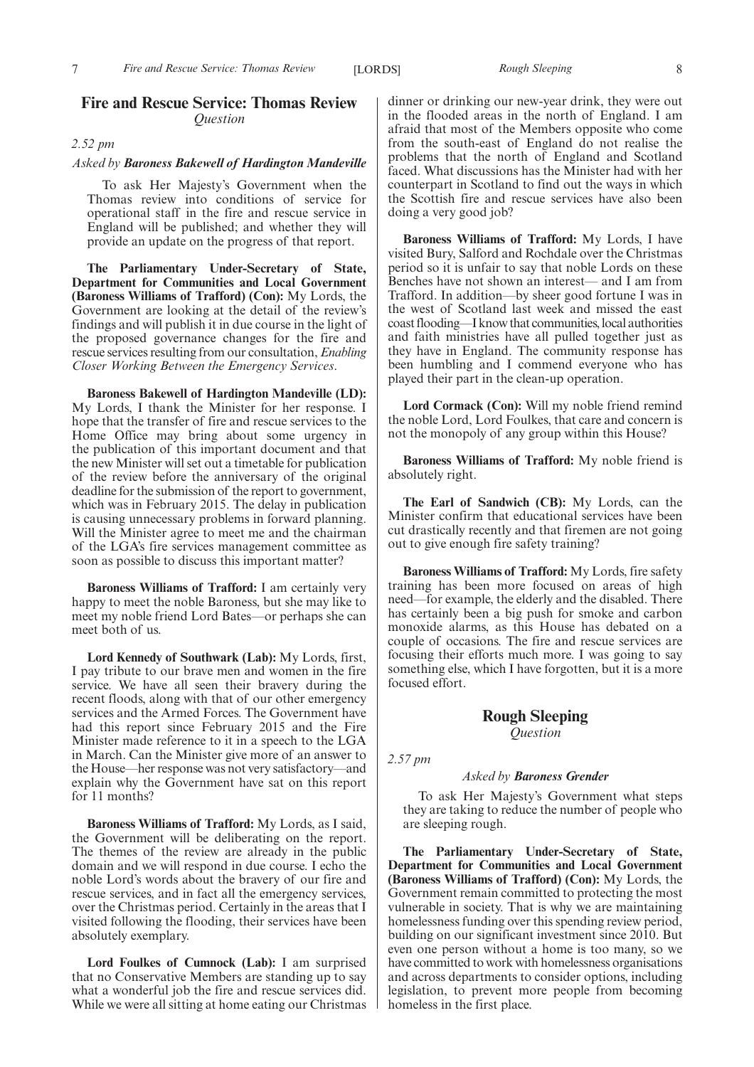## Fire and Rescue Service: Thomas Review

*Question*

*2.52 pm*

*Asked by* ***Baroness Bakewell of Hardington Mandeville***

To ask Her Majesty's Government when the Thomas review into conditions of service for operational staff in the fire and rescue service in England will be published; and whether they will provide an update on the progress of that report.

**The Parliamentary Under-Secretary of State, Department for Communities and Local Government (Baroness Williams of Trafford) (Con):** My Lords, the Government are looking at the detail of the review's findings and will publish it in due course in the light of the proposed governance changes for the fire and rescue services resulting from our consultation, *Enabling Closer Working Between the Emergency Services*.

**Baroness Bakewell of Hardington Mandeville (LD):** My Lords, I thank the Minister for her response. I hope that the transfer of fire and rescue services to the Home Office may bring about some urgency in the publication of this important document and that the new Minister will set out a timetable for publication of the review before the anniversary of the original deadline for the submission of the report to government, which was in February 2015. The delay in publication is causing unnecessary problems in forward planning. Will the Minister agree to meet me and the chairman of the LGA's fire services management committee as soon as possible to discuss this important matter?

**Baroness Williams of Trafford:** I am certainly very happy to meet the noble Baroness, but she may like to meet my noble friend Lord Bates—or perhaps she can meet both of us.

**Lord Kennedy of Southwark (Lab):** My Lords, first, I pay tribute to our brave men and women in the fire service. We have all seen their bravery during the recent floods, along with that of our other emergency services and the Armed Forces. The Government have had this report since February 2015 and the Fire Minister made reference to it in a speech to the LGA in March. Can the Minister give more of an answer to the House—her response was not very satisfactory—and explain why the Government have sat on this report for 11 months?

**Baroness Williams of Trafford:** My Lords, as I said, the Government will be deliberating on the report. The themes of the review are already in the public domain and we will respond in due course. I echo the noble Lord's words about the bravery of our fire and rescue services, and in fact all the emergency services, over the Christmas period. Certainly in the areas that I visited following the flooding, their services have been absolutely exemplary.

**Lord Foulkes of Cumnock (Lab):** I am surprised that no Conservative Members are standing up to say what a wonderful job the fire and rescue services did. While we were all sitting at home eating our Christmas dinner or drinking our new-year drink, they were out in the flooded areas in the north of England. I am afraid that most of the Members opposite who come from the south-east of England do not realise the problems that the north of England and Scotland faced. What discussions has the Minister had with her counterpart in Scotland to find out the ways in which the Scottish fire and rescue services have also been doing a very good job?

**Baroness Williams of Trafford:** My Lords, I have visited Bury, Salford and Rochdale over the Christmas period so it is unfair to say that noble Lords on these Benches have not shown an interest— and I am from Trafford. In addition—by sheer good fortune I was in the west of Scotland last week and missed the east coast flooding—I know that communities, local authorities and faith ministries have all pulled together just as they have in England. The community response has been humbling and I commend everyone who has played their part in the clean-up operation.

**Lord Cormack (Con):** Will my noble friend remind the noble Lord, Lord Foulkes, that care and concern is not the monopoly of any group within this House?

**Baroness Williams of Trafford:** My noble friend is absolutely right.

**The Earl of Sandwich (CB):** My Lords, can the Minister confirm that educational services have been cut drastically recently and that firemen are not going out to give enough fire safety training?

**Baroness Williams of Trafford:** My Lords, fire safety training has been more focused on areas of high need—for example, the elderly and the disabled. There has certainly been a big push for smoke and carbon monoxide alarms, as this House has debated on a couple of occasions. The fire and rescue services are focusing their efforts much more. I was going to say something else, which I have forgotten, but it is a more focused effort.

## Rough Sleeping

*Question*

*2.57 pm*

*Asked by* ***Baroness Grender***

To ask Her Majesty's Government what steps they are taking to reduce the number of people who are sleeping rough.

**The Parliamentary Under-Secretary of State, Department for Communities and Local Government (Baroness Williams of Trafford) (Con):** My Lords, the Government remain committed to protecting the most vulnerable in society. That is why we are maintaining homelessness funding over this spending review period, building on our significant investment since 2010. But even one person without a home is too many, so we have committed to work with homelessness organisations and across departments to consider options, including legislation, to prevent more people from becoming homeless in the first place.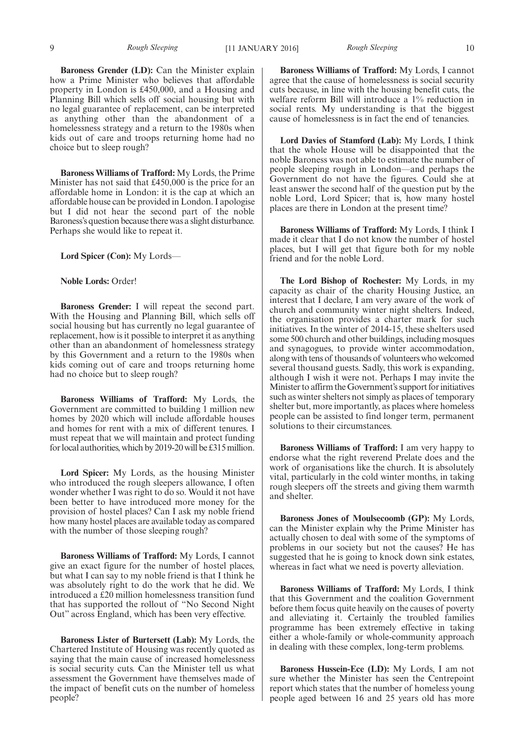**Baroness Grender (LD):** Can the Minister explain how a Prime Minister who believes that affordable property in London is £450,000, and a Housing and Planning Bill which sells off social housing but with no legal guarantee of replacement, can be interpreted as anything other than the abandonment of a homelessness strategy and a return to the 1980s when kids out of care and troops returning home had no choice but to sleep rough?

**Baroness Williams of Trafford:** My Lords, the Prime Minister has not said that £450,000 is the price for an affordable home in London: it is the cap at which an affordable house can be provided in London. I apologise but I did not hear the second part of the noble Baroness's question because there was a slight disturbance. Perhaps she would like to repeat it.

**Lord Spicer (Con):** My Lords—

**Noble Lords:** Order!

**Baroness Grender:** I will repeat the second part. With the Housing and Planning Bill, which sells off social housing but has currently no legal guarantee of replacement, how is it possible to interpret it as anything other than an abandonment of homelessness strategy by this Government and a return to the 1980s when kids coming out of care and troops returning home had no choice but to sleep rough?

**Baroness Williams of Trafford:** My Lords, the Government are committed to building 1 million new homes by 2020 which will include affordable houses and homes for rent with a mix of different tenures. I must repeat that we will maintain and protect funding for local authorities, which by 2019-20 will be £315 million.

**Lord Spicer:** My Lords, as the housing Minister who introduced the rough sleepers allowance, I often wonder whether I was right to do so. Would it not have been better to have introduced more money for the provision of hostel places? Can I ask my noble friend how many hostel places are available today as compared with the number of those sleeping rough?

**Baroness Williams of Trafford:** My Lords, I cannot give an exact figure for the number of hostel places, but what I can say to my noble friend is that I think he was absolutely right to do the work that he did. We introduced a £20 million homelessness transition fund that has supported the rollout of "No Second Night Out" across England, which has been very effective.

**Baroness Lister of Burtersett (Lab):** My Lords, the Chartered Institute of Housing was recently quoted as saying that the main cause of increased homelessness is social security cuts. Can the Minister tell us what assessment the Government have themselves made of the impact of benefit cuts on the number of homeless people?

**Baroness Williams of Trafford:** My Lords, I cannot agree that the cause of homelessness is social security cuts because, in line with the housing benefit cuts, the welfare reform Bill will introduce a 1% reduction in social rents. My understanding is that the biggest cause of homelessness is in fact the end of tenancies.

**Lord Davies of Stamford (Lab):** My Lords, I think that the whole House will be disappointed that the noble Baroness was not able to estimate the number of people sleeping rough in London—and perhaps the Government do not have the figures. Could she at least answer the second half of the question put by the noble Lord, Lord Spicer; that is, how many hostel places are there in London at the present time?

**Baroness Williams of Trafford:** My Lords, I think I made it clear that I do not know the number of hostel places, but I will get that figure both for my noble friend and for the noble Lord.

**The Lord Bishop of Rochester:** My Lords, in my capacity as chair of the charity Housing Justice, an interest that I declare, I am very aware of the work of church and community winter night shelters. Indeed, the organisation provides a charter mark for such initiatives. In the winter of 2014-15, these shelters used some 500 church and other buildings, including mosques and synagogues, to provide winter accommodation, along with tens of thousands of volunteers who welcomed several thousand guests. Sadly, this work is expanding, although I wish it were not. Perhaps I may invite the Minister to affirm the Government's support for initiatives such as winter shelters not simply as places of temporary shelter but, more importantly, as places where homeless people can be assisted to find longer term, permanent solutions to their circumstances.

**Baroness Williams of Trafford:** I am very happy to endorse what the right reverend Prelate does and the work of organisations like the church. It is absolutely vital, particularly in the cold winter months, in taking rough sleepers off the streets and giving them warmth and shelter.

**Baroness Jones of Moulsecoomb (GP):** My Lords, can the Minister explain why the Prime Minister has actually chosen to deal with some of the symptoms of problems in our society but not the causes? He has suggested that he is going to knock down sink estates, whereas in fact what we need is poverty alleviation.

**Baroness Williams of Trafford:** My Lords, I think that this Government and the coalition Government before them focus quite heavily on the causes of poverty and alleviating it. Certainly the troubled families programme has been extremely effective in taking either a whole-family or whole-community approach in dealing with these complex, long-term problems.

**Baroness Hussein-Ece (LD):** My Lords, I am not sure whether the Minister has seen the Centrepoint report which states that the number of homeless young people aged between 16 and 25 years old has more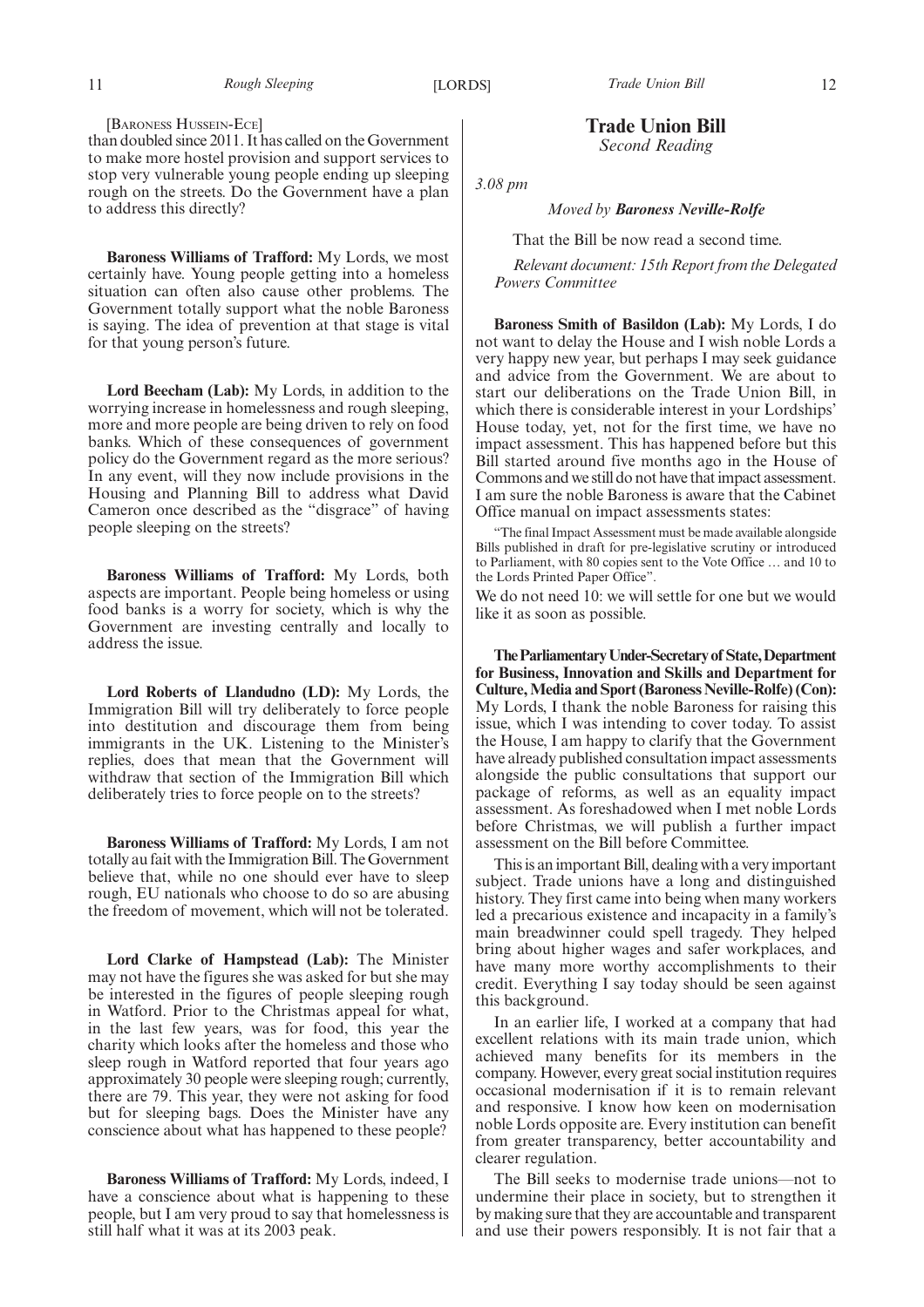[Baroness Hussein-Ece]

than doubled since 2011. It has called on the Government to make more hostel provision and support services to stop very vulnerable young people ending up sleeping rough on the streets. Do the Government have a plan to address this directly?

**Baroness Williams of Trafford:** My Lords, we most certainly have. Young people getting into a homeless situation can often also cause other problems. The Government totally support what the noble Baroness is saying. The idea of prevention at that stage is vital for that young person's future.

**Lord Beecham (Lab):** My Lords, in addition to the worrying increase in homelessness and rough sleeping, more and more people are being driven to rely on food banks. Which of these consequences of government policy do the Government regard as the more serious? In any event, will they now include provisions in the Housing and Planning Bill to address what David Cameron once described as the "disgrace" of having people sleeping on the streets?

**Baroness Williams of Trafford:** My Lords, both aspects are important. People being homeless or using food banks is a worry for society, which is why the Government are investing centrally and locally to address the issue.

**Lord Roberts of Llandudno (LD):** My Lords, the Immigration Bill will try deliberately to force people into destitution and discourage them from being immigrants in the UK. Listening to the Minister's replies, does that mean that the Government will withdraw that section of the Immigration Bill which deliberately tries to force people on to the streets?

**Baroness Williams of Trafford:** My Lords, I am not totally au fait with the Immigration Bill. The Government believe that, while no one should ever have to sleep rough, EU nationals who choose to do so are abusing the freedom of movement, which will not be tolerated.

**Lord Clarke of Hampstead (Lab):** The Minister may not have the figures she was asked for but she may be interested in the figures of people sleeping rough in Watford. Prior to the Christmas appeal for what, in the last few years, was for food, this year the charity which looks after the homeless and those who sleep rough in Watford reported that four years ago approximately 30 people were sleeping rough; currently, there are 79. This year, they were not asking for food but for sleeping bags. Does the Minister have any conscience about what has happened to these people?

**Baroness Williams of Trafford:** My Lords, indeed, I have a conscience about what is happening to these people, but I am very proud to say that homelessness is still half what it was at its 2003 peak.

## Trade Union Bill

*Second Reading*

*3.08 pm*

*Moved by **Baroness Neville-Rolfe***

That the Bill be now read a second time.

*Relevant document: 15th Report from the Delegated Powers Committee*

**Baroness Smith of Basildon (Lab):** My Lords, I do not want to delay the House and I wish noble Lords a very happy new year, but perhaps I may seek guidance and advice from the Government. We are about to start our deliberations on the Trade Union Bill, in which there is considerable interest in your Lordships' House today, yet, not for the first time, we have no impact assessment. This has happened before but this Bill started around five months ago in the House of Commons and we still do not have that impact assessment. I am sure the noble Baroness is aware that the Cabinet Office manual on impact assessments states:

"The final Impact Assessment must be made available alongside Bills published in draft for pre-legislative scrutiny or introduced to Parliament, with 80 copies sent to the Vote Office … and 10 to the Lords Printed Paper Office".

We do not need 10: we will settle for one but we would like it as soon as possible.

**The Parliamentary Under-Secretary of State, Department for Business, Innovation and Skills and Department for Culture, Media and Sport (Baroness Neville-Rolfe) (Con):** My Lords, I thank the noble Baroness for raising this issue, which I was intending to cover today. To assist the House, I am happy to clarify that the Government have already published consultation impact assessments alongside the public consultations that support our package of reforms, as well as an equality impact assessment. As foreshadowed when I met noble Lords before Christmas, we will publish a further impact assessment on the Bill before Committee.

This is an important Bill, dealing with a very important subject. Trade unions have a long and distinguished history. They first came into being when many workers led a precarious existence and incapacity in a family's main breadwinner could spell tragedy. They helped bring about higher wages and safer workplaces, and have many more worthy accomplishments to their credit. Everything I say today should be seen against this background.

In an earlier life, I worked at a company that had excellent relations with its main trade union, which achieved many benefits for its members in the company. However, every great social institution requires occasional modernisation if it is to remain relevant and responsive. I know how keen on modernisation noble Lords opposite are. Every institution can benefit from greater transparency, better accountability and clearer regulation.

The Bill seeks to modernise trade unions—not to undermine their place in society, but to strengthen it by making sure that they are accountable and transparent and use their powers responsibly. It is not fair that a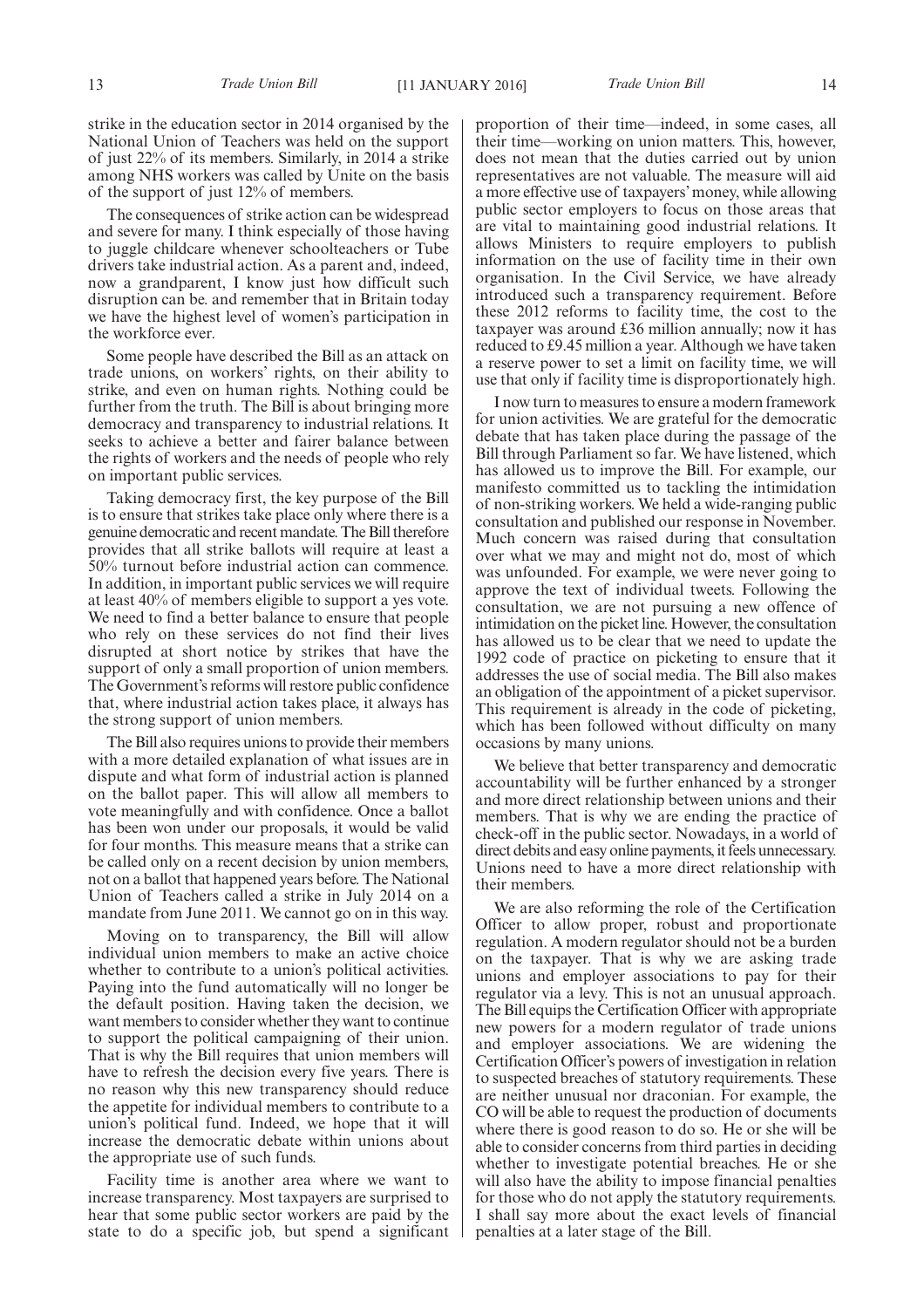strike in the education sector in 2014 organised by the National Union of Teachers was held on the support of just 22% of its members. Similarly, in 2014 a strike among NHS workers was called by Unite on the basis of the support of just 12% of members.

The consequences of strike action can be widespread and severe for many. I think especially of those having to juggle childcare whenever schoolteachers or Tube drivers take industrial action. As a parent and, indeed, now a grandparent, I know just how difficult such disruption can be. and remember that in Britain today we have the highest level of women's participation in the workforce ever.

Some people have described the Bill as an attack on trade unions, on workers' rights, on their ability to strike, and even on human rights. Nothing could be further from the truth. The Bill is about bringing more democracy and transparency to industrial relations. It seeks to achieve a better and fairer balance between the rights of workers and the needs of people who rely on important public services.

Taking democracy first, the key purpose of the Bill is to ensure that strikes take place only where there is a genuine democratic and recent mandate. The Bill therefore provides that all strike ballots will require at least a 50% turnout before industrial action can commence. In addition, in important public services we will require at least 40% of members eligible to support a yes vote. We need to find a better balance to ensure that people who rely on these services do not find their lives disrupted at short notice by strikes that have the support of only a small proportion of union members. The Government's reforms will restore public confidence that, where industrial action takes place, it always has the strong support of union members.

The Bill also requires unions to provide their members with a more detailed explanation of what issues are in dispute and what form of industrial action is planned on the ballot paper. This will allow all members to vote meaningfully and with confidence. Once a ballot has been won under our proposals, it would be valid for four months. This measure means that a strike can be called only on a recent decision by union members, not on a ballot that happened years before. The National Union of Teachers called a strike in July 2014 on a mandate from June 2011. We cannot go on in this way.

Moving on to transparency, the Bill will allow individual union members to make an active choice whether to contribute to a union's political activities. Paying into the fund automatically will no longer be the default position. Having taken the decision, we want members to consider whether they want to continue to support the political campaigning of their union. That is why the Bill requires that union members will have to refresh the decision every five years. There is no reason why this new transparency should reduce the appetite for individual members to contribute to a union's political fund. Indeed, we hope that it will increase the democratic debate within unions about the appropriate use of such funds.

Facility time is another area where we want to increase transparency. Most taxpayers are surprised to hear that some public sector workers are paid by the state to do a specific job, but spend a significant proportion of their time—indeed, in some cases, all their time—working on union matters. This, however, does not mean that the duties carried out by union representatives are not valuable. The measure will aid a more effective use of taxpayers' money, while allowing public sector employers to focus on those areas that are vital to maintaining good industrial relations. It allows Ministers to require employers to publish information on the use of facility time in their own organisation. In the Civil Service, we have already introduced such a transparency requirement. Before these 2012 reforms to facility time, the cost to the taxpayer was around £36 million annually; now it has reduced to £9.45 million a year. Although we have taken a reserve power to set a limit on facility time, we will use that only if facility time is disproportionately high.

I now turn to measures to ensure a modern framework for union activities. We are grateful for the democratic debate that has taken place during the passage of the Bill through Parliament so far. We have listened, which has allowed us to improve the Bill. For example, our manifesto committed us to tackling the intimidation of non-striking workers. We held a wide-ranging public consultation and published our response in November. Much concern was raised during that consultation over what we may and might not do, most of which was unfounded. For example, we were never going to approve the text of individual tweets. Following the consultation, we are not pursuing a new offence of intimidation on the picket line. However, the consultation has allowed us to be clear that we need to update the 1992 code of practice on picketing to ensure that it addresses the use of social media. The Bill also makes an obligation of the appointment of a picket supervisor. This requirement is already in the code of picketing, which has been followed without difficulty on many occasions by many unions.

We believe that better transparency and democratic accountability will be further enhanced by a stronger and more direct relationship between unions and their members. That is why we are ending the practice of check-off in the public sector. Nowadays, in a world of direct debits and easy online payments, it feels unnecessary. Unions need to have a more direct relationship with their members.

We are also reforming the role of the Certification Officer to allow proper, robust and proportionate regulation. A modern regulator should not be a burden on the taxpayer. That is why we are asking trade unions and employer associations to pay for their regulator via a levy. This is not an unusual approach. The Bill equips the Certification Officer with appropriate new powers for a modern regulator of trade unions and employer associations. We are widening the Certification Officer's powers of investigation in relation to suspected breaches of statutory requirements. These are neither unusual nor draconian. For example, the CO will be able to request the production of documents where there is good reason to do so. He or she will be able to consider concerns from third parties in deciding whether to investigate potential breaches. He or she will also have the ability to impose financial penalties for those who do not apply the statutory requirements. I shall say more about the exact levels of financial penalties at a later stage of the Bill.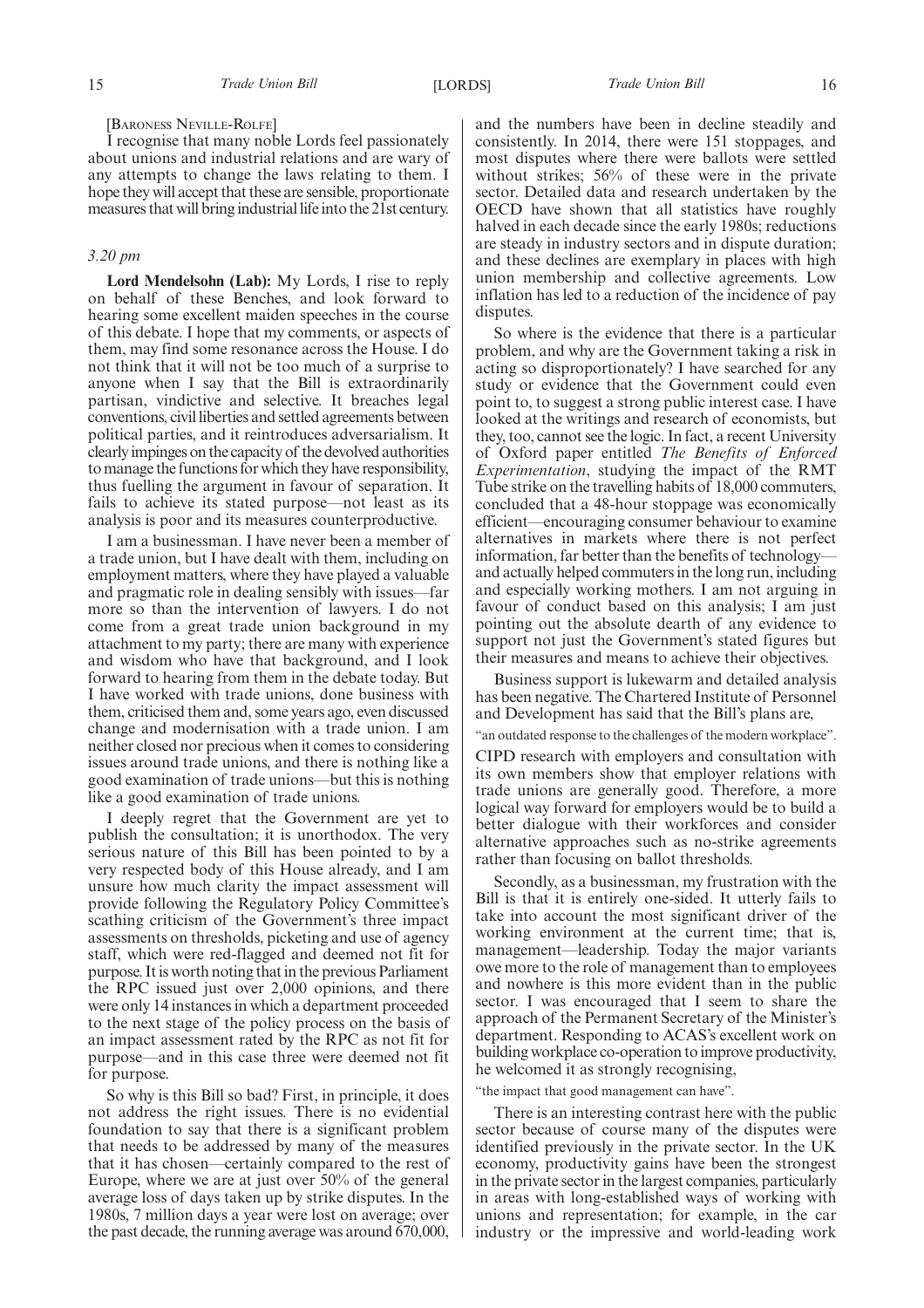[Baroness Neville-Rolfe]

I recognise that many noble Lords feel passionately about unions and industrial relations and are wary of any attempts to change the laws relating to them. I hope they will accept that these are sensible, proportionate measures that will bring industrial life into the 21st century.

*3.20 pm*

**Lord Mendelsohn (Lab):** My Lords, I rise to reply on behalf of these Benches, and look forward to hearing some excellent maiden speeches in the course of this debate. I hope that my comments, or aspects of them, may find some resonance across the House. I do not think that it will not be too much of a surprise to anyone when I say that the Bill is extraordinarily partisan, vindictive and selective. It breaches legal conventions, civil liberties and settled agreements between political parties, and it reintroduces adversarialism. It clearly impinges on the capacity of the devolved authorities to manage the functions for which they have responsibility, thus fuelling the argument in favour of separation. It fails to achieve its stated purpose—not least as its analysis is poor and its measures counterproductive.

I am a businessman. I have never been a member of a trade union, but I have dealt with them, including on employment matters, where they have played a valuable and pragmatic role in dealing sensibly with issues—far more so than the intervention of lawyers. I do not come from a great trade union background in my attachment to my party; there are many with experience and wisdom who have that background, and I look forward to hearing from them in the debate today. But I have worked with trade unions, done business with them, criticised them and, some years ago, even discussed change and modernisation with a trade union. I am neither closed nor precious when it comes to considering issues around trade unions, and there is nothing like a good examination of trade unions—but this is nothing like a good examination of trade unions.

I deeply regret that the Government are yet to publish the consultation; it is unorthodox. The very serious nature of this Bill has been pointed to by a very respected body of this House already, and I am unsure how much clarity the impact assessment will provide following the Regulatory Policy Committee's scathing criticism of the Government's three impact assessments on thresholds, picketing and use of agency staff, which were red-flagged and deemed not fit for purpose. It is worth noting that in the previous Parliament the RPC issued just over 2,000 opinions, and there were only 14 instances in which a department proceeded to the next stage of the policy process on the basis of an impact assessment rated by the RPC as not fit for purpose—and in this case three were deemed not fit for purpose.

So why is this Bill so bad? First, in principle, it does not address the right issues. There is no evidential foundation to say that there is a significant problem that needs to be addressed by many of the measures that it has chosen—certainly compared to the rest of Europe, where we are at just over 50% of the general average loss of days taken up by strike disputes. In the 1980s, 7 million days a year were lost on average; over the past decade, the running average was around 670,000, and the numbers have been in decline steadily and consistently. In 2014, there were 151 stoppages, and most disputes where there were ballots were settled without strikes; 56% of these were in the private sector. Detailed data and research undertaken by the OECD have shown that all statistics have roughly halved in each decade since the early 1980s; reductions are steady in industry sectors and in dispute duration; and these declines are exemplary in places with high union membership and collective agreements. Low inflation has led to a reduction of the incidence of pay disputes.

So where is the evidence that there is a particular problem, and why are the Government taking a risk in acting so disproportionately? I have searched for any study or evidence that the Government could even point to, to suggest a strong public interest case. I have looked at the writings and research of economists, but they, too, cannot see the logic. In fact, a recent University of Oxford paper entitled *The Benefits of Enforced Experimentation*, studying the impact of the RMT Tube strike on the travelling habits of 18,000 commuters, concluded that a 48-hour stoppage was economically efficient—encouraging consumer behaviour to examine alternatives in markets where there is not perfect information, far better than the benefits of technology—and actually helped commuters in the long run, including and especially working mothers. I am not arguing in favour of conduct based on this analysis; I am just pointing out the absolute dearth of any evidence to support not just the Government's stated figures but their measures and means to achieve their objectives.

Business support is lukewarm and detailed analysis has been negative. The Chartered Institute of Personnel and Development has said that the Bill's plans are,

"an outdated response to the challenges of the modern workplace".

CIPD research with employers and consultation with its own members show that employer relations with trade unions are generally good. Therefore, a more logical way forward for employers would be to build a better dialogue with their workforces and consider alternative approaches such as no-strike agreements rather than focusing on ballot thresholds.

Secondly, as a businessman, my frustration with the Bill is that it is entirely one-sided. It utterly fails to take into account the most significant driver of the working environment at the current time; that is, management—leadership. Today the major variants owe more to the role of management than to employees and nowhere is this more evident than in the public sector. I was encouraged that I seem to share the approach of the Permanent Secretary of the Minister's department. Responding to ACAS's excellent work on building workplace co-operation to improve productivity, he welcomed it as strongly recognising,

"the impact that good management can have".

There is an interesting contrast here with the public sector because of course many of the disputes were identified previously in the private sector. In the UK economy, productivity gains have been the strongest in the private sector in the largest companies, particularly in areas with long-established ways of working with unions and representation; for example, in the car industry or the impressive and world-leading work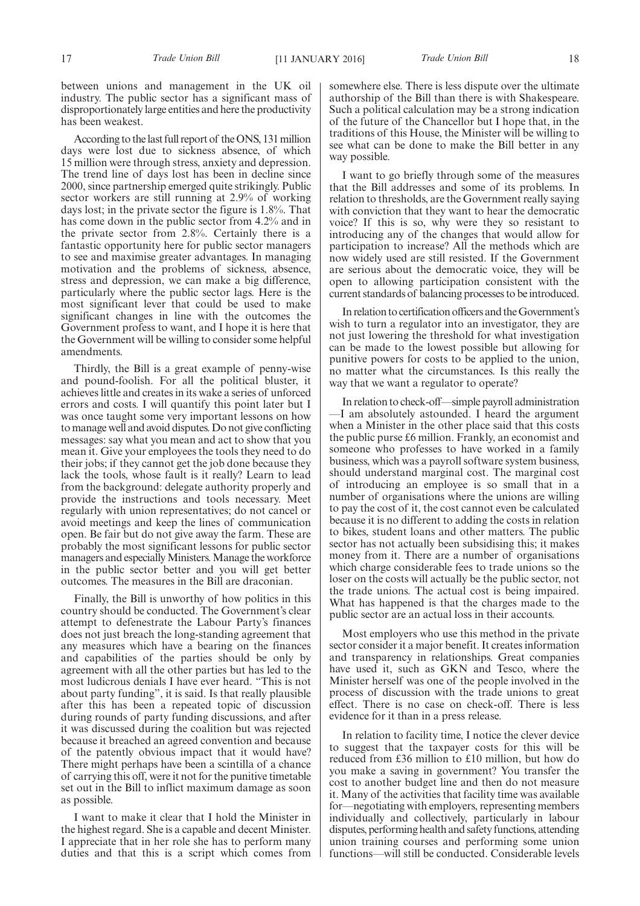between unions and management in the UK oil industry. The public sector has a significant mass of disproportionately large entities and here the productivity has been weakest.

According to the last full report of the ONS, 131 million days were lost due to sickness absence, of which 15 million were through stress, anxiety and depression. The trend line of days lost has been in decline since 2000, since partnership emerged quite strikingly. Public sector workers are still running at 2.9% of working days lost; in the private sector the figure is 1.8%. That has come down in the public sector from 4.2% and in the private sector from 2.8%. Certainly there is a fantastic opportunity here for public sector managers to see and maximise greater advantages. In managing motivation and the problems of sickness, absence, stress and depression, we can make a big difference, particularly where the public sector lags. Here is the most significant lever that could be used to make significant changes in line with the outcomes the Government profess to want, and I hope it is here that the Government will be willing to consider some helpful amendments.

Thirdly, the Bill is a great example of penny-wise and pound-foolish. For all the political bluster, it achieves little and creates in its wake a series of unforced errors and costs. I will quantify this point later but I was once taught some very important lessons on how to manage well and avoid disputes. Do not give conflicting messages: say what you mean and act to show that you mean it. Give your employees the tools they need to do their jobs; if they cannot get the job done because they lack the tools, whose fault is it really? Learn to lead from the background: delegate authority properly and provide the instructions and tools necessary. Meet regularly with union representatives; do not cancel or avoid meetings and keep the lines of communication open. Be fair but do not give away the farm. These are probably the most significant lessons for public sector managers and especially Ministers. Manage the workforce in the public sector better and you will get better outcomes. The measures in the Bill are draconian.

Finally, the Bill is unworthy of how politics in this country should be conducted. The Government's clear attempt to defenestrate the Labour Party's finances does not just breach the long-standing agreement that any measures which have a bearing on the finances and capabilities of the parties should be only by agreement with all the other parties but has led to the most ludicrous denials I have ever heard. "This is not about party funding", it is said. Is that really plausible after this has been a repeated topic of discussion during rounds of party funding discussions, and after it was discussed during the coalition but was rejected because it breached an agreed convention and because of the patently obvious impact that it would have? There might perhaps have been a scintilla of a chance of carrying this off, were it not for the punitive timetable set out in the Bill to inflict maximum damage as soon as possible.

I want to make it clear that I hold the Minister in the highest regard. She is a capable and decent Minister. I appreciate that in her role she has to perform many duties and that this is a script which comes from somewhere else. There is less dispute over the ultimate authorship of the Bill than there is with Shakespeare. Such a political calculation may be a strong indication of the future of the Chancellor but I hope that, in the traditions of this House, the Minister will be willing to see what can be done to make the Bill better in any way possible.

I want to go briefly through some of the measures that the Bill addresses and some of its problems. In relation to thresholds, are the Government really saying with conviction that they want to hear the democratic voice? If this is so, why were they so resistant to introducing any of the changes that would allow for participation to increase? All the methods which are now widely used are still resisted. If the Government are serious about the democratic voice, they will be open to allowing participation consistent with the current standards of balancing processes to be introduced.

In relation to certification officers and the Government's wish to turn a regulator into an investigator, they are not just lowering the threshold for what investigation can be made to the lowest possible but allowing for punitive powers for costs to be applied to the union, no matter what the circumstances. Is this really the way that we want a regulator to operate?

In relation to check-off—simple payroll administration—I am absolutely astounded. I heard the argument when a Minister in the other place said that this costs the public purse £6 million. Frankly, an economist and someone who professes to have worked in a family business, which was a payroll software system business, should understand marginal cost. The marginal cost of introducing an employee is so small that in a number of organisations where the unions are willing to pay the cost of it, the cost cannot even be calculated because it is no different to adding the costs in relation to bikes, student loans and other matters. The public sector has not actually been subsidising this; it makes money from it. There are a number of organisations which charge considerable fees to trade unions so the loser on the costs will actually be the public sector, not the trade unions. The actual cost is being impaired. What has happened is that the charges made to the public sector are an actual loss in their accounts.

Most employers who use this method in the private sector consider it a major benefit. It creates information and transparency in relationships. Great companies have used it, such as GKN and Tesco, where the Minister herself was one of the people involved in the process of discussion with the trade unions to great effect. There is no case on check-off. There is less evidence for it than in a press release.

In relation to facility time, I notice the clever device to suggest that the taxpayer costs for this will be reduced from £36 million to £10 million, but how do you make a saving in government? You transfer the cost to another budget line and then do not measure it. Many of the activities that facility time was available for—negotiating with employers, representing members individually and collectively, particularly in labour disputes, performing health and safety functions, attending union training courses and performing some union functions—will still be conducted. Considerable levels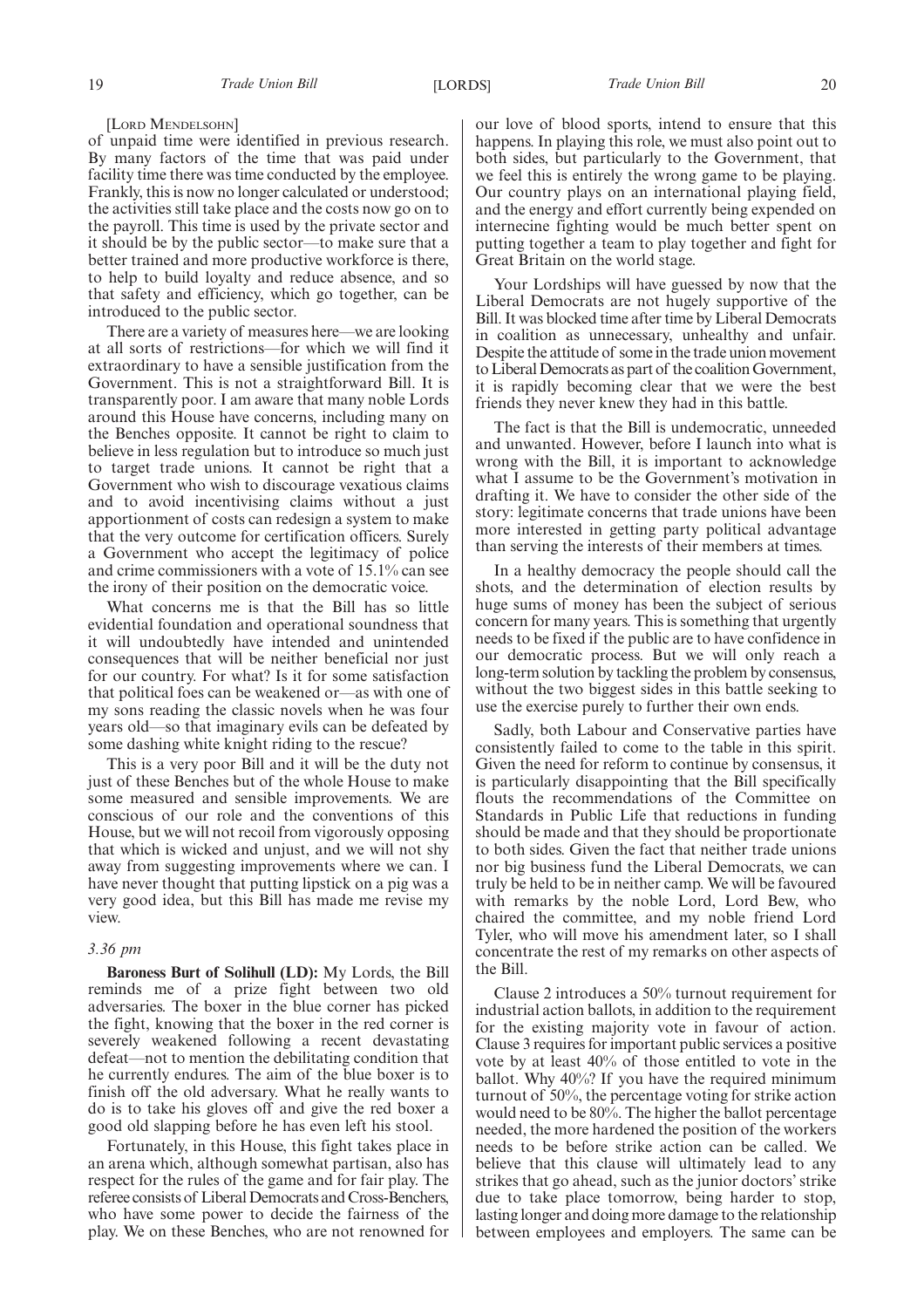[LORD MENDELSOHN]

of unpaid time were identified in previous research. By many factors of the time that was paid under facility time there was time conducted by the employee. Frankly, this is now no longer calculated or understood; the activities still take place and the costs now go on to the payroll. This time is used by the private sector and it should be by the public sector—to make sure that a better trained and more productive workforce is there, to help to build loyalty and reduce absence, and so that safety and efficiency, which go together, can be introduced to the public sector.

There are a variety of measures here—we are looking at all sorts of restrictions—for which we will find it extraordinary to have a sensible justification from the Government. This is not a straightforward Bill. It is transparently poor. I am aware that many noble Lords around this House have concerns, including many on the Benches opposite. It cannot be right to claim to believe in less regulation but to introduce so much just to target trade unions. It cannot be right that a Government who wish to discourage vexatious claims and to avoid incentivising claims without a just apportionment of costs can redesign a system to make that the very outcome for certification officers. Surely a Government who accept the legitimacy of police and crime commissioners with a vote of 15.1% can see the irony of their position on the democratic voice.

What concerns me is that the Bill has so little evidential foundation and operational soundness that it will undoubtedly have intended and unintended consequences that will be neither beneficial nor just for our country. For what? Is it for some satisfaction that political foes can be weakened or—as with one of my sons reading the classic novels when he was four years old—so that imaginary evils can be defeated by some dashing white knight riding to the rescue?

This is a very poor Bill and it will be the duty not just of these Benches but of the whole House to make some measured and sensible improvements. We are conscious of our role and the conventions of this House, but we will not recoil from vigorously opposing that which is wicked and unjust, and we will not shy away from suggesting improvements where we can. I have never thought that putting lipstick on a pig was a very good idea, but this Bill has made me revise my view.

*3.36 pm*

**Baroness Burt of Solihull (LD):** My Lords, the Bill reminds me of a prize fight between two old adversaries. The boxer in the blue corner has picked the fight, knowing that the boxer in the red corner is severely weakened following a recent devastating defeat—not to mention the debilitating condition that he currently endures. The aim of the blue boxer is to finish off the old adversary. What he really wants to do is to take his gloves off and give the red boxer a good old slapping before he has even left his stool.

Fortunately, in this House, this fight takes place in an arena which, although somewhat partisan, also has respect for the rules of the game and for fair play. The referee consists of Liberal Democrats and Cross-Benchers, who have some power to decide the fairness of the play. We on these Benches, who are not renowned for our love of blood sports, intend to ensure that this happens. In playing this role, we must also point out to both sides, but particularly to the Government, that we feel this is entirely the wrong game to be playing. Our country plays on an international playing field, and the energy and effort currently being expended on internecine fighting would be much better spent on putting together a team to play together and fight for Great Britain on the world stage.

Your Lordships will have guessed by now that the Liberal Democrats are not hugely supportive of the Bill. It was blocked time after time by Liberal Democrats in coalition as unnecessary, unhealthy and unfair. Despite the attitude of some in the trade union movement to Liberal Democrats as part of the coalition Government, it is rapidly becoming clear that we were the best friends they never knew they had in this battle.

The fact is that the Bill is undemocratic, unneeded and unwanted. However, before I launch into what is wrong with the Bill, it is important to acknowledge what I assume to be the Government's motivation in drafting it. We have to consider the other side of the story: legitimate concerns that trade unions have been more interested in getting party political advantage than serving the interests of their members at times.

In a healthy democracy the people should call the shots, and the determination of election results by huge sums of money has been the subject of serious concern for many years. This is something that urgently needs to be fixed if the public are to have confidence in our democratic process. But we will only reach a long-term solution by tackling the problem by consensus, without the two biggest sides in this battle seeking to use the exercise purely to further their own ends.

Sadly, both Labour and Conservative parties have consistently failed to come to the table in this spirit. Given the need for reform to continue by consensus, it is particularly disappointing that the Bill specifically flouts the recommendations of the Committee on Standards in Public Life that reductions in funding should be made and that they should be proportionate to both sides. Given the fact that neither trade unions nor big business fund the Liberal Democrats, we can truly be held to be in neither camp. We will be favoured with remarks by the noble Lord, Lord Bew, who chaired the committee, and my noble friend Lord Tyler, who will move his amendment later, so I shall concentrate the rest of my remarks on other aspects of the Bill.

Clause 2 introduces a 50% turnout requirement for industrial action ballots, in addition to the requirement for the existing majority vote in favour of action. Clause 3 requires for important public services a positive vote by at least 40% of those entitled to vote in the ballot. Why 40%? If you have the required minimum turnout of 50%, the percentage voting for strike action would need to be 80%. The higher the ballot percentage needed, the more hardened the position of the workers needs to be before strike action can be called. We believe that this clause will ultimately lead to any strikes that go ahead, such as the junior doctors' strike due to take place tomorrow, being harder to stop, lasting longer and doing more damage to the relationship between employees and employers. The same can be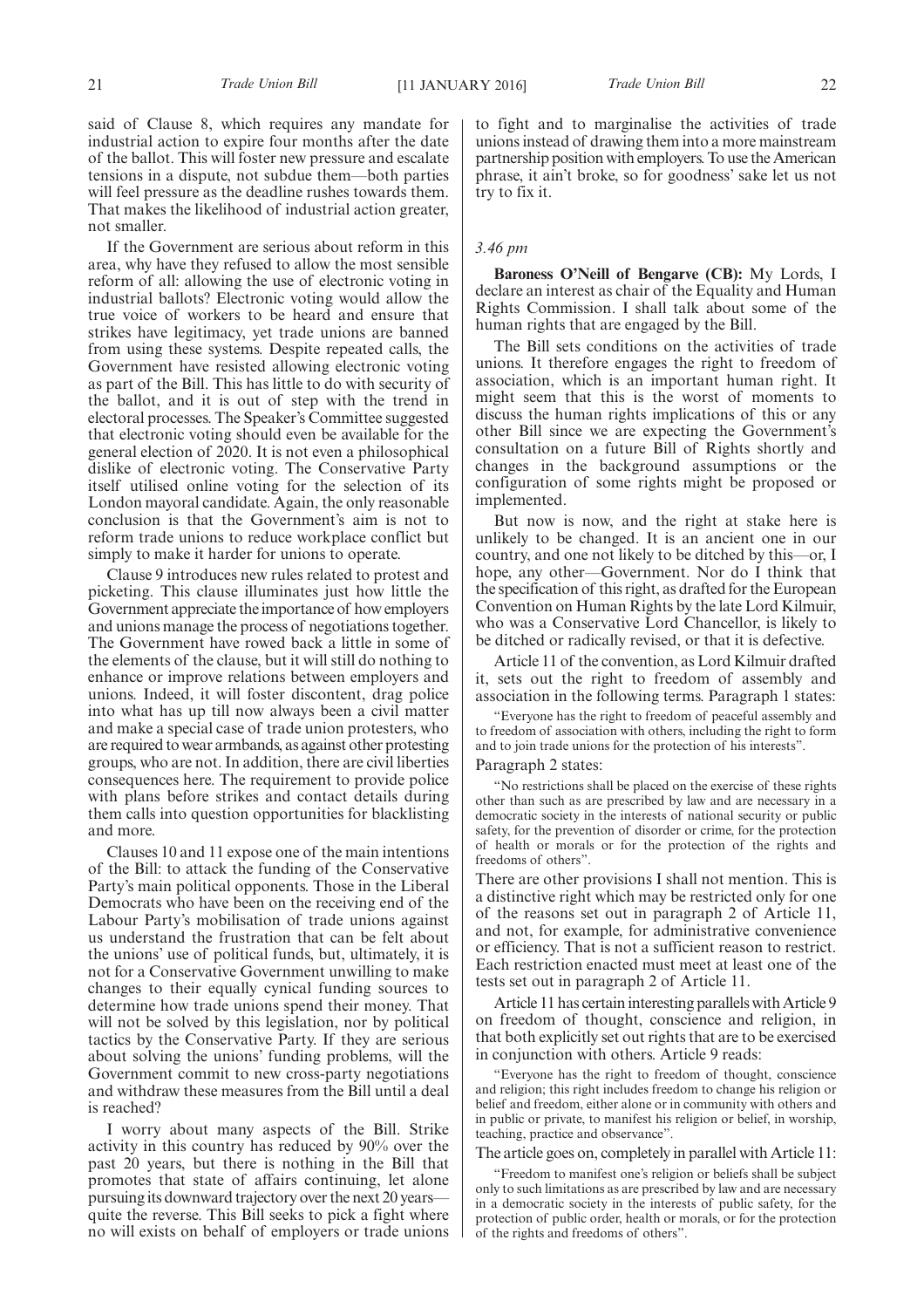said of Clause 8, which requires any mandate for industrial action to expire four months after the date of the ballot. This will foster new pressure and escalate tensions in a dispute, not subdue them—both parties will feel pressure as the deadline rushes towards them. That makes the likelihood of industrial action greater, not smaller.

If the Government are serious about reform in this area, why have they refused to allow the most sensible reform of all: allowing the use of electronic voting in industrial ballots? Electronic voting would allow the true voice of workers to be heard and ensure that strikes have legitimacy, yet trade unions are banned from using these systems. Despite repeated calls, the Government have resisted allowing electronic voting as part of the Bill. This has little to do with security of the ballot, and it is out of step with the trend in electoral processes. The Speaker's Committee suggested that electronic voting should even be available for the general election of 2020. It is not even a philosophical dislike of electronic voting. The Conservative Party itself utilised online voting for the selection of its London mayoral candidate. Again, the only reasonable conclusion is that the Government's aim is not to reform trade unions to reduce workplace conflict but simply to make it harder for unions to operate.

Clause 9 introduces new rules related to protest and picketing. This clause illuminates just how little the Government appreciate the importance of how employers and unions manage the process of negotiations together. The Government have rowed back a little in some of the elements of the clause, but it will still do nothing to enhance or improve relations between employers and unions. Indeed, it will foster discontent, drag police into what has up till now always been a civil matter and make a special case of trade union protesters, who are required to wear armbands, as against other protesting groups, who are not. In addition, there are civil liberties consequences here. The requirement to provide police with plans before strikes and contact details during them calls into question opportunities for blacklisting and more.

Clauses 10 and 11 expose one of the main intentions of the Bill: to attack the funding of the Conservative Party's main political opponents. Those in the Liberal Democrats who have been on the receiving end of the Labour Party's mobilisation of trade unions against us understand the frustration that can be felt about the unions' use of political funds, but, ultimately, it is not for a Conservative Government unwilling to make changes to their equally cynical funding sources to determine how trade unions spend their money. That will not be solved by this legislation, nor by political tactics by the Conservative Party. If they are serious about solving the unions' funding problems, will the Government commit to new cross-party negotiations and withdraw these measures from the Bill until a deal is reached?

I worry about many aspects of the Bill. Strike activity in this country has reduced by 90% over the past 20 years, but there is nothing in the Bill that promotes that state of affairs continuing, let alone pursuing its downward trajectory over the next 20 years—quite the reverse. This Bill seeks to pick a fight where no will exists on behalf of employers or trade unions to fight and to marginalise the activities of trade unions instead of drawing them into a more mainstream partnership position with employers. To use the American phrase, it ain't broke, so for goodness' sake let us not try to fix it.

*3.46 pm*

**Baroness O'Neill of Bengarve (CB):** My Lords, I declare an interest as chair of the Equality and Human Rights Commission. I shall talk about some of the human rights that are engaged by the Bill.

The Bill sets conditions on the activities of trade unions. It therefore engages the right to freedom of association, which is an important human right. It might seem that this is the worst of moments to discuss the human rights implications of this or any other Bill since we are expecting the Government's consultation on a future Bill of Rights shortly and changes in the background assumptions or the configuration of some rights might be proposed or implemented.

But now is now, and the right at stake here is unlikely to be changed. It is an ancient one in our country, and one not likely to be ditched by this—or, I hope, any other—Government. Nor do I think that the specification of this right, as drafted for the European Convention on Human Rights by the late Lord Kilmuir, who was a Conservative Lord Chancellor, is likely to be ditched or radically revised, or that it is defective.

Article 11 of the convention, as Lord Kilmuir drafted it, sets out the right to freedom of assembly and association in the following terms. Paragraph 1 states:

> "Everyone has the right to freedom of peaceful assembly and to freedom of association with others, including the right to form and to join trade unions for the protection of his interests".

Paragraph 2 states:

> "No restrictions shall be placed on the exercise of these rights other than such as are prescribed by law and are necessary in a democratic society in the interests of national security or public safety, for the prevention of disorder or crime, for the protection of health or morals or for the protection of the rights and freedoms of others".

There are other provisions I shall not mention. This is a distinctive right which may be restricted only for one of the reasons set out in paragraph 2 of Article 11, and not, for example, for administrative convenience or efficiency. That is not a sufficient reason to restrict. Each restriction enacted must meet at least one of the tests set out in paragraph 2 of Article 11.

Article 11 has certain interesting parallels with Article 9 on freedom of thought, conscience and religion, in that both explicitly set out rights that are to be exercised in conjunction with others. Article 9 reads:

> "Everyone has the right to freedom of thought, conscience and religion; this right includes freedom to change his religion or belief and freedom, either alone or in community with others and in public or private, to manifest his religion or belief, in worship, teaching, practice and observance".

The article goes on, completely in parallel with Article 11:

> "Freedom to manifest one's religion or beliefs shall be subject only to such limitations as are prescribed by law and are necessary in a democratic society in the interests of public safety, for the protection of public order, health or morals, or for the protection of the rights and freedoms of others".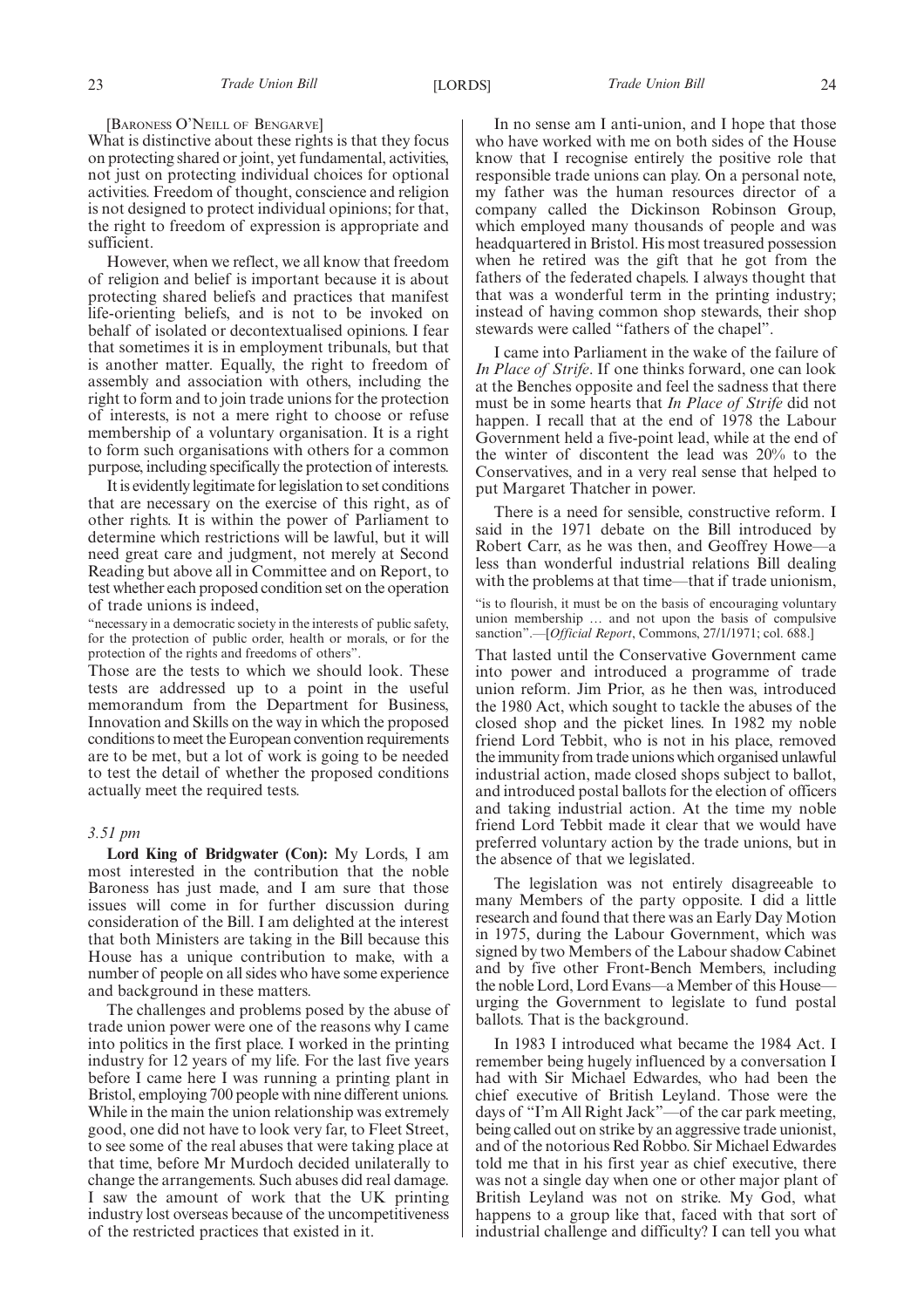[BARONESS O'NEILL OF BENGARVE]

What is distinctive about these rights is that they focus on protecting shared or joint, yet fundamental, activities, not just on protecting individual choices for optional activities. Freedom of thought, conscience and religion is not designed to protect individual opinions; for that, the right to freedom of expression is appropriate and sufficient.

However, when we reflect, we all know that freedom of religion and belief is important because it is about protecting shared beliefs and practices that manifest life-orienting beliefs, and is not to be invoked on behalf of isolated or decontextualised opinions. I fear that sometimes it is in employment tribunals, but that is another matter. Equally, the right to freedom of assembly and association with others, including the right to form and to join trade unions for the protection of interests, is not a mere right to choose or refuse membership of a voluntary organisation. It is a right to form such organisations with others for a common purpose, including specifically the protection of interests.

It is evidently legitimate for legislation to set conditions that are necessary on the exercise of this right, as of other rights. It is within the power of Parliament to determine which restrictions will be lawful, but it will need great care and judgment, not merely at Second Reading but above all in Committee and on Report, to test whether each proposed condition set on the operation of trade unions is indeed,

"necessary in a democratic society in the interests of public safety, for the protection of public order, health or morals, or for the protection of the rights and freedoms of others".

Those are the tests to which we should look. These tests are addressed up to a point in the useful memorandum from the Department for Business, Innovation and Skills on the way in which the proposed conditions to meet the European convention requirements are to be met, but a lot of work is going to be needed to test the detail of whether the proposed conditions actually meet the required tests.

*3.51 pm*

**Lord King of Bridgwater (Con):** My Lords, I am most interested in the contribution that the noble Baroness has just made, and I am sure that those issues will come in for further discussion during consideration of the Bill. I am delighted at the interest that both Ministers are taking in the Bill because this House has a unique contribution to make, with a number of people on all sides who have some experience and background in these matters.

The challenges and problems posed by the abuse of trade union power were one of the reasons why I came into politics in the first place. I worked in the printing industry for 12 years of my life. For the last five years before I came here I was running a printing plant in Bristol, employing 700 people with nine different unions. While in the main the union relationship was extremely good, one did not have to look very far, to Fleet Street, to see some of the real abuses that were taking place at that time, before Mr Murdoch decided unilaterally to change the arrangements. Such abuses did real damage. I saw the amount of work that the UK printing industry lost overseas because of the uncompetitiveness of the restricted practices that existed in it.

In no sense am I anti-union, and I hope that those who have worked with me on both sides of the House know that I recognise entirely the positive role that responsible trade unions can play. On a personal note, my father was the human resources director of a company called the Dickinson Robinson Group, which employed many thousands of people and was headquartered in Bristol. His most treasured possession when he retired was the gift that he got from the fathers of the federated chapels. I always thought that that was a wonderful term in the printing industry; instead of having common shop stewards, their shop stewards were called "fathers of the chapel".

I came into Parliament in the wake of the failure of *In Place of Strife*. If one thinks forward, one can look at the Benches opposite and feel the sadness that there must be in some hearts that *In Place of Strife* did not happen. I recall that at the end of 1978 the Labour Government held a five-point lead, while at the end of the winter of discontent the lead was 20% to the Conservatives, and in a very real sense that helped to put Margaret Thatcher in power.

There is a need for sensible, constructive reform. I said in the 1971 debate on the Bill introduced by Robert Carr, as he was then, and Geoffrey Howe—a less than wonderful industrial relations Bill dealing with the problems at that time—that if trade unionism,

"is to flourish, it must be on the basis of encouraging voluntary union membership … and not upon the basis of compulsive sanction".—[*Official Report*, Commons, 27/1/1971; col. 688.]

That lasted until the Conservative Government came into power and introduced a programme of trade union reform. Jim Prior, as he then was, introduced the 1980 Act, which sought to tackle the abuses of the closed shop and the picket lines. In 1982 my noble friend Lord Tebbit, who is not in his place, removed the immunity from trade unions which organised unlawful industrial action, made closed shops subject to ballot, and introduced postal ballots for the election of officers and taking industrial action. At the time my noble friend Lord Tebbit made it clear that we would have preferred voluntary action by the trade unions, but in the absence of that we legislated.

The legislation was not entirely disagreeable to many Members of the party opposite. I did a little research and found that there was an Early Day Motion in 1975, during the Labour Government, which was signed by two Members of the Labour shadow Cabinet and by five other Front-Bench Members, including the noble Lord, Lord Evans—a Member of this House—urging the Government to legislate to fund postal ballots. That is the background.

In 1983 I introduced what became the 1984 Act. I remember being hugely influenced by a conversation I had with Sir Michael Edwardes, who had been the chief executive of British Leyland. Those were the days of "I'm All Right Jack"—of the car park meeting, being called out on strike by an aggressive trade unionist, and of the notorious Red Robbo. Sir Michael Edwardes told me that in his first year as chief executive, there was not a single day when one or other major plant of British Leyland was not on strike. My God, what happens to a group like that, faced with that sort of industrial challenge and difficulty? I can tell you what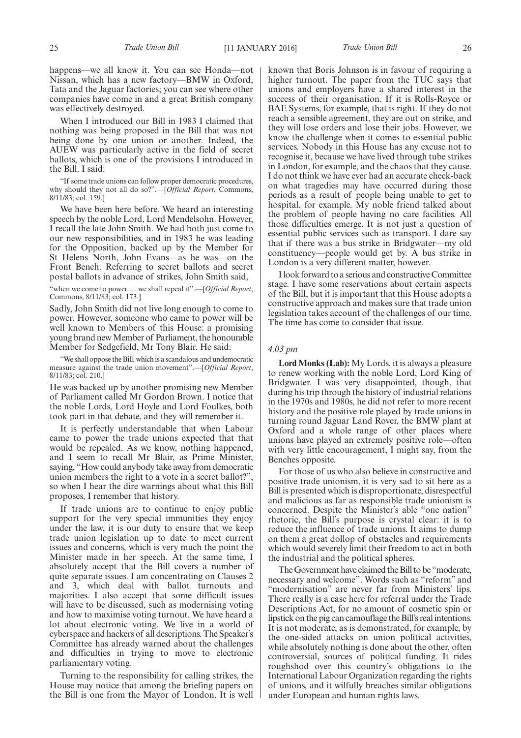happens—we all know it. You can see Honda—not Nissan, which has a new factory—BMW in Oxford, Tata and the Jaguar factories; you can see where other companies have come in and a great British company was effectively destroyed.

When I introduced our Bill in 1983 I claimed that nothing was being proposed in the Bill that was not being done by one union or another. Indeed, the AUEW was particularly active in the field of secret ballots, which is one of the provisions I introduced in the Bill. I said:

"If some trade unions can follow proper democratic procedures, why should they not all do so?".—[*Official Report*, Commons, 8/11/83; col. 159.]

We have been here before. We heard an interesting speech by the noble Lord, Lord Mendelsohn. However, I recall the late John Smith. We had both just come to our new responsibilities, and in 1983 he was leading for the Opposition, backed up by the Member for St Helens North, John Evans—as he was—on the Front Bench. Referring to secret ballots and secret postal ballots in advance of strikes, John Smith said,

"when we come to power … we shall repeal it".—[*Official Report*, Commons, 8/11/83; col. 173.]

Sadly, John Smith did not live long enough to come to power. However, someone who came to power will be well known to Members of this House: a promising young brand new Member of Parliament, the honourable Member for Sedgefield, Mr Tony Blair. He said:

"We shall oppose the Bill, which is a scandalous and undemocratic measure against the trade union movement".—[*Official Report*, 8/11/83; col. 210.]

He was backed up by another promising new Member of Parliament called Mr Gordon Brown. I notice that the noble Lords, Lord Hoyle and Lord Foulkes, both took part in that debate, and they will remember it.

It is perfectly understandable that when Labour came to power the trade unions expected that that would be repealed. As we know, nothing happened, and I seem to recall Mr Blair, as Prime Minister, saying, "How could anybody take away from democratic union members the right to a vote in a secret ballot?", so when I hear the dire warnings about what this Bill proposes, I remember that history.

If trade unions are to continue to enjoy public support for the very special immunities they enjoy under the law, it is our duty to ensure that we keep trade union legislation up to date to meet current issues and concerns, which is very much the point the Minister made in her speech. At the same time, I absolutely accept that the Bill covers a number of quite separate issues. I am concentrating on Clauses 2 and 3, which deal with ballot turnouts and majorities. I also accept that some difficult issues will have to be discussed, such as modernising voting and how to maximise voting turnout. We have heard a lot about electronic voting. We live in a world of cyberspace and hackers of all descriptions. The Speaker's Committee has already warned about the challenges and difficulties in trying to move to electronic parliamentary voting.

Turning to the responsibility for calling strikes, the House may notice that among the briefing papers on the Bill is one from the Mayor of London. It is well known that Boris Johnson is in favour of requiring a higher turnout. The paper from the TUC says that unions and employers have a shared interest in the success of their organisation. If it is Rolls-Royce or BAE Systems, for example, that is right. If they do not reach a sensible agreement, they are out on strike, and they will lose orders and lose their jobs. However, we know the challenge when it comes to essential public services. Nobody in this House has any excuse not to recognise it, because we have lived through tube strikes in London, for example, and the chaos that they cause. I do not think we have ever had an accurate check-back on what tragedies may have occurred during those periods as a result of people being unable to get to hospital, for example. My noble friend talked about the problem of people having no care facilities. All those difficulties emerge. It is not just a question of essential public services such as transport. I dare say that if there was a bus strike in Bridgwater—my old constituency—people would get by. A bus strike in London is a very different matter, however.

I look forward to a serious and constructive Committee stage. I have some reservations about certain aspects of the Bill, but it is important that this House adopts a constructive approach and makes sure that trade union legislation takes account of the challenges of our time. The time has come to consider that issue.

*4.03 pm*

**Lord Monks (Lab):** My Lords, it is always a pleasure to renew working with the noble Lord, Lord King of Bridgwater. I was very disappointed, though, that during his trip through the history of industrial relations in the 1970s and 1980s, he did not refer to more recent history and the positive role played by trade unions in turning round Jaguar Land Rover, the BMW plant at Oxford and a whole range of other places where unions have played an extremely positive role—often with very little encouragement, I might say, from the Benches opposite.

For those of us who also believe in constructive and positive trade unionism, it is very sad to sit here as a Bill is presented which is disproportionate, disrespectful and malicious as far as responsible trade unionism is concerned. Despite the Minister's able "one nation" rhetoric, the Bill's purpose is crystal clear: it is to reduce the influence of trade unions. It aims to dump on them a great dollop of obstacles and requirements which would severely limit their freedom to act in both the industrial and the political spheres.

The Government have claimed the Bill to be "moderate, necessary and welcome". Words such as "reform" and "modernisation" are never far from Ministers' lips. There really is a case here for referral under the Trade Descriptions Act, for no amount of cosmetic spin or lipstick on the pig can camouflage the Bill's real intentions. It is not moderate, as is demonstrated, for example, by the one-sided attacks on union political activities, while absolutely nothing is done about the other, often controversial, sources of political funding. It rides roughshod over this country's obligations to the International Labour Organization regarding the rights of unions, and it wilfully breaches similar obligations under European and human rights laws.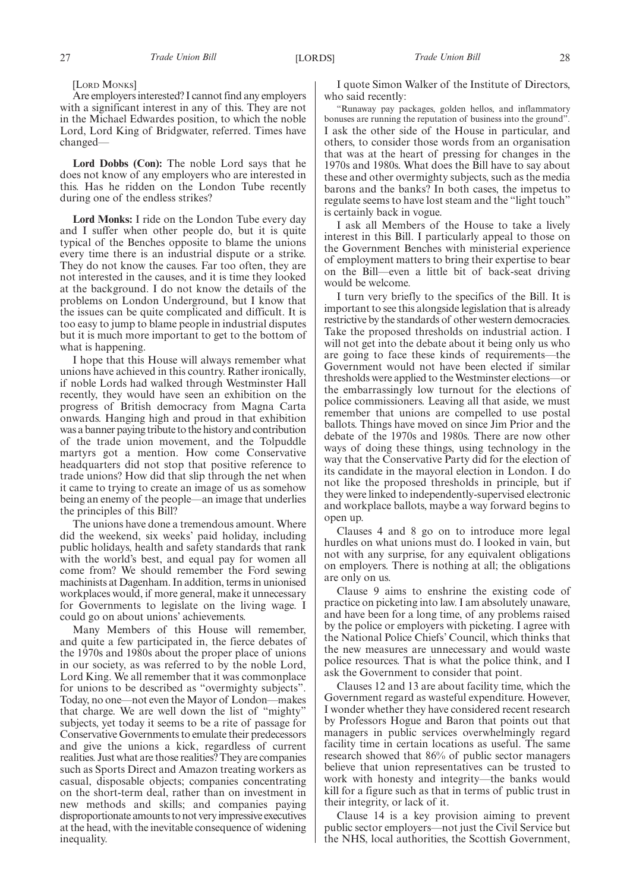[Lord Monks]

Are employers interested? I cannot find any employers with a significant interest in any of this. They are not in the Michael Edwardes position, to which the noble Lord, Lord King of Bridgwater, referred. Times have changed—

**Lord Dobbs (Con):** The noble Lord says that he does not know of any employers who are interested in this. Has he ridden on the London Tube recently during one of the endless strikes?

**Lord Monks:** I ride on the London Tube every day and I suffer when other people do, but it is quite typical of the Benches opposite to blame the unions every time there is an industrial dispute or a strike. They do not know the causes. Far too often, they are not interested in the causes, and it is time they looked at the background. I do not know the details of the problems on London Underground, but I know that the issues can be quite complicated and difficult. It is too easy to jump to blame people in industrial disputes but it is much more important to get to the bottom of what is happening.

I hope that this House will always remember what unions have achieved in this country. Rather ironically, if noble Lords had walked through Westminster Hall recently, they would have seen an exhibition on the progress of British democracy from Magna Carta onwards. Hanging high and proud in that exhibition was a banner paying tribute to the history and contribution of the trade union movement, and the Tolpuddle martyrs got a mention. How come Conservative headquarters did not stop that positive reference to trade unions? How did that slip through the net when it came to trying to create an image of us as somehow being an enemy of the people—an image that underlies the principles of this Bill?

The unions have done a tremendous amount. Where did the weekend, six weeks' paid holiday, including public holidays, health and safety standards that rank with the world's best, and equal pay for women all come from? We should remember the Ford sewing machinists at Dagenham. In addition, terms in unionised workplaces would, if more general, make it unnecessary for Governments to legislate on the living wage. I could go on about unions' achievements.

Many Members of this House will remember, and quite a few participated in, the fierce debates of the 1970s and 1980s about the proper place of unions in our society, as was referred to by the noble Lord, Lord King. We all remember that it was commonplace for unions to be described as "overmighty subjects". Today, no one—not even the Mayor of London—makes that charge. We are well down the list of "mighty" subjects, yet today it seems to be a rite of passage for Conservative Governments to emulate their predecessors and give the unions a kick, regardless of current realities. Just what are those realities? They are companies such as Sports Direct and Amazon treating workers as casual, disposable objects; companies concentrating on the short-term deal, rather than on investment in new methods and skills; and companies paying disproportionate amounts to not very impressive executives at the head, with the inevitable consequence of widening inequality.

I quote Simon Walker of the Institute of Directors, who said recently:

"Runaway pay packages, golden hellos, and inflammatory bonuses are running the reputation of business into the ground".

I ask the other side of the House in particular, and others, to consider those words from an organisation that was at the heart of pressing for changes in the 1970s and 1980s. What does the Bill have to say about these and other overmighty subjects, such as the media barons and the banks? In both cases, the impetus to regulate seems to have lost steam and the "light touch" is certainly back in vogue.

I ask all Members of the House to take a lively interest in this Bill. I particularly appeal to those on the Government Benches with ministerial experience of employment matters to bring their expertise to bear on the Bill—even a little bit of back-seat driving would be welcome.

I turn very briefly to the specifics of the Bill. It is important to see this alongside legislation that is already restrictive by the standards of other western democracies. Take the proposed thresholds on industrial action. I will not get into the debate about it being only us who are going to face these kinds of requirements—the Government would not have been elected if similar thresholds were applied to the Westminster elections—or the embarrassingly low turnout for the elections of police commissioners. Leaving all that aside, we must remember that unions are compelled to use postal ballots. Things have moved on since Jim Prior and the debate of the 1970s and 1980s. There are now other ways of doing these things, using technology in the way that the Conservative Party did for the election of its candidate in the mayoral election in London. I do not like the proposed thresholds in principle, but if they were linked to independently-supervised electronic and workplace ballots, maybe a way forward begins to open up.

Clauses 4 and 8 go on to introduce more legal hurdles on what unions must do. I looked in vain, but not with any surprise, for any equivalent obligations on employers. There is nothing at all; the obligations are only on us.

Clause 9 aims to enshrine the existing code of practice on picketing into law. I am absolutely unaware, and have been for a long time, of any problems raised by the police or employers with picketing. I agree with the National Police Chiefs' Council, which thinks that the new measures are unnecessary and would waste police resources. That is what the police think, and I ask the Government to consider that point.

Clauses 12 and 13 are about facility time, which the Government regard as wasteful expenditure. However, I wonder whether they have considered recent research by Professors Hogue and Baron that points out that managers in public services overwhelmingly regard facility time in certain locations as useful. The same research showed that 86% of public sector managers believe that union representatives can be trusted to work with honesty and integrity—the banks would kill for a figure such as that in terms of public trust in their integrity, or lack of it.

Clause 14 is a key provision aiming to prevent public sector employers—not just the Civil Service but the NHS, local authorities, the Scottish Government,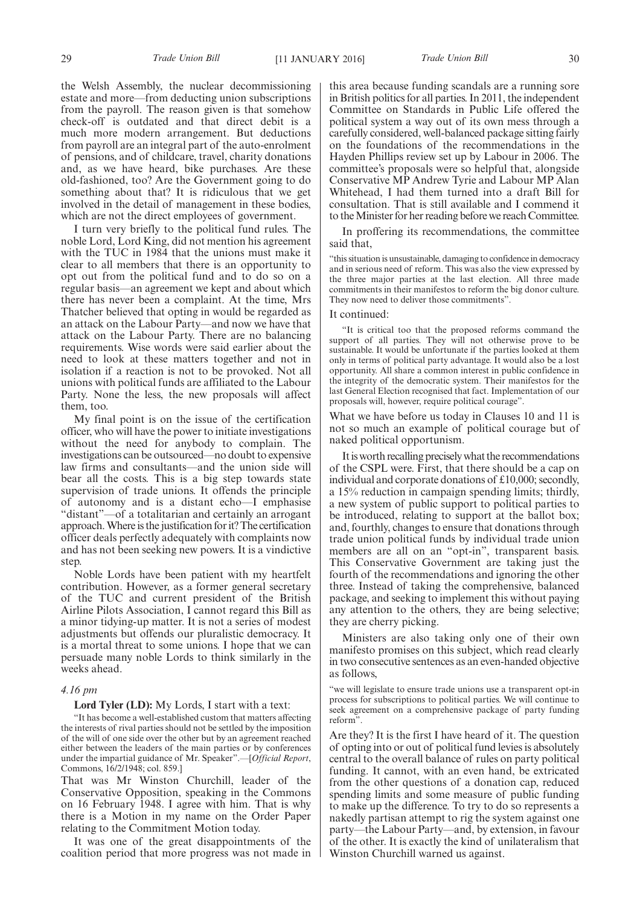the Welsh Assembly, the nuclear decommissioning estate and more—from deducting union subscriptions from the payroll. The reason given is that somehow check-off is outdated and that direct debit is a much more modern arrangement. But deductions from payroll are an integral part of the auto-enrolment of pensions, and of childcare, travel, charity donations and, as we have heard, bike purchases. Are these old-fashioned, too? Are the Government going to do something about that? It is ridiculous that we get involved in the detail of management in these bodies, which are not the direct employees of government.

I turn very briefly to the political fund rules. The noble Lord, Lord King, did not mention his agreement with the TUC in 1984 that the unions must make it clear to all members that there is an opportunity to opt out from the political fund and to do so on a regular basis—an agreement we kept and about which there has never been a complaint. At the time, Mrs Thatcher believed that opting in would be regarded as an attack on the Labour Party—and now we have that attack on the Labour Party. There are no balancing requirements. Wise words were said earlier about the need to look at these matters together and not in isolation if a reaction is not to be provoked. Not all unions with political funds are affiliated to the Labour Party. None the less, the new proposals will affect them, too.

My final point is on the issue of the certification officer, who will have the power to initiate investigations without the need for anybody to complain. The investigations can be outsourced—no doubt to expensive law firms and consultants—and the union side will bear all the costs. This is a big step towards state supervision of trade unions. It offends the principle of autonomy and is a distant echo—I emphasise "distant"—of a totalitarian and certainly an arrogant approach. Where is the justification for it? The certification officer deals perfectly adequately with complaints now and has not been seeking new powers. It is a vindictive step.

Noble Lords have been patient with my heartfelt contribution. However, as a former general secretary of the TUC and current president of the British Airline Pilots Association, I cannot regard this Bill as a minor tidying-up matter. It is not a series of modest adjustments but offends our pluralistic democracy. It is a mortal threat to some unions. I hope that we can persuade many noble Lords to think similarly in the weeks ahead.

*4.16 pm*

**Lord Tyler (LD):** My Lords, I start with a text:

"It has become a well-established custom that matters affecting the interests of rival parties should not be settled by the imposition of the will of one side over the other but by an agreement reached either between the leaders of the main parties or by conferences under the impartial guidance of Mr. Speaker".—[*Official Report*, Commons, 16/2/1948; col. 859.]

That was Mr Winston Churchill, leader of the Conservative Opposition, speaking in the Commons on 16 February 1948. I agree with him. That is why there is a Motion in my name on the Order Paper relating to the Commitment Motion today.

It was one of the great disappointments of the coalition period that more progress was not made in this area because funding scandals are a running sore in British politics for all parties. In 2011, the independent Committee on Standards in Public Life offered the political system a way out of its own mess through a carefully considered, well-balanced package sitting fairly on the foundations of the recommendations in the Hayden Phillips review set up by Labour in 2006. The committee's proposals were so helpful that, alongside Conservative MP Andrew Tyrie and Labour MP Alan Whitehead, I had them turned into a draft Bill for consultation. That is still available and I commend it to the Minister for her reading before we reach Committee.

In proffering its recommendations, the committee said that,

"this situation is unsustainable, damaging to confidence in democracy and in serious need of reform. This was also the view expressed by the three major parties at the last election. All three made commitments in their manifestos to reform the big donor culture. They now need to deliver those commitments".

It continued:

"It is critical too that the proposed reforms command the support of all parties. They will not otherwise prove to be sustainable. It would be unfortunate if the parties looked at them only in terms of political party advantage. It would also be a lost opportunity. All share a common interest in public confidence in the integrity of the democratic system. Their manifestos for the last General Election recognised that fact. Implementation of our proposals will, however, require political courage".

What we have before us today in Clauses 10 and 11 is not so much an example of political courage but of naked political opportunism.

It is worth recalling precisely what the recommendations of the CSPL were. First, that there should be a cap on individual and corporate donations of £10,000; secondly, a 15% reduction in campaign spending limits; thirdly, a new system of public support to political parties to be introduced, relating to support at the ballot box; and, fourthly, changes to ensure that donations through trade union political funds by individual trade union members are all on an "opt-in", transparent basis. This Conservative Government are taking just the fourth of the recommendations and ignoring the other three. Instead of taking the comprehensive, balanced package, and seeking to implement this without paying any attention to the others, they are being selective; they are cherry picking.

Ministers are also taking only one of their own manifesto promises on this subject, which read clearly in two consecutive sentences as an even-handed objective as follows,

"we will legislate to ensure trade unions use a transparent opt-in process for subscriptions to political parties. We will continue to seek agreement on a comprehensive package of party funding reform".

Are they? It is the first I have heard of it. The question of opting into or out of political fund levies is absolutely central to the overall balance of rules on party political funding. It cannot, with an even hand, be extricated from the other questions of a donation cap, reduced spending limits and some measure of public funding to make up the difference. To try to do so represents a nakedly partisan attempt to rig the system against one party—the Labour Party—and, by extension, in favour of the other. It is exactly the kind of unilateralism that Winston Churchill warned us against.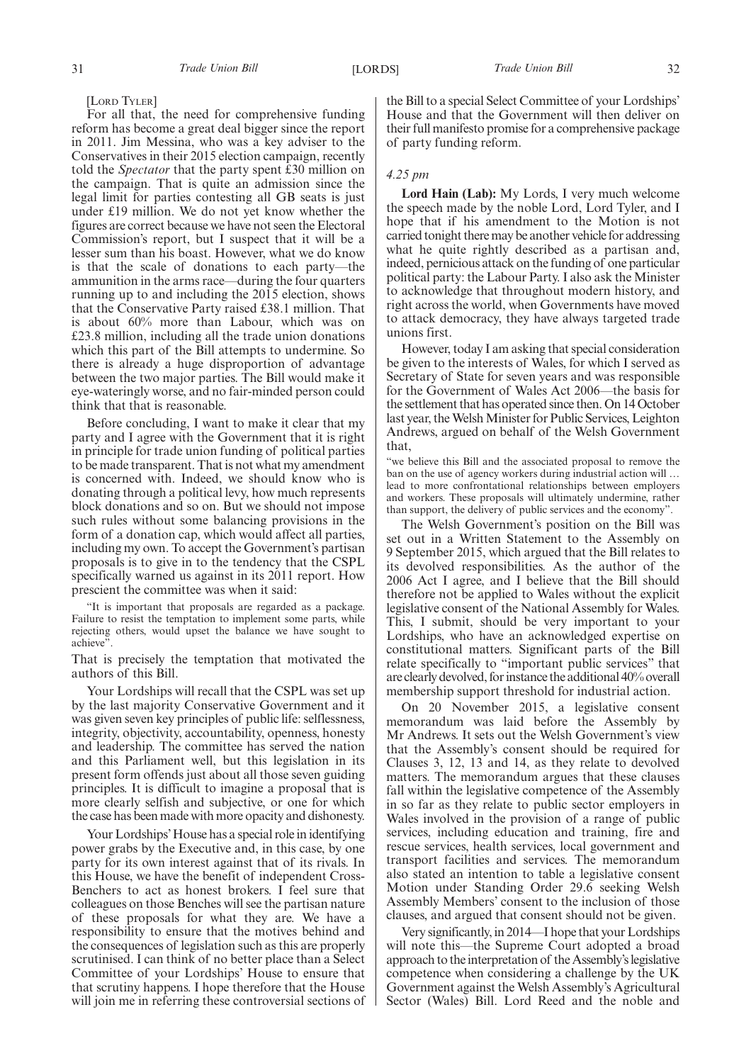[Lord Tyler]

For all that, the need for comprehensive funding reform has become a great deal bigger since the report in 2011. Jim Messina, who was a key adviser to the Conservatives in their 2015 election campaign, recently told the *Spectator* that the party spent £30 million on the campaign. That is quite an admission since the legal limit for parties contesting all GB seats is just under £19 million. We do not yet know whether the figures are correct because we have not seen the Electoral Commission's report, but I suspect that it will be a lesser sum than his boast. However, what we do know is that the scale of donations to each party—the ammunition in the arms race—during the four quarters running up to and including the 2015 election, shows that the Conservative Party raised £38.1 million. That is about 60% more than Labour, which was on £23.8 million, including all the trade union donations which this part of the Bill attempts to undermine. So there is already a huge disproportion of advantage between the two major parties. The Bill would make it eye-wateringly worse, and no fair-minded person could think that that is reasonable.

Before concluding, I want to make it clear that my party and I agree with the Government that it is right in principle for trade union funding of political parties to be made transparent. That is not what my amendment is concerned with. Indeed, we should know who is donating through a political levy, how much represents block donations and so on. But we should not impose such rules without some balancing provisions in the form of a donation cap, which would affect all parties, including my own. To accept the Government's partisan proposals is to give in to the tendency that the CSPL specifically warned us against in its 2011 report. How prescient the committee was when it said:

"It is important that proposals are regarded as a package. Failure to resist the temptation to implement some parts, while rejecting others, would upset the balance we have sought to achieve".

That is precisely the temptation that motivated the authors of this Bill.

Your Lordships will recall that the CSPL was set up by the last majority Conservative Government and it was given seven key principles of public life: selflessness, integrity, objectivity, accountability, openness, honesty and leadership. The committee has served the nation and this Parliament well, but this legislation in its present form offends just about all those seven guiding principles. It is difficult to imagine a proposal that is more clearly selfish and subjective, or one for which the case has been made with more opacity and dishonesty.

Your Lordships' House has a special role in identifying power grabs by the Executive and, in this case, by one party for its own interest against that of its rivals. In this House, we have the benefit of independent Cross-Benchers to act as honest brokers. I feel sure that colleagues on those Benches will see the partisan nature of these proposals for what they are. We have a responsibility to ensure that the motives behind and the consequences of legislation such as this are properly scrutinised. I can think of no better place than a Select Committee of your Lordships' House to ensure that that scrutiny happens. I hope therefore that the House will join me in referring these controversial sections of the Bill to a special Select Committee of your Lordships' House and that the Government will then deliver on their full manifesto promise for a comprehensive package of party funding reform.

*4.25 pm*

**Lord Hain (Lab):** My Lords, I very much welcome the speech made by the noble Lord, Lord Tyler, and I hope that if his amendment to the Motion is not carried tonight there may be another vehicle for addressing what he quite rightly described as a partisan and, indeed, pernicious attack on the funding of one particular political party: the Labour Party. I also ask the Minister to acknowledge that throughout modern history, and right across the world, when Governments have moved to attack democracy, they have always targeted trade unions first.

However, today I am asking that special consideration be given to the interests of Wales, for which I served as Secretary of State for seven years and was responsible for the Government of Wales Act 2006—the basis for the settlement that has operated since then. On 14 October last year, the Welsh Minister for Public Services, Leighton Andrews, argued on behalf of the Welsh Government that,

"we believe this Bill and the associated proposal to remove the ban on the use of agency workers during industrial action will … lead to more confrontational relationships between employers and workers. These proposals will ultimately undermine, rather than support, the delivery of public services and the economy".

The Welsh Government's position on the Bill was set out in a Written Statement to the Assembly on 9 September 2015, which argued that the Bill relates to its devolved responsibilities. As the author of the 2006 Act I agree, and I believe that the Bill should therefore not be applied to Wales without the explicit legislative consent of the National Assembly for Wales. This, I submit, should be very important to your Lordships, who have an acknowledged expertise on constitutional matters. Significant parts of the Bill relate specifically to "important public services" that are clearly devolved, for instance the additional 40% overall membership support threshold for industrial action.

On 20 November 2015, a legislative consent memorandum was laid before the Assembly by Mr Andrews. It sets out the Welsh Government's view that the Assembly's consent should be required for Clauses 3, 12, 13 and 14, as they relate to devolved matters. The memorandum argues that these clauses fall within the legislative competence of the Assembly in so far as they relate to public sector employers in Wales involved in the provision of a range of public services, including education and training, fire and rescue services, health services, local government and transport facilities and services. The memorandum also stated an intention to table a legislative consent Motion under Standing Order 29.6 seeking Welsh Assembly Members' consent to the inclusion of those clauses, and argued that consent should not be given.

Very significantly, in 2014—I hope that your Lordships will note this—the Supreme Court adopted a broad approach to the interpretation of the Assembly's legislative competence when considering a challenge by the UK Government against the Welsh Assembly's Agricultural Sector (Wales) Bill. Lord Reed and the noble and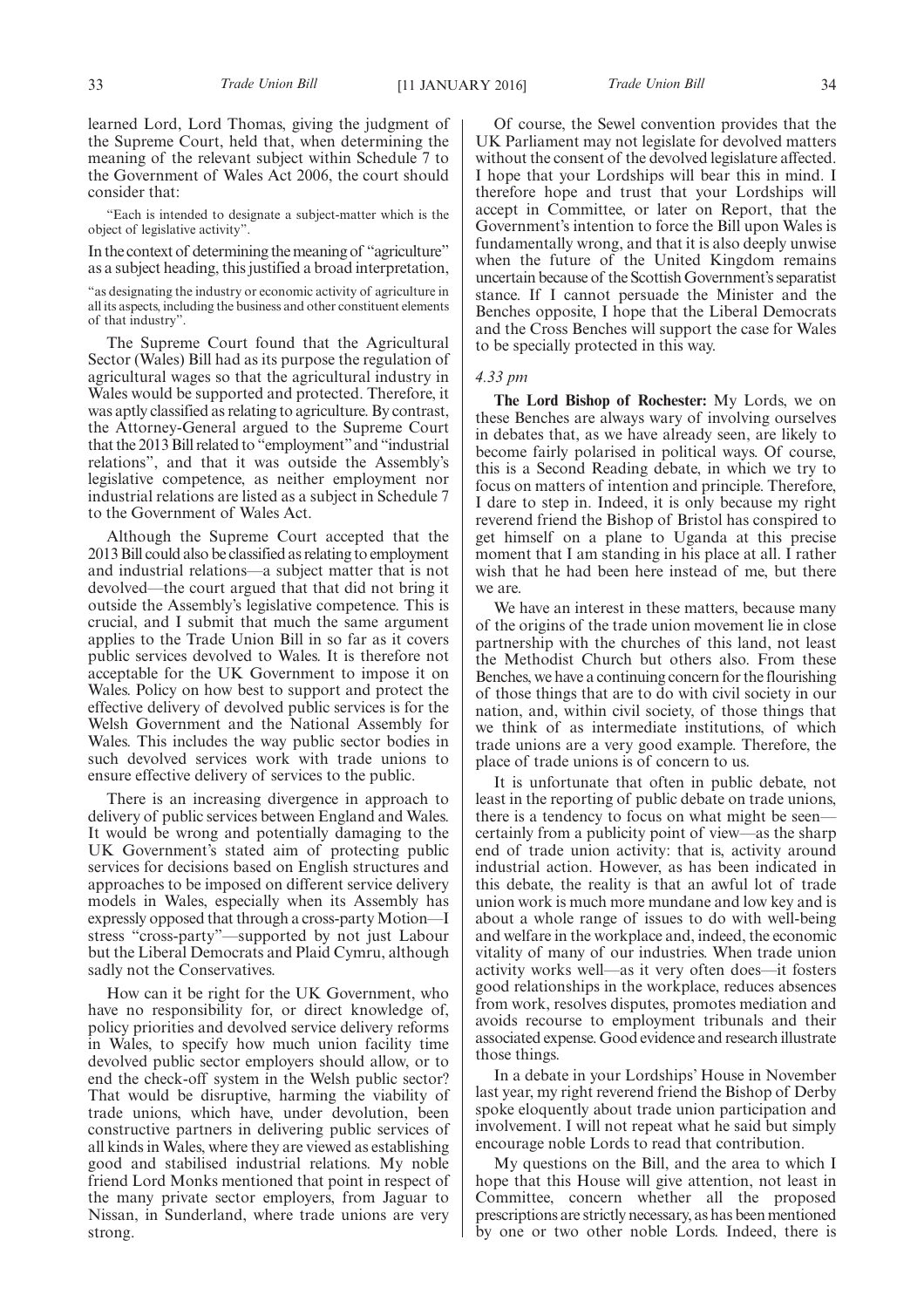learned Lord, Lord Thomas, giving the judgment of the Supreme Court, held that, when determining the meaning of the relevant subject within Schedule 7 to the Government of Wales Act 2006, the court should consider that:

"Each is intended to designate a subject-matter which is the object of legislative activity".

In the context of determining the meaning of "agriculture" as a subject heading, this justified a broad interpretation,

"as designating the industry or economic activity of agriculture in all its aspects, including the business and other constituent elements of that industry".

The Supreme Court found that the Agricultural Sector (Wales) Bill had as its purpose the regulation of agricultural wages so that the agricultural industry in Wales would be supported and protected. Therefore, it was aptly classified as relating to agriculture. By contrast, the Attorney-General argued to the Supreme Court that the 2013 Bill related to "employment" and "industrial relations", and that it was outside the Assembly's legislative competence, as neither employment nor industrial relations are listed as a subject in Schedule 7 to the Government of Wales Act.

Although the Supreme Court accepted that the 2013 Bill could also be classified as relating to employment and industrial relations—a subject matter that is not devolved—the court argued that that did not bring it outside the Assembly's legislative competence. This is crucial, and I submit that much the same argument applies to the Trade Union Bill in so far as it covers public services devolved to Wales. It is therefore not acceptable for the UK Government to impose it on Wales. Policy on how best to support and protect the effective delivery of devolved public services is for the Welsh Government and the National Assembly for Wales. This includes the way public sector bodies in such devolved services work with trade unions to ensure effective delivery of services to the public.

There is an increasing divergence in approach to delivery of public services between England and Wales. It would be wrong and potentially damaging to the UK Government's stated aim of protecting public services for decisions based on English structures and approaches to be imposed on different service delivery models in Wales, especially when its Assembly has expressly opposed that through a cross-party Motion—I stress "cross-party"—supported by not just Labour but the Liberal Democrats and Plaid Cymru, although sadly not the Conservatives.

How can it be right for the UK Government, who have no responsibility for, or direct knowledge of, policy priorities and devolved service delivery reforms in Wales, to specify how much union facility time devolved public sector employers should allow, or to end the check-off system in the Welsh public sector? That would be disruptive, harming the viability of trade unions, which have, under devolution, been constructive partners in delivering public services of all kinds in Wales, where they are viewed as establishing good and stabilised industrial relations. My noble friend Lord Monks mentioned that point in respect of the many private sector employers, from Jaguar to Nissan, in Sunderland, where trade unions are very strong.

Of course, the Sewel convention provides that the UK Parliament may not legislate for devolved matters without the consent of the devolved legislature affected. I hope that your Lordships will bear this in mind. I therefore hope and trust that your Lordships will accept in Committee, or later on Report, that the Government's intention to force the Bill upon Wales is fundamentally wrong, and that it is also deeply unwise when the future of the United Kingdom remains uncertain because of the Scottish Government's separatist stance. If I cannot persuade the Minister and the Benches opposite, I hope that the Liberal Democrats and the Cross Benches will support the case for Wales to be specially protected in this way.

*4.33 pm*

**The Lord Bishop of Rochester:** My Lords, we on these Benches are always wary of involving ourselves in debates that, as we have already seen, are likely to become fairly polarised in political ways. Of course, this is a Second Reading debate, in which we try to focus on matters of intention and principle. Therefore, I dare to step in. Indeed, it is only because my right reverend friend the Bishop of Bristol has conspired to get himself on a plane to Uganda at this precise moment that I am standing in his place at all. I rather wish that he had been here instead of me, but there we are.

We have an interest in these matters, because many of the origins of the trade union movement lie in close partnership with the churches of this land, not least the Methodist Church but others also. From these Benches, we have a continuing concern for the flourishing of those things that are to do with civil society in our nation, and, within civil society, of those things that we think of as intermediate institutions, of which trade unions are a very good example. Therefore, the place of trade unions is of concern to us.

It is unfortunate that often in public debate, not least in the reporting of public debate on trade unions, there is a tendency to focus on what might be seen—certainly from a publicity point of view—as the sharp end of trade union activity: that is, activity around industrial action. However, as has been indicated in this debate, the reality is that an awful lot of trade union work is much more mundane and low key and is about a whole range of issues to do with well-being and welfare in the workplace and, indeed, the economic vitality of many of our industries. When trade union activity works well—as it very often does—it fosters good relationships in the workplace, reduces absences from work, resolves disputes, promotes mediation and avoids recourse to employment tribunals and their associated expense. Good evidence and research illustrate those things.

In a debate in your Lordships' House in November last year, my right reverend friend the Bishop of Derby spoke eloquently about trade union participation and involvement. I will not repeat what he said but simply encourage noble Lords to read that contribution.

My questions on the Bill, and the area to which I hope that this House will give attention, not least in Committee, concern whether all the proposed prescriptions are strictly necessary, as has been mentioned by one or two other noble Lords. Indeed, there is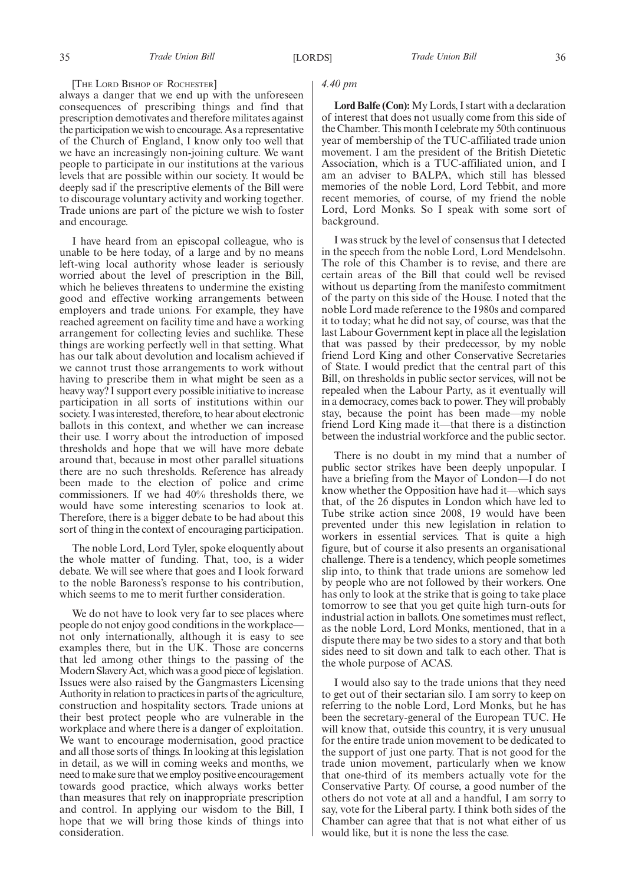[The Lord Bishop of Rochester]

always a danger that we end up with the unforeseen consequences of prescribing things and find that prescription demotivates and therefore militates against the participation we wish to encourage. As a representative of the Church of England, I know only too well that we have an increasingly non-joining culture. We want people to participate in our institutions at the various levels that are possible within our society. It would be deeply sad if the prescriptive elements of the Bill were to discourage voluntary activity and working together. Trade unions are part of the picture we wish to foster and encourage.

I have heard from an episcopal colleague, who is unable to be here today, of a large and by no means left-wing local authority whose leader is seriously worried about the level of prescription in the Bill, which he believes threatens to undermine the existing good and effective working arrangements between employers and trade unions. For example, they have reached agreement on facility time and have a working arrangement for collecting levies and suchlike. These things are working perfectly well in that setting. What has our talk about devolution and localism achieved if we cannot trust those arrangements to work without having to prescribe them in what might be seen as a heavy way? I support every possible initiative to increase participation in all sorts of institutions within our society. I was interested, therefore, to hear about electronic ballots in this context, and whether we can increase their use. I worry about the introduction of imposed thresholds and hope that we will have more debate around that, because in most other parallel situations there are no such thresholds. Reference has already been made to the election of police and crime commissioners. If we had 40% thresholds there, we would have some interesting scenarios to look at. Therefore, there is a bigger debate to be had about this sort of thing in the context of encouraging participation.

The noble Lord, Lord Tyler, spoke eloquently about the whole matter of funding. That, too, is a wider debate. We will see where that goes and I look forward to the noble Baroness's response to his contribution, which seems to me to merit further consideration.

We do not have to look very far to see places where people do not enjoy good conditions in the workplace—not only internationally, although it is easy to see examples there, but in the UK. Those are concerns that led among other things to the passing of the Modern Slavery Act, which was a good piece of legislation. Issues were also raised by the Gangmasters Licensing Authority in relation to practices in parts of the agriculture, construction and hospitality sectors. Trade unions at their best protect people who are vulnerable in the workplace and where there is a danger of exploitation. We want to encourage modernisation, good practice and all those sorts of things. In looking at this legislation in detail, as we will in coming weeks and months, we need to make sure that we employ positive encouragement towards good practice, which always works better than measures that rely on inappropriate prescription and control. In applying our wisdom to the Bill, I hope that we will bring those kinds of things into consideration.

*4.40 pm*

**Lord Balfe (Con):** My Lords, I start with a declaration of interest that does not usually come from this side of the Chamber. This month I celebrate my 50th continuous year of membership of the TUC-affiliated trade union movement. I am the president of the British Dietetic Association, which is a TUC-affiliated union, and I am an adviser to BALPA, which still has blessed memories of the noble Lord, Lord Tebbit, and more recent memories, of course, of my friend the noble Lord, Lord Monks. So I speak with some sort of background.

I was struck by the level of consensus that I detected in the speech from the noble Lord, Lord Mendelsohn. The role of this Chamber is to revise, and there are certain areas of the Bill that could well be revised without us departing from the manifesto commitment of the party on this side of the House. I noted that the noble Lord made reference to the 1980s and compared it to today; what he did not say, of course, was that the last Labour Government kept in place all the legislation that was passed by their predecessor, by my noble friend Lord King and other Conservative Secretaries of State. I would predict that the central part of this Bill, on thresholds in public sector services, will not be repealed when the Labour Party, as it eventually will in a democracy, comes back to power. They will probably stay, because the point has been made—my noble friend Lord King made it—that there is a distinction between the industrial workforce and the public sector.

There is no doubt in my mind that a number of public sector strikes have been deeply unpopular. I have a briefing from the Mayor of London—I do not know whether the Opposition have had it—which says that, of the 26 disputes in London which have led to Tube strike action since 2008, 19 would have been prevented under this new legislation in relation to workers in essential services. That is quite a high figure, but of course it also presents an organisational challenge. There is a tendency, which people sometimes slip into, to think that trade unions are somehow led by people who are not followed by their workers. One has only to look at the strike that is going to take place tomorrow to see that you get quite high turn-outs for industrial action in ballots. One sometimes must reflect, as the noble Lord, Lord Monks, mentioned, that in a dispute there may be two sides to a story and that both sides need to sit down and talk to each other. That is the whole purpose of ACAS.

I would also say to the trade unions that they need to get out of their sectarian silo. I am sorry to keep on referring to the noble Lord, Lord Monks, but he has been the secretary-general of the European TUC. He will know that, outside this country, it is very unusual for the entire trade union movement to be dedicated to the support of just one party. That is not good for the trade union movement, particularly when we know that one-third of its members actually vote for the Conservative Party. Of course, a good number of the others do not vote at all and a handful, I am sorry to say, vote for the Liberal party. I think both sides of the Chamber can agree that that is not what either of us would like, but it is none the less the case.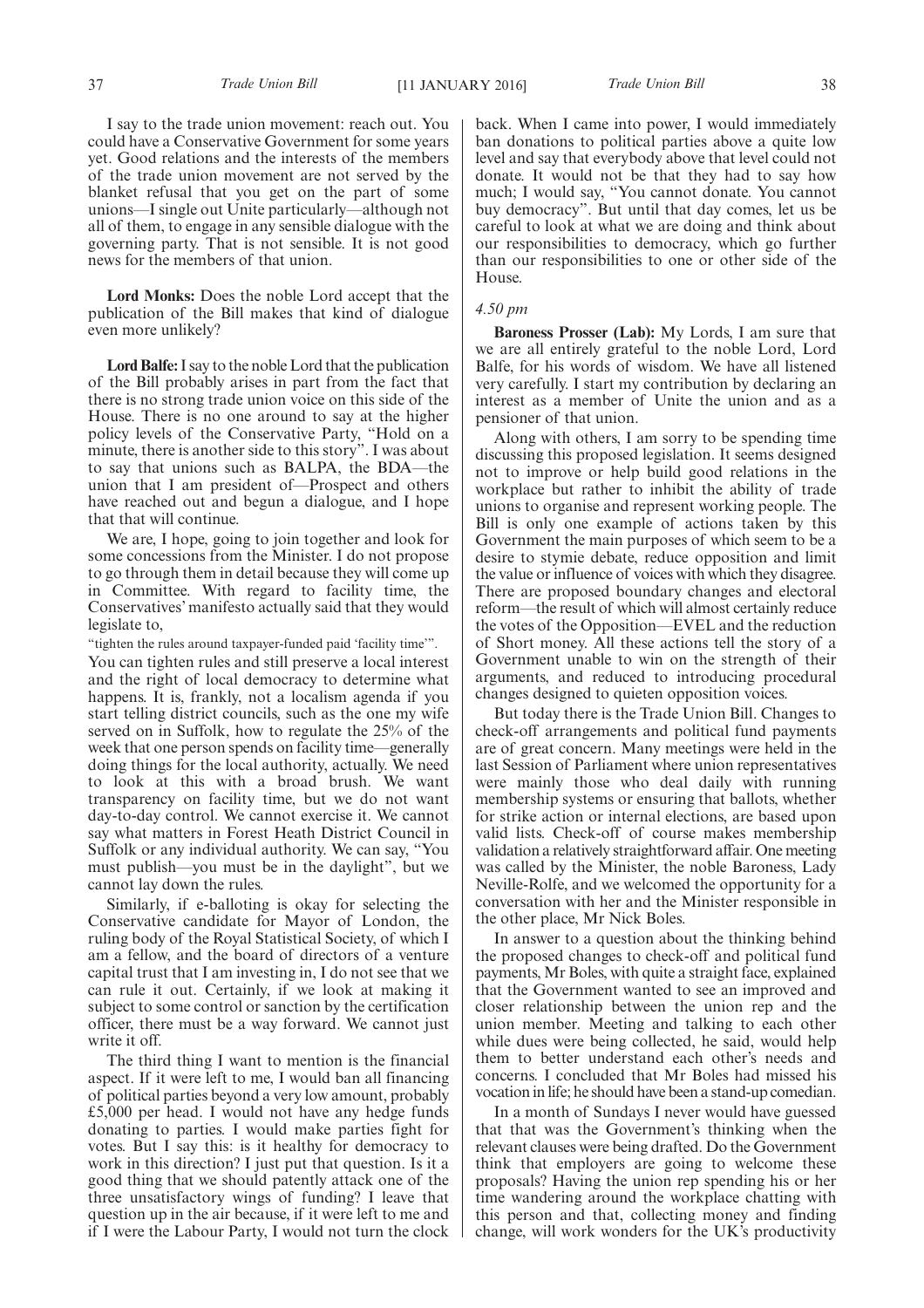I say to the trade union movement: reach out. You could have a Conservative Government for some years yet. Good relations and the interests of the members of the trade union movement are not served by the blanket refusal that you get on the part of some unions—I single out Unite particularly—although not all of them, to engage in any sensible dialogue with the governing party. That is not sensible. It is not good news for the members of that union.

**Lord Monks:** Does the noble Lord accept that the publication of the Bill makes that kind of dialogue even more unlikely?

**Lord Balfe:** I say to the noble Lord that the publication of the Bill probably arises in part from the fact that there is no strong trade union voice on this side of the House. There is no one around to say at the higher policy levels of the Conservative Party, "Hold on a minute, there is another side to this story". I was about to say that unions such as BALPA, the BDA—the union that I am president of—Prospect and others have reached out and begun a dialogue, and I hope that that will continue.

We are, I hope, going to join together and look for some concessions from the Minister. I do not propose to go through them in detail because they will come up in Committee. With regard to facility time, the Conservatives' manifesto actually said that they would legislate to,

"tighten the rules around taxpayer-funded paid 'facility time'".

You can tighten rules and still preserve a local interest and the right of local democracy to determine what happens. It is, frankly, not a localism agenda if you start telling district councils, such as the one my wife served on in Suffolk, how to regulate the 25% of the week that one person spends on facility time—generally doing things for the local authority, actually. We need to look at this with a broad brush. We want transparency on facility time, but we do not want day-to-day control. We cannot exercise it. We cannot say what matters in Forest Heath District Council in Suffolk or any individual authority. We can say, "You must publish—you must be in the daylight", but we cannot lay down the rules.

Similarly, if e-balloting is okay for selecting the Conservative candidate for Mayor of London, the ruling body of the Royal Statistical Society, of which I am a fellow, and the board of directors of a venture capital trust that I am investing in, I do not see that we can rule it out. Certainly, if we look at making it subject to some control or sanction by the certification officer, there must be a way forward. We cannot just write it off.

The third thing I want to mention is the financial aspect. If it were left to me, I would ban all financing of political parties beyond a very low amount, probably £5,000 per head. I would not have any hedge funds donating to parties. I would make parties fight for votes. But I say this: is it healthy for democracy to work in this direction? I just put that question. Is it a good thing that we should patently attack one of the three unsatisfactory wings of funding? I leave that question up in the air because, if it were left to me and if I were the Labour Party, I would not turn the clock back. When I came into power, I would immediately ban donations to political parties above a quite low level and say that everybody above that level could not donate. It would not be that they had to say how much; I would say, "You cannot donate. You cannot buy democracy". But until that day comes, let us be careful to look at what we are doing and think about our responsibilities to democracy, which go further than our responsibilities to one or other side of the House.

*4.50 pm*

**Baroness Prosser (Lab):** My Lords, I am sure that we are all entirely grateful to the noble Lord, Lord Balfe, for his words of wisdom. We have all listened very carefully. I start my contribution by declaring an interest as a member of Unite the union and as a pensioner of that union.

Along with others, I am sorry to be spending time discussing this proposed legislation. It seems designed not to improve or help build good relations in the workplace but rather to inhibit the ability of trade unions to organise and represent working people. The Bill is only one example of actions taken by this Government the main purposes of which seem to be a desire to stymie debate, reduce opposition and limit the value or influence of voices with which they disagree. There are proposed boundary changes and electoral reform—the result of which will almost certainly reduce the votes of the Opposition—EVEL and the reduction of Short money. All these actions tell the story of a Government unable to win on the strength of their arguments, and reduced to introducing procedural changes designed to quieten opposition voices.

But today there is the Trade Union Bill. Changes to check-off arrangements and political fund payments are of great concern. Many meetings were held in the last Session of Parliament where union representatives were mainly those who deal daily with running membership systems or ensuring that ballots, whether for strike action or internal elections, are based upon valid lists. Check-off of course makes membership validation a relatively straightforward affair. One meeting was called by the Minister, the noble Baroness, Lady Neville-Rolfe, and we welcomed the opportunity for a conversation with her and the Minister responsible in the other place, Mr Nick Boles.

In answer to a question about the thinking behind the proposed changes to check-off and political fund payments, Mr Boles, with quite a straight face, explained that the Government wanted to see an improved and closer relationship between the union rep and the union member. Meeting and talking to each other while dues were being collected, he said, would help them to better understand each other's needs and concerns. I concluded that Mr Boles had missed his vocation in life; he should have been a stand-up comedian.

In a month of Sundays I never would have guessed that that was the Government's thinking when the relevant clauses were being drafted. Do the Government think that employers are going to welcome these proposals? Having the union rep spending his or her time wandering around the workplace chatting with this person and that, collecting money and finding change, will work wonders for the UK's productivity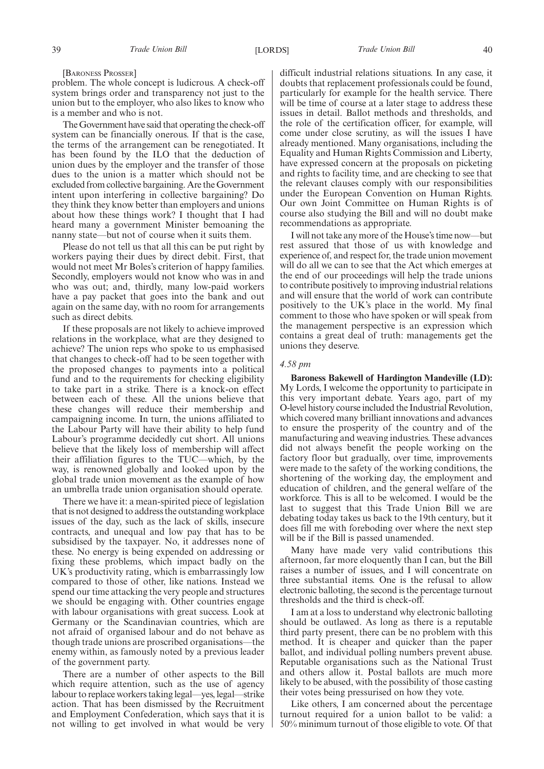[Baroness Prosser]

problem. The whole concept is ludicrous. A check-off system brings order and transparency not just to the union but to the employer, who also likes to know who is a member and who is not.

The Government have said that operating the check-off system can be financially onerous. If that is the case, the terms of the arrangement can be renegotiated. It has been found by the ILO that the deduction of union dues by the employer and the transfer of those dues to the union is a matter which should not be excluded from collective bargaining. Are the Government intent upon interfering in collective bargaining? Do they think they know better than employers and unions about how these things work? I thought that I had heard many a government Minister bemoaning the nanny state—but not of course when it suits them.

Please do not tell us that all this can be put right by workers paying their dues by direct debit. First, that would not meet Mr Boles's criterion of happy families. Secondly, employers would not know who was in and who was out; and, thirdly, many low-paid workers have a pay packet that goes into the bank and out again on the same day, with no room for arrangements such as direct debits.

If these proposals are not likely to achieve improved relations in the workplace, what are they designed to achieve? The union reps who spoke to us emphasised that changes to check-off had to be seen together with the proposed changes to payments into a political fund and to the requirements for checking eligibility to take part in a strike. There is a knock-on effect between each of these. All the unions believe that these changes will reduce their membership and campaigning income. In turn, the unions affiliated to the Labour Party will have their ability to help fund Labour's programme decidedly cut short. All unions believe that the likely loss of membership will affect their affiliation figures to the TUC—which, by the way, is renowned globally and looked upon by the global trade union movement as the example of how an umbrella trade union organisation should operate.

There we have it: a mean-spirited piece of legislation that is not designed to address the outstanding workplace issues of the day, such as the lack of skills, insecure contracts, and unequal and low pay that has to be subsidised by the taxpayer. No, it addresses none of these. No energy is being expended on addressing or fixing these problems, which impact badly on the UK's productivity rating, which is embarrassingly low compared to those of other, like nations. Instead we spend our time attacking the very people and structures we should be engaging with. Other countries engage with labour organisations with great success. Look at Germany or the Scandinavian countries, which are not afraid of organised labour and do not behave as though trade unions are proscribed organisations—the enemy within, as famously noted by a previous leader of the government party.

There are a number of other aspects to the Bill which require attention, such as the use of agency labour to replace workers taking legal—yes, legal—strike action. That has been dismissed by the Recruitment and Employment Confederation, which says that it is not willing to get involved in what would be very difficult industrial relations situations. In any case, it doubts that replacement professionals could be found, particularly for example for the health service. There will be time of course at a later stage to address these issues in detail. Ballot methods and thresholds, and the role of the certification officer, for example, will come under close scrutiny, as will the issues I have already mentioned. Many organisations, including the Equality and Human Rights Commission and Liberty, have expressed concern at the proposals on picketing and rights to facility time, and are checking to see that the relevant clauses comply with our responsibilities under the European Convention on Human Rights. Our own Joint Committee on Human Rights is of course also studying the Bill and will no doubt make recommendations as appropriate.

I will not take any more of the House's time now—but rest assured that those of us with knowledge and experience of, and respect for, the trade union movement will do all we can to see that the Act which emerges at the end of our proceedings will help the trade unions to contribute positively to improving industrial relations and will ensure that the world of work can contribute positively to the UK's place in the world. My final comment to those who have spoken or will speak from the management perspective is an expression which contains a great deal of truth: managements get the unions they deserve.

*4.58 pm*

**Baroness Bakewell of Hardington Mandeville (LD):** My Lords, I welcome the opportunity to participate in this very important debate. Years ago, part of my O-level history course included the Industrial Revolution, which covered many brilliant innovations and advances to ensure the prosperity of the country and of the manufacturing and weaving industries. These advances did not always benefit the people working on the factory floor but gradually, over time, improvements were made to the safety of the working conditions, the shortening of the working day, the employment and education of children, and the general welfare of the workforce. This is all to be welcomed. I would be the last to suggest that this Trade Union Bill we are debating today takes us back to the 19th century, but it does fill me with foreboding over where the next step will be if the Bill is passed unamended.

Many have made very valid contributions this afternoon, far more eloquently than I can, but the Bill raises a number of issues, and I will concentrate on three substantial items. One is the refusal to allow electronic balloting, the second is the percentage turnout thresholds and the third is check-off.

I am at a loss to understand why electronic balloting should be outlawed. As long as there is a reputable third party present, there can be no problem with this method. It is cheaper and quicker than the paper ballot, and individual polling numbers prevent abuse. Reputable organisations such as the National Trust and others allow it. Postal ballots are much more likely to be abused, with the possibility of those casting their votes being pressurised on how they vote.

Like others, I am concerned about the percentage turnout required for a union ballot to be valid: a 50% minimum turnout of those eligible to vote. Of that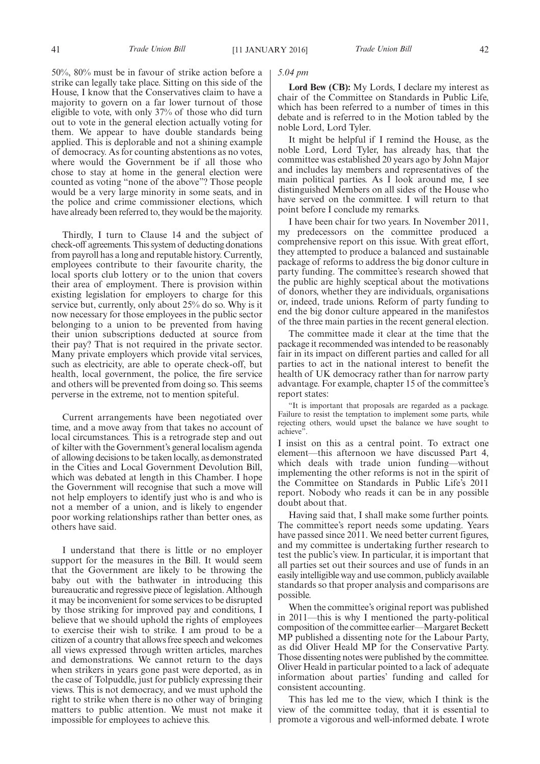50%, 80% must be in favour of strike action before a strike can legally take place. Sitting on this side of the House, I know that the Conservatives claim to have a majority to govern on a far lower turnout of those eligible to vote, with only 37% of those who did turn out to vote in the general election actually voting for them. We appear to have double standards being applied. This is deplorable and not a shining example of democracy. As for counting abstentions as no votes, where would the Government be if all those who chose to stay at home in the general election were counted as voting "none of the above"? Those people would be a very large minority in some seats, and in the police and crime commissioner elections, which have already been referred to, they would be the majority.

Thirdly, I turn to Clause 14 and the subject of check-off agreements. This system of deducting donations from payroll has a long and reputable history. Currently, employees contribute to their favourite charity, the local sports club lottery or to the union that covers their area of employment. There is provision within existing legislation for employers to charge for this service but, currently, only about 25% do so. Why is it now necessary for those employees in the public sector belonging to a union to be prevented from having their union subscriptions deducted at source from their pay? That is not required in the private sector. Many private employers which provide vital services, such as electricity, are able to operate check-off, but health, local government, the police, the fire service and others will be prevented from doing so. This seems perverse in the extreme, not to mention spiteful.

Current arrangements have been negotiated over time, and a move away from that takes no account of local circumstances. This is a retrograde step and out of kilter with the Government's general localism agenda of allowing decisions to be taken locally, as demonstrated in the Cities and Local Government Devolution Bill, which was debated at length in this Chamber. I hope the Government will recognise that such a move will not help employers to identify just who is and who is not a member of a union, and is likely to engender poor working relationships rather than better ones, as others have said.

I understand that there is little or no employer support for the measures in the Bill. It would seem that the Government are likely to be throwing the baby out with the bathwater in introducing this bureaucratic and regressive piece of legislation. Although it may be inconvenient for some services to be disrupted by those striking for improved pay and conditions, I believe that we should uphold the rights of employees to exercise their wish to strike. I am proud to be a citizen of a country that allows free speech and welcomes all views expressed through written articles, marches and demonstrations. We cannot return to the days when strikers in years gone past were deported, as in the case of Tolpuddle, just for publicly expressing their views. This is not democracy, and we must uphold the right to strike when there is no other way of bringing matters to public attention. We must not make it impossible for employees to achieve this.

*5.04 pm*

**Lord Bew (CB):** My Lords, I declare my interest as chair of the Committee on Standards in Public Life, which has been referred to a number of times in this debate and is referred to in the Motion tabled by the noble Lord, Lord Tyler.

It might be helpful if I remind the House, as the noble Lord, Lord Tyler, has already has, that the committee was established 20 years ago by John Major and includes lay members and representatives of the main political parties. As I look around me, I see distinguished Members on all sides of the House who have served on the committee. I will return to that point before I conclude my remarks.

I have been chair for two years. In November 2011, my predecessors on the committee produced a comprehensive report on this issue. With great effort, they attempted to produce a balanced and sustainable package of reforms to address the big donor culture in party funding. The committee's research showed that the public are highly sceptical about the motivations of donors, whether they are individuals, organisations or, indeed, trade unions. Reform of party funding to end the big donor culture appeared in the manifestos of the three main parties in the recent general election.

The committee made it clear at the time that the package it recommended was intended to be reasonably fair in its impact on different parties and called for all parties to act in the national interest to benefit the health of UK democracy rather than for narrow party advantage. For example, chapter 15 of the committee's report states:

> "It is important that proposals are regarded as a package. Failure to resist the temptation to implement some parts, while rejecting others, would upset the balance we have sought to achieve".

I insist on this as a central point. To extract one element—this afternoon we have discussed Part 4, which deals with trade union funding—without implementing the other reforms is not in the spirit of the Committee on Standards in Public Life's 2011 report. Nobody who reads it can be in any possible doubt about that.

Having said that, I shall make some further points. The committee's report needs some updating. Years have passed since 2011. We need better current figures, and my committee is undertaking further research to test the public's view. In particular, it is important that all parties set out their sources and use of funds in an easily intelligible way and use common, publicly available standards so that proper analysis and comparisons are possible.

When the committee's original report was published in 2011—this is why I mentioned the party-political composition of the committee earlier—Margaret Beckett MP published a dissenting note for the Labour Party, as did Oliver Heald MP for the Conservative Party. Those dissenting notes were published by the committee. Oliver Heald in particular pointed to a lack of adequate information about parties' funding and called for consistent accounting.

This has led me to the view, which I think is the view of the committee today, that it is essential to promote a vigorous and well-informed debate. I wrote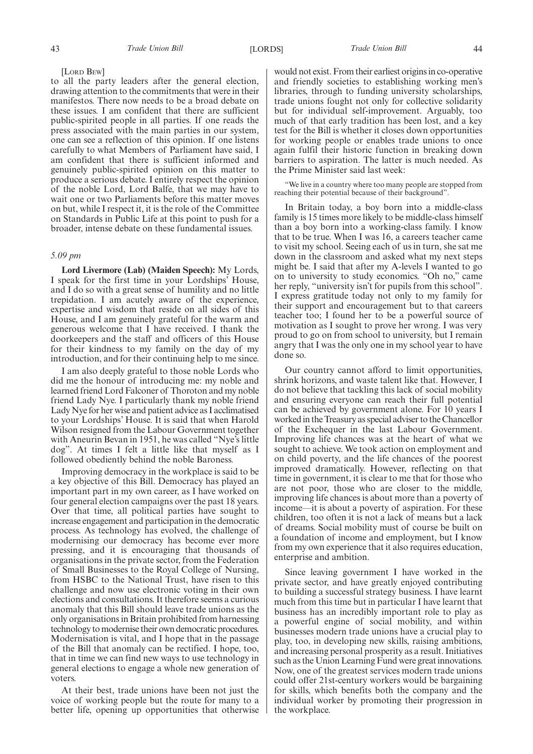[Lord Bew]

to all the party leaders after the general election, drawing attention to the commitments that were in their manifestos. There now needs to be a broad debate on these issues. I am confident that there are sufficient public-spirited people in all parties. If one reads the press associated with the main parties in our system, one can see a reflection of this opinion. If one listens carefully to what Members of Parliament have said, I am confident that there is sufficient informed and genuinely public-spirited opinion on this matter to produce a serious debate. I entirely respect the opinion of the noble Lord, Lord Balfe, that we may have to wait one or two Parliaments before this matter moves on but, while I respect it, it is the role of the Committee on Standards in Public Life at this point to push for a broader, intense debate on these fundamental issues.

*5.09 pm*

**Lord Livermore (Lab) (Maiden Speech):** My Lords, I speak for the first time in your Lordships' House, and I do so with a great sense of humility and no little trepidation. I am acutely aware of the experience, expertise and wisdom that reside on all sides of this House, and I am genuinely grateful for the warm and generous welcome that I have received. I thank the doorkeepers and the staff and officers of this House for their kindness to my family on the day of my introduction, and for their continuing help to me since.

I am also deeply grateful to those noble Lords who did me the honour of introducing me: my noble and learned friend Lord Falconer of Thoroton and my noble friend Lady Nye. I particularly thank my noble friend Lady Nye for her wise and patient advice as I acclimatised to your Lordships' House. It is said that when Harold Wilson resigned from the Labour Government together with Aneurin Bevan in 1951, he was called "Nye's little dog". At times I felt a little like that myself as I followed obediently behind the noble Baroness.

Improving democracy in the workplace is said to be a key objective of this Bill. Democracy has played an important part in my own career, as I have worked on four general election campaigns over the past 18 years. Over that time, all political parties have sought to increase engagement and participation in the democratic process. As technology has evolved, the challenge of modernising our democracy has become ever more pressing, and it is encouraging that thousands of organisations in the private sector, from the Federation of Small Businesses to the Royal College of Nursing, from HSBC to the National Trust, have risen to this challenge and now use electronic voting in their own elections and consultations. It therefore seems a curious anomaly that this Bill should leave trade unions as the only organisations in Britain prohibited from harnessing technology to modernise their own democratic procedures. Modernisation is vital, and I hope that in the passage of the Bill that anomaly can be rectified. I hope, too, that in time we can find new ways to use technology in general elections to engage a whole new generation of voters.

At their best, trade unions have been not just the voice of working people but the route for many to a better life, opening up opportunities that otherwise would not exist. From their earliest origins in co-operative and friendly societies to establishing working men's libraries, through to funding university scholarships, trade unions fought not only for collective solidarity but for individual self-improvement. Arguably, too much of that early tradition has been lost, and a key test for the Bill is whether it closes down opportunities for working people or enables trade unions to once again fulfil their historic function in breaking down barriers to aspiration. The latter is much needed. As the Prime Minister said last week:

"We live in a country where too many people are stopped from reaching their potential because of their background".

In Britain today, a boy born into a middle-class family is 15 times more likely to be middle-class himself than a boy born into a working-class family. I know that to be true. When I was 16, a careers teacher came to visit my school. Seeing each of us in turn, she sat me down in the classroom and asked what my next steps might be. I said that after my A-levels I wanted to go on to university to study economics. "Oh no," came her reply, "university isn't for pupils from this school". I express gratitude today not only to my family for their support and encouragement but to that careers teacher too; I found her to be a powerful source of motivation as I sought to prove her wrong. I was very proud to go on from school to university, but I remain angry that I was the only one in my school year to have done so.

Our country cannot afford to limit opportunities, shrink horizons, and waste talent like that. However, I do not believe that tackling this lack of social mobility and ensuring everyone can reach their full potential can be achieved by government alone. For 10 years I worked in the Treasury as special adviser to the Chancellor of the Exchequer in the last Labour Government. Improving life chances was at the heart of what we sought to achieve. We took action on employment and on child poverty, and the life chances of the poorest improved dramatically. However, reflecting on that time in government, it is clear to me that for those who are not poor, those who are closer to the middle, improving life chances is about more than a poverty of income—it is about a poverty of aspiration. For these children, too often it is not a lack of means but a lack of dreams. Social mobility must of course be built on a foundation of income and employment, but I know from my own experience that it also requires education, enterprise and ambition.

Since leaving government I have worked in the private sector, and have greatly enjoyed contributing to building a successful strategy business. I have learnt much from this time but in particular I have learnt that business has an incredibly important role to play as a powerful engine of social mobility, and within businesses modern trade unions have a crucial play to play, too, in developing new skills, raising ambitions, and increasing personal prosperity as a result. Initiatives such as the Union Learning Fund were great innovations. Now, one of the greatest services modern trade unions could offer 21st-century workers would be bargaining for skills, which benefits both the company and the individual worker by promoting their progression in the workplace.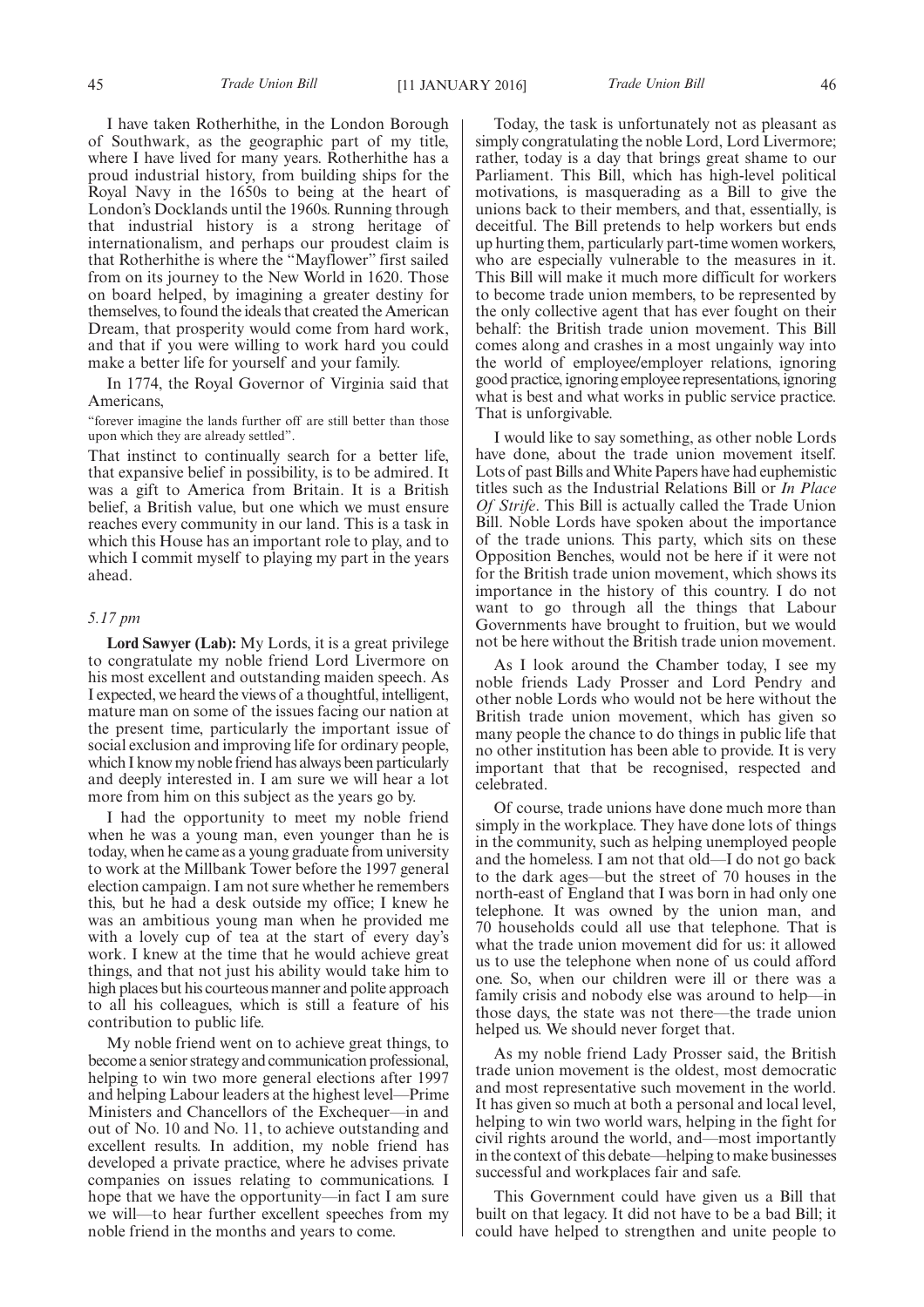I have taken Rotherhithe, in the London Borough of Southwark, as the geographic part of my title, where I have lived for many years. Rotherhithe has a proud industrial history, from building ships for the Royal Navy in the 1650s to being at the heart of London's Docklands until the 1960s. Running through that industrial history is a strong heritage of internationalism, and perhaps our proudest claim is that Rotherhithe is where the "Mayflower" first sailed from on its journey to the New World in 1620. Those on board helped, by imagining a greater destiny for themselves, to found the ideals that created the American Dream, that prosperity would come from hard work, and that if you were willing to work hard you could make a better life for yourself and your family.

In 1774, the Royal Governor of Virginia said that Americans,

"forever imagine the lands further off are still better than those upon which they are already settled".

That instinct to continually search for a better life, that expansive belief in possibility, is to be admired. It was a gift to America from Britain. It is a British belief, a British value, but one which we must ensure reaches every community in our land. This is a task in which this House has an important role to play, and to which I commit myself to playing my part in the years ahead.

*5.17 pm*

**Lord Sawyer (Lab):** My Lords, it is a great privilege to congratulate my noble friend Lord Livermore on his most excellent and outstanding maiden speech. As I expected, we heard the views of a thoughtful, intelligent, mature man on some of the issues facing our nation at the present time, particularly the important issue of social exclusion and improving life for ordinary people, which I know my noble friend has always been particularly and deeply interested in. I am sure we will hear a lot more from him on this subject as the years go by.

I had the opportunity to meet my noble friend when he was a young man, even younger than he is today, when he came as a young graduate from university to work at the Millbank Tower before the 1997 general election campaign. I am not sure whether he remembers this, but he had a desk outside my office; I knew he was an ambitious young man when he provided me with a lovely cup of tea at the start of every day's work. I knew at the time that he would achieve great things, and that not just his ability would take him to high places but his courteous manner and polite approach to all his colleagues, which is still a feature of his contribution to public life.

My noble friend went on to achieve great things, to become a senior strategy and communication professional, helping to win two more general elections after 1997 and helping Labour leaders at the highest level—Prime Ministers and Chancellors of the Exchequer—in and out of No. 10 and No. 11, to achieve outstanding and excellent results. In addition, my noble friend has developed a private practice, where he advises private companies on issues relating to communications. I hope that we have the opportunity—in fact I am sure we will—to hear further excellent speeches from my noble friend in the months and years to come.

Today, the task is unfortunately not as pleasant as simply congratulating the noble Lord, Lord Livermore; rather, today is a day that brings great shame to our Parliament. This Bill, which has high-level political motivations, is masquerading as a Bill to give the unions back to their members, and that, essentially, is deceitful. The Bill pretends to help workers but ends up hurting them, particularly part-time women workers, who are especially vulnerable to the measures in it. This Bill will make it much more difficult for workers to become trade union members, to be represented by the only collective agent that has ever fought on their behalf: the British trade union movement. This Bill comes along and crashes in a most ungainly way into the world of employee/employer relations, ignoring good practice, ignoring employee representations, ignoring what is best and what works in public service practice. That is unforgivable.

I would like to say something, as other noble Lords have done, about the trade union movement itself. Lots of past Bills and White Papers have had euphemistic titles such as the Industrial Relations Bill or *In Place Of Strife*. This Bill is actually called the Trade Union Bill. Noble Lords have spoken about the importance of the trade unions. This party, which sits on these Opposition Benches, would not be here if it were not for the British trade union movement, which shows its importance in the history of this country. I do not want to go through all the things that Labour Governments have brought to fruition, but we would not be here without the British trade union movement.

As I look around the Chamber today, I see my noble friends Lady Prosser and Lord Pendry and other noble Lords who would not be here without the British trade union movement, which has given so many people the chance to do things in public life that no other institution has been able to provide. It is very important that that be recognised, respected and celebrated.

Of course, trade unions have done much more than simply in the workplace. They have done lots of things in the community, such as helping unemployed people and the homeless. I am not that old—I do not go back to the dark ages—but the street of 70 houses in the north-east of England that I was born in had only one telephone. It was owned by the union man, and 70 households could all use that telephone. That is what the trade union movement did for us: it allowed us to use the telephone when none of us could afford one. So, when our children were ill or there was a family crisis and nobody else was around to help—in those days, the state was not there—the trade union helped us. We should never forget that.

As my noble friend Lady Prosser said, the British trade union movement is the oldest, most democratic and most representative such movement in the world. It has given so much at both a personal and local level, helping to win two world wars, helping in the fight for civil rights around the world, and—most importantly in the context of this debate—helping to make businesses successful and workplaces fair and safe.

This Government could have given us a Bill that built on that legacy. It did not have to be a bad Bill; it could have helped to strengthen and unite people to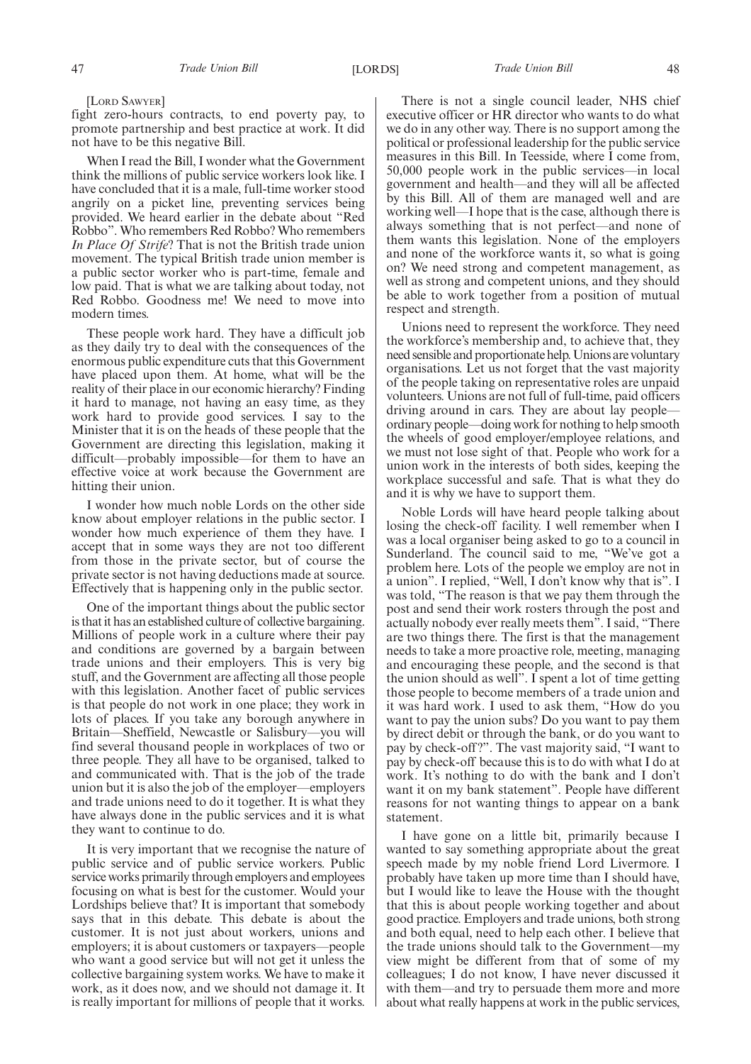[LORD SAWYER]

fight zero-hours contracts, to end poverty pay, to promote partnership and best practice at work. It did not have to be this negative Bill.

When I read the Bill, I wonder what the Government think the millions of public service workers look like. I have concluded that it is a male, full-time worker stood angrily on a picket line, preventing services being provided. We heard earlier in the debate about "Red Robbo". Who remembers Red Robbo? Who remembers *In Place Of Strife*? That is not the British trade union movement. The typical British trade union member is a public sector worker who is part-time, female and low paid. That is what we are talking about today, not Red Robbo. Goodness me! We need to move into modern times.

These people work hard. They have a difficult job as they daily try to deal with the consequences of the enormous public expenditure cuts that this Government have placed upon them. At home, what will be the reality of their place in our economic hierarchy? Finding it hard to manage, not having an easy time, as they work hard to provide good services. I say to the Minister that it is on the heads of these people that the Government are directing this legislation, making it difficult—probably impossible—for them to have an effective voice at work because the Government are hitting their union.

I wonder how much noble Lords on the other side know about employer relations in the public sector. I wonder how much experience of them they have. I accept that in some ways they are not too different from those in the private sector, but of course the private sector is not having deductions made at source. Effectively that is happening only in the public sector.

One of the important things about the public sector is that it has an established culture of collective bargaining. Millions of people work in a culture where their pay and conditions are governed by a bargain between trade unions and their employers. This is very big stuff, and the Government are affecting all those people with this legislation. Another facet of public services is that people do not work in one place; they work in lots of places. If you take any borough anywhere in Britain—Sheffield, Newcastle or Salisbury—you will find several thousand people in workplaces of two or three people. They all have to be organised, talked to and communicated with. That is the job of the trade union but it is also the job of the employer—employers and trade unions need to do it together. It is what they have always done in the public services and it is what they want to continue to do.

It is very important that we recognise the nature of public service and of public service workers. Public service works primarily through employers and employees focusing on what is best for the customer. Would your Lordships believe that? It is important that somebody says that in this debate. This debate is about the customer. It is not just about workers, unions and employers; it is about customers or taxpayers—people who want a good service but will not get it unless the collective bargaining system works. We have to make it work, as it does now, and we should not damage it. It is really important for millions of people that it works.

There is not a single council leader, NHS chief executive officer or HR director who wants to do what we do in any other way. There is no support among the political or professional leadership for the public service measures in this Bill. In Teesside, where I come from, 50,000 people work in the public services—in local government and health—and they will all be affected by this Bill. All of them are managed well and are working well—I hope that is the case, although there is always something that is not perfect—and none of them wants this legislation. None of the employers and none of the workforce wants it, so what is going on? We need strong and competent management, as well as strong and competent unions, and they should be able to work together from a position of mutual respect and strength.

Unions need to represent the workforce. They need the workforce's membership and, to achieve that, they need sensible and proportionate help. Unions are voluntary organisations. Let us not forget that the vast majority of the people taking on representative roles are unpaid volunteers. Unions are not full of full-time, paid officers driving around in cars. They are about lay people—ordinary people—doing work for nothing to help smooth the wheels of good employer/employee relations, and we must not lose sight of that. People who work for a union work in the interests of both sides, keeping the workplace successful and safe. That is what they do and it is why we have to support them.

Noble Lords will have heard people talking about losing the check-off facility. I well remember when I was a local organiser being asked to go to a council in Sunderland. The council said to me, "We've got a problem here. Lots of the people we employ are not in a union". I replied, "Well, I don't know why that is". I was told, "The reason is that we pay them through the post and send their work rosters through the post and actually nobody ever really meets them". I said, "There are two things there. The first is that the management needs to take a more proactive role, meeting, managing and encouraging these people, and the second is that the union should as well". I spent a lot of time getting those people to become members of a trade union and it was hard work. I used to ask them, "How do you want to pay the union subs? Do you want to pay them by direct debit or through the bank, or do you want to pay by check-off?". The vast majority said, "I want to pay by check-off because this is to do with what I do at work. It's nothing to do with the bank and I don't want it on my bank statement". People have different reasons for not wanting things to appear on a bank statement.

I have gone on a little bit, primarily because I wanted to say something appropriate about the great speech made by my noble friend Lord Livermore. I probably have taken up more time than I should have, but I would like to leave the House with the thought that this is about people working together and about good practice. Employers and trade unions, both strong and both equal, need to help each other. I believe that the trade unions should talk to the Government—my view might be different from that of some of my colleagues; I do not know, I have never discussed it with them—and try to persuade them more and more about what really happens at work in the public services,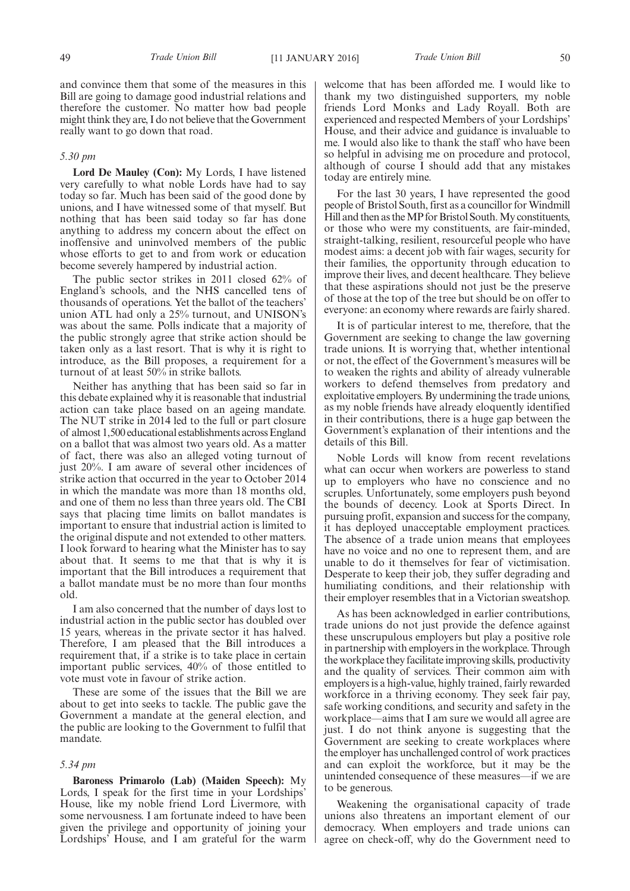and convince them that some of the measures in this Bill are going to damage good industrial relations and therefore the customer. No matter how bad people might think they are, I do not believe that the Government really want to go down that road.

*5.30 pm*

**Lord De Mauley (Con):** My Lords, I have listened very carefully to what noble Lords have had to say today so far. Much has been said of the good done by unions, and I have witnessed some of that myself. But nothing that has been said today so far has done anything to address my concern about the effect on inoffensive and uninvolved members of the public whose efforts to get to and from work or education become severely hampered by industrial action.

The public sector strikes in 2011 closed 62% of England's schools, and the NHS cancelled tens of thousands of operations. Yet the ballot of the teachers' union ATL had only a 25% turnout, and UNISON's was about the same. Polls indicate that a majority of the public strongly agree that strike action should be taken only as a last resort. That is why it is right to introduce, as the Bill proposes, a requirement for a turnout of at least 50% in strike ballots.

Neither has anything that has been said so far in this debate explained why it is reasonable that industrial action can take place based on an ageing mandate. The NUT strike in 2014 led to the full or part closure of almost 1,500 educational establishments across England on a ballot that was almost two years old. As a matter of fact, there was also an alleged voting turnout of just 20%. I am aware of several other incidences of strike action that occurred in the year to October 2014 in which the mandate was more than 18 months old, and one of them no less than three years old. The CBI says that placing time limits on ballot mandates is important to ensure that industrial action is limited to the original dispute and not extended to other matters. I look forward to hearing what the Minister has to say about that. It seems to me that that is why it is important that the Bill introduces a requirement that a ballot mandate must be no more than four months old.

I am also concerned that the number of days lost to industrial action in the public sector has doubled over 15 years, whereas in the private sector it has halved. Therefore, I am pleased that the Bill introduces a requirement that, if a strike is to take place in certain important public services, 40% of those entitled to vote must vote in favour of strike action.

These are some of the issues that the Bill we are about to get into seeks to tackle. The public gave the Government a mandate at the general election, and the public are looking to the Government to fulfil that mandate.

*5.34 pm*

**Baroness Primarolo (Lab) (Maiden Speech):** My Lords, I speak for the first time in your Lordships' House, like my noble friend Lord Livermore, with some nervousness. I am fortunate indeed to have been given the privilege and opportunity of joining your Lordships' House, and I am grateful for the warm welcome that has been afforded me. I would like to thank my two distinguished supporters, my noble friends Lord Monks and Lady Royall. Both are experienced and respected Members of your Lordships' House, and their advice and guidance is invaluable to me. I would also like to thank the staff who have been so helpful in advising me on procedure and protocol, although of course I should add that any mistakes today are entirely mine.

For the last 30 years, I have represented the good people of Bristol South, first as a councillor for Windmill Hill and then as the MP for Bristol South. My constituents, or those who were my constituents, are fair-minded, straight-talking, resilient, resourceful people who have modest aims: a decent job with fair wages, security for their families, the opportunity through education to improve their lives, and decent healthcare. They believe that these aspirations should not just be the preserve of those at the top of the tree but should be on offer to everyone: an economy where rewards are fairly shared.

It is of particular interest to me, therefore, that the Government are seeking to change the law governing trade unions. It is worrying that, whether intentional or not, the effect of the Government's measures will be to weaken the rights and ability of already vulnerable workers to defend themselves from predatory and exploitative employers. By undermining the trade unions, as my noble friends have already eloquently identified in their contributions, there is a huge gap between the Government's explanation of their intentions and the details of this Bill.

Noble Lords will know from recent revelations what can occur when workers are powerless to stand up to employers who have no conscience and no scruples. Unfortunately, some employers push beyond the bounds of decency. Look at Sports Direct. In pursuing profit, expansion and success for the company, it has deployed unacceptable employment practices. The absence of a trade union means that employees have no voice and no one to represent them, and are unable to do it themselves for fear of victimisation. Desperate to keep their job, they suffer degrading and humiliating conditions, and their relationship with their employer resembles that in a Victorian sweatshop.

As has been acknowledged in earlier contributions, trade unions do not just provide the defence against these unscrupulous employers but play a positive role in partnership with employers in the workplace. Through the workplace they facilitate improving skills, productivity and the quality of services. Their common aim with employers is a high-value, highly trained, fairly rewarded workforce in a thriving economy. They seek fair pay, safe working conditions, and security and safety in the workplace—aims that I am sure we would all agree are just. I do not think anyone is suggesting that the Government are seeking to create workplaces where the employer has unchallenged control of work practices and can exploit the workforce, but it may be the unintended consequence of these measures—if we are to be generous.

Weakening the organisational capacity of trade unions also threatens an important element of our democracy. When employers and trade unions can agree on check-off, why do the Government need to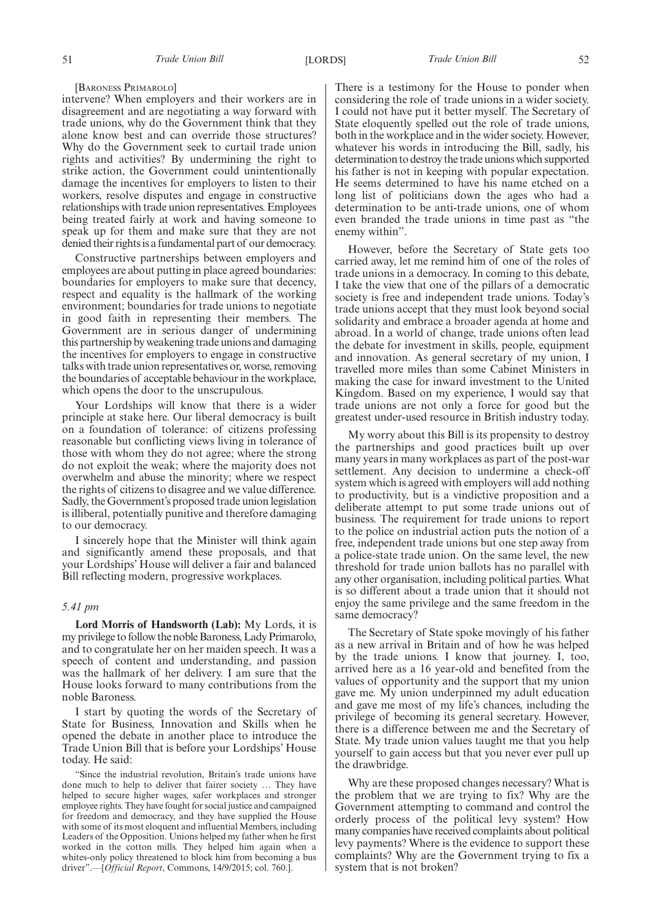[BARONESS PRIMAROLO]

intervene? When employers and their workers are in disagreement and are negotiating a way forward with trade unions, why do the Government think that they alone know best and can override those structures? Why do the Government seek to curtail trade union rights and activities? By undermining the right to strike action, the Government could unintentionally damage the incentives for employers to listen to their workers, resolve disputes and engage in constructive relationships with trade union representatives. Employees being treated fairly at work and having someone to speak up for them and make sure that they are not denied their rights is a fundamental part of our democracy.

Constructive partnerships between employers and employees are about putting in place agreed boundaries: boundaries for employers to make sure that decency, respect and equality is the hallmark of the working environment; boundaries for trade unions to negotiate in good faith in representing their members. The Government are in serious danger of undermining this partnership by weakening trade unions and damaging the incentives for employers to engage in constructive talks with trade union representatives or, worse, removing the boundaries of acceptable behaviour in the workplace, which opens the door to the unscrupulous.

Your Lordships will know that there is a wider principle at stake here. Our liberal democracy is built on a foundation of tolerance: of citizens professing reasonable but conflicting views living in tolerance of those with whom they do not agree; where the strong do not exploit the weak; where the majority does not overwhelm and abuse the minority; where we respect the rights of citizens to disagree and we value difference. Sadly, the Government's proposed trade union legislation is illiberal, potentially punitive and therefore damaging to our democracy.

I sincerely hope that the Minister will think again and significantly amend these proposals, and that your Lordships' House will deliver a fair and balanced Bill reflecting modern, progressive workplaces.

*5.41 pm*

**Lord Morris of Handsworth (Lab):** My Lords, it is my privilege to follow the noble Baroness, Lady Primarolo, and to congratulate her on her maiden speech. It was a speech of content and understanding, and passion was the hallmark of her delivery. I am sure that the House looks forward to many contributions from the noble Baroness.

I start by quoting the words of the Secretary of State for Business, Innovation and Skills when he opened the debate in another place to introduce the Trade Union Bill that is before your Lordships' House today. He said:

> "Since the industrial revolution, Britain's trade unions have done much to help to deliver that fairer society … They have helped to secure higher wages, safer workplaces and stronger employee rights. They have fought for social justice and campaigned for freedom and democracy, and they have supplied the House with some of its most eloquent and influential Members, including Leaders of the Opposition. Unions helped my father when he first worked in the cotton mills. They helped him again when a whites-only policy threatened to block him from becoming a bus driver".—[*Official Report*, Commons, 14/9/2015; col. 760.].

There is a testimony for the House to ponder when considering the role of trade unions in a wider society. I could not have put it better myself. The Secretary of State eloquently spelled out the role of trade unions, both in the workplace and in the wider society. However, whatever his words in introducing the Bill, sadly, his determination to destroy the trade unions which supported his father is not in keeping with popular expectation. He seems determined to have his name etched on a long list of politicians down the ages who had a determination to be anti-trade unions, one of whom even branded the trade unions in time past as "the enemy within".

However, before the Secretary of State gets too carried away, let me remind him of one of the roles of trade unions in a democracy. In coming to this debate, I take the view that one of the pillars of a democratic society is free and independent trade unions. Today's trade unions accept that they must look beyond social solidarity and embrace a broader agenda at home and abroad. In a world of change, trade unions often lead the debate for investment in skills, people, equipment and innovation. As general secretary of my union, I travelled more miles than some Cabinet Ministers in making the case for inward investment to the United Kingdom. Based on my experience, I would say that trade unions are not only a force for good but the greatest under-used resource in British industry today.

My worry about this Bill is its propensity to destroy the partnerships and good practices built up over many years in many workplaces as part of the post-war settlement. Any decision to undermine a check-off system which is agreed with employers will add nothing to productivity, but is a vindictive proposition and a deliberate attempt to put some trade unions out of business. The requirement for trade unions to report to the police on industrial action puts the notion of a free, independent trade unions but one step away from a police-state trade union. On the same level, the new threshold for trade union ballots has no parallel with any other organisation, including political parties. What is so different about a trade union that it should not enjoy the same privilege and the same freedom in the same democracy?

The Secretary of State spoke movingly of his father as a new arrival in Britain and of how he was helped by the trade unions. I know that journey. I, too, arrived here as a 16 year-old and benefited from the values of opportunity and the support that my union gave me. My union underpinned my adult education and gave me most of my life's chances, including the privilege of becoming its general secretary. However, there is a difference between me and the Secretary of State. My trade union values taught me that you help yourself to gain access but that you never ever pull up the drawbridge.

Why are these proposed changes necessary? What is the problem that we are trying to fix? Why are the Government attempting to command and control the orderly process of the political levy system? How many companies have received complaints about political levy payments? Where is the evidence to support these complaints? Why are the Government trying to fix a system that is not broken?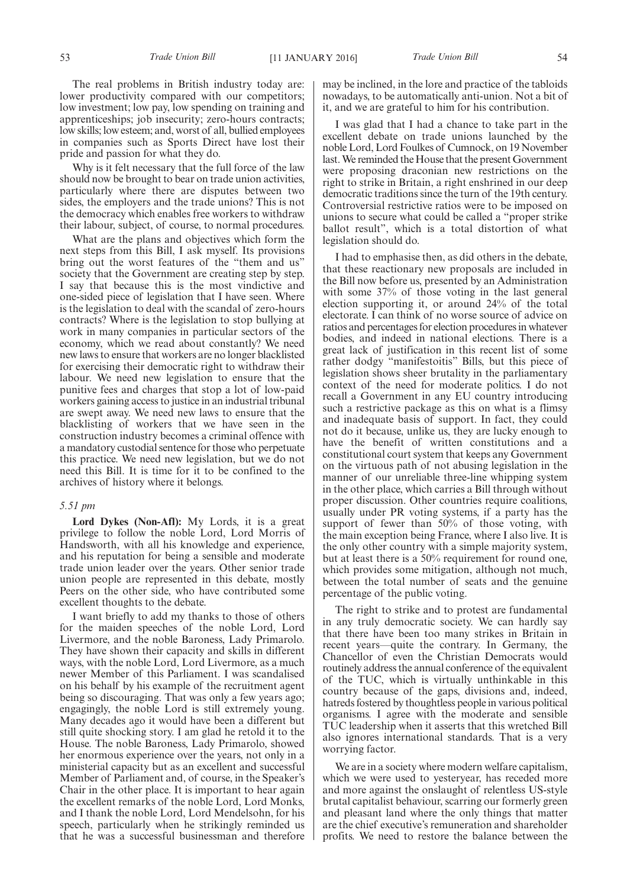The real problems in British industry today are: lower productivity compared with our competitors; low investment; low pay, low spending on training and apprenticeships; job insecurity; zero-hours contracts; low skills; low esteem; and, worst of all, bullied employees in companies such as Sports Direct have lost their pride and passion for what they do.

Why is it felt necessary that the full force of the law should now be brought to bear on trade union activities, particularly where there are disputes between two sides, the employers and the trade unions? This is not the democracy which enables free workers to withdraw their labour, subject, of course, to normal procedures.

What are the plans and objectives which form the next steps from this Bill, I ask myself. Its provisions bring out the worst features of the "them and us" society that the Government are creating step by step. I say that because this is the most vindictive and one-sided piece of legislation that I have seen. Where is the legislation to deal with the scandal of zero-hours contracts? Where is the legislation to stop bullying at work in many companies in particular sectors of the economy, which we read about constantly? We need new laws to ensure that workers are no longer blacklisted for exercising their democratic right to withdraw their labour. We need new legislation to ensure that the punitive fees and charges that stop a lot of low-paid workers gaining access to justice in an industrial tribunal are swept away. We need new laws to ensure that the blacklisting of workers that we have seen in the construction industry becomes a criminal offence with a mandatory custodial sentence for those who perpetuate this practice. We need new legislation, but we do not need this Bill. It is time for it to be confined to the archives of history where it belongs.

*5.51 pm*

**Lord Dykes (Non-Afl):** My Lords, it is a great privilege to follow the noble Lord, Lord Morris of Handsworth, with all his knowledge and experience, and his reputation for being a sensible and moderate trade union leader over the years. Other senior trade union people are represented in this debate, mostly Peers on the other side, who have contributed some excellent thoughts to the debate.

I want briefly to add my thanks to those of others for the maiden speeches of the noble Lord, Lord Livermore, and the noble Baroness, Lady Primarolo. They have shown their capacity and skills in different ways, with the noble Lord, Lord Livermore, as a much newer Member of this Parliament. I was scandalised on his behalf by his example of the recruitment agent being so discouraging. That was only a few years ago; engagingly, the noble Lord is still extremely young. Many decades ago it would have been a different but still quite shocking story. I am glad he retold it to the House. The noble Baroness, Lady Primarolo, showed her enormous experience over the years, not only in a ministerial capacity but as an excellent and successful Member of Parliament and, of course, in the Speaker's Chair in the other place. It is important to hear again the excellent remarks of the noble Lord, Lord Monks, and I thank the noble Lord, Lord Mendelsohn, for his speech, particularly when he strikingly reminded us that he was a successful businessman and therefore may be inclined, in the lore and practice of the tabloids nowadays, to be automatically anti-union. Not a bit of it, and we are grateful to him for his contribution.

I was glad that I had a chance to take part in the excellent debate on trade unions launched by the noble Lord, Lord Foulkes of Cumnock, on 19 November last. We reminded the House that the present Government were proposing draconian new restrictions on the right to strike in Britain, a right enshrined in our deep democratic traditions since the turn of the 19th century. Controversial restrictive ratios were to be imposed on unions to secure what could be called a "proper strike ballot result", which is a total distortion of what legislation should do.

I had to emphasise then, as did others in the debate, that these reactionary new proposals are included in the Bill now before us, presented by an Administration with some 37% of those voting in the last general election supporting it, or around 24% of the total electorate. I can think of no worse source of advice on ratios and percentages for election procedures in whatever bodies, and indeed in national elections. There is a great lack of justification in this recent list of some rather dodgy "manifestoitis" Bills, but this piece of legislation shows sheer brutality in the parliamentary context of the need for moderate politics. I do not recall a Government in any EU country introducing such a restrictive package as this on what is a flimsy and inadequate basis of support. In fact, they could not do it because, unlike us, they are lucky enough to have the benefit of written constitutions and a constitutional court system that keeps any Government on the virtuous path of not abusing legislation in the manner of our unreliable three-line whipping system in the other place, which carries a Bill through without proper discussion. Other countries require coalitions, usually under PR voting systems, if a party has the support of fewer than 50% of those voting, with the main exception being France, where I also live. It is the only other country with a simple majority system, but at least there is a 50% requirement for round one, which provides some mitigation, although not much, between the total number of seats and the genuine percentage of the public voting.

The right to strike and to protest are fundamental in any truly democratic society. We can hardly say that there have been too many strikes in Britain in recent years—quite the contrary. In Germany, the Chancellor of even the Christian Democrats would routinely address the annual conference of the equivalent of the TUC, which is virtually unthinkable in this country because of the gaps, divisions and, indeed, hatreds fostered by thoughtless people in various political organisms. I agree with the moderate and sensible TUC leadership when it asserts that this wretched Bill also ignores international standards. That is a very worrying factor.

We are in a society where modern welfare capitalism, which we were used to yesteryear, has receded more and more against the onslaught of relentless US-style brutal capitalist behaviour, scarring our formerly green and pleasant land where the only things that matter are the chief executive's remuneration and shareholder profits. We need to restore the balance between the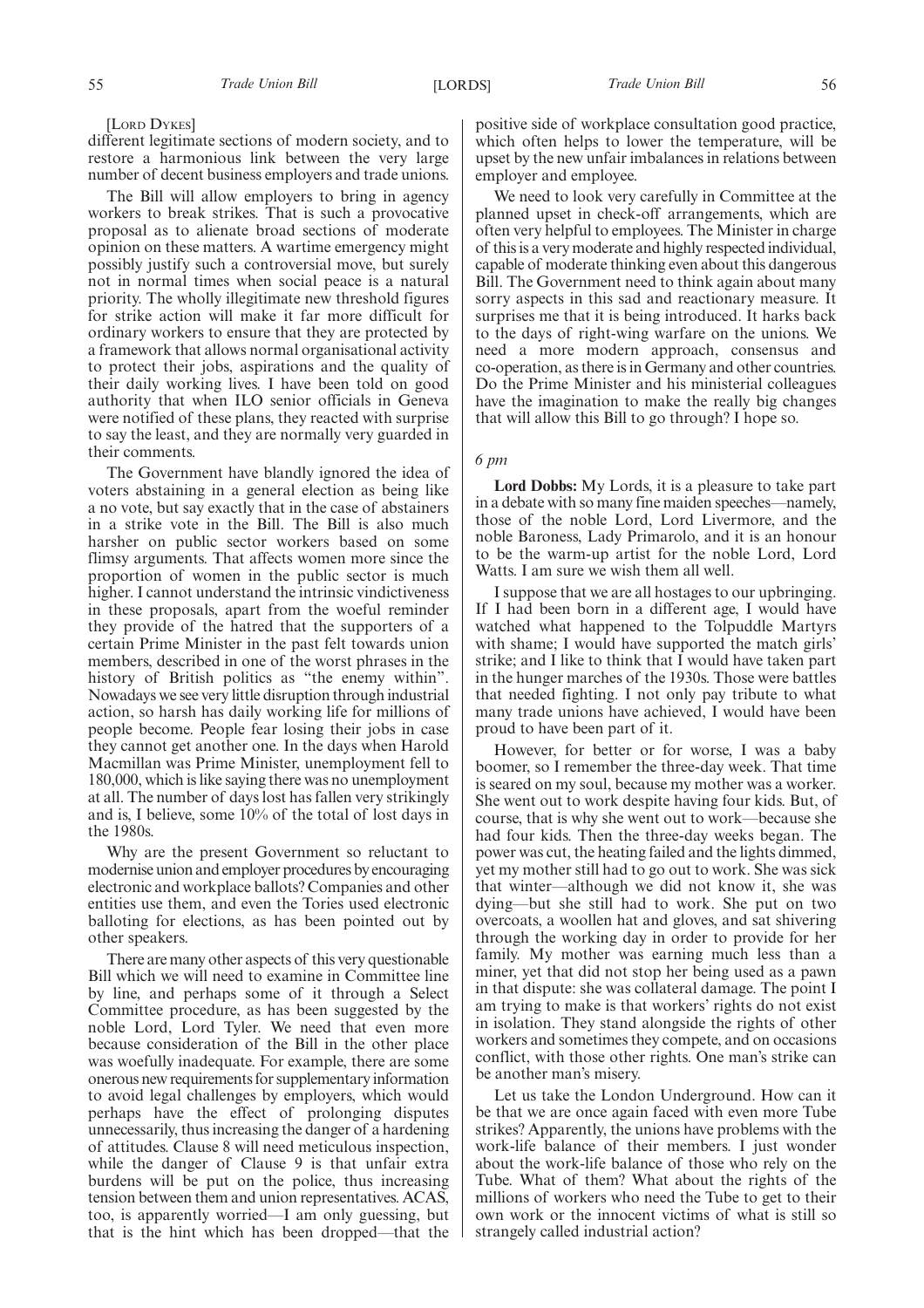[Lord Dykes]

different legitimate sections of modern society, and to restore a harmonious link between the very large number of decent business employers and trade unions.

The Bill will allow employers to bring in agency workers to break strikes. That is such a provocative proposal as to alienate broad sections of moderate opinion on these matters. A wartime emergency might possibly justify such a controversial move, but surely not in normal times when social peace is a natural priority. The wholly illegitimate new threshold figures for strike action will make it far more difficult for ordinary workers to ensure that they are protected by a framework that allows normal organisational activity to protect their jobs, aspirations and the quality of their daily working lives. I have been told on good authority that when ILO senior officials in Geneva were notified of these plans, they reacted with surprise to say the least, and they are normally very guarded in their comments.

The Government have blandly ignored the idea of voters abstaining in a general election as being like a no vote, but say exactly that in the case of abstainers in a strike vote in the Bill. The Bill is also much harsher on public sector workers based on some flimsy arguments. That affects women more since the proportion of women in the public sector is much higher. I cannot understand the intrinsic vindictiveness in these proposals, apart from the woeful reminder they provide of the hatred that the supporters of a certain Prime Minister in the past felt towards union members, described in one of the worst phrases in the history of British politics as "the enemy within". Nowadays we see very little disruption through industrial action, so harsh has daily working life for millions of people become. People fear losing their jobs in case they cannot get another one. In the days when Harold Macmillan was Prime Minister, unemployment fell to 180,000, which is like saying there was no unemployment at all. The number of days lost has fallen very strikingly and is, I believe, some 10% of the total of lost days in the 1980s.

Why are the present Government so reluctant to modernise union and employer procedures by encouraging electronic and workplace ballots? Companies and other entities use them, and even the Tories used electronic balloting for elections, as has been pointed out by other speakers.

There are many other aspects of this very questionable Bill which we will need to examine in Committee line by line, and perhaps some of it through a Select Committee procedure, as has been suggested by the noble Lord, Lord Tyler. We need that even more because consideration of the Bill in the other place was woefully inadequate. For example, there are some onerous new requirements for supplementary information to avoid legal challenges by employers, which would perhaps have the effect of prolonging disputes unnecessarily, thus increasing the danger of a hardening of attitudes. Clause 8 will need meticulous inspection, while the danger of Clause 9 is that unfair extra burdens will be put on the police, thus increasing tension between them and union representatives. ACAS, too, is apparently worried—I am only guessing, but that is the hint which has been dropped—that the positive side of workplace consultation good practice, which often helps to lower the temperature, will be upset by the new unfair imbalances in relations between employer and employee.

We need to look very carefully in Committee at the planned upset in check-off arrangements, which are often very helpful to employees. The Minister in charge of this is a very moderate and highly respected individual, capable of moderate thinking even about this dangerous Bill. The Government need to think again about many sorry aspects in this sad and reactionary measure. It surprises me that it is being introduced. It harks back to the days of right-wing warfare on the unions. We need a more modern approach, consensus and co-operation, as there is in Germany and other countries. Do the Prime Minister and his ministerial colleagues have the imagination to make the really big changes that will allow this Bill to go through? I hope so.

*6 pm*

**Lord Dobbs:** My Lords, it is a pleasure to take part in a debate with so many fine maiden speeches—namely, those of the noble Lord, Lord Livermore, and the noble Baroness, Lady Primarolo, and it is an honour to be the warm-up artist for the noble Lord, Lord Watts. I am sure we wish them all well.

I suppose that we are all hostages to our upbringing. If I had been born in a different age, I would have watched what happened to the Tolpuddle Martyrs with shame; I would have supported the match girls' strike; and I like to think that I would have taken part in the hunger marches of the 1930s. Those were battles that needed fighting. I not only pay tribute to what many trade unions have achieved, I would have been proud to have been part of it.

However, for better or for worse, I was a baby boomer, so I remember the three-day week. That time is seared on my soul, because my mother was a worker. She went out to work despite having four kids. But, of course, that is why she went out to work—because she had four kids. Then the three-day weeks began. The power was cut, the heating failed and the lights dimmed, yet my mother still had to go out to work. She was sick that winter—although we did not know it, she was dying—but she still had to work. She put on two overcoats, a woollen hat and gloves, and sat shivering through the working day in order to provide for her family. My mother was earning much less than a miner, yet that did not stop her being used as a pawn in that dispute: she was collateral damage. The point I am trying to make is that workers' rights do not exist in isolation. They stand alongside the rights of other workers and sometimes they compete, and on occasions conflict, with those other rights. One man's strike can be another man's misery.

Let us take the London Underground. How can it be that we are once again faced with even more Tube strikes? Apparently, the unions have problems with the work-life balance of their members. I just wonder about the work-life balance of those who rely on the Tube. What of them? What about the rights of the millions of workers who need the Tube to get to their own work or the innocent victims of what is still so strangely called industrial action?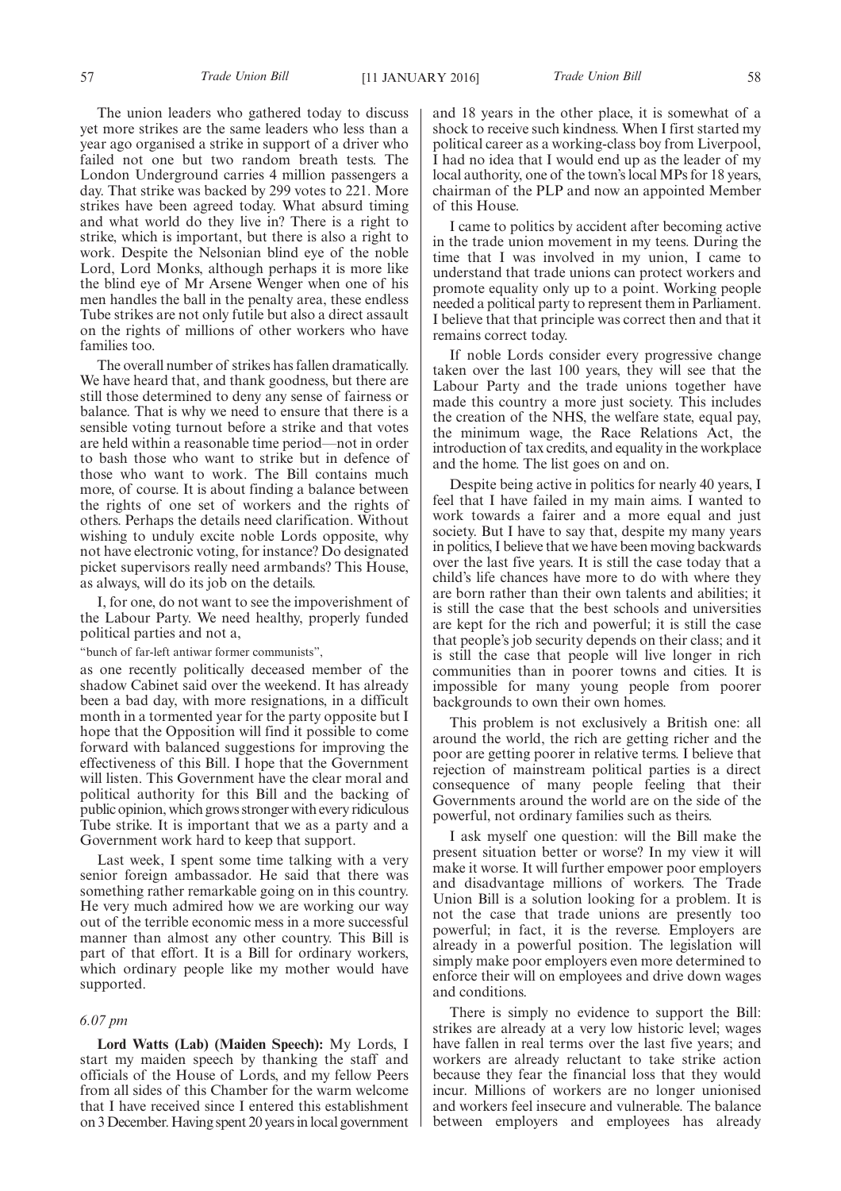The union leaders who gathered today to discuss yet more strikes are the same leaders who less than a year ago organised a strike in support of a driver who failed not one but two random breath tests. The London Underground carries 4 million passengers a day. That strike was backed by 299 votes to 221. More strikes have been agreed today. What absurd timing and what world do they live in? There is a right to strike, which is important, but there is also a right to work. Despite the Nelsonian blind eye of the noble Lord, Lord Monks, although perhaps it is more like the blind eye of Mr Arsene Wenger when one of his men handles the ball in the penalty area, these endless Tube strikes are not only futile but also a direct assault on the rights of millions of other workers who have families too.

The overall number of strikes has fallen dramatically. We have heard that, and thank goodness, but there are still those determined to deny any sense of fairness or balance. That is why we need to ensure that there is a sensible voting turnout before a strike and that votes are held within a reasonable time period—not in order to bash those who want to strike but in defence of those who want to work. The Bill contains much more, of course. It is about finding a balance between the rights of one set of workers and the rights of others. Perhaps the details need clarification. Without wishing to unduly excite noble Lords opposite, why not have electronic voting, for instance? Do designated picket supervisors really need armbands? This House, as always, will do its job on the details.

I, for one, do not want to see the impoverishment of the Labour Party. We need healthy, properly funded political parties and not a,

"bunch of far-left antiwar former communists",

as one recently politically deceased member of the shadow Cabinet said over the weekend. It has already been a bad day, with more resignations, in a difficult month in a tormented year for the party opposite but I hope that the Opposition will find it possible to come forward with balanced suggestions for improving the effectiveness of this Bill. I hope that the Government will listen. This Government have the clear moral and political authority for this Bill and the backing of public opinion, which grows stronger with every ridiculous Tube strike. It is important that we as a party and a Government work hard to keep that support.

Last week, I spent some time talking with a very senior foreign ambassador. He said that there was something rather remarkable going on in this country. He very much admired how we are working our way out of the terrible economic mess in a more successful manner than almost any other country. This Bill is part of that effort. It is a Bill for ordinary workers, which ordinary people like my mother would have supported.

*6.07 pm*

**Lord Watts (Lab) (Maiden Speech):** My Lords, I start my maiden speech by thanking the staff and officials of the House of Lords, and my fellow Peers from all sides of this Chamber for the warm welcome that I have received since I entered this establishment on 3 December. Having spent 20 years in local government and 18 years in the other place, it is somewhat of a shock to receive such kindness. When I first started my political career as a working-class boy from Liverpool, I had no idea that I would end up as the leader of my local authority, one of the town's local MPs for 18 years, chairman of the PLP and now an appointed Member of this House.

I came to politics by accident after becoming active in the trade union movement in my teens. During the time that I was involved in my union, I came to understand that trade unions can protect workers and promote equality only up to a point. Working people needed a political party to represent them in Parliament. I believe that that principle was correct then and that it remains correct today.

If noble Lords consider every progressive change taken over the last 100 years, they will see that the Labour Party and the trade unions together have made this country a more just society. This includes the creation of the NHS, the welfare state, equal pay, the minimum wage, the Race Relations Act, the introduction of tax credits, and equality in the workplace and the home. The list goes on and on.

Despite being active in politics for nearly 40 years, I feel that I have failed in my main aims. I wanted to work towards a fairer and a more equal and just society. But I have to say that, despite my many years in politics, I believe that we have been moving backwards over the last five years. It is still the case today that a child's life chances have more to do with where they are born rather than their own talents and abilities; it is still the case that the best schools and universities are kept for the rich and powerful; it is still the case that people's job security depends on their class; and it is still the case that people will live longer in rich communities than in poorer towns and cities. It is impossible for many young people from poorer backgrounds to own their own homes.

This problem is not exclusively a British one: all around the world, the rich are getting richer and the poor are getting poorer in relative terms. I believe that rejection of mainstream political parties is a direct consequence of many people feeling that their Governments around the world are on the side of the powerful, not ordinary families such as theirs.

I ask myself one question: will the Bill make the present situation better or worse? In my view it will make it worse. It will further empower poor employers and disadvantage millions of workers. The Trade Union Bill is a solution looking for a problem. It is not the case that trade unions are presently too powerful; in fact, it is the reverse. Employers are already in a powerful position. The legislation will simply make poor employers even more determined to enforce their will on employees and drive down wages and conditions.

There is simply no evidence to support the Bill: strikes are already at a very low historic level; wages have fallen in real terms over the last five years; and workers are already reluctant to take strike action because they fear the financial loss that they would incur. Millions of workers are no longer unionised and workers feel insecure and vulnerable. The balance between employers and employees has already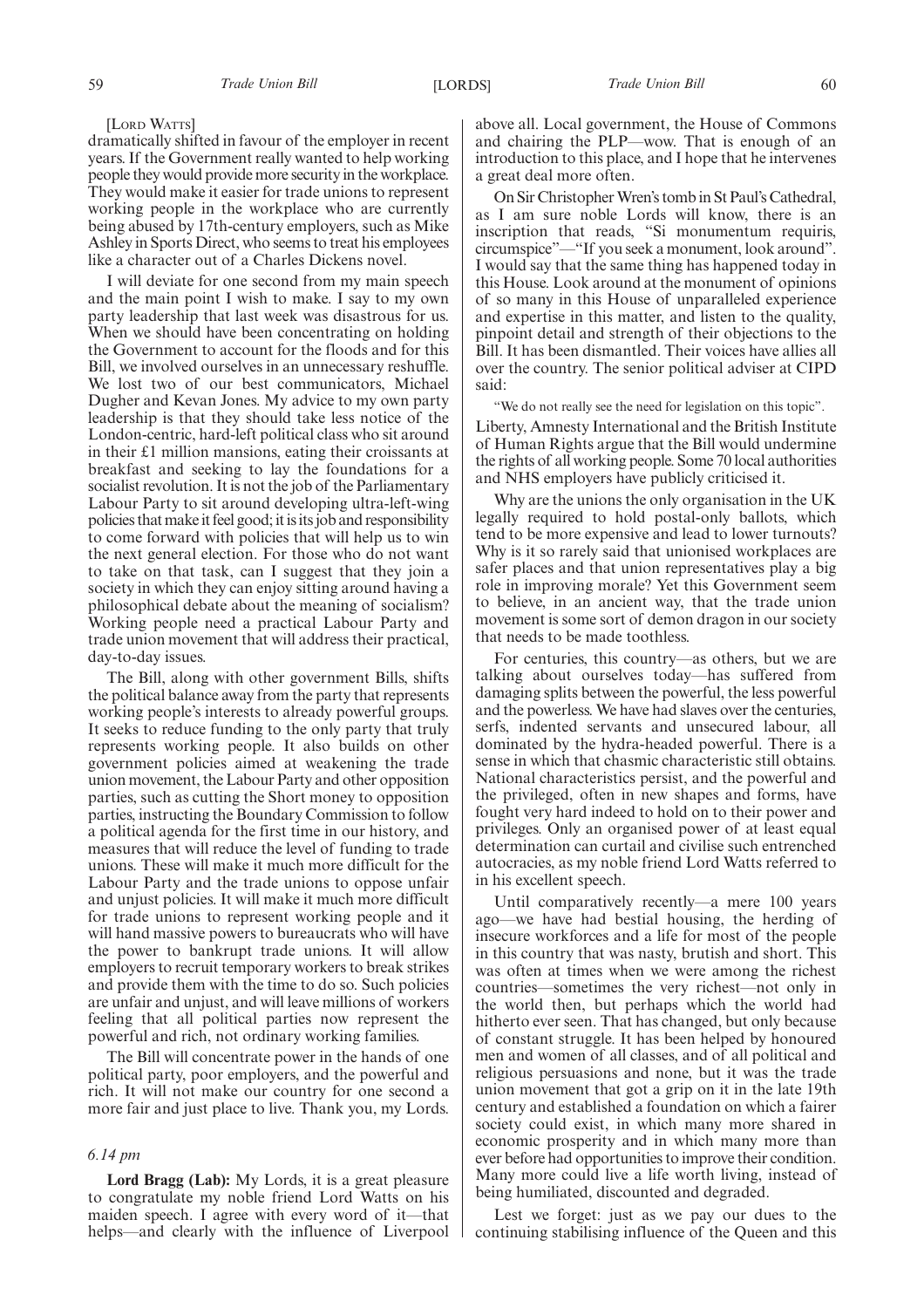[Lord Watts]

dramatically shifted in favour of the employer in recent years. If the Government really wanted to help working people they would provide more security in the workplace. They would make it easier for trade unions to represent working people in the workplace who are currently being abused by 17th-century employers, such as Mike Ashley in Sports Direct, who seems to treat his employees like a character out of a Charles Dickens novel.

I will deviate for one second from my main speech and the main point I wish to make. I say to my own party leadership that last week was disastrous for us. When we should have been concentrating on holding the Government to account for the floods and for this Bill, we involved ourselves in an unnecessary reshuffle. We lost two of our best communicators, Michael Dugher and Kevan Jones. My advice to my own party leadership is that they should take less notice of the London-centric, hard-left political class who sit around in their £1 million mansions, eating their croissants at breakfast and seeking to lay the foundations for a socialist revolution. It is not the job of the Parliamentary Labour Party to sit around developing ultra-left-wing policies that make it feel good; it is its job and responsibility to come forward with policies that will help us to win the next general election. For those who do not want to take on that task, can I suggest that they join a society in which they can enjoy sitting around having a philosophical debate about the meaning of socialism? Working people need a practical Labour Party and trade union movement that will address their practical, day-to-day issues.

The Bill, along with other government Bills, shifts the political balance away from the party that represents working people's interests to already powerful groups. It seeks to reduce funding to the only party that truly represents working people. It also builds on other government policies aimed at weakening the trade union movement, the Labour Party and other opposition parties, such as cutting the Short money to opposition parties, instructing the Boundary Commission to follow a political agenda for the first time in our history, and measures that will reduce the level of funding to trade unions. These will make it much more difficult for the Labour Party and the trade unions to oppose unfair and unjust policies. It will make it much more difficult for trade unions to represent working people and it will hand massive powers to bureaucrats who will have the power to bankrupt trade unions. It will allow employers to recruit temporary workers to break strikes and provide them with the time to do so. Such policies are unfair and unjust, and will leave millions of workers feeling that all political parties now represent the powerful and rich, not ordinary working families.

The Bill will concentrate power in the hands of one political party, poor employers, and the powerful and rich. It will not make our country for one second a more fair and just place to live. Thank you, my Lords.

*6.14 pm*

**Lord Bragg (Lab):** My Lords, it is a great pleasure to congratulate my noble friend Lord Watts on his maiden speech. I agree with every word of it—that helps—and clearly with the influence of Liverpool above all. Local government, the House of Commons and chairing the PLP—wow. That is enough of an introduction to this place, and I hope that he intervenes a great deal more often.

On Sir Christopher Wren's tomb in St Paul's Cathedral, as I am sure noble Lords will know, there is an inscription that reads, "Si monumentum requiris, circumspice"—"If you seek a monument, look around". I would say that the same thing has happened today in this House. Look around at the monument of opinions of so many in this House of unparalleled experience and expertise in this matter, and listen to the quality, pinpoint detail and strength of their objections to the Bill. It has been dismantled. Their voices have allies all over the country. The senior political adviser at CIPD said:

"We do not really see the need for legislation on this topic".

Liberty, Amnesty International and the British Institute of Human Rights argue that the Bill would undermine the rights of all working people. Some 70 local authorities and NHS employers have publicly criticised it.

Why are the unions the only organisation in the UK legally required to hold postal-only ballots, which tend to be more expensive and lead to lower turnouts? Why is it so rarely said that unionised workplaces are safer places and that union representatives play a big role in improving morale? Yet this Government seem to believe, in an ancient way, that the trade union movement is some sort of demon dragon in our society that needs to be made toothless.

For centuries, this country—as others, but we are talking about ourselves today—has suffered from damaging splits between the powerful, the less powerful and the powerless. We have had slaves over the centuries, serfs, indented servants and unsecured labour, all dominated by the hydra-headed powerful. There is a sense in which that chasmic characteristic still obtains. National characteristics persist, and the powerful and the privileged, often in new shapes and forms, have fought very hard indeed to hold on to their power and privileges. Only an organised power of at least equal determination can curtail and civilise such entrenched autocracies, as my noble friend Lord Watts referred to in his excellent speech.

Until comparatively recently—a mere 100 years ago—we have had bestial housing, the herding of insecure workforces and a life for most of the people in this country that was nasty, brutish and short. This was often at times when we were among the richest countries—sometimes the very richest—not only in the world then, but perhaps which the world had hitherto ever seen. That has changed, but only because of constant struggle. It has been helped by honoured men and women of all classes, and of all political and religious persuasions and none, but it was the trade union movement that got a grip on it in the late 19th century and established a foundation on which a fairer society could exist, in which many more shared in economic prosperity and in which many more than ever before had opportunities to improve their condition. Many more could live a life worth living, instead of being humiliated, discounted and degraded.

Lest we forget: just as we pay our dues to the continuing stabilising influence of the Queen and this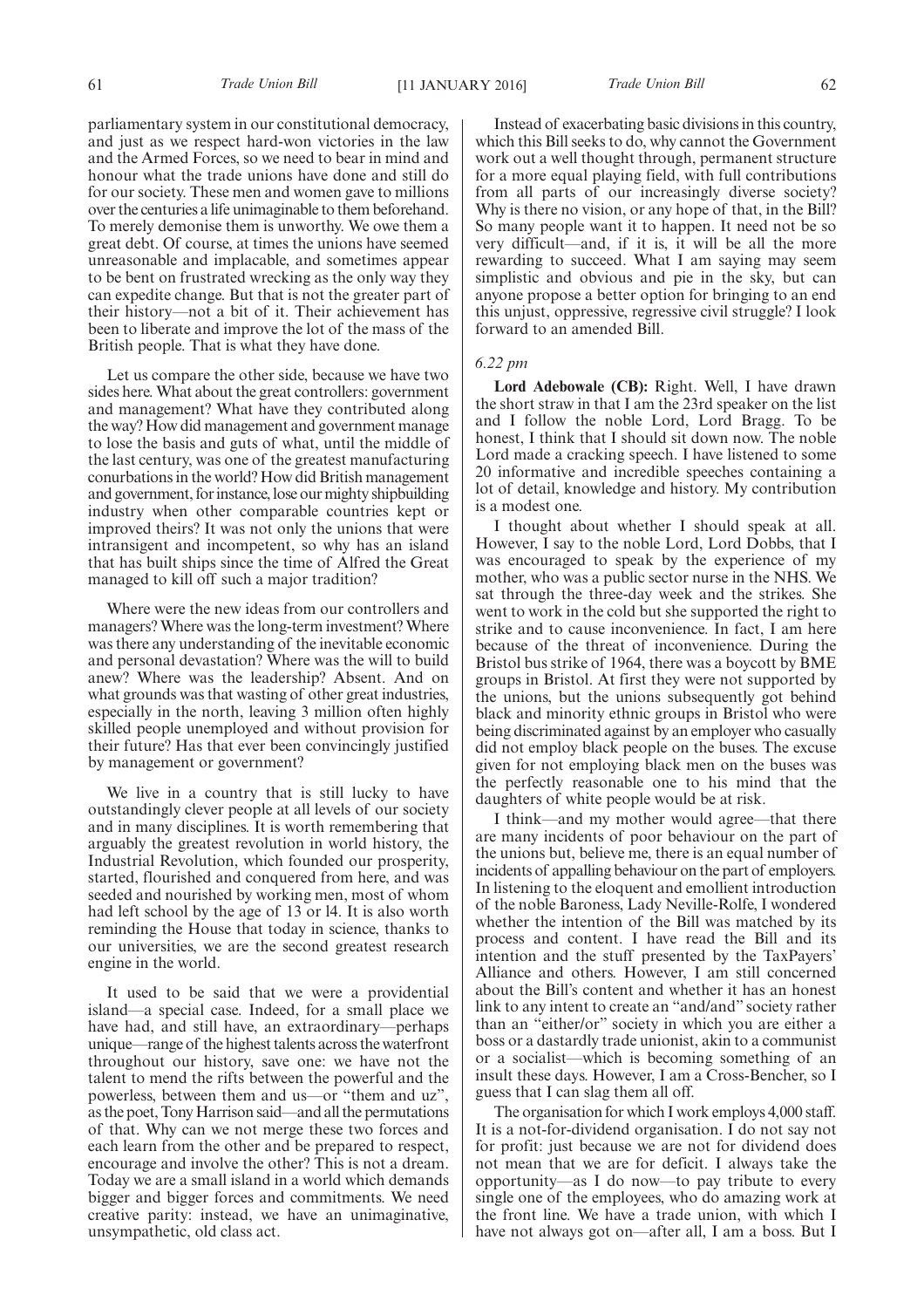parliamentary system in our constitutional democracy, and just as we respect hard-won victories in the law and the Armed Forces, so we need to bear in mind and honour what the trade unions have done and still do for our society. These men and women gave to millions over the centuries a life unimaginable to them beforehand. To merely demonise them is unworthy. We owe them a great debt. Of course, at times the unions have seemed unreasonable and implacable, and sometimes appear to be bent on frustrated wrecking as the only way they can expedite change. But that is not the greater part of their history—not a bit of it. Their achievement has been to liberate and improve the lot of the mass of the British people. That is what they have done.

Let us compare the other side, because we have two sides here. What about the great controllers: government and management? What have they contributed along the way? How did management and government manage to lose the basis and guts of what, until the middle of the last century, was one of the greatest manufacturing conurbations in the world? How did British management and government, for instance, lose our mighty shipbuilding industry when other comparable countries kept or improved theirs? It was not only the unions that were intransigent and incompetent, so why has an island that has built ships since the time of Alfred the Great managed to kill off such a major tradition?

Where were the new ideas from our controllers and managers? Where was the long-term investment? Where was there any understanding of the inevitable economic and personal devastation? Where was the will to build anew? Where was the leadership? Absent. And on what grounds was that wasting of other great industries, especially in the north, leaving 3 million often highly skilled people unemployed and without provision for their future? Has that ever been convincingly justified by management or government?

We live in a country that is still lucky to have outstandingly clever people at all levels of our society and in many disciplines. It is worth remembering that arguably the greatest revolution in world history, the Industrial Revolution, which founded our prosperity, started, flourished and conquered from here, and was seeded and nourished by working men, most of whom had left school by the age of 13 or l4. It is also worth reminding the House that today in science, thanks to our universities, we are the second greatest research engine in the world.

It used to be said that we were a providential island—a special case. Indeed, for a small place we have had, and still have, an extraordinary—perhaps unique—range of the highest talents across the waterfront throughout our history, save one: we have not the talent to mend the rifts between the powerful and the powerless, between them and us—or "them and uz", as the poet, Tony Harrison said—and all the permutations of that. Why can we not merge these two forces and each learn from the other and be prepared to respect, encourage and involve the other? This is not a dream. Today we are a small island in a world which demands bigger and bigger forces and commitments. We need creative parity: instead, we have an unimaginative, unsympathetic, old class act.

Instead of exacerbating basic divisions in this country, which this Bill seeks to do, why cannot the Government work out a well thought through, permanent structure for a more equal playing field, with full contributions from all parts of our increasingly diverse society? Why is there no vision, or any hope of that, in the Bill? So many people want it to happen. It need not be so very difficult—and, if it is, it will be all the more rewarding to succeed. What I am saying may seem simplistic and obvious and pie in the sky, but can anyone propose a better option for bringing to an end this unjust, oppressive, regressive civil struggle? I look forward to an amended Bill.

*6.22 pm*

**Lord Adebowale (CB):** Right. Well, I have drawn the short straw in that I am the 23rd speaker on the list and I follow the noble Lord, Lord Bragg. To be honest, I think that I should sit down now. The noble Lord made a cracking speech. I have listened to some 20 informative and incredible speeches containing a lot of detail, knowledge and history. My contribution is a modest one.

I thought about whether I should speak at all. However, I say to the noble Lord, Lord Dobbs, that I was encouraged to speak by the experience of my mother, who was a public sector nurse in the NHS. We sat through the three-day week and the strikes. She went to work in the cold but she supported the right to strike and to cause inconvenience. In fact, I am here because of the threat of inconvenience. During the Bristol bus strike of 1964, there was a boycott by BME groups in Bristol. At first they were not supported by the unions, but the unions subsequently got behind black and minority ethnic groups in Bristol who were being discriminated against by an employer who casually did not employ black people on the buses. The excuse given for not employing black men on the buses was the perfectly reasonable one to his mind that the daughters of white people would be at risk.

I think—and my mother would agree—that there are many incidents of poor behaviour on the part of the unions but, believe me, there is an equal number of incidents of appalling behaviour on the part of employers. In listening to the eloquent and emollient introduction of the noble Baroness, Lady Neville-Rolfe, I wondered whether the intention of the Bill was matched by its process and content. I have read the Bill and its intention and the stuff presented by the TaxPayers' Alliance and others. However, I am still concerned about the Bill's content and whether it has an honest link to any intent to create an "and/and" society rather than an "either/or" society in which you are either a boss or a dastardly trade unionist, akin to a communist or a socialist—which is becoming something of an insult these days. However, I am a Cross-Bencher, so I guess that I can slag them all off.

The organisation for which I work employs 4,000 staff. It is a not-for-dividend organisation. I do not say not for profit: just because we are not for dividend does not mean that we are for deficit. I always take the opportunity—as I do now—to pay tribute to every single one of the employees, who do amazing work at the front line. We have a trade union, with which I have not always got on—after all, I am a boss. But I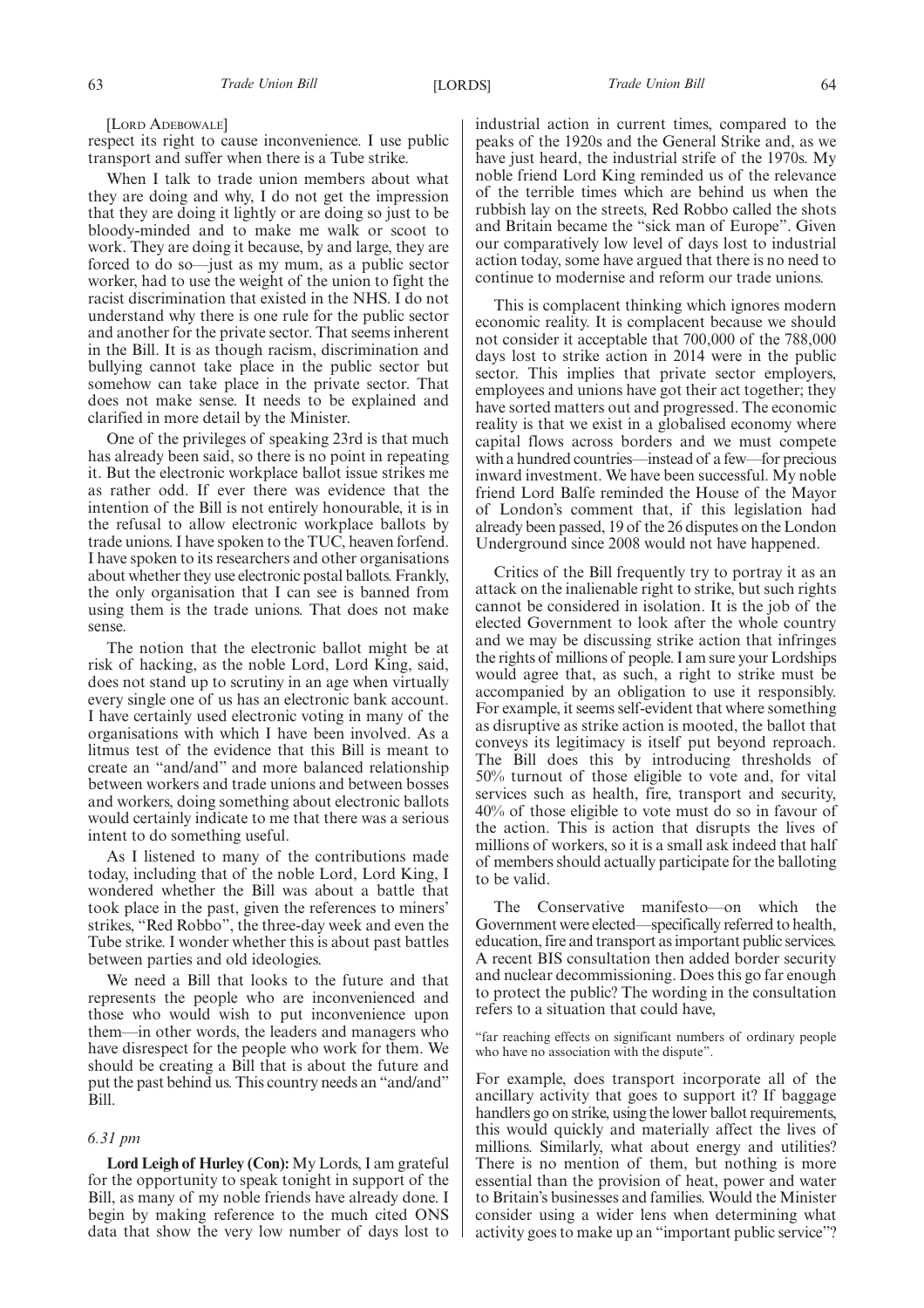[LORD ADEBOWALE]

respect its right to cause inconvenience. I use public transport and suffer when there is a Tube strike.

When I talk to trade union members about what they are doing and why, I do not get the impression that they are doing it lightly or are doing so just to be bloody-minded and to make me walk or scoot to work. They are doing it because, by and large, they are forced to do so—just as my mum, as a public sector worker, had to use the weight of the union to fight the racist discrimination that existed in the NHS. I do not understand why there is one rule for the public sector and another for the private sector. That seems inherent in the Bill. It is as though racism, discrimination and bullying cannot take place in the public sector but somehow can take place in the private sector. That does not make sense. It needs to be explained and clarified in more detail by the Minister.

One of the privileges of speaking 23rd is that much has already been said, so there is no point in repeating it. But the electronic workplace ballot issue strikes me as rather odd. If ever there were evidence that the intention of the Bill is not entirely honourable, it is in the refusal to allow electronic workplace ballots by trade unions. I have spoken to the TUC, heaven forfend. I have spoken to its researchers and other organisations about whether they use electronic postal ballots. Frankly, the only organisation that I can see is banned from using them is the trade unions. That does not make sense.

The notion that the electronic ballot might be at risk of hacking, as the noble Lord, Lord King, said, does not stand up to scrutiny in an age when virtually every single one of us has an electronic bank account. I have certainly used electronic voting in many of the organisations with which I have been involved. As a litmus test of the evidence that this Bill is meant to create an "and/and" and more balanced relationship between workers and trade unions and between bosses and workers, doing something about electronic ballots would certainly indicate to me that there was a serious intent to do something useful.

As I listened to many of the contributions made today, including that of the noble Lord, Lord King, I wondered whether the Bill was about a battle that took place in the past, given the references to miners' strikes, "Red Robbo", the three-day week and even the Tube strike. I wonder whether this is about past battles between parties and old ideologies.

We need a Bill that looks to the future and that represents the people who are inconvenienced and those who would wish to put inconvenience upon them—in other words, the leaders and managers who have disrespect for the people who work for them. We should be creating a Bill that is about the future and put the past behind us. This country needs an "and/and" Bill.

*6.31 pm*

**Lord Leigh of Hurley (Con):** My Lords, I am grateful for the opportunity to speak tonight in support of the Bill, as many of my noble friends have already done. I begin by making reference to the much cited ONS data that show the very low number of days lost to industrial action in current times, compared to the peaks of the 1920s and the General Strike and, as we have just heard, the industrial strife of the 1970s. My noble friend Lord King reminded us of the relevance of the terrible times which are behind us when the rubbish lay on the streets, Red Robbo called the shots and Britain became the "sick man of Europe". Given our comparatively low level of days lost to industrial action today, some have argued that there is no need to continue to modernise and reform our trade unions.

This is complacent thinking which ignores modern economic reality. It is complacent because we should not consider it acceptable that 700,000 of the 788,000 days lost to strike action in 2014 were in the public sector. This implies that private sector employers, employees and unions have got their act together; they have sorted matters out and progressed. The economic reality is that we exist in a globalised economy where capital flows across borders and we must compete with a hundred countries—instead of a few—for precious inward investment. We have been successful. My noble friend Lord Balfe reminded the House of the Mayor of London's comment that, if this legislation had already been passed, 19 of the 26 disputes on the London Underground since 2008 would not have happened.

Critics of the Bill frequently try to portray it as an attack on the inalienable right to strike, but such rights cannot be considered in isolation. It is the job of the elected Government to look after the whole country and we may be discussing strike action that infringes the rights of millions of people. I am sure your Lordships would agree that, as such, a right to strike must be accompanied by an obligation to use it responsibly. For example, it seems self-evident that where something as disruptive as strike action is mooted, the ballot that conveys its legitimacy is itself put beyond reproach. The Bill does this by introducing thresholds of 50% turnout of those eligible to vote and, for vital services such as health, fire, transport and security, 40% of those eligible to vote must do so in favour of the action. This is action that disrupts the lives of millions of workers, so it is a small ask indeed that half of members should actually participate for the balloting to be valid.

The Conservative manifesto—on which the Government were elected—specifically referred to health, education, fire and transport as important public services. A recent BIS consultation then added border security and nuclear decommissioning. Does this go far enough to protect the public? The wording in the consultation refers to a situation that could have,

"far reaching effects on significant numbers of ordinary people who have no association with the dispute".

For example, does transport incorporate all of the ancillary activity that goes to support it? If baggage handlers go on strike, using the lower ballot requirements, this would quickly and materially affect the lives of millions. Similarly, what about energy and utilities? There is no mention of them, but nothing is more essential than the provision of heat, power and water to Britain's businesses and families. Would the Minister consider using a wider lens when determining what activity goes to make up an "important public service"?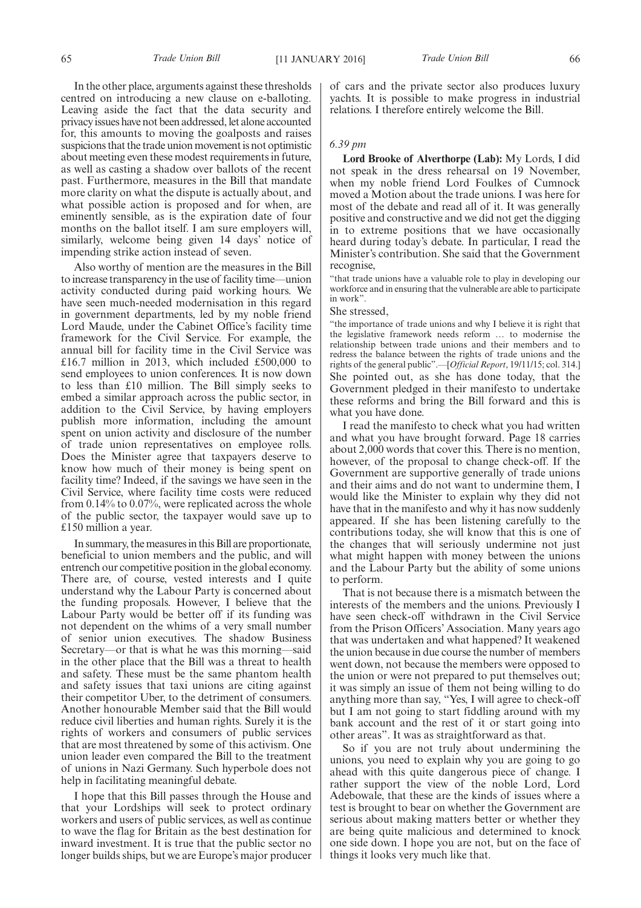In the other place, arguments against these thresholds centred on introducing a new clause on e-balloting. Leaving aside the fact that the data security and privacy issues have not been addressed, let alone accounted for, this amounts to moving the goalposts and raises suspicions that the trade union movement is not optimistic about meeting even these modest requirements in future, as well as casting a shadow over ballots of the recent past. Furthermore, measures in the Bill that mandate more clarity on what the dispute is actually about, and what possible action is proposed and for when, are eminently sensible, as is the expiration date of four months on the ballot itself. I am sure employers will, similarly, welcome being given 14 days' notice of impending strike action instead of seven.

Also worthy of mention are the measures in the Bill to increase transparency in the use of facility time—union activity conducted during paid working hours. We have seen much-needed modernisation in this regard in government departments, led by my noble friend Lord Maude, under the Cabinet Office's facility time framework for the Civil Service. For example, the annual bill for facility time in the Civil Service was £16.7 million in 2013, which included £500,000 to send employees to union conferences. It is now down to less than £10 million. The Bill simply seeks to embed a similar approach across the public sector, in addition to the Civil Service, by having employers publish more information, including the amount spent on union activity and disclosure of the number of trade union representatives on employee rolls. Does the Minister agree that taxpayers deserve to know how much of their money is being spent on facility time? Indeed, if the savings we have seen in the Civil Service, where facility time costs were reduced from 0.14% to 0.07%, were replicated across the whole of the public sector, the taxpayer would save up to £150 million a year.

In summary, the measures in this Bill are proportionate, beneficial to union members and the public, and will entrench our competitive position in the global economy. There are, of course, vested interests and I quite understand why the Labour Party is concerned about the funding proposals. However, I believe that the Labour Party would be better off if its funding was not dependent on the whims of a very small number of senior union executives. The shadow Business Secretary—or that is what he was this morning—said in the other place that the Bill was a threat to health and safety. These must be the same phantom health and safety issues that taxi unions are citing against their competitor Uber, to the detriment of consumers. Another honourable Member said that the Bill would reduce civil liberties and human rights. Surely it is the rights of workers and consumers of public services that are most threatened by some of this activism. One union leader even compared the Bill to the treatment of unions in Nazi Germany. Such hyperbole does not help in facilitating meaningful debate.

I hope that this Bill passes through the House and that your Lordships will seek to protect ordinary workers and users of public services, as well as continue to wave the flag for Britain as the best destination for inward investment. It is true that the public sector no longer builds ships, but we are Europe's major producer of cars and the private sector also produces luxury yachts. It is possible to make progress in industrial relations. I therefore entirely welcome the Bill.

*6.39 pm*

**Lord Brooke of Alverthorpe (Lab):** My Lords, I did not speak in the dress rehearsal on 19 November, when my noble friend Lord Foulkes of Cumnock moved a Motion about the trade unions. I was here for most of the debate and read all of it. It was generally positive and constructive and we did not get the digging in to extreme positions that we have occasionally heard during today's debate. In particular, I read the Minister's contribution. She said that the Government recognise,

"that trade unions have a valuable role to play in developing our workforce and in ensuring that the vulnerable are able to participate in work".

She stressed,

"the importance of trade unions and why I believe it is right that the legislative framework needs reform … to modernise the relationship between trade unions and their members and to redress the balance between the rights of trade unions and the rights of the general public".—[*Official Report*, 19/11/15; col. 314.]

She pointed out, as she has done today, that the Government pledged in their manifesto to undertake these reforms and bring the Bill forward and this is what you have done.

I read the manifesto to check what you had written and what you have brought forward. Page 18 carries about 2,000 words that cover this. There is no mention, however, of the proposal to change check-off. If the Government are supportive generally of trade unions and their aims and do not want to undermine them, I would like the Minister to explain why they did not have that in the manifesto and why it has now suddenly appeared. If she has been listening carefully to the contributions today, she will know that this is one of the changes that will seriously undermine not just what might happen with money between the unions and the Labour Party but the ability of some unions to perform.

That is not because there is a mismatch between the interests of the members and the unions. Previously I have seen check-off withdrawn in the Civil Service from the Prison Officers' Association. Many years ago that was undertaken and what happened? It weakened the union because in due course the number of members went down, not because the members were opposed to the union or were not prepared to put themselves out; it was simply an issue of them not being willing to do anything more than say, "Yes, I will agree to check-off but I am not going to start fiddling around with my bank account and the rest of it or start going into other areas". It was as straightforward as that.

So if you are not truly about undermining the unions, you need to explain why you are going to go ahead with this quite dangerous piece of change. I rather support the view of the noble Lord, Lord Adebowale, that these are the kinds of issues where a test is brought to bear on whether the Government are serious about making matters better or whether they are being quite malicious and determined to knock one side down. I hope you are not, but on the face of things it looks very much like that.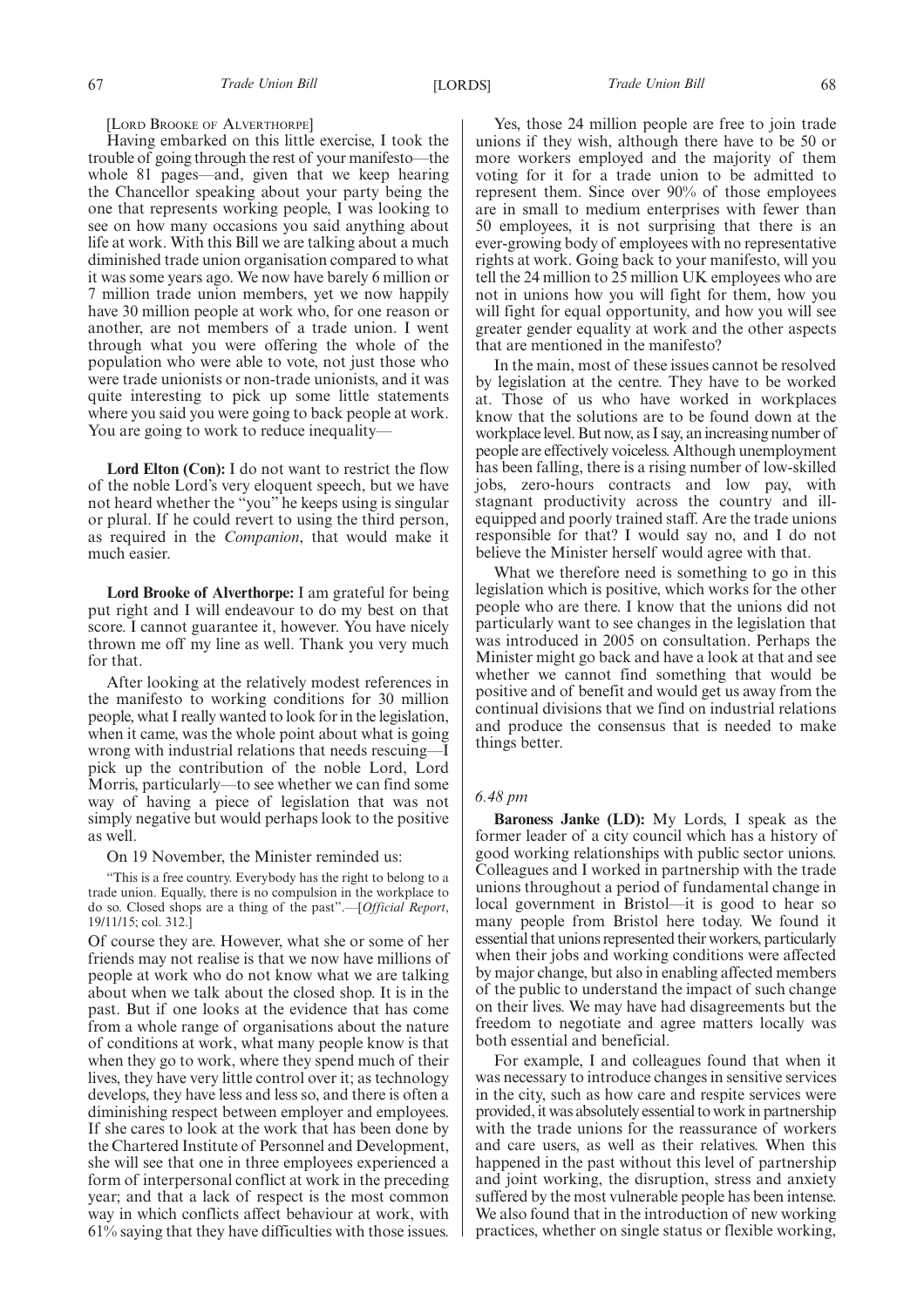[LORD BROOKE OF ALVERTHORPE]

Having embarked on this little exercise, I took the trouble of going through the rest of your manifesto—the whole 81 pages—and, given that we keep hearing the Chancellor speaking about your party being the one that represents working people, I was looking to see on how many occasions you said anything about life at work. With this Bill we are talking about a much diminished trade union organisation compared to what it was some years ago. We now have barely 6 million or 7 million trade union members, yet we now happily have 30 million people at work who, for one reason or another, are not members of a trade union. I went through what you were offering the whole of the population who were able to vote, not just those who were trade unionists or non-trade unionists, and it was quite interesting to pick up some little statements where you said you were going to back people at work. You are going to work to reduce inequality—

**Lord Elton (Con):** I do not want to restrict the flow of the noble Lord's very eloquent speech, but we have not heard whether the "you" he keeps using is singular or plural. If he could revert to using the third person, as required in the *Companion*, that would make it much easier.

**Lord Brooke of Alverthorpe:** I am grateful for being put right and I will endeavour to do my best on that score. I cannot guarantee it, however. You have nicely thrown me off my line as well. Thank you very much for that.

After looking at the relatively modest references in the manifesto to working conditions for 30 million people, what I really wanted to look for in the legislation, when it came, was the whole point about what is going wrong with industrial relations that needs rescuing—I pick up the contribution of the noble Lord, Lord Morris, particularly—to see whether we can find some way of having a piece of legislation that was not simply negative but would perhaps look to the positive as well.

On 19 November, the Minister reminded us:

> "This is a free country. Everybody has the right to belong to a trade union. Equally, there is no compulsion in the workplace to do so. Closed shops are a thing of the past".—[*Official Report*, 19/11/15; col. 312.]

Of course they are. However, what she or some of her friends may not realise is that we now have millions of people at work who do not know what we are talking about when we talk about the closed shop. It is in the past. But if one looks at the evidence that has come from a whole range of organisations about the nature of conditions at work, what many people know is that when they go to work, where they spend much of their lives, they have very little control over it; as technology develops, they have less and less so, and there is often a diminishing respect between employer and employees. If she cares to look at the work that has been done by the Chartered Institute of Personnel and Development, she will see that one in three employees experienced a form of interpersonal conflict at work in the preceding year; and that a lack of respect is the most common way in which conflicts affect behaviour at work, with 61% saying that they have difficulties with those issues.

Yes, those 24 million people are free to join trade unions if they wish, although there have to be 50 or more workers employed and the majority of them voting for it for a trade union to be admitted to represent them. Since over 90% of those employees are in small to medium enterprises with fewer than 50 employees, it is not surprising that there is an ever-growing body of employees with no representative rights at work. Going back to your manifesto, will you tell the 24 million to 25 million UK employees who are not in unions how you will fight for them, how you will fight for equal opportunity, and how you will see greater gender equality at work and the other aspects that are mentioned in the manifesto?

In the main, most of these issues cannot be resolved by legislation at the centre. They have to be worked at. Those of us who have worked in workplaces know that the solutions are to be found down at the workplace level. But now, as I say, an increasing number of people are effectively voiceless. Although unemployment has been falling, there is a rising number of low-skilled jobs, zero-hours contracts and low pay, with stagnant productivity across the country and ill-equipped and poorly trained staff. Are the trade unions responsible for that? I would say no, and I do not believe the Minister herself would agree with that.

What we therefore need is something to go in this legislation which is positive, which works for the other people who are there. I know that the unions did not particularly want to see changes in the legislation that was introduced in 2005 on consultation. Perhaps the Minister might go back and have a look at that and see whether we cannot find something that would be positive and of benefit and would get us away from the continual divisions that we find on industrial relations and produce the consensus that is needed to make things better.

*6.48 pm*

**Baroness Janke (LD):** My Lords, I speak as the former leader of a city council which has a history of good working relationships with public sector unions. Colleagues and I worked in partnership with the trade unions throughout a period of fundamental change in local government in Bristol—it is good to hear so many people from Bristol here today. We found it essential that unions represented their workers, particularly when their jobs and working conditions were affected by major change, but also in enabling affected members of the public to understand the impact of such change on their lives. We may have had disagreements but the freedom to negotiate and agree matters locally was both essential and beneficial.

For example, I and colleagues found that when it was necessary to introduce changes in sensitive services in the city, such as how care and respite services were provided, it was absolutely essential to work in partnership with the trade unions for the reassurance of workers and care users, as well as their relatives. When this happened in the past without this level of partnership and joint working, the disruption, stress and anxiety suffered by the most vulnerable people has been intense. We also found that in the introduction of new working practices, whether on single status or flexible working,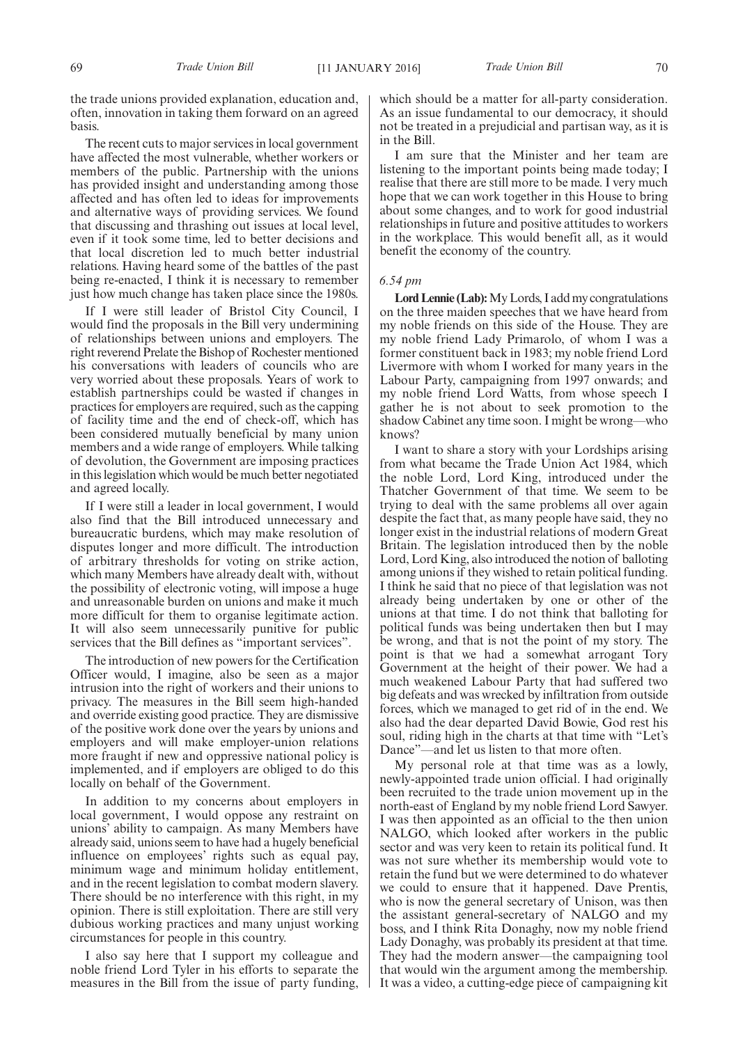the trade unions provided explanation, education and, often, innovation in taking them forward on an agreed basis.

The recent cuts to major services in local government have affected the most vulnerable, whether workers or members of the public. Partnership with the unions has provided insight and understanding among those affected and has often led to ideas for improvements and alternative ways of providing services. We found that discussing and thrashing out issues at local level, even if it took some time, led to better decisions and that local discretion led to much better industrial relations. Having heard some of the battles of the past being re-enacted, I think it is necessary to remember just how much change has taken place since the 1980s.

If I were still leader of Bristol City Council, I would find the proposals in the Bill very undermining of relationships between unions and employers. The right reverend Prelate the Bishop of Rochester mentioned his conversations with leaders of councils who are very worried about these proposals. Years of work to establish partnerships could be wasted if changes in practices for employers are required, such as the capping of facility time and the end of check-off, which has been considered mutually beneficial by many union members and a wide range of employers. While talking of devolution, the Government are imposing practices in this legislation which would be much better negotiated and agreed locally.

If I were still a leader in local government, I would also find that the Bill introduced unnecessary and bureaucratic burdens, which may make resolution of disputes longer and more difficult. The introduction of arbitrary thresholds for voting on strike action, which many Members have already dealt with, without the possibility of electronic voting, will impose a huge and unreasonable burden on unions and make it much more difficult for them to organise legitimate action. It will also seem unnecessarily punitive for public services that the Bill defines as "important services".

The introduction of new powers for the Certification Officer would, I imagine, also be seen as a major intrusion into the right of workers and their unions to privacy. The measures in the Bill seem high-handed and override existing good practice. They are dismissive of the positive work done over the years by unions and employers and will make employer-union relations more fraught if new and oppressive national policy is implemented, and if employers are obliged to do this locally on behalf of the Government.

In addition to my concerns about employers in local government, I would oppose any restraint on unions' ability to campaign. As many Members have already said, unions seem to have had a hugely beneficial influence on employees' rights such as equal pay, minimum wage and minimum holiday entitlement, and in the recent legislation to combat modern slavery. There should be no interference with this right, in my opinion. There is still exploitation. There are still very dubious working practices and many unjust working circumstances for people in this country.

I also say here that I support my colleague and noble friend Lord Tyler in his efforts to separate the measures in the Bill from the issue of party funding, which should be a matter for all-party consideration. As an issue fundamental to our democracy, it should not be treated in a prejudicial and partisan way, as it is in the Bill.

I am sure that the Minister and her team are listening to the important points being made today; I realise that there are still more to be made. I very much hope that we can work together in this House to bring about some changes, and to work for good industrial relationships in future and positive attitudes to workers in the workplace. This would benefit all, as it would benefit the economy of the country.

*6.54 pm*

**Lord Lennie (Lab):** My Lords, I add my congratulations on the three maiden speeches that we have heard from my noble friends on this side of the House. They are my noble friend Lady Primarolo, of whom I was a former constituent back in 1983; my noble friend Lord Livermore with whom I worked for many years in the Labour Party, campaigning from 1997 onwards; and my noble friend Lord Watts, from whose speech I gather he is not about to seek promotion to the shadow Cabinet any time soon. I might be wrong—who knows?

I want to share a story with your Lordships arising from what became the Trade Union Act 1984, which the noble Lord, Lord King, introduced under the Thatcher Government of that time. We seem to be trying to deal with the same problems all over again despite the fact that, as many people have said, they no longer exist in the industrial relations of modern Great Britain. The legislation introduced then by the noble Lord, Lord King, also introduced the notion of balloting among unions if they wished to retain political funding. I think he said that no piece of that legislation was not already being undertaken by one or other of the unions at that time. I do not think that balloting for political funds was being undertaken then but I may be wrong, and that is not the point of my story. The point is that we had a somewhat arrogant Tory Government at the height of their power. We had a much weakened Labour Party that had suffered two big defeats and was wrecked by infiltration from outside forces, which we managed to get rid of in the end. We also had the dear departed David Bowie, God rest his soul, riding high in the charts at that time with "Let's Dance"—and let us listen to that more often.

My personal role at that time was as a lowly, newly-appointed trade union official. I had originally been recruited to the trade union movement up in the north-east of England by my noble friend Lord Sawyer. I was then appointed as an official to the then union NALGO, which looked after workers in the public sector and was very keen to retain its political fund. It was not sure whether its membership would vote to retain the fund but we were determined to do whatever we could to ensure that it happened. Dave Prentis, who is now the general secretary of Unison, was then the assistant general-secretary of NALGO and my boss, and I think Rita Donaghy, now my noble friend Lady Donaghy, was probably its president at that time. They had the modern answer—the campaigning tool that would win the argument among the membership. It was a video, a cutting-edge piece of campaigning kit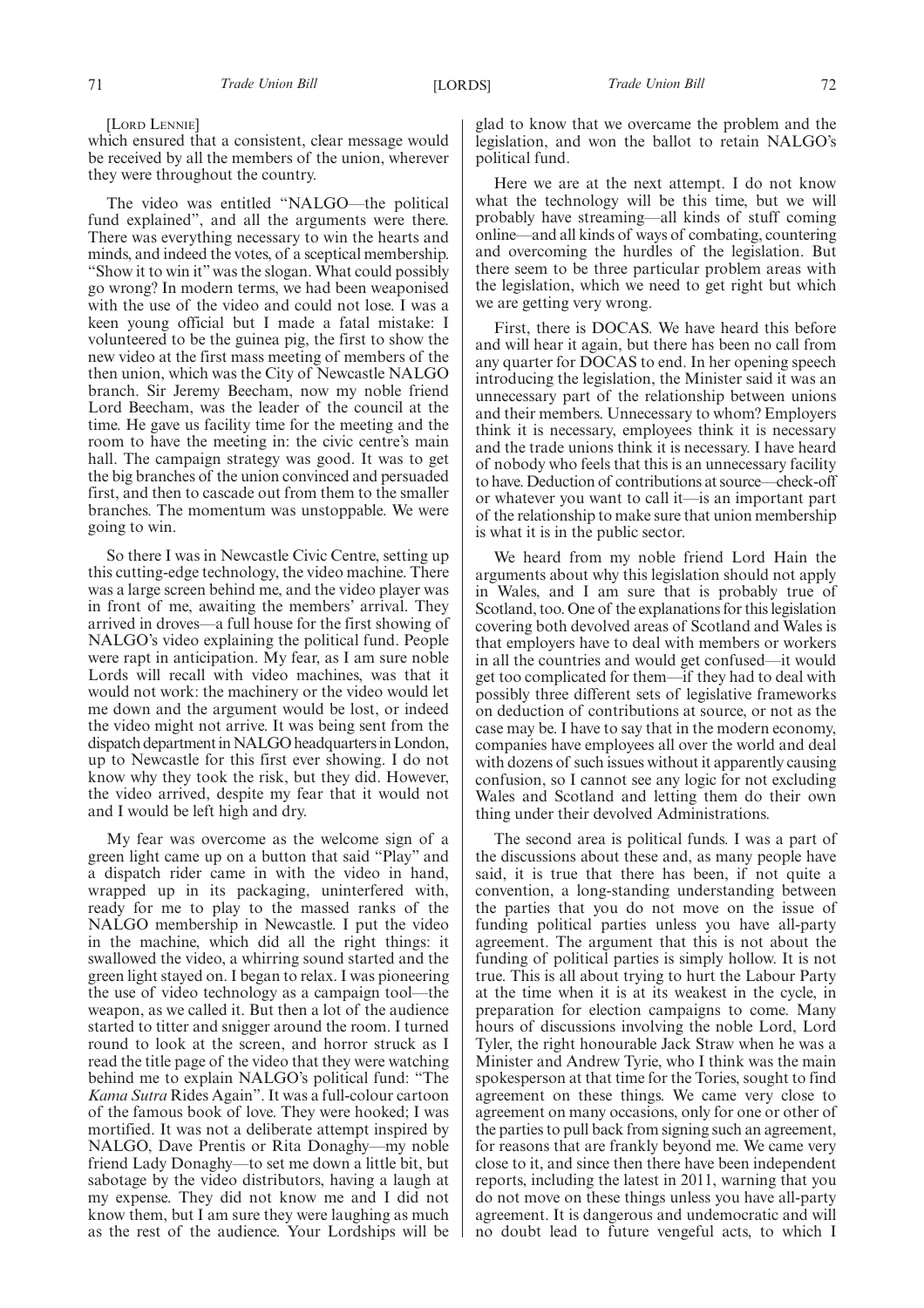[LORD LENNIE]

which ensured that a consistent, clear message would be received by all the members of the union, wherever they were throughout the country.

The video was entitled "NALGO—the political fund explained", and all the arguments were there. There was everything necessary to win the hearts and minds, and indeed the votes, of a sceptical membership. "Show it to win it" was the slogan. What could possibly go wrong? In modern terms, we had been weaponised with the use of the video and could not lose. I was a keen young official but I made a fatal mistake: I volunteered to be the guinea pig, the first to show the new video at the first mass meeting of members of the then union, which was the City of Newcastle NALGO branch. Sir Jeremy Beecham, now my noble friend Lord Beecham, was the leader of the council at the time. He gave us facility time for the meeting and the room to have the meeting in: the civic centre's main hall. The campaign strategy was good. It was to get the big branches of the union convinced and persuaded first, and then to cascade out from them to the smaller branches. The momentum was unstoppable. We were going to win.

So there I was in Newcastle Civic Centre, setting up this cutting-edge technology, the video machine. There was a large screen behind me, and the video player was in front of me, awaiting the members' arrival. They arrived in droves—a full house for the first showing of NALGO's video explaining the political fund. People were rapt in anticipation. My fear, as I am sure noble Lords will recall with video machines, was that it would not work: the machinery or the video would let me down and the argument would be lost, or indeed the video might not arrive. It was being sent from the dispatch department in NALGO headquarters in London, up to Newcastle for this first ever showing. I do not know why they took the risk, but they did. However, the video arrived, despite my fear that it would not and I would be left high and dry.

My fear was overcome as the welcome sign of a green light came up on a button that said "Play" and a dispatch rider came in with the video in hand, wrapped up in its packaging, uninterfered with, ready for me to play to the massed ranks of the NALGO membership in Newcastle. I put the video in the machine, which did all the right things: it swallowed the video, a whirring sound started and the green light stayed on. I began to relax. I was pioneering the use of video technology as a campaign tool—the weapon, as we called it. But then a lot of the audience started to titter and snigger around the room. I turned round to look at the screen, and horror struck as I read the title page of the video that they were watching behind me to explain NALGO's political fund: "The *Kama Sutra* Rides Again". It was a full-colour cartoon of the famous book of love. They were hooked; I was mortified. It was not a deliberate attempt inspired by NALGO, Dave Prentis or Rita Donaghy—my noble friend Lady Donaghy—to set me down a little bit, but sabotage by the video distributors, having a laugh at my expense. They did not know me and I did not know them, but I am sure they were laughing as much as the rest of the audience. Your Lordships will be glad to know that we overcame the problem and the legislation, and won the ballot to retain NALGO's political fund.

Here we are at the next attempt. I do not know what the technology will be this time, but we will probably have streaming—all kinds of stuff coming online—and all kinds of ways of combating, countering and overcoming the hurdles of the legislation. But there seem to be three particular problem areas with the legislation, which we need to get right but which we are getting very wrong.

First, there is DOCAS. We have heard this before and will hear it again, but there has been no call from any quarter for DOCAS to end. In her opening speech introducing the legislation, the Minister said it was an unnecessary part of the relationship between unions and their members. Unnecessary to whom? Employers think it is necessary, employees think it is necessary and the trade unions think it is necessary. I have heard of nobody who feels that this is an unnecessary facility to have. Deduction of contributions at source—check-off or whatever you want to call it—is an important part of the relationship to make sure that union membership is what it is in the public sector.

We heard from my noble friend Lord Hain the arguments about why this legislation should not apply in Wales, and I am sure that is probably true of Scotland, too. One of the explanations for this legislation covering both devolved areas of Scotland and Wales is that employers have to deal with members or workers in all the countries and would get confused—it would get too complicated for them—if they had to deal with possibly three different sets of legislative frameworks on deduction of contributions at source, or not as the case may be. I have to say that in the modern economy, companies have employees all over the world and deal with dozens of such issues without it apparently causing confusion, so I cannot see any logic for not excluding Wales and Scotland and letting them do their own thing under their devolved Administrations.

The second area is political funds. I was a part of the discussions about these and, as many people have said, it is true that there has been, if not quite a convention, a long-standing understanding between the parties that you do not move on the issue of funding political parties unless you have all-party agreement. The argument that this is not about the funding of political parties is simply hollow. It is not true. This is all about trying to hurt the Labour Party at the time when it is at its weakest in the cycle, in preparation for election campaigns to come. Many hours of discussions involving the noble Lord, Lord Tyler, the right honourable Jack Straw when he was a Minister and Andrew Tyrie, who I think was the main spokesperson at that time for the Tories, sought to find agreement on these things. We came very close to agreement on many occasions, only for one or other of the parties to pull back from signing such an agreement, for reasons that are frankly beyond me. We came very close to it, and since then there have been independent reports, including the latest in 2011, warning that you do not move on these things unless you have all-party agreement. It is dangerous and undemocratic and will no doubt lead to future vengeful acts, to which I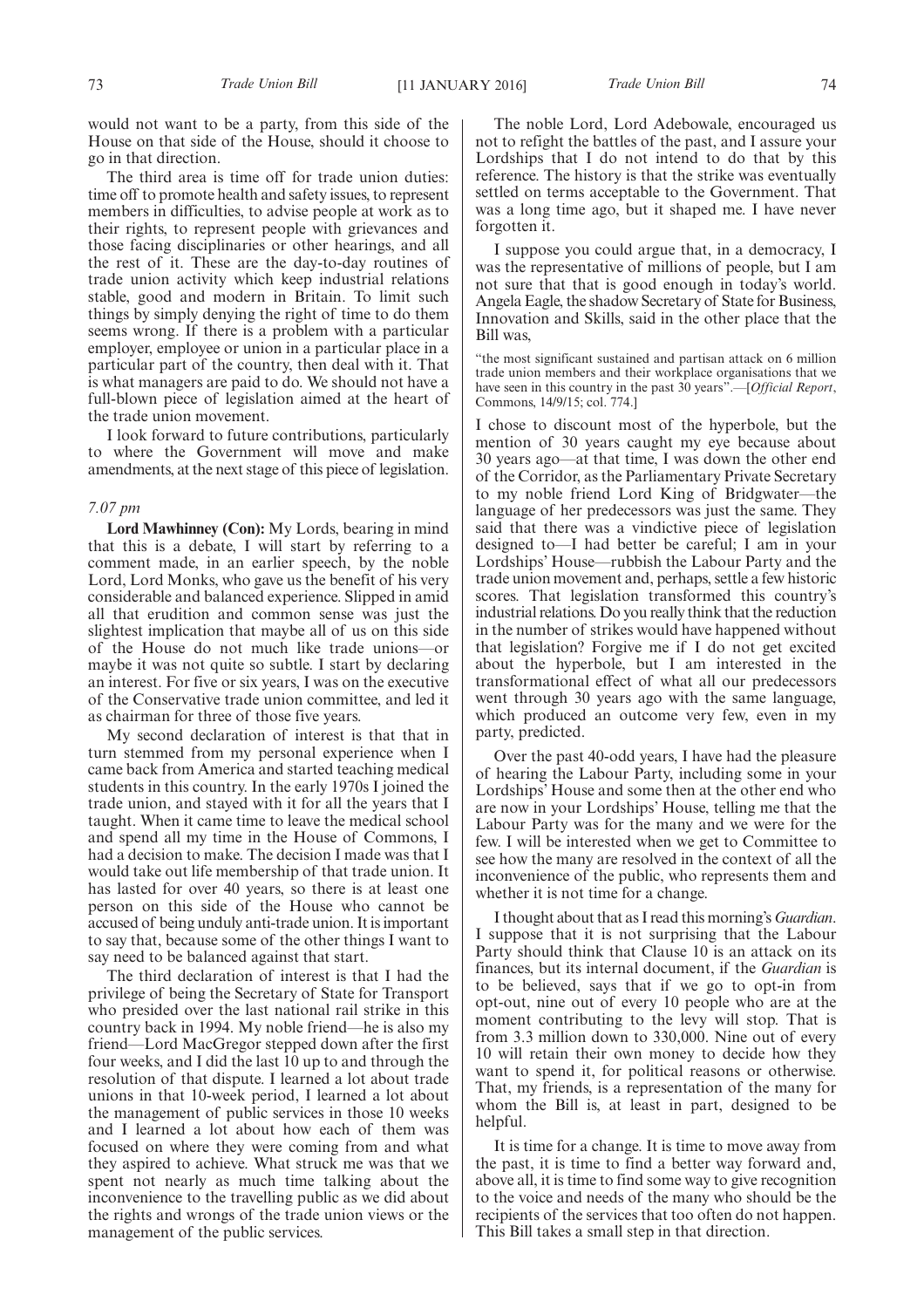would not want to be a party, from this side of the House on that side of the House, should it choose to go in that direction.

The third area is time off for trade union duties: time off to promote health and safety issues, to represent members in difficulties, to advise people at work as to their rights, to represent people with grievances and those facing disciplinaries or other hearings, and all the rest of it. These are the day-to-day routines of trade union activity which keep industrial relations stable, good and modern in Britain. To limit such things by simply denying the right of time to do them seems wrong. If there is a problem with a particular employer, employee or union in a particular place in a particular part of the country, then deal with it. That is what managers are paid to do. We should not have a full-blown piece of legislation aimed at the heart of the trade union movement.

I look forward to future contributions, particularly to where the Government will move and make amendments, at the next stage of this piece of legislation.

*7.07 pm*

**Lord Mawhinney (Con):** My Lords, bearing in mind that this is a debate, I will start by referring to a comment made, in an earlier speech, by the noble Lord, Lord Monks, who gave us the benefit of his very considerable and balanced experience. Slipped in amid all that erudition and common sense was just the slightest implication that maybe all of us on this side of the House do not much like trade unions—or maybe it was not quite so subtle. I start by declaring an interest. For five or six years, I was on the executive of the Conservative trade union committee, and led it as chairman for three of those five years.

My second declaration of interest is that that in turn stemmed from my personal experience when I came back from America and started teaching medical students in this country. In the early 1970s I joined the trade union, and stayed with it for all the years that I taught. When it came time to leave the medical school and spend all my time in the House of Commons, I had a decision to make. The decision I made was that I would take out life membership of that trade union. It has lasted for over 40 years, so there is at least one person on this side of the House who cannot be accused of being unduly anti-trade union. It is important to say that, because some of the other things I want to say need to be balanced against that start.

The third declaration of interest is that I had the privilege of being the Secretary of State for Transport who presided over the last national rail strike in this country back in 1994. My noble friend—he is also my friend—Lord MacGregor stepped down after the first four weeks, and I did the last 10 up to and through the resolution of that dispute. I learned a lot about trade unions in that 10-week period, I learned a lot about the management of public services in those 10 weeks and I learned a lot about how each of them was focused on where they were coming from and what they aspired to achieve. What struck me was that we spent not nearly as much time talking about the inconvenience to the travelling public as we did about the rights and wrongs of the trade union views or the management of the public services.

The noble Lord, Lord Adebowale, encouraged us not to refight the battles of the past, and I assure your Lordships that I do not intend to do that by this reference. The history is that the strike was eventually settled on terms acceptable to the Government. That was a long time ago, but it shaped me. I have never forgotten it.

I suppose you could argue that, in a democracy, I was the representative of millions of people, but I am not sure that that is good enough in today's world. Angela Eagle, the shadow Secretary of State for Business, Innovation and Skills, said in the other place that the Bill was,

"the most significant sustained and partisan attack on 6 million trade union members and their workplace organisations that we have seen in this country in the past 30 years".—[*Official Report*, Commons, 14/9/15; col. 774.]

I chose to discount most of the hyperbole, but the mention of 30 years caught my eye because about 30 years ago—at that time, I was down the other end of the Corridor, as the Parliamentary Private Secretary to my noble friend Lord King of Bridgwater—the language of her predecessors was just the same. They said that there was a vindictive piece of legislation designed to—I had better be careful; I am in your Lordships' House—rubbish the Labour Party and the trade union movement and, perhaps, settle a few historic scores. That legislation transformed this country's industrial relations. Do you really think that the reduction in the number of strikes would have happened without that legislation? Forgive me if I do not get excited about the hyperbole, but I am interested in the transformational effect of what all our predecessors went through 30 years ago with the same language, which produced an outcome very few, even in my party, predicted.

Over the past 40-odd years, I have had the pleasure of hearing the Labour Party, including some in your Lordships' House and some then at the other end who are now in your Lordships' House, telling me that the Labour Party was for the many and we were for the few. I will be interested when we get to Committee to see how the many are resolved in the context of all the inconvenience of the public, who represents them and whether it is not time for a change.

I thought about that as I read this morning's *Guardian*. I suppose that it is not surprising that the Labour Party should think that Clause 10 is an attack on its finances, but its internal document, if the *Guardian* is to be believed, says that if we go to opt-in from opt-out, nine out of every 10 people who are at the moment contributing to the levy will stop. That is from 3.3 million down to 330,000. Nine out of every 10 will retain their own money to decide how they want to spend it, for political reasons or otherwise. That, my friends, is a representation of the many for whom the Bill is, at least in part, designed to be helpful.

It is time for a change. It is time to move away from the past, it is time to find a better way forward and, above all, it is time to find some way to give recognition to the voice and needs of the many who should be the recipients of the services that too often do not happen. This Bill takes a small step in that direction.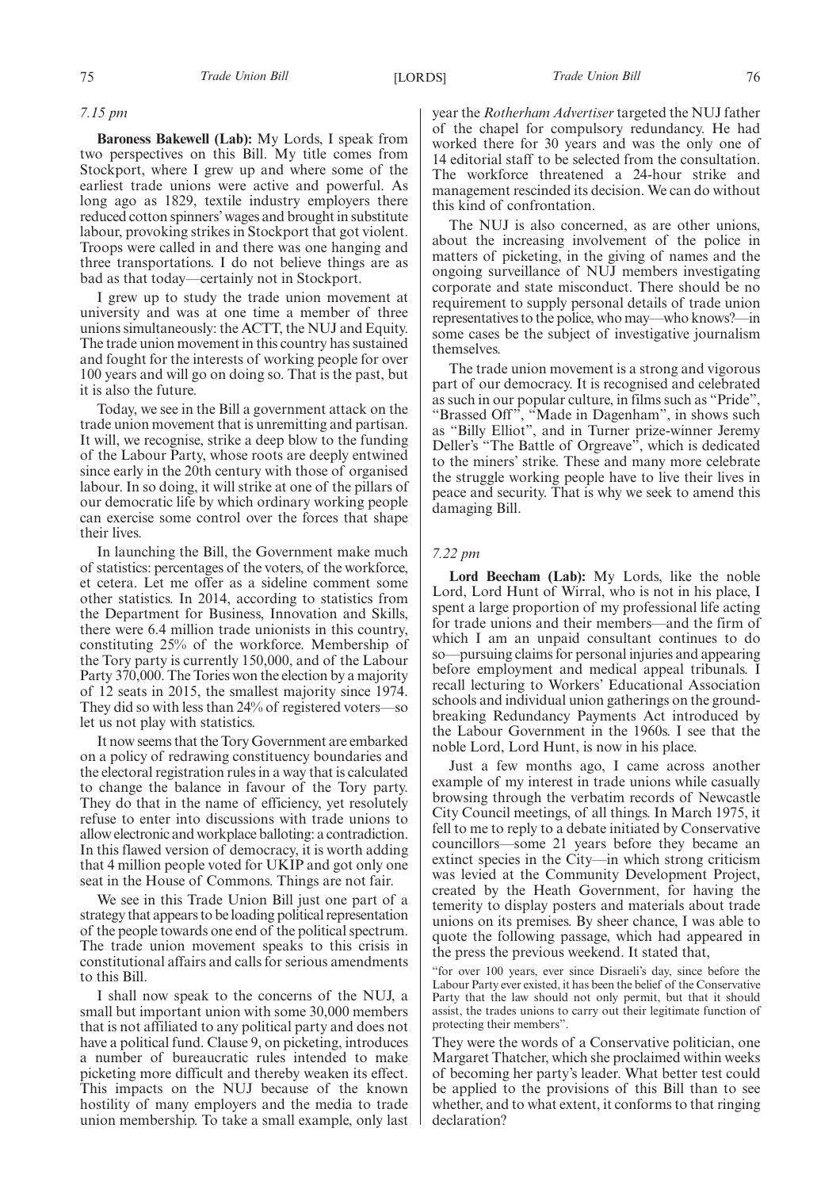*7.15 pm*

**Baroness Bakewell (Lab):** My Lords, I speak from two perspectives on this Bill. My title comes from Stockport, where I grew up and where some of the earliest trade unions were active and powerful. As long ago as 1829, textile industry employers there reduced cotton spinners' wages and brought in substitute labour, provoking strikes in Stockport that got violent. Troops were called in and there was one hanging and three transportations. I do not believe things are as bad as that today—certainly not in Stockport.

I grew up to study the trade union movement at university and was at one time a member of three unions simultaneously: the ACTT, the NUJ and Equity. The trade union movement in this country has sustained and fought for the interests of working people for over 100 years and will go on doing so. That is the past, but it is also the future.

Today, we see in the Bill a government attack on the trade union movement that is unremitting and partisan. It will, we recognise, strike a deep blow to the funding of the Labour Party, whose roots are deeply entwined since early in the 20th century with those of organised labour. In so doing, it will strike at one of the pillars of our democratic life by which ordinary working people can exercise some control over the forces that shape their lives.

In launching the Bill, the Government make much of statistics: percentages of the voters, of the workforce, et cetera. Let me offer as a sideline comment some other statistics. In 2014, according to statistics from the Department for Business, Innovation and Skills, there were 6.4 million trade unionists in this country, constituting 25% of the workforce. Membership of the Tory party is currently 150,000, and of the Labour Party 370,000. The Tories won the election by a majority of 12 seats in 2015, the smallest majority since 1974. They did so with less than 24% of registered voters—so let us not play with statistics.

It now seems that the Tory Government are embarked on a policy of redrawing constituency boundaries and the electoral registration rules in a way that is calculated to change the balance in favour of the Tory party. They do that in the name of efficiency, yet resolutely refuse to enter into discussions with trade unions to allow electronic and workplace balloting: a contradiction. In this flawed version of democracy, it is worth adding that 4 million people voted for UKIP and got only one seat in the House of Commons. Things are not fair.

We see in this Trade Union Bill just one part of a strategy that appears to be loading political representation of the people towards one end of the political spectrum. The trade union movement speaks to this crisis in constitutional affairs and calls for serious amendments to this Bill.

I shall now speak to the concerns of the NUJ, a small but important union with some 30,000 members that is not affiliated to any political party and does not have a political fund. Clause 9, on picketing, introduces a number of bureaucratic rules intended to make picketing more difficult and thereby weaken its effect. This impacts on the NUJ because of the known hostility of many employers and the media to trade union membership. To take a small example, only last year the *Rotherham Advertiser* targeted the NUJ father of the chapel for compulsory redundancy. He had worked there for 30 years and was the only one of 14 editorial staff to be selected from the consultation. The workforce threatened a 24-hour strike and management rescinded its decision. We can do without this kind of confrontation.

The NUJ is also concerned, as are other unions, about the increasing involvement of the police in matters of picketing, in the giving of names and the ongoing surveillance of NUJ members investigating corporate and state misconduct. There should be no requirement to supply personal details of trade union representatives to the police, who may—who knows?—in some cases be the subject of investigative journalism themselves.

The trade union movement is a strong and vigorous part of our democracy. It is recognised and celebrated as such in our popular culture, in films such as "Pride", "Brassed Off", "Made in Dagenham", in shows such as "Billy Elliot", and in Turner prize-winner Jeremy Deller's "The Battle of Orgreave", which is dedicated to the miners' strike. These and many more celebrate the struggle working people have to live their lives in peace and security. That is why we seek to amend this damaging Bill.

*7.22 pm*

**Lord Beecham (Lab):** My Lords, like the noble Lord, Lord Hunt of Wirral, who is not in his place, I spent a large proportion of my professional life acting for trade unions and their members—and the firm of which I am an unpaid consultant continues to do so—pursuing claims for personal injuries and appearing before employment and medical appeal tribunals. I recall lecturing to Workers' Educational Association schools and individual union gatherings on the ground-breaking Redundancy Payments Act introduced by the Labour Government in the 1960s. I see that the noble Lord, Lord Hunt, is now in his place.

Just a few months ago, I came across another example of my interest in trade unions while casually browsing through the verbatim records of Newcastle City Council meetings, of all things. In March 1975, it fell to me to reply to a debate initiated by Conservative councillors—some 21 years before they became an extinct species in the City—in which strong criticism was levied at the Community Development Project, created by the Heath Government, for having the temerity to display posters and materials about trade unions on its premises. By sheer chance, I was able to quote the following passage, which had appeared in the press the previous weekend. It stated that,

"for over 100 years, ever since Disraeli's day, since before the Labour Party ever existed, it has been the belief of the Conservative Party that the law should not only permit, but that it should assist, the trades unions to carry out their legitimate function of protecting their members".

They were the words of a Conservative politician, one Margaret Thatcher, which she proclaimed within weeks of becoming her party's leader. What better test could be applied to the provisions of this Bill than to see whether, and to what extent, it conforms to that ringing declaration?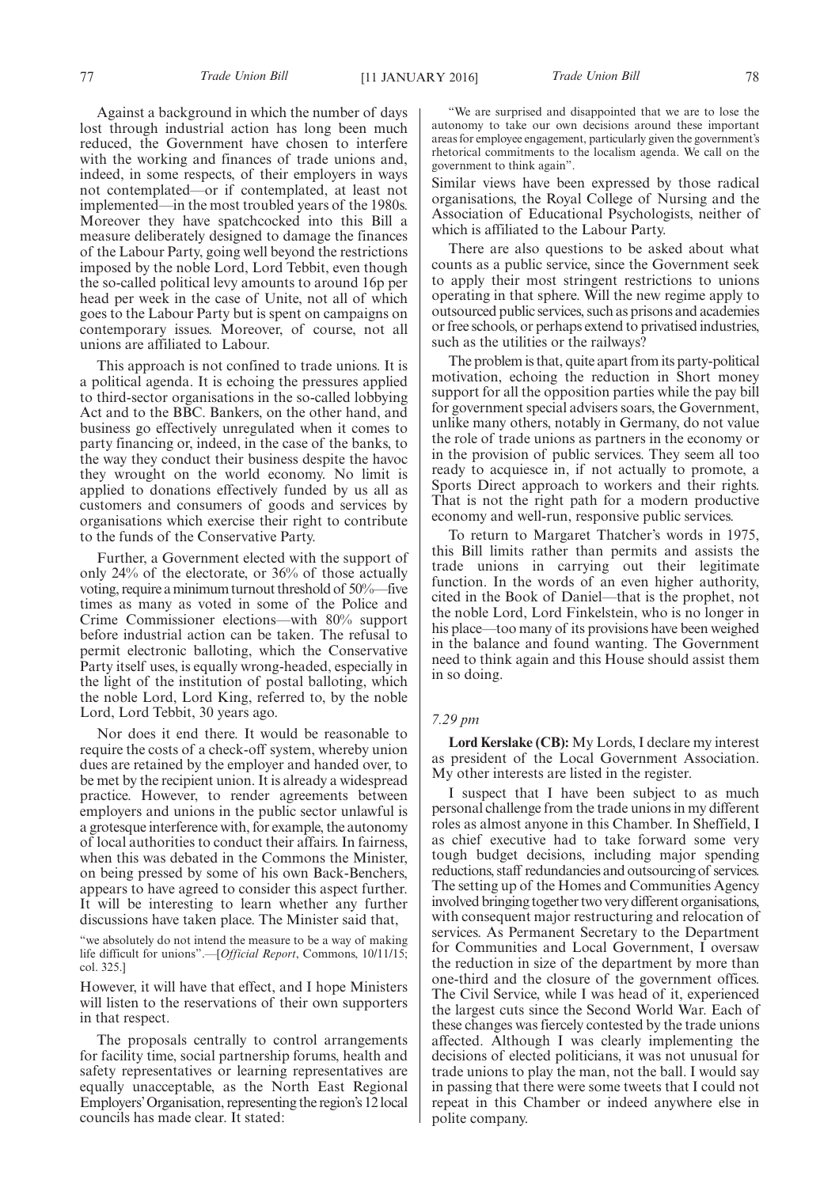Against a background in which the number of days lost through industrial action has long been much reduced, the Government have chosen to interfere with the working and finances of trade unions and, indeed, in some respects, of their employers in ways not contemplated—or if contemplated, at least not implemented—in the most troubled years of the 1980s. Moreover they have spatchcocked into this Bill a measure deliberately designed to damage the finances of the Labour Party, going well beyond the restrictions imposed by the noble Lord, Lord Tebbit, even though the so-called political levy amounts to around 16p per head per week in the case of Unite, not all of which goes to the Labour Party but is spent on campaigns on contemporary issues. Moreover, of course, not all unions are affiliated to Labour.

This approach is not confined to trade unions. It is a political agenda. It is echoing the pressures applied to third-sector organisations in the so-called lobbying Act and to the BBC. Bankers, on the other hand, and business go effectively unregulated when it comes to party financing or, indeed, in the case of the banks, to the way they conduct their business despite the havoc they wrought on the world economy. No limit is applied to donations effectively funded by us all as customers and consumers of goods and services by organisations which exercise their right to contribute to the funds of the Conservative Party.

Further, a Government elected with the support of only 24% of the electorate, or 36% of those actually voting, require a minimum turnout threshold of 50%—five times as many as voted in some of the Police and Crime Commissioner elections—with 80% support before industrial action can be taken. The refusal to permit electronic balloting, which the Conservative Party itself uses, is equally wrong-headed, especially in the light of the institution of postal balloting, which the noble Lord, Lord King, referred to, by the noble Lord, Lord Tebbit, 30 years ago.

Nor does it end there. It would be reasonable to require the costs of a check-off system, whereby union dues are retained by the employer and handed over, to be met by the recipient union. It is already a widespread practice. However, to render agreements between employers and unions in the public sector unlawful is a grotesque interference with, for example, the autonomy of local authorities to conduct their affairs. In fairness, when this was debated in the Commons the Minister, on being pressed by some of his own Back-Benchers, appears to have agreed to consider this aspect further. It will be interesting to learn whether any further discussions have taken place. The Minister said that,

"we absolutely do not intend the measure to be a way of making life difficult for unions".—[*Official Report*, Commons, 10/11/15; col. 325.]

However, it will have that effect, and I hope Ministers will listen to the reservations of their own supporters in that respect.

The proposals centrally to control arrangements for facility time, social partnership forums, health and safety representatives or learning representatives are equally unacceptable, as the North East Regional Employers' Organisation, representing the region's 12 local councils has made clear. It stated:

"We are surprised and disappointed that we are to lose the autonomy to take our own decisions around these important areas for employee engagement, particularly given the government's rhetorical commitments to the localism agenda. We call on the government to think again".

Similar views have been expressed by those radical organisations, the Royal College of Nursing and the Association of Educational Psychologists, neither of which is affiliated to the Labour Party.

There are also questions to be asked about what counts as a public service, since the Government seek to apply their most stringent restrictions to unions operating in that sphere. Will the new regime apply to outsourced public services, such as prisons and academies or free schools, or perhaps extend to privatised industries, such as the utilities or the railways?

The problem is that, quite apart from its party-political motivation, echoing the reduction in Short money support for all the opposition parties while the pay bill for government special advisers soars, the Government, unlike many others, notably in Germany, do not value the role of trade unions as partners in the economy or in the provision of public services. They seem all too ready to acquiesce in, if not actually to promote, a Sports Direct approach to workers and their rights. That is not the right path for a modern productive economy and well-run, responsive public services.

To return to Margaret Thatcher's words in 1975, this Bill limits rather than permits and assists the trade unions in carrying out their legitimate function. In the words of an even higher authority, cited in the Book of Daniel—that is the prophet, not the noble Lord, Lord Finkelstein, who is no longer in his place—too many of its provisions have been weighed in the balance and found wanting. The Government need to think again and this House should assist them in so doing.

*7.29 pm*

**Lord Kerslake (CB):** My Lords, I declare my interest as president of the Local Government Association. My other interests are listed in the register.

I suspect that I have been subject to as much personal challenge from the trade unions in my different roles as almost anyone in this Chamber. In Sheffield, I as chief executive had to take forward some very tough budget decisions, including major spending reductions, staff redundancies and outsourcing of services. The setting up of the Homes and Communities Agency involved bringing together two very different organisations, with consequent major restructuring and relocation of services. As Permanent Secretary to the Department for Communities and Local Government, I oversaw the reduction in size of the department by more than one-third and the closure of the government offices. The Civil Service, while I was head of it, experienced the largest cuts since the Second World War. Each of these changes was fiercely contested by the trade unions affected. Although I was clearly implementing the decisions of elected politicians, it was not unusual for trade unions to play the man, not the ball. I would say in passing that there were some tweets that I could not repeat in this Chamber or indeed anywhere else in polite company.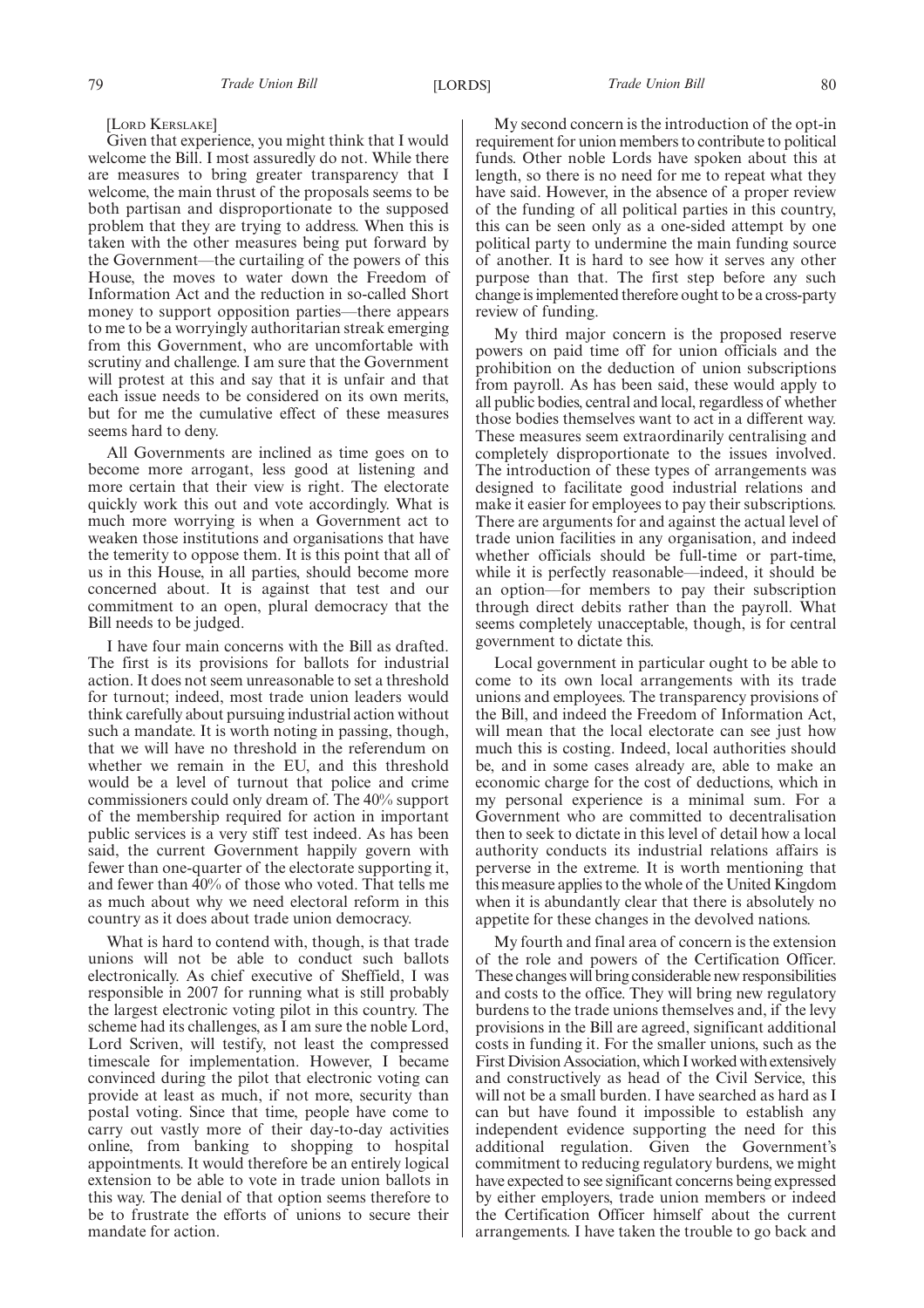[LORD KERSLAKE]

Given that experience, you might think that I would welcome the Bill. I most assuredly do not. While there are measures to bring greater transparency that I welcome, the main thrust of the proposals seems to be both partisan and disproportionate to the supposed problem that they are trying to address. When this is taken with the other measures being put forward by the Government—the curtailing of the powers of this House, the moves to water down the Freedom of Information Act and the reduction in so-called Short money to support opposition parties—there appears to me to be a worryingly authoritarian streak emerging from this Government, who are uncomfortable with scrutiny and challenge. I am sure that the Government will protest at this and say that it is unfair and that each issue needs to be considered on its own merits, but for me the cumulative effect of these measures seems hard to deny.

All Governments are inclined as time goes on to become more arrogant, less good at listening and more certain that their view is right. The electorate quickly work this out and vote accordingly. What is much more worrying is when a Government act to weaken those institutions and organisations that have the temerity to oppose them. It is this point that all of us in this House, in all parties, should become more concerned about. It is against that test and our commitment to an open, plural democracy that the Bill needs to be judged.

I have four main concerns with the Bill as drafted. The first is its provisions for ballots for industrial action. It does not seem unreasonable to set a threshold for turnout; indeed, most trade union leaders would think carefully about pursuing industrial action without such a mandate. It is worth noting in passing, though, that we will have no threshold in the referendum on whether we remain in the EU, and this threshold would be a level of turnout that police and crime commissioners could only dream of. The 40% support of the membership required for action in important public services is a very stiff test indeed. As has been said, the current Government happily govern with fewer than one-quarter of the electorate supporting it, and fewer than 40% of those who voted. That tells me as much about why we need electoral reform in this country as it does about trade union democracy.

What is hard to contend with, though, is that trade unions will not be able to conduct such ballots electronically. As chief executive of Sheffield, I was responsible in 2007 for running what is still probably the largest electronic voting pilot in this country. The scheme had its challenges, as I am sure the noble Lord, Lord Scriven, will testify, not least the compressed timescale for implementation. However, I became convinced during the pilot that electronic voting can provide at least as much, if not more, security than postal voting. Since that time, people have come to carry out vastly more of their day-to-day activities online, from banking to shopping to hospital appointments. It would therefore be an entirely logical extension to be able to vote in trade union ballots in this way. The denial of that option seems therefore to be to frustrate the efforts of unions to secure their mandate for action.

My second concern is the introduction of the opt-in requirement for union members to contribute to political funds. Other noble Lords have spoken about this at length, so there is no need for me to repeat what they have said. However, in the absence of a proper review of the funding of all political parties in this country, this can be seen only as a one-sided attempt by one political party to undermine the main funding source of another. It is hard to see how it serves any other purpose than that. The first step before any such change is implemented therefore ought to be a cross-party review of funding.

My third major concern is the proposed reserve powers on paid time off for union officials and the prohibition on the deduction of union subscriptions from payroll. As has been said, these would apply to all public bodies, central and local, regardless of whether those bodies themselves want to act in a different way. These measures seem extraordinarily centralising and completely disproportionate to the issues involved. The introduction of these types of arrangements was designed to facilitate good industrial relations and make it easier for employees to pay their subscriptions. There are arguments for and against the actual level of trade union facilities in any organisation, and indeed whether officials should be full-time or part-time, while it is perfectly reasonable—indeed, it should be an option—for members to pay their subscription through direct debits rather than the payroll. What seems completely unacceptable, though, is for central government to dictate this.

Local government in particular ought to be able to come to its own local arrangements with its trade unions and employees. The transparency provisions of the Bill, and indeed the Freedom of Information Act, will mean that the local electorate can see just how much this is costing. Indeed, local authorities should be, and in some cases already are, able to make an economic charge for the cost of deductions, which in my personal experience is a minimal sum. For a Government who are committed to decentralisation then to seek to dictate in this level of detail how a local authority conducts its industrial relations affairs is perverse in the extreme. It is worth mentioning that this measure applies to the whole of the United Kingdom when it is abundantly clear that there is absolutely no appetite for these changes in the devolved nations.

My fourth and final area of concern is the extension of the role and powers of the Certification Officer. These changes will bring considerable new responsibilities and costs to the office. They will bring new regulatory burdens to the trade unions themselves and, if the levy provisions in the Bill are agreed, significant additional costs in funding it. For the smaller unions, such as the First Division Association, which I worked with extensively and constructively as head of the Civil Service, this will not be a small burden. I have searched as hard as I can but have found it impossible to establish any independent evidence supporting the need for this additional regulation. Given the Government's commitment to reducing regulatory burdens, we might have expected to see significant concerns being expressed by either employers, trade union members or indeed the Certification Officer himself about the current arrangements. I have taken the trouble to go back and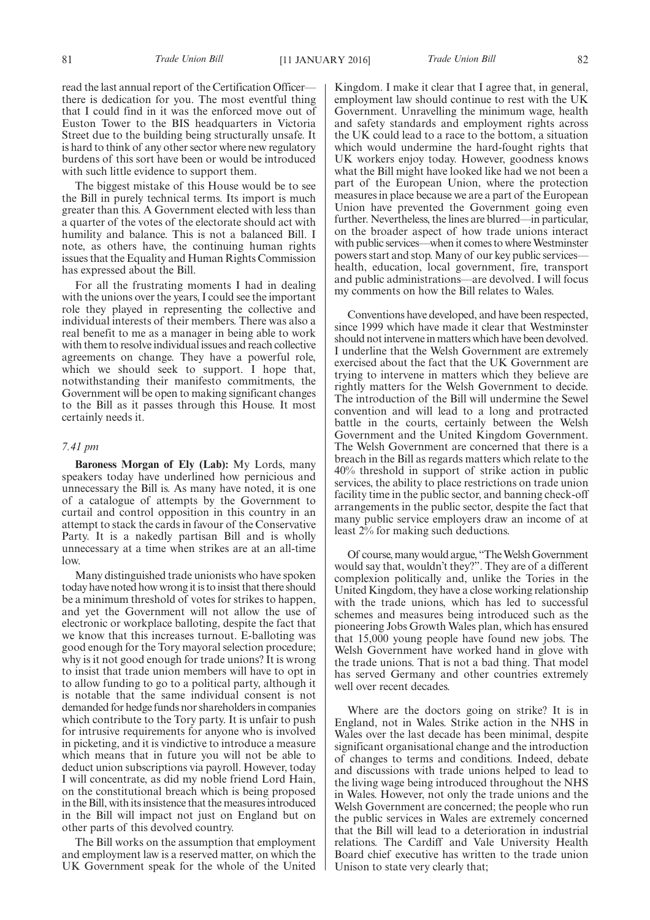read the last annual report of the Certification Officer—there is dedication for you. The most eventful thing that I could find in it was the enforced move out of Euston Tower to the BIS headquarters in Victoria Street due to the building being structurally unsafe. It is hard to think of any other sector where new regulatory burdens of this sort have been or would be introduced with such little evidence to support them.

The biggest mistake of this House would be to see the Bill in purely technical terms. Its import is much greater than this. A Government elected with less than a quarter of the votes of the electorate should act with humility and balance. This is not a balanced Bill. I note, as others have, the continuing human rights issues that the Equality and Human Rights Commission has expressed about the Bill.

For all the frustrating moments I had in dealing with the unions over the years, I could see the important role they played in representing the collective and individual interests of their members. There was also a real benefit to me as a manager in being able to work with them to resolve individual issues and reach collective agreements on change. They have a powerful role, which we should seek to support. I hope that, notwithstanding their manifesto commitments, the Government will be open to making significant changes to the Bill as it passes through this House. It most certainly needs it.

*7.41 pm*

**Baroness Morgan of Ely (Lab):** My Lords, many speakers today have underlined how pernicious and unnecessary the Bill is. As many have noted, it is one of a catalogue of attempts by the Government to curtail and control opposition in this country in an attempt to stack the cards in favour of the Conservative Party. It is a nakedly partisan Bill and is wholly unnecessary at a time when strikes are at an all-time low.

Many distinguished trade unionists who have spoken today have noted how wrong it is to insist that there should be a minimum threshold of votes for strikes to happen, and yet the Government will not allow the use of electronic or workplace balloting, despite the fact that we know that this increases turnout. E-balloting was good enough for the Tory mayoral selection procedure; why is it not good enough for trade unions? It is wrong to insist that trade union members will have to opt in to allow funding to go to a political party, although it is notable that the same individual consent is not demanded for hedge funds nor shareholders in companies which contribute to the Tory party. It is unfair to push for intrusive requirements for anyone who is involved in picketing, and it is vindictive to introduce a measure which means that in future you will not be able to deduct union subscriptions via payroll. However, today I will concentrate, as did my noble friend Lord Hain, on the constitutional breach which is being proposed in the Bill, with its insistence that the measures introduced in the Bill will impact not just on England but on other parts of this devolved country.

The Bill works on the assumption that employment and employment law is a reserved matter, on which the UK Government speak for the whole of the United Kingdom. I make it clear that I agree that, in general, employment law should continue to rest with the UK Government. Unravelling the minimum wage, health and safety standards and employment rights across the UK could lead to a race to the bottom, a situation which would undermine the hard-fought rights that UK workers enjoy today. However, goodness knows what the Bill might have looked like had we not been a part of the European Union, where the protection measures in place because we are a part of the European Union have prevented the Government going even further. Nevertheless, the lines are blurred—in particular, on the broader aspect of how trade unions interact with public services—when it comes to where Westminster powers start and stop. Many of our key public services—health, education, local government, fire, transport and public administrations—are devolved. I will focus my comments on how the Bill relates to Wales.

Conventions have developed, and have been respected, since 1999 which have made it clear that Westminster should not intervene in matters which have been devolved. I underline that the Welsh Government are extremely exercised about the fact that the UK Government are trying to intervene in matters which they believe are rightly matters for the Welsh Government to decide. The introduction of the Bill will undermine the Sewel convention and will lead to a long and protracted battle in the courts, certainly between the Welsh Government and the United Kingdom Government. The Welsh Government are concerned that there is a breach in the Bill as regards matters which relate to the 40% threshold in support of strike action in public services, the ability to place restrictions on trade union facility time in the public sector, and banning check-off arrangements in the public sector, despite the fact that many public service employers draw an income of at least 2% for making such deductions.

Of course, many would argue, "The Welsh Government would say that, wouldn't they?". They are of a different complexion politically and, unlike the Tories in the United Kingdom, they have a close working relationship with the trade unions, which has led to successful schemes and measures being introduced such as the pioneering Jobs Growth Wales plan, which has ensured that 15,000 young people have found new jobs. The Welsh Government have worked hand in glove with the trade unions. That is not a bad thing. That model has served Germany and other countries extremely well over recent decades.

Where are the doctors going on strike? It is in England, not in Wales. Strike action in the NHS in Wales over the last decade has been minimal, despite significant organisational change and the introduction of changes to terms and conditions. Indeed, debate and discussions with trade unions helped to lead to the living wage being introduced throughout the NHS in Wales. However, not only the trade unions and the Welsh Government are concerned; the people who run the public services in Wales are extremely concerned that the Bill will lead to a deterioration in industrial relations. The Cardiff and Vale University Health Board chief executive has written to the trade union Unison to state very clearly that;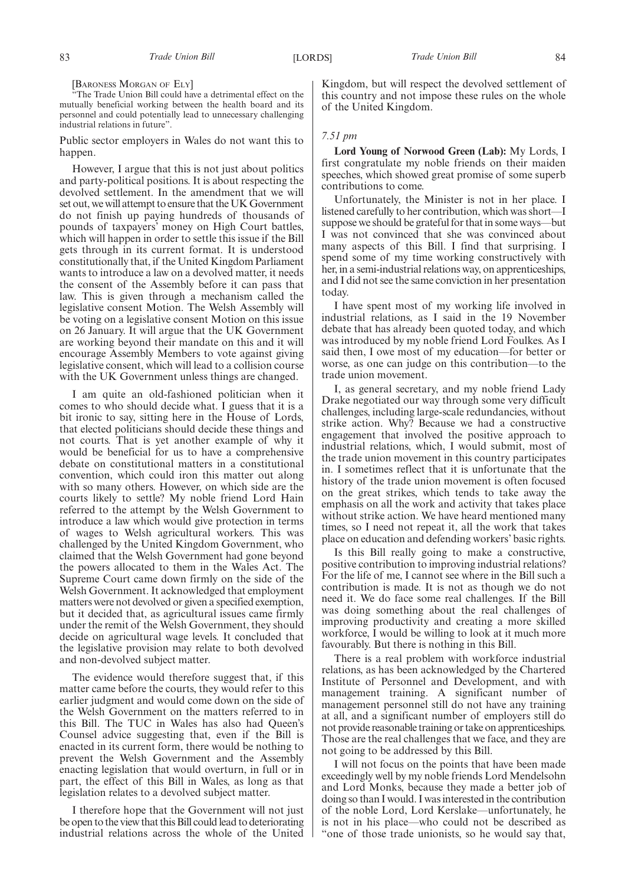[BARONESS MORGAN OF ELY]

"The Trade Union Bill could have a detrimental effect on the mutually beneficial working between the health board and its personnel and could potentially lead to unnecessary challenging industrial relations in future".

Public sector employers in Wales do not want this to happen.

However, I argue that this is not just about politics and party-political positions. It is about respecting the devolved settlement. In the amendment that we will set out, we will attempt to ensure that the UK Government do not finish up paying hundreds of thousands of pounds of taxpayers' money on High Court battles, which will happen in order to settle this issue if the Bill gets through in its current format. It is understood constitutionally that, if the United Kingdom Parliament wants to introduce a law on a devolved matter, it needs the consent of the Assembly before it can pass that law. This is given through a mechanism called the legislative consent Motion. The Welsh Assembly will be voting on a legislative consent Motion on this issue on 26 January. It will argue that the UK Government are working beyond their mandate on this and it will encourage Assembly Members to vote against giving legislative consent, which will lead to a collision course with the UK Government unless things are changed.

I am quite an old-fashioned politician when it comes to who should decide what. I guess that it is a bit ironic to say, sitting here in the House of Lords, that elected politicians should decide these things and not courts. That is yet another example of why it would be beneficial for us to have a comprehensive debate on constitutional matters in a constitutional convention, which could iron this matter out along with so many others. However, on which side are the courts likely to settle? My noble friend Lord Hain referred to the attempt by the Welsh Government to introduce a law which would give protection in terms of wages to Welsh agricultural workers. This was challenged by the United Kingdom Government, who claimed that the Welsh Government had gone beyond the powers allocated to them in the Wales Act. The Supreme Court came down firmly on the side of the Welsh Government. It acknowledged that employment matters were not devolved or given a specified exemption, but it decided that, as agricultural issues came firmly under the remit of the Welsh Government, they should decide on agricultural wage levels. It concluded that the legislative provision may relate to both devolved and non-devolved subject matter.

The evidence would therefore suggest that, if this matter came before the courts, they would refer to this earlier judgment and would come down on the side of the Welsh Government on the matters referred to in this Bill. The TUC in Wales has also had Queen's Counsel advice suggesting that, even if the Bill is enacted in its current form, there would be nothing to prevent the Welsh Government and the Assembly enacting legislation that would overturn, in full or in part, the effect of this Bill in Wales, as long as that legislation relates to a devolved subject matter.

I therefore hope that the Government will not just be open to the view that this Bill could lead to deteriorating industrial relations across the whole of the United Kingdom, but will respect the devolved settlement of this country and not impose these rules on the whole of the United Kingdom.

*7.51 pm*

**Lord Young of Norwood Green (Lab):** My Lords, I first congratulate my noble friends on their maiden speeches, which showed great promise of some superb contributions to come.

Unfortunately, the Minister is not in her place. I listened carefully to her contribution, which was short—I suppose we should be grateful for that in some ways—but I was not convinced that she was convinced about many aspects of this Bill. I find that surprising. I spend some of my time working constructively with her, in a semi-industrial relations way, on apprenticeships, and I did not see the same conviction in her presentation today.

I have spent most of my working life involved in industrial relations, as I said in the 19 November debate that has already been quoted today, and which was introduced by my noble friend Lord Foulkes. As I said then, I owe most of my education—for better or worse, as one can judge on this contribution—to the trade union movement.

I, as general secretary, and my noble friend Lady Drake negotiated our way through some very difficult challenges, including large-scale redundancies, without strike action. Why? Because we had a constructive engagement that involved the positive approach to industrial relations, which, I would submit, most of the trade union movement in this country participates in. I sometimes reflect that it is unfortunate that the history of the trade union movement is often focused on the great strikes, which tends to take away the emphasis on all the work and activity that takes place without strike action. We have heard mentioned many times, so I need not repeat it, all the work that takes place on education and defending workers' basic rights.

Is this Bill really going to make a constructive, positive contribution to improving industrial relations? For the life of me, I cannot see where in the Bill such a contribution is made. It is not as though we do not need it. We do face some real challenges. If the Bill was doing something about the real challenges of improving productivity and creating a more skilled workforce, I would be willing to look at it much more favourably. But there is nothing in this Bill.

There is a real problem with workforce industrial relations, as has been acknowledged by the Chartered Institute of Personnel and Development, and with management training. A significant number of management personnel still do not have any training at all, and a significant number of employers still do not provide reasonable training or take on apprenticeships. Those are the real challenges that we face, and they are not going to be addressed by this Bill.

I will not focus on the points that have been made exceedingly well by my noble friends Lord Mendelsohn and Lord Monks, because they made a better job of doing so than I would. I was interested in the contribution of the noble Lord, Lord Kerslake—unfortunately, he is not in his place—who could not be described as "one of those trade unionists, so he would say that,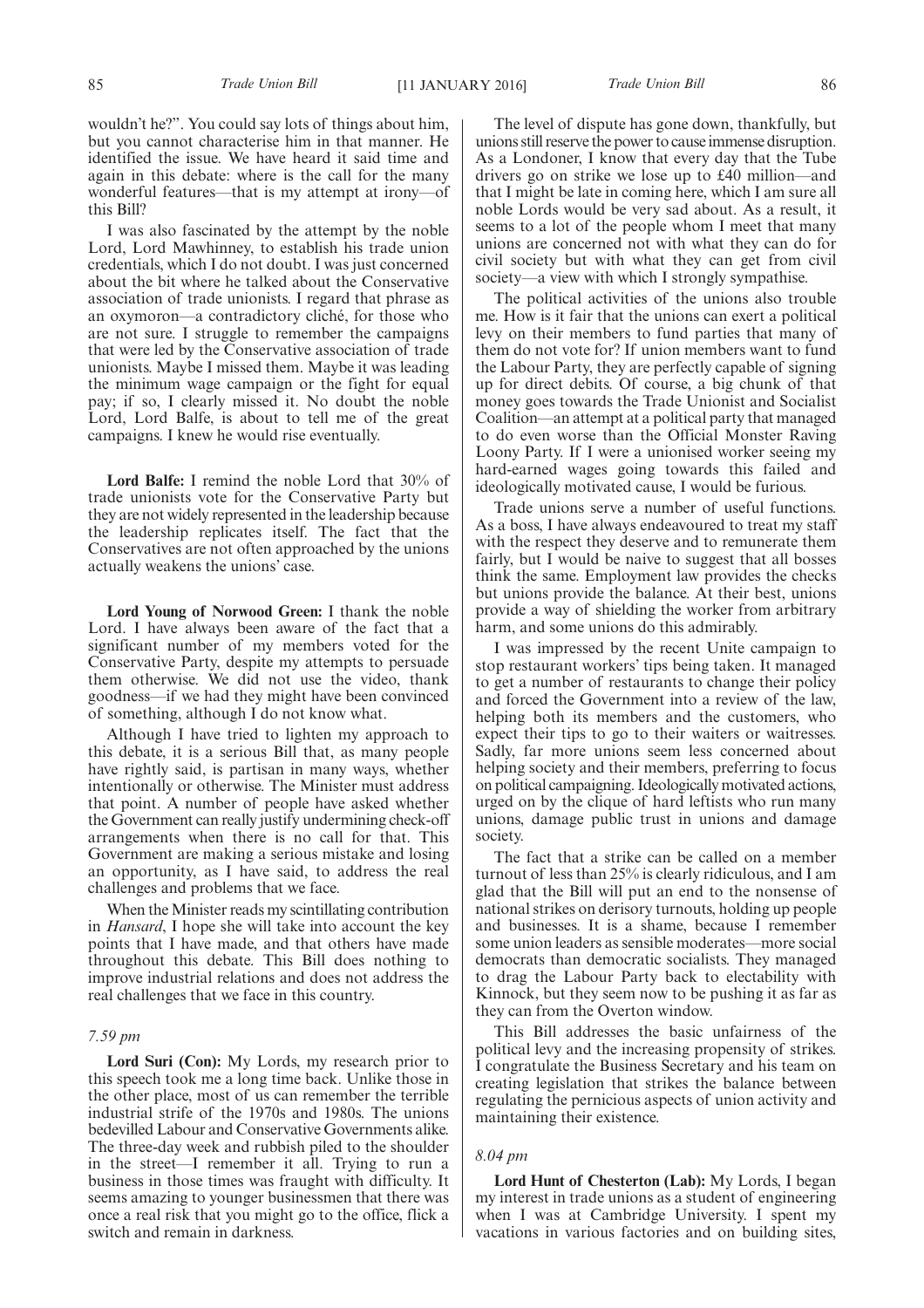wouldn't he?". You could say lots of things about him, but you cannot characterise him in that manner. He identified the issue. We have heard it said time and again in this debate: where is the call for the many wonderful features—that is my attempt at irony—of this Bill?

I was also fascinated by the attempt by the noble Lord, Lord Mawhinney, to establish his trade union credentials, which I do not doubt. I was just concerned about the bit where he talked about the Conservative association of trade unionists. I regard that phrase as an oxymoron—a contradictory cliché, for those who are not sure. I struggle to remember the campaigns that were led by the Conservative association of trade unionists. Maybe I missed them. Maybe it was leading the minimum wage campaign or the fight for equal pay; if so, I clearly missed it. No doubt the noble Lord, Lord Balfe, is about to tell me of the great campaigns. I knew he would rise eventually.

**Lord Balfe:** I remind the noble Lord that 30% of trade unionists vote for the Conservative Party but they are not widely represented in the leadership because the leadership replicates itself. The fact that the Conservatives are not often approached by the unions actually weakens the unions' case.

**Lord Young of Norwood Green:** I thank the noble Lord. I have always been aware of the fact that a significant number of my members voted for the Conservative Party, despite my attempts to persuade them otherwise. We did not use the video, thank goodness—if we had they might have been convinced of something, although I do not know what.

Although I have tried to lighten my approach to this debate, it is a serious Bill that, as many people have rightly said, is partisan in many ways, whether intentionally or otherwise. The Minister must address that point. A number of people have asked whether the Government can really justify undermining check-off arrangements when there is no call for that. This Government are making a serious mistake and losing an opportunity, as I have said, to address the real challenges and problems that we face.

When the Minister reads my scintillating contribution in *Hansard*, I hope she will take into account the key points that I have made, and that others have made throughout this debate. This Bill does nothing to improve industrial relations and does not address the real challenges that we face in this country.

*7.59 pm*

**Lord Suri (Con):** My Lords, my research prior to this speech took me a long time back. Unlike those in the other place, most of us can remember the terrible industrial strife of the 1970s and 1980s. The unions bedevilled Labour and Conservative Governments alike. The three-day week and rubbish piled to the shoulder in the street—I remember it all. Trying to run a business in those times was fraught with difficulty. It seems amazing to younger businessmen that there was once a real risk that you might go to the office, flick a switch and remain in darkness.

The level of dispute has gone down, thankfully, but unions still reserve the power to cause immense disruption. As a Londoner, I know that every day that the Tube drivers go on strike we lose up to £40 million—and that I might be late in coming here, which I am sure all noble Lords would be very sad about. As a result, it seems to a lot of the people whom I meet that many unions are concerned not with what they can do for civil society but with what they can get from civil society—a view with which I strongly sympathise.

The political activities of the unions also trouble me. How is it fair that the unions can exert a political levy on their members to fund parties that many of them do not vote for? If union members want to fund the Labour Party, they are perfectly capable of signing up for direct debits. Of course, a big chunk of that money goes towards the Trade Unionist and Socialist Coalition—an attempt at a political party that managed to do even worse than the Official Monster Raving Loony Party. If I were a unionised worker seeing my hard-earned wages going towards this failed and ideologically motivated cause, I would be furious.

Trade unions serve a number of useful functions. As a boss, I have always endeavoured to treat my staff with the respect they deserve and to remunerate them fairly, but I would be naive to suggest that all bosses think the same. Employment law provides the checks but unions provide the balance. At their best, unions provide a way of shielding the worker from arbitrary harm, and some unions do this admirably.

I was impressed by the recent Unite campaign to stop restaurant workers' tips being taken. It managed to get a number of restaurants to change their policy and forced the Government into a review of the law, helping both its members and the customers, who expect their tips to go to their waiters or waitresses. Sadly, far more unions seem less concerned about helping society and their members, preferring to focus on political campaigning. Ideologically motivated actions, urged on by the clique of hard leftists who run many unions, damage public trust in unions and damage society.

The fact that a strike can be called on a member turnout of less than 25% is clearly ridiculous, and I am glad that the Bill will put an end to the nonsense of national strikes on derisory turnouts, holding up people and businesses. It is a shame, because I remember some union leaders as sensible moderates—more social democrats than democratic socialists. They managed to drag the Labour Party back to electability with Kinnock, but they seem now to be pushing it as far as they can from the Overton window.

This Bill addresses the basic unfairness of the political levy and the increasing propensity of strikes. I congratulate the Business Secretary and his team on creating legislation that strikes the balance between regulating the pernicious aspects of union activity and maintaining their existence.

*8.04 pm*

**Lord Hunt of Chesterton (Lab):** My Lords, I began my interest in trade unions as a student of engineering when I was at Cambridge University. I spent my vacations in various factories and on building sites,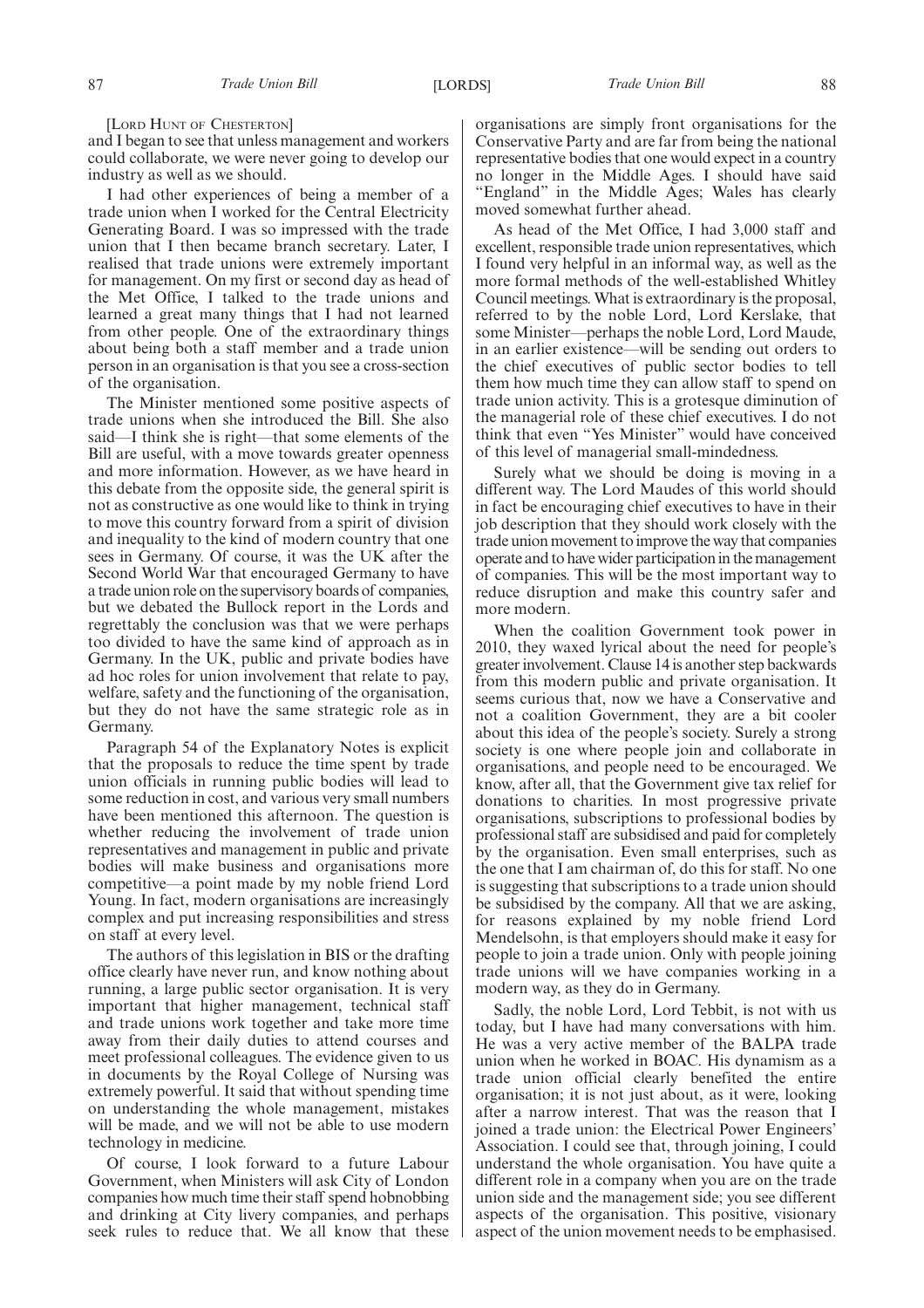[Lord Hunt of Chesterton]

and I began to see that unless management and workers could collaborate, we were never going to develop our industry as well as we should.

I had other experiences of being a member of a trade union when I worked for the Central Electricity Generating Board. I was so impressed with the trade union that I then became branch secretary. Later, I realised that trade unions were extremely important for management. On my first or second day as head of the Met Office, I talked to the trade unions and learned a great many things that I had not learned from other people. One of the extraordinary things about being both a staff member and a trade union person in an organisation is that you see a cross-section of the organisation.

The Minister mentioned some positive aspects of trade unions when she introduced the Bill. She also said—I think she is right—that some elements of the Bill are useful, with a move towards greater openness and more information. However, as we have heard in this debate from the opposite side, the general spirit is not as constructive as one would like to think in trying to move this country forward from a spirit of division and inequality to the kind of modern country that one sees in Germany. Of course, it was the UK after the Second World War that encouraged Germany to have a trade union role on the supervisory boards of companies, but we debated the Bullock report in the Lords and regrettably the conclusion was that we were perhaps too divided to have the same kind of approach as in Germany. In the UK, public and private bodies have ad hoc roles for union involvement that relate to pay, welfare, safety and the functioning of the organisation, but they do not have the same strategic role as in Germany.

Paragraph 54 of the Explanatory Notes is explicit that the proposals to reduce the time spent by trade union officials in running public bodies will lead to some reduction in cost, and various very small numbers have been mentioned this afternoon. The question is whether reducing the involvement of trade union representatives and management in public and private bodies will make business and organisations more competitive—a point made by my noble friend Lord Young. In fact, modern organisations are increasingly complex and put increasing responsibilities and stress on staff at every level.

The authors of this legislation in BIS or the drafting office clearly have never run, and know nothing about running, a large public sector organisation. It is very important that higher management, technical staff and trade unions work together and take more time away from their daily duties to attend courses and meet professional colleagues. The evidence given to us in documents by the Royal College of Nursing was extremely powerful. It said that without spending time on understanding the whole management, mistakes will be made, and we will not be able to use modern technology in medicine.

Of course, I look forward to a future Labour Government, when Ministers will ask City of London companies how much time their staff spend hobnobbing and drinking at City livery companies, and perhaps seek rules to reduce that. We all know that these organisations are simply front organisations for the Conservative Party and are far from being the national representative bodies that one would expect in a country no longer in the Middle Ages. I should have said "England" in the Middle Ages; Wales has clearly moved somewhat further ahead.

As head of the Met Office, I had 3,000 staff and excellent, responsible trade union representatives, which I found very helpful in an informal way, as well as the more formal methods of the well-established Whitley Council meetings. What is extraordinary is the proposal, referred to by the noble Lord, Lord Kerslake, that some Minister—perhaps the noble Lord, Lord Maude, in an earlier existence—will be sending out orders to the chief executives of public sector bodies to tell them how much time they can allow staff to spend on trade union activity. This is a grotesque diminution of the managerial role of these chief executives. I do not think that even "Yes Minister" would have conceived of this level of managerial small-mindedness.

Surely what we should be doing is moving in a different way. The Lord Maudes of this world should in fact be encouraging chief executives to have in their job description that they should work closely with the trade union movement to improve the way that companies operate and to have wider participation in the management of companies. This will be the most important way to reduce disruption and make this country safer and more modern.

When the coalition Government took power in 2010, they waxed lyrical about the need for people's greater involvement. Clause 14 is another step backwards from this modern public and private organisation. It seems curious that, now we have a Conservative and not a coalition Government, they are a bit cooler about this idea of the people's society. Surely a strong society is one where people join and collaborate in organisations, and people need to be encouraged. We know, after all, that the Government give tax relief for donations to charities. In most progressive private organisations, subscriptions to professional bodies by professional staff are subsidised and paid for completely by the organisation. Even small enterprises, such as the one that I am chairman of, do this for staff. No one is suggesting that subscriptions to a trade union should be subsidised by the company. All that we are asking, for reasons explained by my noble friend Lord Mendelsohn, is that employers should make it easy for people to join a trade union. Only with people joining trade unions will we have companies working in a modern way, as they do in Germany.

Sadly, the noble Lord, Lord Tebbit, is not with us today, but I have had many conversations with him. He was a very active member of the BALPA trade union when he worked in BOAC. His dynamism as a trade union official clearly benefited the entire organisation; it is not just about, as it were, looking after a narrow interest. That was the reason that I joined a trade union: the Electrical Power Engineers' Association. I could see that, through joining, I could understand the whole organisation. You have quite a different role in a company when you are on the trade union side and the management side; you see different aspects of the organisation. This positive, visionary aspect of the union movement needs to be emphasised.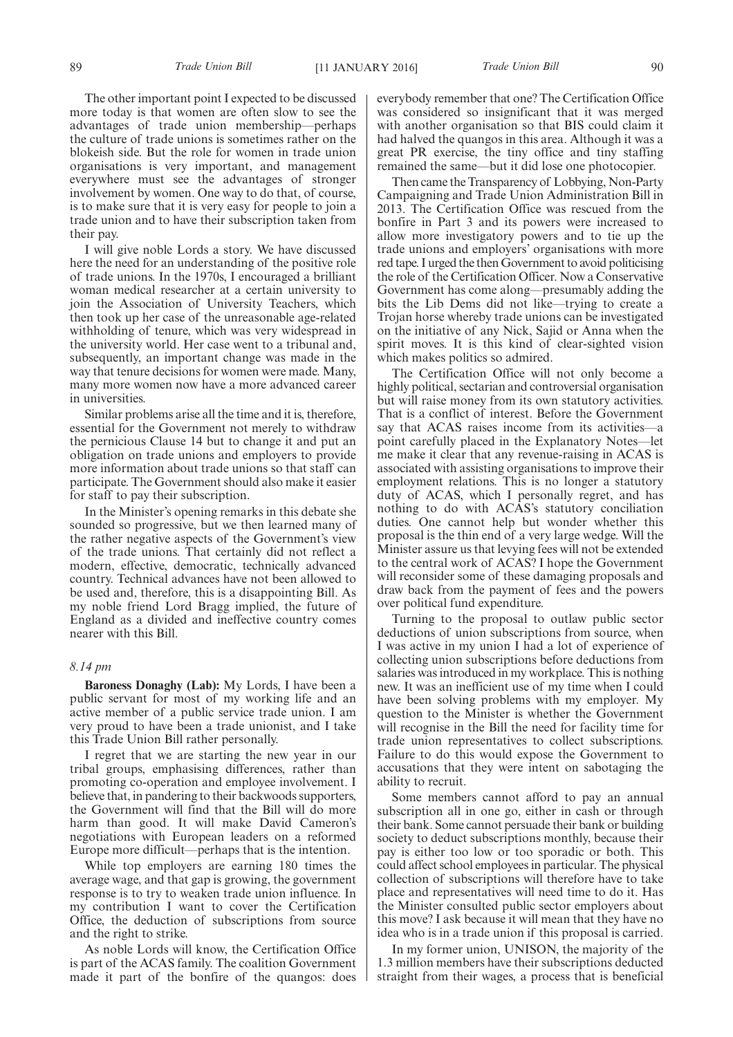The other important point I expected to be discussed more today is that women are often slow to see the advantages of trade union membership—perhaps the culture of trade unions is sometimes rather on the blokeish side. But the role for women in trade union organisations is very important, and management everywhere must see the advantages of stronger involvement by women. One way to do that, of course, is to make sure that it is very easy for people to join a trade union and to have their subscription taken from their pay.

I will give noble Lords a story. We have discussed here the need for an understanding of the positive role of trade unions. In the 1970s, I encouraged a brilliant woman medical researcher at a certain university to join the Association of University Teachers, which then took up her case of the unreasonable age-related withholding of tenure, which was very widespread in the university world. Her case went to a tribunal and, subsequently, an important change was made in the way that tenure decisions for women were made. Many, many more women now have a more advanced career in universities.

Similar problems arise all the time and it is, therefore, essential for the Government not merely to withdraw the pernicious Clause 14 but to change it and put an obligation on trade unions and employers to provide more information about trade unions so that staff can participate. The Government should also make it easier for staff to pay their subscription.

In the Minister's opening remarks in this debate she sounded so progressive, but we then learned many of the rather negative aspects of the Government's view of the trade unions. That certainly did not reflect a modern, effective, democratic, technically advanced country. Technical advances have not been allowed to be used and, therefore, this is a disappointing Bill. As my noble friend Lord Bragg implied, the future of England as a divided and ineffective country comes nearer with this Bill.

*8.14 pm*

**Baroness Donaghy (Lab):** My Lords, I have been a public servant for most of my working life and an active member of a public service trade union. I am very proud to have been a trade unionist, and I take this Trade Union Bill rather personally.

I regret that we are starting the new year in our tribal groups, emphasising differences, rather than promoting co-operation and employee involvement. I believe that, in pandering to their backwoods supporters, the Government will find that the Bill will do more harm than good. It will make David Cameron's negotiations with European leaders on a reformed Europe more difficult—perhaps that is the intention.

While top employers are earning 180 times the average wage, and that gap is growing, the government response is to try to weaken trade union influence. In my contribution I want to cover the Certification Office, the deduction of subscriptions from source and the right to strike.

As noble Lords will know, the Certification Office is part of the ACAS family. The coalition Government made it part of the bonfire of the quangos: does everybody remember that one? The Certification Office was considered so insignificant that it was merged with another organisation so that BIS could claim it had halved the quangos in this area. Although it was a great PR exercise, the tiny office and tiny staffing remained the same—but it did lose one photocopier.

Then came the Transparency of Lobbying, Non-Party Campaigning and Trade Union Administration Bill in 2013. The Certification Office was rescued from the bonfire in Part 3 and its powers were increased to allow more investigatory powers and to tie up the trade unions and employers' organisations with more red tape. I urged the then Government to avoid politicising the role of the Certification Officer. Now a Conservative Government has come along—presumably adding the bits the Lib Dems did not like—trying to create a Trojan horse whereby trade unions can be investigated on the initiative of any Nick, Sajid or Anna when the spirit moves. It is this kind of clear-sighted vision which makes politics so admired.

The Certification Office will not only become a highly political, sectarian and controversial organisation but will raise money from its own statutory activities. That is a conflict of interest. Before the Government say that ACAS raises income from its activities—a point carefully placed in the Explanatory Notes—let me make it clear that any revenue-raising in ACAS is associated with assisting organisations to improve their employment relations. This is no longer a statutory duty of ACAS, which I personally regret, and has nothing to do with ACAS's statutory conciliation duties. One cannot help but wonder whether this proposal is the thin end of a very large wedge. Will the Minister assure us that levying fees will not be extended to the central work of ACAS? I hope the Government will reconsider some of these damaging proposals and draw back from the payment of fees and the powers over political fund expenditure.

Turning to the proposal to outlaw public sector deductions of union subscriptions from source, when I was active in my union I had a lot of experience of collecting union subscriptions before deductions from salaries was introduced in my workplace. This is nothing new. It was an inefficient use of my time when I could have been solving problems with my employer. My question to the Minister is whether the Government will recognise in the Bill the need for facility time for trade union representatives to collect subscriptions. Failure to do this would expose the Government to accusations that they were intent on sabotaging the ability to recruit.

Some members cannot afford to pay an annual subscription all in one go, either in cash or through their bank. Some cannot persuade their bank or building society to deduct subscriptions monthly, because their pay is either too low or too sporadic or both. This could affect school employees in particular. The physical collection of subscriptions will therefore have to take place and representatives will need time to do it. Has the Minister consulted public sector employers about this move? I ask because it will mean that they have no idea who is in a trade union if this proposal is carried.

In my former union, UNISON, the majority of the 1.3 million members have their subscriptions deducted straight from their wages, a process that is beneficial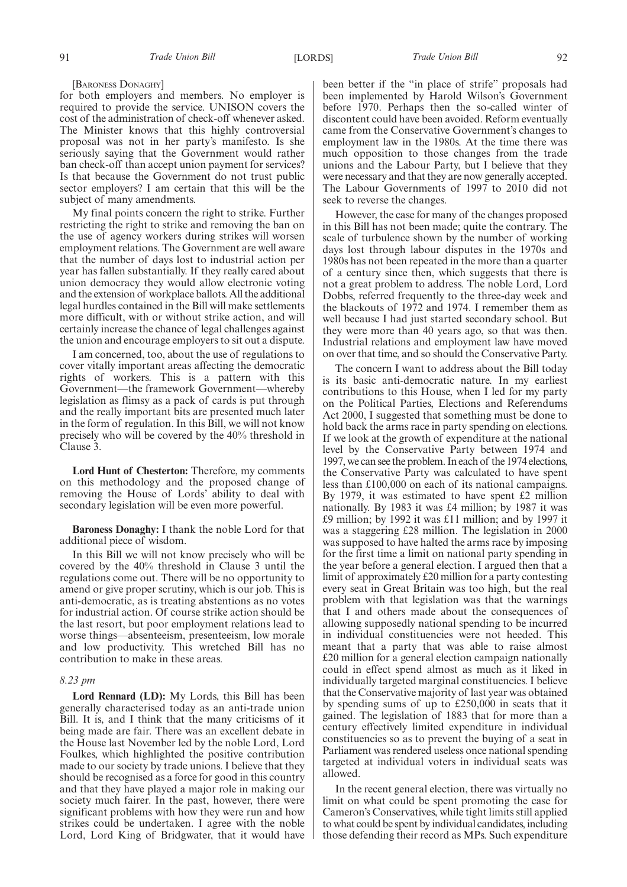[Baroness Donaghy]

for both employers and members. No employer is required to provide the service. UNISON covers the cost of the administration of check-off whenever asked. The Minister knows that this highly controversial proposal was not in her party's manifesto. Is she seriously saying that the Government would rather ban check-off than accept union payment for services? Is that because the Government do not trust public sector employers? I am certain that this will be the subject of many amendments.

My final points concern the right to strike. Further restricting the right to strike and removing the ban on the use of agency workers during strikes will worsen employment relations. The Government are well aware that the number of days lost to industrial action per year has fallen substantially. If they really cared about union democracy they would allow electronic voting and the extension of workplace ballots. All the additional legal hurdles contained in the Bill will make settlements more difficult, with or without strike action, and will certainly increase the chance of legal challenges against the union and encourage employers to sit out a dispute.

I am concerned, too, about the use of regulations to cover vitally important areas affecting the democratic rights of workers. This is a pattern with this Government—the framework Government—whereby legislation as flimsy as a pack of cards is put through and the really important bits are presented much later in the form of regulation. In this Bill, we will not know precisely who will be covered by the 40% threshold in Clause 3.

**Lord Hunt of Chesterton:** Therefore, my comments on this methodology and the proposed change of removing the House of Lords' ability to deal with secondary legislation will be even more powerful.

**Baroness Donaghy:** I thank the noble Lord for that additional piece of wisdom.

In this Bill we will not know precisely who will be covered by the 40% threshold in Clause 3 until the regulations come out. There will be no opportunity to amend or give proper scrutiny, which is our job. This is anti-democratic, as is treating abstentions as no votes for industrial action. Of course strike action should be the last resort, but poor employment relations lead to worse things—absenteeism, presenteeism, low morale and low productivity. This wretched Bill has no contribution to make in these areas.

*8.23 pm*

**Lord Rennard (LD):** My Lords, this Bill has been generally characterised today as an anti-trade union Bill. It is, and I think that the many criticisms of it being made are fair. There was an excellent debate in the House last November led by the noble Lord, Lord Foulkes, which highlighted the positive contribution made to our society by trade unions. I believe that they should be recognised as a force for good in this country and that they have played a major role in making our society much fairer. In the past, however, there were significant problems with how they were run and how strikes could be undertaken. I agree with the noble Lord, Lord King of Bridgwater, that it would have been better if the "in place of strife" proposals had been implemented by Harold Wilson's Government before 1970. Perhaps then the so-called winter of discontent could have been avoided. Reform eventually came from the Conservative Government's changes to employment law in the 1980s. At the time there was much opposition to those changes from the trade unions and the Labour Party, but I believe that they were necessary and that they are now generally accepted. The Labour Governments of 1997 to 2010 did not seek to reverse the changes.

However, the case for many of the changes proposed in this Bill has not been made; quite the contrary. The scale of turbulence shown by the number of working days lost through labour disputes in the 1970s and 1980s has not been repeated in the more than a quarter of a century since then, which suggests that there is not a great problem to address. The noble Lord, Lord Dobbs, referred frequently to the three-day week and the blackouts of 1972 and 1974. I remember them as well because I had just started secondary school. But they were more than 40 years ago, so that was then. Industrial relations and employment law have moved on over that time, and so should the Conservative Party.

The concern I want to address about the Bill today is its basic anti-democratic nature. In my earliest contributions to this House, when I led for my party on the Political Parties, Elections and Referendums Act 2000, I suggested that something must be done to hold back the arms race in party spending on elections. If we look at the growth of expenditure at the national level by the Conservative Party between 1974 and 1997, we can see the problem. In each of the 1974 elections, the Conservative Party was calculated to have spent less than £100,000 on each of its national campaigns. By 1979, it was estimated to have spent £2 million nationally. By 1983 it was £4 million; by 1987 it was £9 million; by 1992 it was £11 million; and by 1997 it was a staggering £28 million. The legislation in 2000 was supposed to have halted the arms race by imposing for the first time a limit on national party spending in the year before a general election. I argued then that a limit of approximately £20 million for a party contesting every seat in Great Britain was too high, but the real problem with that legislation was that the warnings that I and others made about the consequences of allowing supposedly national spending to be incurred in individual constituencies were not heeded. This meant that a party that was able to raise almost £20 million for a general election campaign nationally could in effect spend almost as much as it liked in individually targeted marginal constituencies. I believe that the Conservative majority of last year was obtained by spending sums of up to £250,000 in seats that it gained. The legislation of 1883 that for more than a century effectively limited expenditure in individual constituencies so as to prevent the buying of a seat in Parliament was rendered useless once national spending targeted at individual voters in individual seats was allowed.

In the recent general election, there was virtually no limit on what could be spent promoting the case for Cameron's Conservatives, while tight limits still applied to what could be spent by individual candidates, including those defending their record as MPs. Such expenditure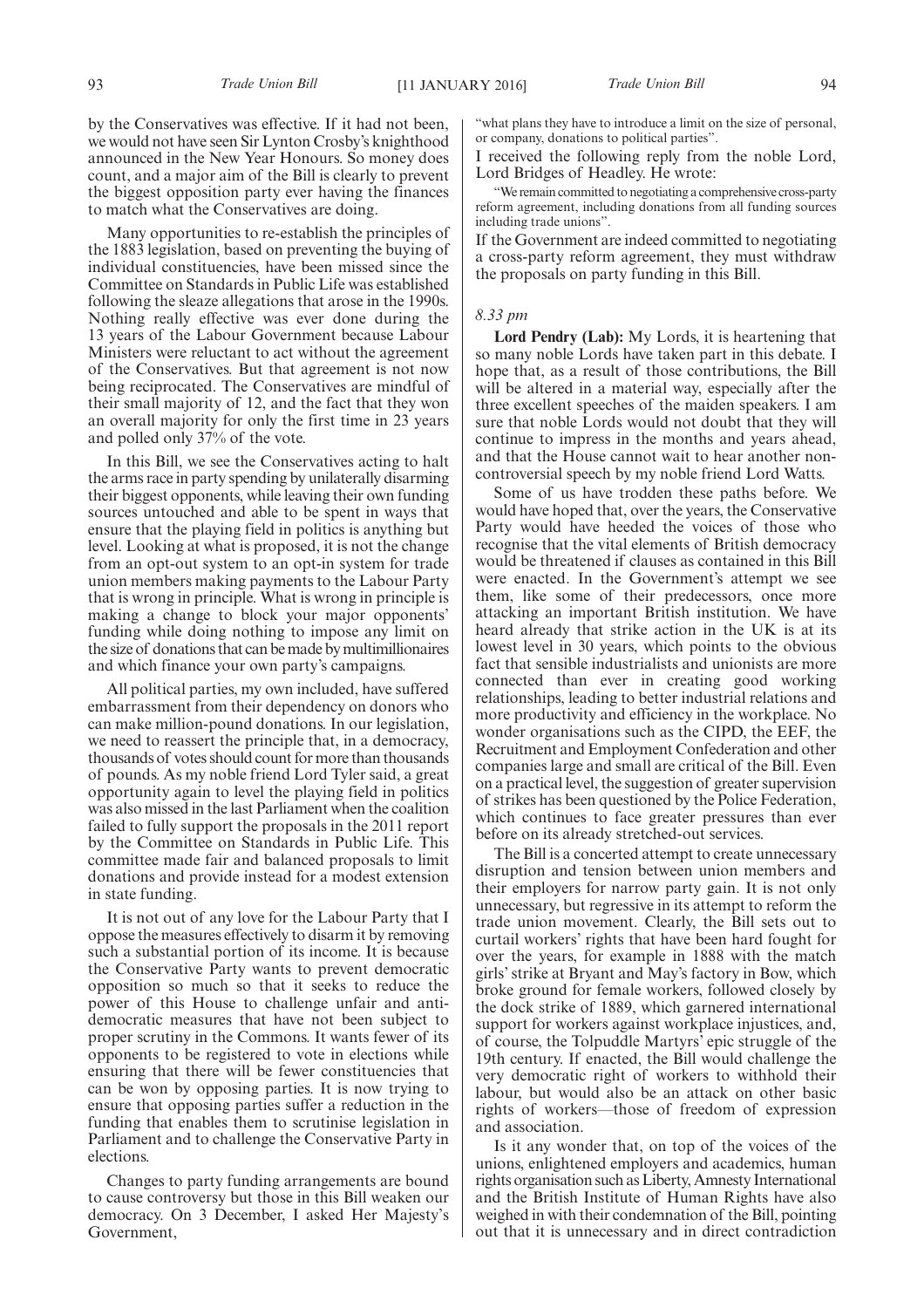by the Conservatives was effective. If it had not been, we would not have seen Sir Lynton Crosby's knighthood announced in the New Year Honours. So money does count, and a major aim of the Bill is clearly to prevent the biggest opposition party ever having the finances to match what the Conservatives are doing.

Many opportunities to re-establish the principles of the 1883 legislation, based on preventing the buying of individual constituencies, have been missed since the Committee on Standards in Public Life was established following the sleaze allegations that arose in the 1990s. Nothing really effective was ever done during the 13 years of the Labour Government because Labour Ministers were reluctant to act without the agreement of the Conservatives. But that agreement is not now being reciprocated. The Conservatives are mindful of their small majority of 12, and the fact that they won an overall majority for only the first time in 23 years and polled only 37% of the vote.

In this Bill, we see the Conservatives acting to halt the arms race in party spending by unilaterally disarming their biggest opponents, while leaving their own funding sources untouched and able to be spent in ways that ensure that the playing field in politics is anything but level. Looking at what is proposed, it is not the change from an opt-out system to an opt-in system for trade union members making payments to the Labour Party that is wrong in principle. What is wrong in principle is making a change to block your major opponents' funding while doing nothing to impose any limit on the size of donations that can be made by multimillionaires and which finance your own party's campaigns.

All political parties, my own included, have suffered embarrassment from their dependency on donors who can make million-pound donations. In our legislation, we need to reassert the principle that, in a democracy, thousands of votes should count for more than thousands of pounds. As my noble friend Lord Tyler said, a great opportunity again to level the playing field in politics was also missed in the last Parliament when the coalition failed to fully support the proposals in the 2011 report by the Committee on Standards in Public Life. This committee made fair and balanced proposals to limit donations and provide instead for a modest extension in state funding.

It is not out of any love for the Labour Party that I oppose the measures effectively to disarm it by removing such a substantial portion of its income. It is because the Conservative Party wants to prevent democratic opposition so much so that it seeks to reduce the power of this House to challenge unfair and anti-democratic measures that have not been subject to proper scrutiny in the Commons. It wants fewer of its opponents to be registered to vote in elections while ensuring that there will be fewer constituencies that can be won by opposing parties. It is now trying to ensure that opposing parties suffer a reduction in the funding that enables them to scrutinise legislation in Parliament and to challenge the Conservative Party in elections.

Changes to party funding arrangements are bound to cause controversy but those in this Bill weaken our democracy. On 3 December, I asked Her Majesty's Government,

"what plans they have to introduce a limit on the size of personal, or company, donations to political parties".

I received the following reply from the noble Lord, Lord Bridges of Headley. He wrote:

"We remain committed to negotiating a comprehensive cross-party reform agreement, including donations from all funding sources including trade unions".

If the Government are indeed committed to negotiating a cross-party reform agreement, they must withdraw the proposals on party funding in this Bill.

*8.33 pm*

**Lord Pendry (Lab):** My Lords, it is heartening that so many noble Lords have taken part in this debate. I hope that, as a result of those contributions, the Bill will be altered in a material way, especially after the three excellent speeches of the maiden speakers. I am sure that noble Lords would not doubt that they will continue to impress in the months and years ahead, and that the House cannot wait to hear another non-controversial speech by my noble friend Lord Watts.

Some of us have trodden these paths before. We would have hoped that, over the years, the Conservative Party would have heeded the voices of those who recognise that the vital elements of British democracy would be threatened if clauses as contained in this Bill were enacted. In the Government's attempt we see them, like some of their predecessors, once more attacking an important British institution. We have heard already that strike action in the UK is at its lowest level in 30 years, which points to the obvious fact that sensible industrialists and unionists are more connected than ever in creating good working relationships, leading to better industrial relations and more productivity and efficiency in the workplace. No wonder organisations such as the CIPD, the EEF, the Recruitment and Employment Confederation and other companies large and small are critical of the Bill. Even on a practical level, the suggestion of greater supervision of strikes has been questioned by the Police Federation, which continues to face greater pressures than ever before on its already stretched-out services.

The Bill is a concerted attempt to create unnecessary disruption and tension between union members and their employers for narrow party gain. It is not only unnecessary, but regressive in its attempt to reform the trade union movement. Clearly, the Bill sets out to curtail workers' rights that have been hard fought for over the years, for example in 1888 with the match girls' strike at Bryant and May's factory in Bow, which broke ground for female workers, followed closely by the dock strike of 1889, which garnered international support for workers against workplace injustices, and, of course, the Tolpuddle Martyrs' epic struggle of the 19th century. If enacted, the Bill would challenge the very democratic right of workers to withhold their labour, but would also be an attack on other basic rights of workers—those of freedom of expression and association.

Is it any wonder that, on top of the voices of the unions, enlightened employers and academics, human rights organisation such as Liberty, Amnesty International and the British Institute of Human Rights have also weighed in with their condemnation of the Bill, pointing out that it is unnecessary and in direct contradiction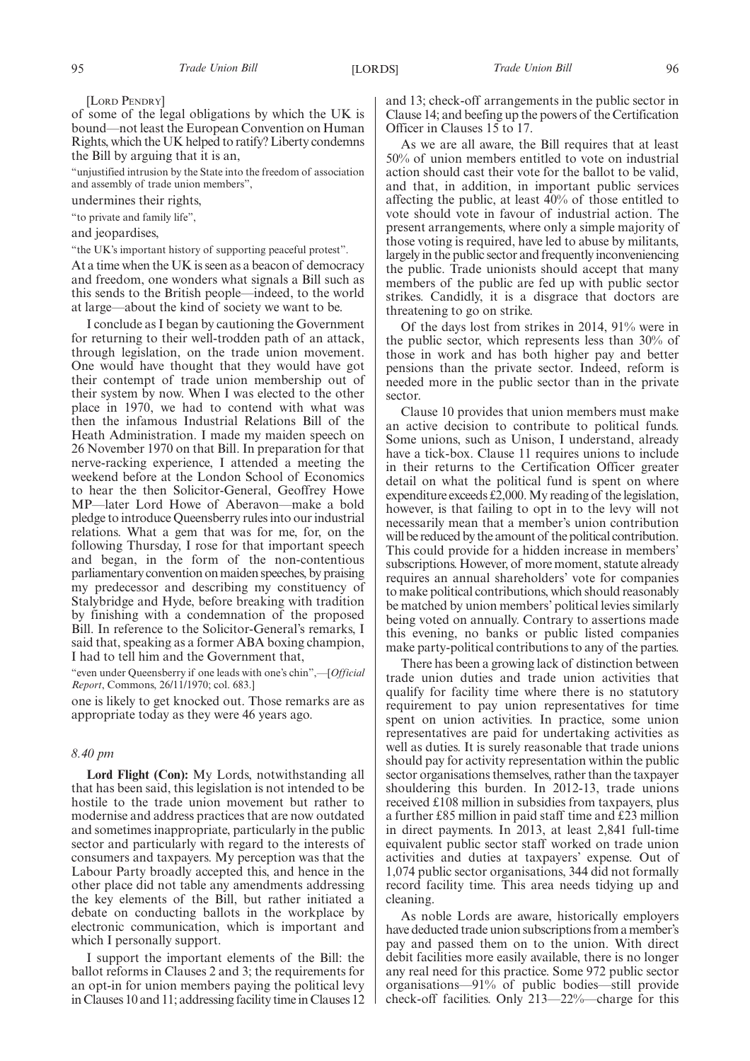[LORD PENDRY]

of some of the legal obligations by which the UK is bound—not least the European Convention on Human Rights, which the UK helped to ratify? Liberty condemns the Bill by arguing that it is an,

"unjustified intrusion by the State into the freedom of association and assembly of trade union members",

undermines their rights,

"to private and family life",

and jeopardises,

"the UK's important history of supporting peaceful protest".

At a time when the UK is seen as a beacon of democracy and freedom, one wonders what signals a Bill such as this sends to the British people—indeed, to the world at large—about the kind of society we want to be.

I conclude as I began by cautioning the Government for returning to their well-trodden path of an attack, through legislation, on the trade union movement. One would have thought that they would have got their contempt of trade union membership out of their system by now. When I was elected to the other place in 1970, we had to contend with what was then the infamous Industrial Relations Bill of the Heath Administration. I made my maiden speech on 26 November 1970 on that Bill. In preparation for that nerve-racking experience, I attended a meeting the weekend before at the London School of Economics to hear the then Solicitor-General, Geoffrey Howe MP—later Lord Howe of Aberavon—make a bold pledge to introduce Queensberry rules into our industrial relations. What a gem that was for me, for, on the following Thursday, I rose for that important speech and began, in the form of the non-contentious parliamentary convention on maiden speeches, by praising my predecessor and describing my constituency of Stalybridge and Hyde, before breaking with tradition by finishing with a condemnation of the proposed Bill. In reference to the Solicitor-General's remarks, I said that, speaking as a former ABA boxing champion, I had to tell him and the Government that,

"even under Queensberry if one leads with one's chin",—[*Official Report*, Commons, 26/11/1970; col. 683.]

one is likely to get knocked out. Those remarks are as appropriate today as they were 46 years ago.

*8.40 pm*

**Lord Flight (Con):** My Lords, notwithstanding all that has been said, this legislation is not intended to be hostile to the trade union movement but rather to modernise and address practices that are now outdated and sometimes inappropriate, particularly in the public sector and particularly with regard to the interests of consumers and taxpayers. My perception was that the Labour Party broadly accepted this, and hence in the other place did not table any amendments addressing the key elements of the Bill, but rather initiated a debate on conducting ballots in the workplace by electronic communication, which is important and which I personally support.

I support the important elements of the Bill: the ballot reforms in Clauses 2 and 3; the requirements for an opt-in for union members paying the political levy in Clauses 10 and 11; addressing facility time in Clauses 12 and 13; check-off arrangements in the public sector in Clause 14; and beefing up the powers of the Certification Officer in Clauses 15 to 17.

As we are all aware, the Bill requires that at least 50% of union members entitled to vote on industrial action should cast their vote for the ballot to be valid, and that, in addition, in important public services affecting the public, at least 40% of those entitled to vote should vote in favour of industrial action. The present arrangements, where only a simple majority of those voting is required, have led to abuse by militants, largely in the public sector and frequently inconveniencing the public. Trade unionists should accept that many members of the public are fed up with public sector strikes. Candidly, it is a disgrace that doctors are threatening to go on strike.

Of the days lost from strikes in 2014, 91% were in the public sector, which represents less than 30% of those in work and has both higher pay and better pensions than the private sector. Indeed, reform is needed more in the public sector than in the private sector.

Clause 10 provides that union members must make an active decision to contribute to political funds. Some unions, such as Unison, I understand, already have a tick-box. Clause 11 requires unions to include in their returns to the Certification Officer greater detail on what the political fund is spent on where expenditure exceeds £2,000. My reading of the legislation, however, is that failing to opt in to the levy will not necessarily mean that a member's union contribution will be reduced by the amount of the political contribution. This could provide for a hidden increase in members' subscriptions. However, of more moment, statute already requires an annual shareholders' vote for companies to make political contributions, which should reasonably be matched by union members' political levies similarly being voted on annually. Contrary to assertions made this evening, no banks or public listed companies make party-political contributions to any of the parties.

There has been a growing lack of distinction between trade union duties and trade union activities that qualify for facility time where there is no statutory requirement to pay union representatives for time spent on union activities. In practice, some union representatives are paid for undertaking activities as well as duties. It is surely reasonable that trade unions should pay for activity representation within the public sector organisations themselves, rather than the taxpayer shouldering this burden. In 2012-13, trade unions received £108 million in subsidies from taxpayers, plus a further £85 million in paid staff time and £23 million in direct payments. In 2013, at least 2,841 full-time equivalent public sector staff worked on trade union activities and duties at taxpayers' expense. Out of 1,074 public sector organisations, 344 did not formally record facility time. This area needs tidying up and cleaning.

As noble Lords are aware, historically employers have deducted trade union subscriptions from a member's pay and passed them on to the union. With direct debit facilities more easily available, there is no longer any real need for this practice. Some 972 public sector organisations—91% of public bodies—still provide check-off facilities. Only 213—22%—charge for this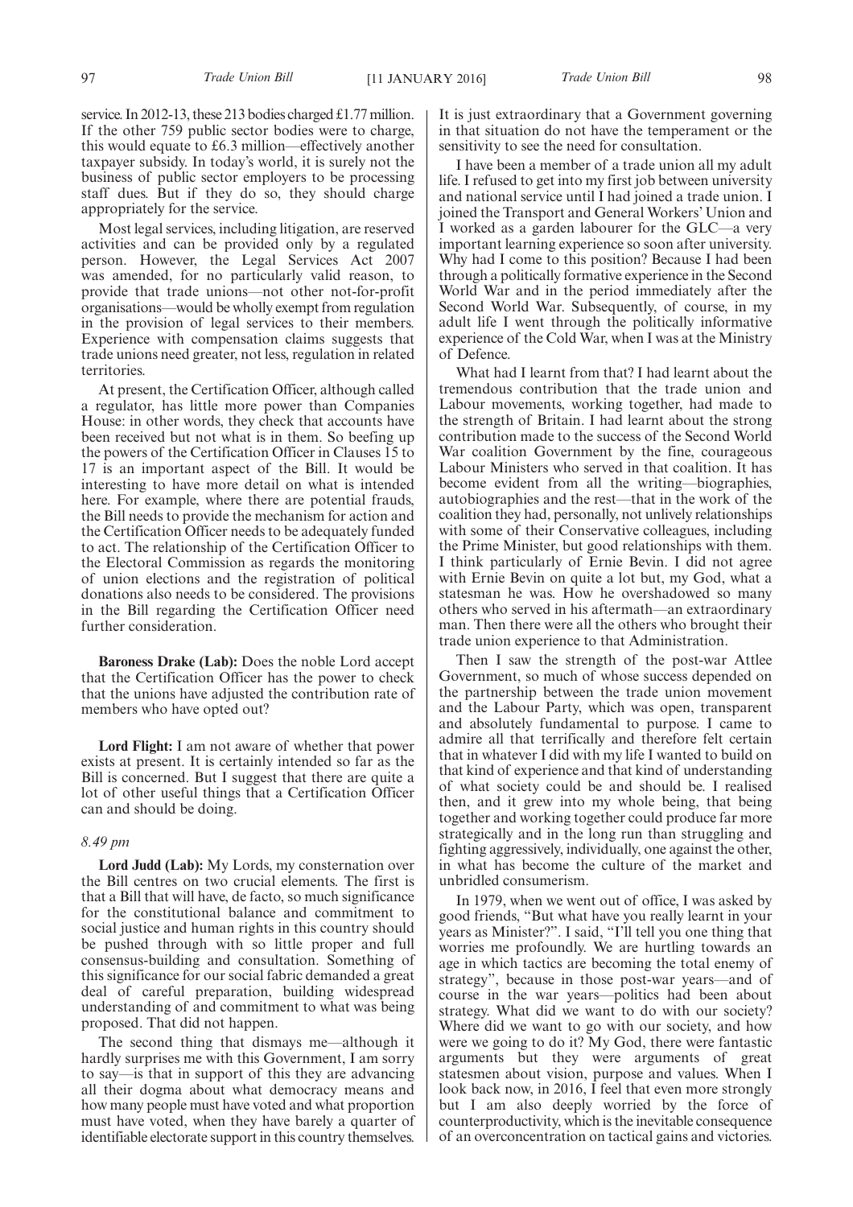service. In 2012-13, these 213 bodies charged £1.77 million. If the other 759 public sector bodies were to charge, this would equate to £6.3 million—effectively another taxpayer subsidy. In today's world, it is surely not the business of public sector employers to be processing staff dues. But if they do so, they should charge appropriately for the service.

Most legal services, including litigation, are reserved activities and can be provided only by a regulated person. However, the Legal Services Act 2007 was amended, for no particularly valid reason, to provide that trade unions—not other not-for-profit organisations—would be wholly exempt from regulation in the provision of legal services to their members. Experience with compensation claims suggests that trade unions need greater, not less, regulation in related territories.

At present, the Certification Officer, although called a regulator, has little more power than Companies House: in other words, they check that accounts have been received but not what is in them. So beefing up the powers of the Certification Officer in Clauses 15 to 17 is an important aspect of the Bill. It would be interesting to have more detail on what is intended here. For example, where there are potential frauds, the Bill needs to provide the mechanism for action and the Certification Officer needs to be adequately funded to act. The relationship of the Certification Officer to the Electoral Commission as regards the monitoring of union elections and the registration of political donations also needs to be considered. The provisions in the Bill regarding the Certification Officer need further consideration.

**Baroness Drake (Lab):** Does the noble Lord accept that the Certification Officer has the power to check that the unions have adjusted the contribution rate of members who have opted out?

**Lord Flight:** I am not aware of whether that power exists at present. It is certainly intended so far as the Bill is concerned. But I suggest that there are quite a lot of other useful things that a Certification Officer can and should be doing.

*8.49 pm*

**Lord Judd (Lab):** My Lords, my consternation over the Bill centres on two crucial elements. The first is that a Bill that will have, de facto, so much significance for the constitutional balance and commitment to social justice and human rights in this country should be pushed through with so little proper and full consensus-building and consultation. Something of this significance for our social fabric demanded a great deal of careful preparation, building widespread understanding of and commitment to what was being proposed. That did not happen.

The second thing that dismays me—although it hardly surprises me with this Government, I am sorry to say—is that in support of this they are advancing all their dogma about what democracy means and how many people must have voted and what proportion must have voted, when they have barely a quarter of identifiable electorate support in this country themselves. It is just extraordinary that a Government governing in that situation do not have the temperament or the sensitivity to see the need for consultation.

I have been a member of a trade union all my adult life. I refused to get into my first job between university and national service until I had joined a trade union. I joined the Transport and General Workers' Union and I worked as a garden labourer for the GLC—a very important learning experience so soon after university. Why had I come to this position? Because I had been through a politically formative experience in the Second World War and in the period immediately after the Second World War. Subsequently, of course, in my adult life I went through the politically informative experience of the Cold War, when I was at the Ministry of Defence.

What had I learnt from that? I had learnt about the tremendous contribution that the trade union and Labour movements, working together, had made to the strength of Britain. I had learnt about the strong contribution made to the success of the Second World War coalition Government by the fine, courageous Labour Ministers who served in that coalition. It has become evident from all the writing—biographies, autobiographies and the rest—that in the work of the coalition they had, personally, not unlively relationships with some of their Conservative colleagues, including the Prime Minister, but good relationships with them. I think particularly of Ernie Bevin. I did not agree with Ernie Bevin on quite a lot but, my God, what a statesman he was. How he overshadowed so many others who served in his aftermath—an extraordinary man. Then there were all the others who brought their trade union experience to that Administration.

Then I saw the strength of the post-war Attlee Government, so much of whose success depended on the partnership between the trade union movement and the Labour Party, which was open, transparent and absolutely fundamental to purpose. I came to admire all that terrifically and therefore felt certain that in whatever I did with my life I wanted to build on that kind of experience and that kind of understanding of what society could be and should be. I realised then, and it grew into my whole being, that being together and working together could produce far more strategically and in the long run than struggling and fighting aggressively, individually, one against the other, in what has become the culture of the market and unbridled consumerism.

In 1979, when we went out of office, I was asked by good friends, "But what have you really learnt in your years as Minister?". I said, "I'll tell you one thing that worries me profoundly. We are hurtling towards an age in which tactics are becoming the total enemy of strategy", because in those post-war years—and of course in the war years—politics had been about strategy. What did we want to do with our society? Where did we want to go with our society, and how were we going to do it? My God, there were fantastic arguments but they were arguments of great statesmen about vision, purpose and values. When I look back now, in 2016, I feel that even more strongly but I am also deeply worried by the force of counterproductivity, which is the inevitable consequence of an overconcentration on tactical gains and victories.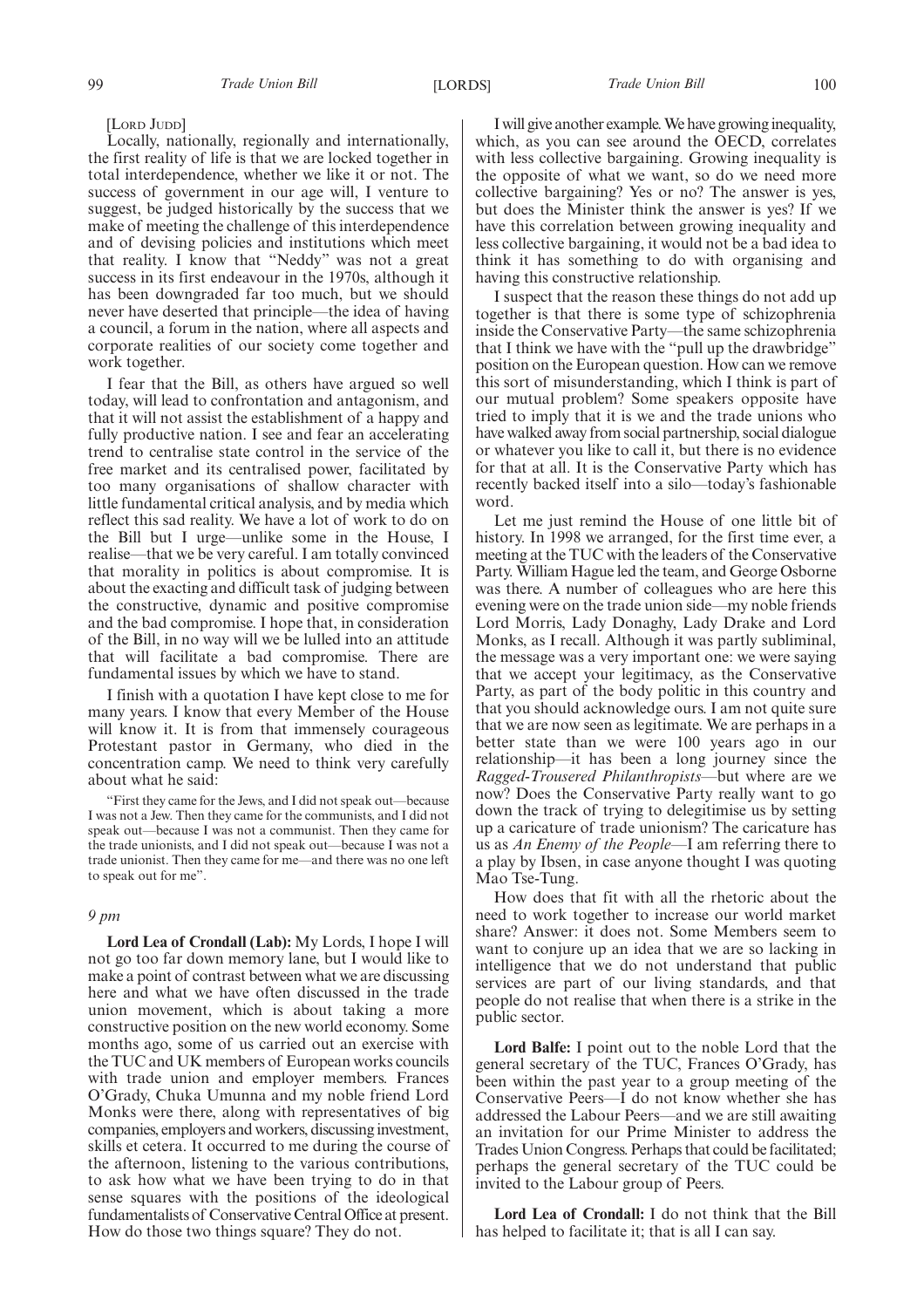[LORD JUDD]

Locally, nationally, regionally and internationally, the first reality of life is that we are locked together in total interdependence, whether we like it or not. The success of government in our age will, I venture to suggest, be judged historically by the success that we make of meeting the challenge of this interdependence and of devising policies and institutions which meet that reality. I know that "Neddy" was not a great success in its first endeavour in the 1970s, although it has been downgraded far too much, but we should never have deserted that principle—the idea of having a council, a forum in the nation, where all aspects and corporate realities of our society come together and work together.

I fear that the Bill, as others have argued so well today, will lead to confrontation and antagonism, and that it will not assist the establishment of a happy and fully productive nation. I see and fear an accelerating trend to centralise state control in the service of the free market and its centralised power, facilitated by too many organisations of shallow character with little fundamental critical analysis, and by media which reflect this sad reality. We have a lot of work to do on the Bill but I urge—unlike some in the House, I realise—that we be very careful. I am totally convinced that morality in politics is about compromise. It is about the exacting and difficult task of judging between the constructive, dynamic and positive compromise and the bad compromise. I hope that, in consideration of the Bill, in no way will we be lulled into an attitude that will facilitate a bad compromise. There are fundamental issues by which we have to stand.

I finish with a quotation I have kept close to me for many years. I know that every Member of the House will know it. It is from that immensely courageous Protestant pastor in Germany, who died in the concentration camp. We need to think very carefully about what he said:

> "First they came for the Jews, and I did not speak out—because I was not a Jew. Then they came for the communists, and I did not speak out—because I was not a communist. Then they came for the trade unionists, and I did not speak out—because I was not a trade unionist. Then they came for me—and there was no one left to speak out for me".

*9 pm*

**Lord Lea of Crondall (Lab):** My Lords, I hope I will not go too far down memory lane, but I would like to make a point of contrast between what we are discussing here and what we have often discussed in the trade union movement, which is about taking a more constructive position on the new world economy. Some months ago, some of us carried out an exercise with the TUC and UK members of European works councils with trade union and employer members. Frances O'Grady, Chuka Umunna and my noble friend Lord Monks were there, along with representatives of big companies, employers and workers, discussing investment, skills et cetera. It occurred to me during the course of the afternoon, listening to the various contributions, to ask how what we have been trying to do in that sense squares with the positions of the ideological fundamentalists of Conservative Central Office at present. How do those two things square? They do not.

I will give another example. We have growing inequality, which, as you can see around the OECD, correlates with less collective bargaining. Growing inequality is the opposite of what we want, so do we need more collective bargaining? Yes or no? The answer is yes, but does the Minister think the answer is yes? If we have this correlation between growing inequality and less collective bargaining, it would not be a bad idea to think it has something to do with organising and having this constructive relationship.

I suspect that the reason these things do not add up together is that there is some type of schizophrenia inside the Conservative Party—the same schizophrenia that I think we have with the "pull up the drawbridge" position on the European question. How can we remove this sort of misunderstanding, which I think is part of our mutual problem? Some speakers opposite have tried to imply that it is we and the trade unions who have walked away from social partnership, social dialogue or whatever you like to call it, but there is no evidence for that at all. It is the Conservative Party which has recently backed itself into a silo—today's fashionable word.

Let me just remind the House of one little bit of history. In 1998 we arranged, for the first time ever, a meeting at the TUC with the leaders of the Conservative Party. William Hague led the team, and George Osborne was there. A number of colleagues who are here this evening were on the trade union side—my noble friends Lord Morris, Lady Donaghy, Lady Drake and Lord Monks, as I recall. Although it was partly subliminal, the message was a very important one: we were saying that we accept your legitimacy, as the Conservative Party, as part of the body politic in this country and that you should acknowledge ours. I am not quite sure that we are now seen as legitimate. We are perhaps in a better state than we were 100 years ago in our relationship—it has been a long journey since the *Ragged-Trousered Philanthropists*—but where are we now? Does the Conservative Party really want to go down the track of trying to delegitimise us by setting up a caricature of trade unionism? The caricature has us as *An Enemy of the People*—I am referring there to a play by Ibsen, in case anyone thought I was quoting Mao Tse-Tung.

How does that fit with all the rhetoric about the need to work together to increase our world market share? Answer: it does not. Some Members seem to want to conjure up an idea that we are so lacking in intelligence that we do not understand that public services are part of our living standards, and that people do not realise that when there is a strike in the public sector.

**Lord Balfe:** I point out to the noble Lord that the general secretary of the TUC, Frances O'Grady, has been within the past year to a group meeting of the Conservative Peers—I do not know whether she has addressed the Labour Peers—and we are still awaiting an invitation for our Prime Minister to address the Trades Union Congress. Perhaps that could be facilitated; perhaps the general secretary of the TUC could be invited to the Labour group of Peers.

**Lord Lea of Crondall:** I do not think that the Bill has helped to facilitate it; that is all I can say.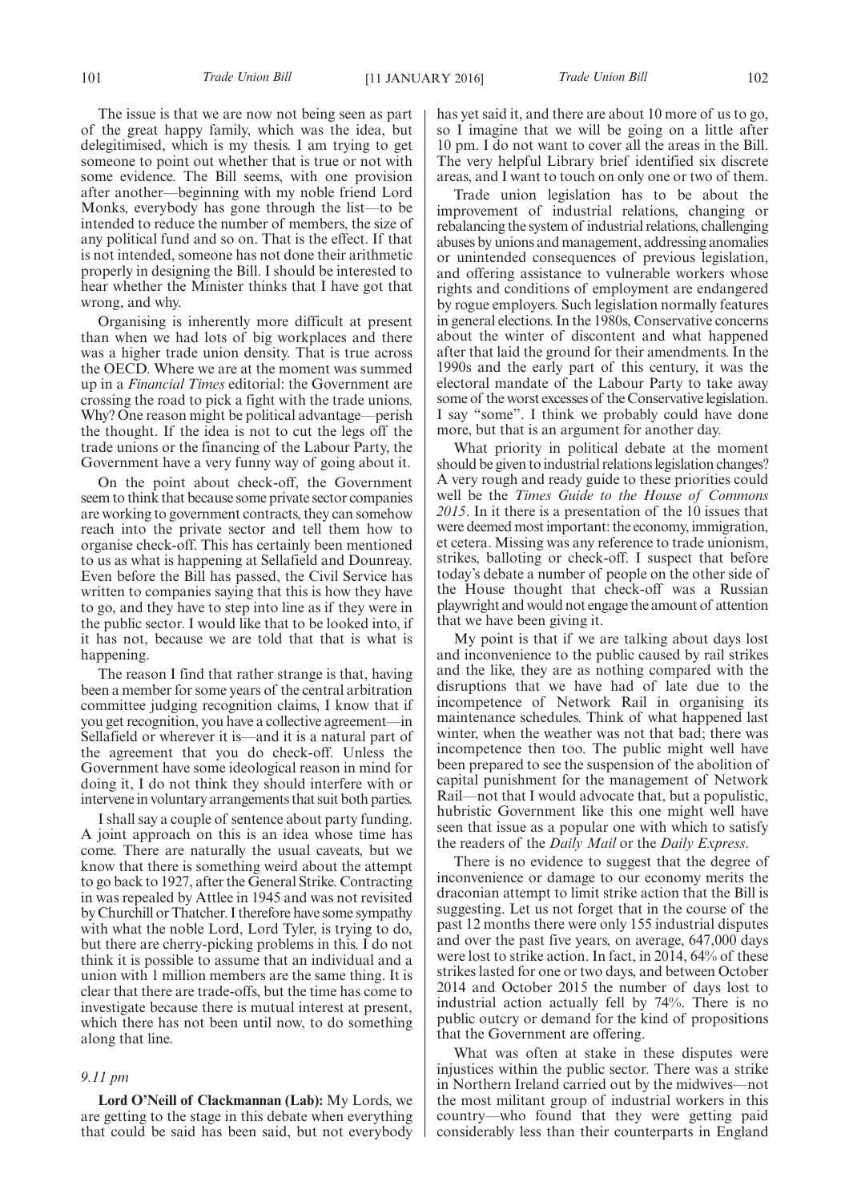The issue is that we are now not being seen as part of the great happy family, which was the idea, but delegitimised, which is my thesis. I am trying to get someone to point out whether that is true or not with some evidence. The Bill seems, with one provision after another—beginning with my noble friend Lord Monks, everybody has gone through the list—to be intended to reduce the number of members, the size of any political fund and so on. That is the effect. If that is not intended, someone has not done their arithmetic properly in designing the Bill. I should be interested to hear whether the Minister thinks that I have got that wrong, and why.

Organising is inherently more difficult at present than when we had lots of big workplaces and there was a higher trade union density. That is true across the OECD. Where we are at the moment was summed up in a *Financial Times* editorial: the Government are crossing the road to pick a fight with the trade unions. Why? One reason might be political advantage—perish the thought. If the idea is not to cut the legs off the trade unions or the financing of the Labour Party, the Government have a very funny way of going about it.

On the point about check-off, the Government seem to think that because some private sector companies are working to government contracts, they can somehow reach into the private sector and tell them how to organise check-off. This has certainly been mentioned to us as what is happening at Sellafield and Dounreay. Even before the Bill has passed, the Civil Service has written to companies saying that this is how they have to go, and they have to step into line as if they were in the public sector. I would like that to be looked into, if it has not, because we are told that that is what is happening.

The reason I find that rather strange is that, having been a member for some years of the central arbitration committee judging recognition claims, I know that if you get recognition, you have a collective agreement—in Sellafield or wherever it is—and it is a natural part of the agreement that you do check-off. Unless the Government have some ideological reason in mind for doing it, I do not think they should interfere with or intervene in voluntary arrangements that suit both parties.

I shall say a couple of sentence about party funding. A joint approach on this is an idea whose time has come. There are naturally the usual caveats, but we know that there is something weird about the attempt to go back to 1927, after the General Strike. Contracting in was repealed by Attlee in 1945 and was not revisited by Churchill or Thatcher. I therefore have some sympathy with what the noble Lord, Lord Tyler, is trying to do, but there are cherry-picking problems in this. I do not think it is possible to assume that an individual and a union with 1 million members are the same thing. It is clear that there are trade-offs, but the time has come to investigate because there is mutual interest at present, which there has not been until now, to do something along that line.

*9.11 pm*

**Lord O'Neill of Clackmannan (Lab):** My Lords, we are getting to the stage in this debate when everything that could be said has been said, but not everybody has yet said it, and there are about 10 more of us to go, so I imagine that we will be going on a little after 10 pm. I do not want to cover all the areas in the Bill. The very helpful Library brief identified six discrete areas, and I want to touch on only one or two of them.

Trade union legislation has to be about the improvement of industrial relations, changing or rebalancing the system of industrial relations, challenging abuses by unions and management, addressing anomalies or unintended consequences of previous legislation, and offering assistance to vulnerable workers whose rights and conditions of employment are endangered by rogue employers. Such legislation normally features in general elections. In the 1980s, Conservative concerns about the winter of discontent and what happened after that laid the ground for their amendments. In the 1990s and the early part of this century, it was the electoral mandate of the Labour Party to take away some of the worst excesses of the Conservative legislation. I say "some". I think we probably could have done more, but that is an argument for another day.

What priority in political debate at the moment should be given to industrial relations legislation changes? A very rough and ready guide to these priorities could well be the *Times Guide to the House of Commons 2015*. In it there is a presentation of the 10 issues that were deemed most important: the economy, immigration, et cetera. Missing was any reference to trade unionism, strikes, balloting or check-off. I suspect that before today's debate a number of people on the other side of the House thought that check-off was a Russian playwright and would not engage the amount of attention that we have been giving it.

My point is that if we are talking about days lost and inconvenience to the public caused by rail strikes and the like, they are as nothing compared with the disruptions that we have had of late due to the incompetence of Network Rail in organising its maintenance schedules. Think of what happened last winter, when the weather was not that bad; there was incompetence then too. The public might well have been prepared to see the suspension of the abolition of capital punishment for the management of Network Rail—not that I would advocate that, but a populistic, hubristic Government like this one might well have seen that issue as a popular one with which to satisfy the readers of the *Daily Mail* or the *Daily Express*.

There is no evidence to suggest that the degree of inconvenience or damage to our economy merits the draconian attempt to limit strike action that the Bill is suggesting. Let us not forget that in the course of the past 12 months there were only 155 industrial disputes and over the past five years, on average, 647,000 days were lost to strike action. In fact, in 2014, 64% of these strikes lasted for one or two days, and between October 2014 and October 2015 the number of days lost to industrial action actually fell by 74%. There is no public outcry or demand for the kind of propositions that the Government are offering.

What was often at stake in these disputes were injustices within the public sector. There was a strike in Northern Ireland carried out by the midwives—not the most militant group of industrial workers in this country—who found that they were getting paid considerably less than their counterparts in England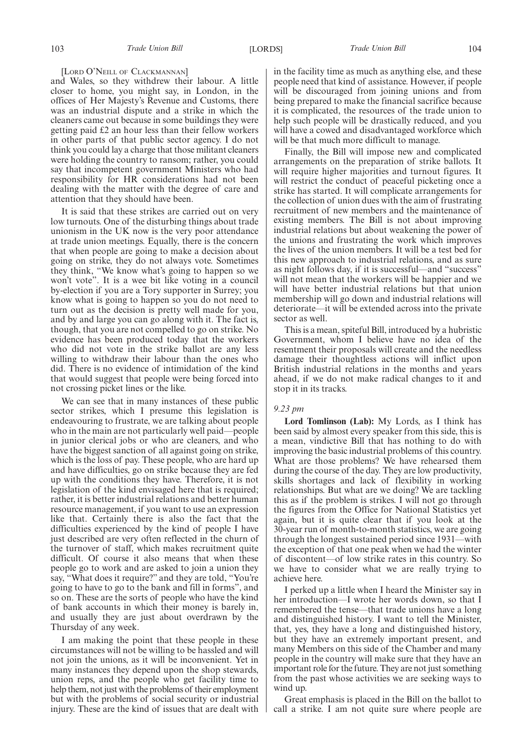[LORD O'NEILL OF CLACKMANNAN]

and Wales, so they withdrew their labour. A little closer to home, you might say, in London, in the offices of Her Majesty's Revenue and Customs, there was an industrial dispute and a strike in which the cleaners came out because in some buildings they were getting paid £2 an hour less than their fellow workers in other parts of that public sector agency. I do not think you could lay a charge that those militant cleaners were holding the country to ransom; rather, you could say that incompetent government Ministers who had responsibility for HR considerations had not been dealing with the matter with the degree of care and attention that they should have been.

It is said that these strikes are carried out on very low turnouts. One of the disturbing things about trade unionism in the UK now is the very poor attendance at trade union meetings. Equally, there is the concern that when people are going to make a decision about going on strike, they do not always vote. Sometimes they think, "We know what's going to happen so we won't vote". It is a wee bit like voting in a council by-election if you are a Tory supporter in Surrey; you know what is going to happen so you do not need to turn out as the decision is pretty well made for you, and by and large you can go along with it. The fact is, though, that you are not compelled to go on strike. No evidence has been produced today that the workers who did not vote in the strike ballot are any less willing to withdraw their labour than the ones who did. There is no evidence of intimidation of the kind that would suggest that people were being forced into not crossing picket lines or the like.

We can see that in many instances of these public sector strikes, which I presume this legislation is endeavouring to frustrate, we are talking about people who in the main are not particularly well paid—people in junior clerical jobs or who are cleaners, and who have the biggest sanction of all against going on strike, which is the loss of pay. These people, who are hard up and have difficulties, go on strike because they are fed up with the conditions they have. Therefore, it is not legislation of the kind envisaged here that is required; rather, it is better industrial relations and better human resource management, if you want to use an expression like that. Certainly there is also the fact that the difficulties experienced by the kind of people I have just described are very often reflected in the churn of the turnover of staff, which makes recruitment quite difficult. Of course it also means that when these people go to work and are asked to join a union they say, "What does it require?" and they are told, "You're going to have to go to the bank and fill in forms", and so on. These are the sorts of people who have the kind of bank accounts in which their money is barely in, and usually they are just about overdrawn by the Thursday of any week.

I am making the point that these people in these circumstances will not be willing to be hassled and will not join the unions, as it will be inconvenient. Yet in many instances they depend upon the shop stewards, union reps, and the people who get facility time to help them, not just with the problems of their employment but with the problems of social security or industrial injury. These are the kind of issues that are dealt with in the facility time as much as anything else, and these people need that kind of assistance. However, if people will be discouraged from joining unions and from being prepared to make the financial sacrifice because it is complicated, the resources of the trade union to help such people will be drastically reduced, and you will have a cowed and disadvantaged workforce which will be that much more difficult to manage.

Finally, the Bill will impose new and complicated arrangements on the preparation of strike ballots. It will require higher majorities and turnout figures. It will restrict the conduct of peaceful picketing once a strike has started. It will complicate arrangements for the collection of union dues with the aim of frustrating recruitment of new members and the maintenance of existing members. The Bill is not about improving industrial relations but about weakening the power of the unions and frustrating the work which improves the lives of the union members. It will be a test bed for this new approach to industrial relations, and as sure as night follows day, if it is successful—and "success" will not mean that the workers will be happier and we will have better industrial relations but that union membership will go down and industrial relations will deteriorate—it will be extended across into the private sector as well.

This is a mean, spiteful Bill, introduced by a hubristic Government, whom I believe have no idea of the resentment their proposals will create and the needless damage their thoughtless actions will inflict upon British industrial relations in the months and years ahead, if we do not make radical changes to it and stop it in its tracks.

*9.23 pm*

**Lord Tomlinson (Lab):** My Lords, as I think has been said by almost every speaker from this side, this is a mean, vindictive Bill that has nothing to do with improving the basic industrial problems of this country. What are those problems? We have rehearsed them during the course of the day. They are low productivity, skills shortages and lack of flexibility in working relationships. But what are we doing? We are tackling this as if the problem is strikes. I will not go through the figures from the Office for National Statistics yet again, but it is quite clear that if you look at the 30-year run of month-to-month statistics, we are going through the longest sustained period since 1931—with the exception of that one peak when we had the winter of discontent—of low strike rates in this country. So we have to consider what we are really trying to achieve here.

I perked up a little when I heard the Minister say in her introduction—I wrote her words down, so that I remembered the tense—that trade unions have a long and distinguished history. I want to tell the Minister, that, yes, they have a long and distinguished history, but they have an extremely important present, and many Members on this side of the Chamber and many people in the country will make sure that they have an important role for the future. They are not just something from the past whose activities we are seeking ways to wind up.

Great emphasis is placed in the Bill on the ballot to call a strike. I am not quite sure where people are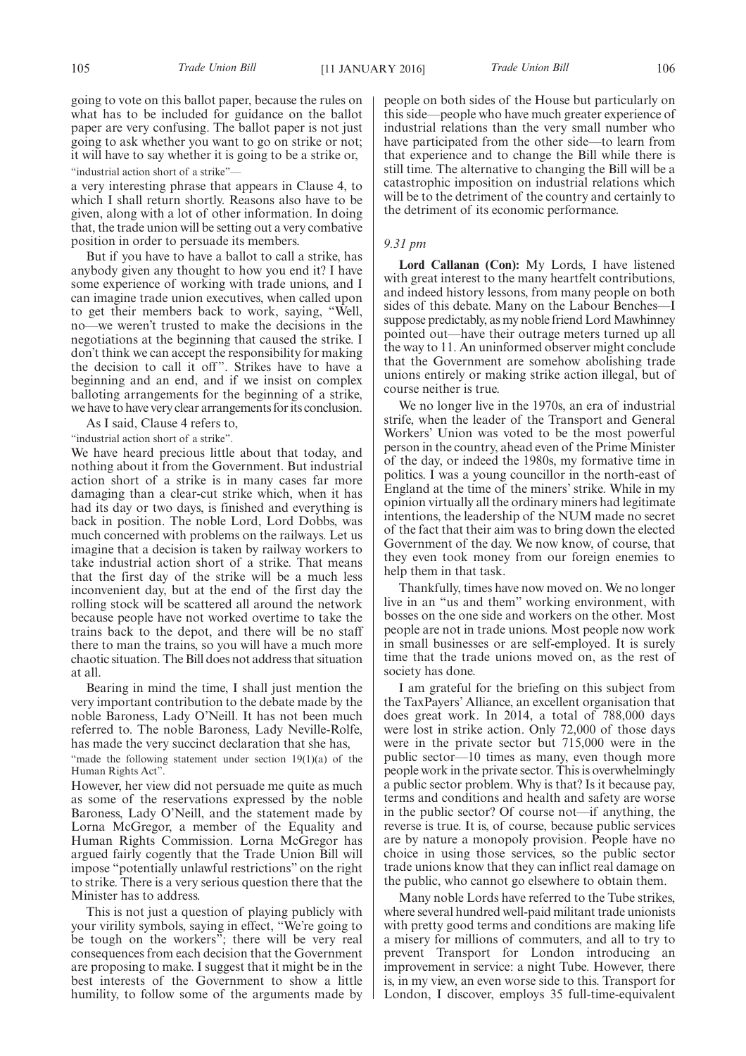going to vote on this ballot paper, because the rules on what has to be included for guidance on the ballot paper are very confusing. The ballot paper is not just going to ask whether you want to go on strike or not; it will have to say whether it is going to be a strike or,

"industrial action short of a strike"—

a very interesting phrase that appears in Clause 4, to which I shall return shortly. Reasons also have to be given, along with a lot of other information. In doing that, the trade union will be setting out a very combative position in order to persuade its members.

But if you have to have a ballot to call a strike, has anybody given any thought to how you end it? I have some experience of working with trade unions, and I can imagine trade union executives, when called upon to get their members back to work, saying, "Well, no—we weren't trusted to make the decisions in the negotiations at the beginning that caused the strike. I don't think we can accept the responsibility for making the decision to call it off". Strikes have to have a beginning and an end, and if we insist on complex balloting arrangements for the beginning of a strike, we have to have very clear arrangements for its conclusion.

As I said, Clause 4 refers to,

"industrial action short of a strike".

We have heard precious little about that today, and nothing about it from the Government. But industrial action short of a strike is in many cases far more damaging than a clear-cut strike which, when it has had its day or two days, is finished and everything is back in position. The noble Lord, Lord Dobbs, was much concerned with problems on the railways. Let us imagine that a decision is taken by railway workers to take industrial action short of a strike. That means that the first day of the strike will be a much less inconvenient day, but at the end of the first day the rolling stock will be scattered all around the network because people have not worked overtime to take the trains back to the depot, and there will be no staff there to man the trains, so you will have a much more chaotic situation. The Bill does not address that situation at all.

Bearing in mind the time, I shall just mention the very important contribution to the debate made by the noble Baroness, Lady O'Neill. It has not been much referred to. The noble Baroness, Lady Neville-Rolfe, has made the very succinct declaration that she has,

"made the following statement under section 19(1)(a) of the Human Rights Act".

However, her view did not persuade me quite as much as some of the reservations expressed by the noble Baroness, Lady O'Neill, and the statement made by Lorna McGregor, a member of the Equality and Human Rights Commission. Lorna McGregor has argued fairly cogently that the Trade Union Bill will impose "potentially unlawful restrictions" on the right to strike. There is a very serious question there that the Minister has to address.

This is not just a question of playing publicly with your virility symbols, saying in effect, "We're going to be tough on the workers"; there will be very real consequences from each decision that the Government are proposing to make. I suggest that it might be in the best interests of the Government to show a little humility, to follow some of the arguments made by people on both sides of the House but particularly on this side—people who have much greater experience of industrial relations than the very small number who have participated from the other side—to learn from that experience and to change the Bill while there is still time. The alternative to changing the Bill will be a catastrophic imposition on industrial relations which will be to the detriment of the country and certainly to the detriment of its economic performance.

*9.31 pm*

**Lord Callanan (Con):** My Lords, I have listened with great interest to the many heartfelt contributions, and indeed history lessons, from many people on both sides of this debate. Many on the Labour Benches—I suppose predictably, as my noble friend Lord Mawhinney pointed out—have their outrage meters turned up all the way to 11. An uninformed observer might conclude that the Government are somehow abolishing trade unions entirely or making strike action illegal, but of course neither is true.

We no longer live in the 1970s, an era of industrial strife, when the leader of the Transport and General Workers' Union was voted to be the most powerful person in the country, ahead even of the Prime Minister of the day, or indeed the 1980s, my formative time in politics. I was a young councillor in the north-east of England at the time of the miners' strike. While in my opinion virtually all the ordinary miners had legitimate intentions, the leadership of the NUM made no secret of the fact that their aim was to bring down the elected Government of the day. We now know, of course, that they even took money from our foreign enemies to help them in that task.

Thankfully, times have now moved on. We no longer live in an "us and them" working environment, with bosses on the one side and workers on the other. Most people are not in trade unions. Most people now work in small businesses or are self-employed. It is surely time that the trade unions moved on, as the rest of society has done.

I am grateful for the briefing on this subject from the TaxPayers' Alliance, an excellent organisation that does great work. In 2014, a total of 788,000 days were lost in strike action. Only 72,000 of those days were in the private sector but 715,000 were in the public sector—10 times as many, even though more people work in the private sector. This is overwhelmingly a public sector problem. Why is that? Is it because pay, terms and conditions and health and safety are worse in the public sector? Of course not—if anything, the reverse is true. It is, of course, because public services are by nature a monopoly provision. People have no choice in using those services, so the public sector trade unions know that they can inflict real damage on the public, who cannot go elsewhere to obtain them.

Many noble Lords have referred to the Tube strikes, where several hundred well-paid militant trade unionists with pretty good terms and conditions are making life a misery for millions of commuters, and all to try to prevent Transport for London introducing an improvement in service: a night Tube. However, there is, in my view, an even worse side to this. Transport for London, I discover, employs 35 full-time-equivalent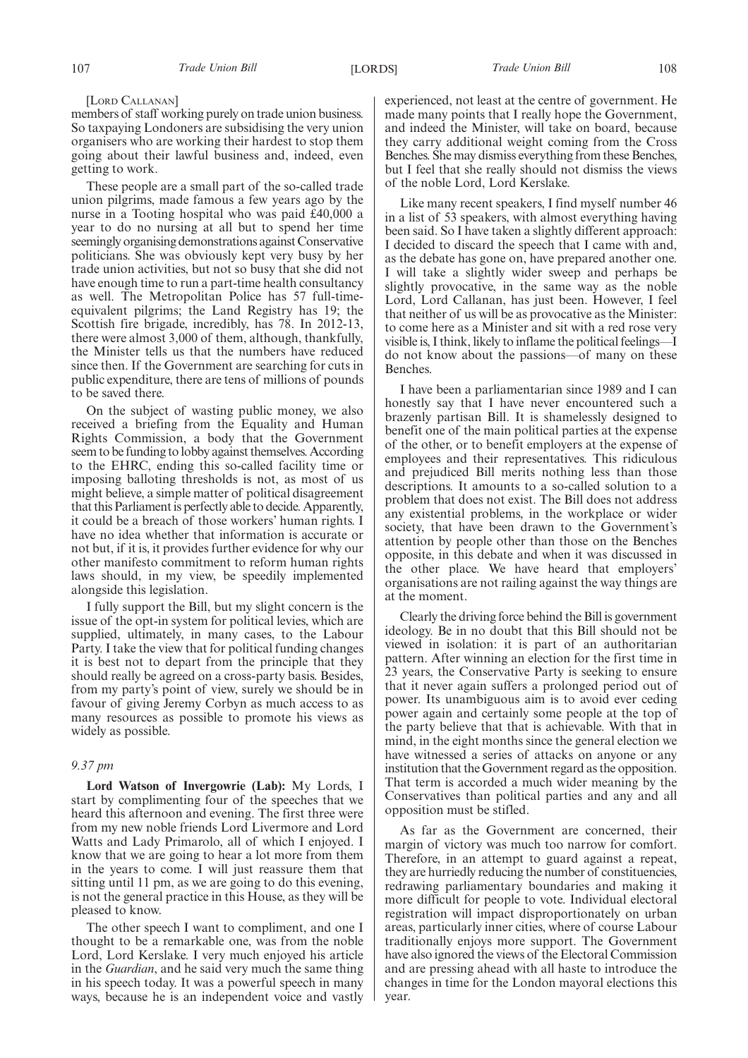[Lord Callanan]

members of staff working purely on trade union business. So taxpaying Londoners are subsidising the very union organisers who are working their hardest to stop them going about their lawful business and, indeed, even getting to work.

These people are a small part of the so-called trade union pilgrims, made famous a few years ago by the nurse in a Tooting hospital who was paid £40,000 a year to do no nursing at all but to spend her time seemingly organising demonstrations against Conservative politicians. She was obviously kept very busy by her trade union activities, but not so busy that she did not have enough time to run a part-time health consultancy as well. The Metropolitan Police has 57 full-time-equivalent pilgrims; the Land Registry has 19; the Scottish fire brigade, incredibly, has 78. In 2012-13, there were almost 3,000 of them, although, thankfully, the Minister tells us that the numbers have reduced since then. If the Government are searching for cuts in public expenditure, there are tens of millions of pounds to be saved there.

On the subject of wasting public money, we also received a briefing from the Equality and Human Rights Commission, a body that the Government seem to be funding to lobby against themselves. According to the EHRC, ending this so-called facility time or imposing balloting thresholds is not, as most of us might believe, a simple matter of political disagreement that this Parliament is perfectly able to decide. Apparently, it could be a breach of those workers' human rights. I have no idea whether that information is accurate or not but, if it is, it provides further evidence for why our other manifesto commitment to reform human rights laws should, in my view, be speedily implemented alongside this legislation.

I fully support the Bill, but my slight concern is the issue of the opt-in system for political levies, which are supplied, ultimately, in many cases, to the Labour Party. I take the view that for political funding changes it is best not to depart from the principle that they should really be agreed on a cross-party basis. Besides, from my party's point of view, surely we should be in favour of giving Jeremy Corbyn as much access to as many resources as possible to promote his views as widely as possible.

*9.37 pm*

**Lord Watson of Invergowrie (Lab):** My Lords, I start by complimenting four of the speeches that we heard this afternoon and evening. The first three were from my new noble friends Lord Livermore and Lord Watts and Lady Primarolo, all of which I enjoyed. I know that we are going to hear a lot more from them in the years to come. I will just reassure them that sitting until 11 pm, as we are going to do this evening, is not the general practice in this House, as they will be pleased to know.

The other speech I want to compliment, and one I thought to be a remarkable one, was from the noble Lord, Lord Kerslake. I very much enjoyed his article in the *Guardian*, and he said very much the same thing in his speech today. It was a powerful speech in many ways, because he is an independent voice and vastly experienced, not least at the centre of government. He made many points that I really hope the Government, and indeed the Minister, will take on board, because they carry additional weight coming from the Cross Benches. She may dismiss everything from these Benches, but I feel that she really should not dismiss the views of the noble Lord, Lord Kerslake.

Like many recent speakers, I find myself number 46 in a list of 53 speakers, with almost everything having been said. So I have taken a slightly different approach: I decided to discard the speech that I came with and, as the debate has gone on, have prepared another one. I will take a slightly wider sweep and perhaps be slightly provocative, in the same way as the noble Lord, Lord Callanan, has just been. However, I feel that neither of us will be as provocative as the Minister: to come here as a Minister and sit with a red rose very visible is, I think, likely to inflame the political feelings—I do not know about the passions—of many on these Benches.

I have been a parliamentarian since 1989 and I can honestly say that I have never encountered such a brazenly partisan Bill. It is shamelessly designed to benefit one of the main political parties at the expense of the other, or to benefit employers at the expense of employees and their representatives. This ridiculous and prejudiced Bill merits nothing less than those descriptions. It amounts to a so-called solution to a problem that does not exist. The Bill does not address any existential problems, in the workplace or wider society, that have been drawn to the Government's attention by people other than those on the Benches opposite, in this debate and when it was discussed in the other place. We have heard that employers' organisations are not railing against the way things are at the moment.

Clearly the driving force behind the Bill is government ideology. Be in no doubt that this Bill should not be viewed in isolation: it is part of an authoritarian pattern. After winning an election for the first time in 23 years, the Conservative Party is seeking to ensure that it never again suffers a prolonged period out of power. Its unambiguous aim is to avoid ever ceding power again and certainly some people at the top of the party believe that that is achievable. With that in mind, in the eight months since the general election we have witnessed a series of attacks on anyone or any institution that the Government regard as the opposition. That term is accorded a much wider meaning by the Conservatives than political parties and any and all opposition must be stifled.

As far as the Government are concerned, their margin of victory was much too narrow for comfort. Therefore, in an attempt to guard against a repeat, they are hurriedly reducing the number of constituencies, redrawing parliamentary boundaries and making it more difficult for people to vote. Individual electoral registration will impact disproportionately on urban areas, particularly inner cities, where of course Labour traditionally enjoys more support. The Government have also ignored the views of the Electoral Commission and are pressing ahead with all haste to introduce the changes in time for the London mayoral elections this year.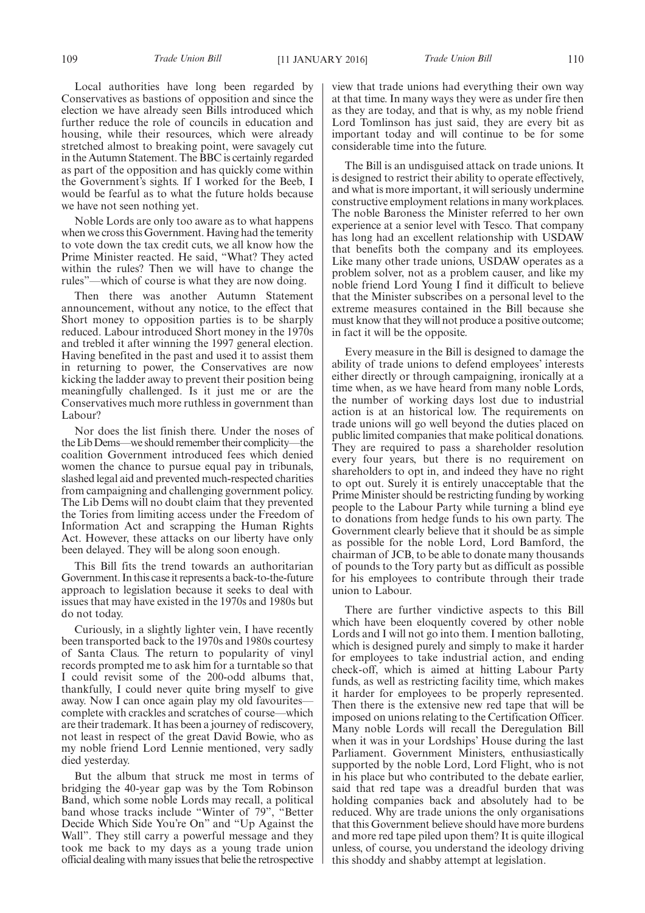Local authorities have long been regarded by Conservatives as bastions of opposition and since the election we have already seen Bills introduced which further reduce the role of councils in education and housing, while their resources, which were already stretched almost to breaking point, were savagely cut in the Autumn Statement. The BBC is certainly regarded as part of the opposition and has quickly come within the Government's sights. If I worked for the Beeb, I would be fearful as to what the future holds because we have not seen nothing yet.

Noble Lords are only too aware as to what happens when we cross this Government. Having had the temerity to vote down the tax credit cuts, we all know how the Prime Minister reacted. He said, "What? They acted within the rules? Then we will have to change the rules"—which of course is what they are now doing.

Then there was another Autumn Statement announcement, without any notice, to the effect that Short money to opposition parties is to be sharply reduced. Labour introduced Short money in the 1970s and trebled it after winning the 1997 general election. Having benefited in the past and used it to assist them in returning to power, the Conservatives are now kicking the ladder away to prevent their position being meaningfully challenged. Is it just me or are the Conservatives much more ruthless in government than Labour?

Nor does the list finish there. Under the noses of the Lib Dems—we should remember their complicity—the coalition Government introduced fees which denied women the chance to pursue equal pay in tribunals, slashed legal aid and prevented much-respected charities from campaigning and challenging government policy. The Lib Dems will no doubt claim that they prevented the Tories from limiting access under the Freedom of Information Act and scrapping the Human Rights Act. However, these attacks on our liberty have only been delayed. They will be along soon enough.

This Bill fits the trend towards an authoritarian Government. In this case it represents a back-to-the-future approach to legislation because it seeks to deal with issues that may have existed in the 1970s and 1980s but do not today.

Curiously, in a slightly lighter vein, I have recently been transported back to the 1970s and 1980s courtesy of Santa Claus. The return to popularity of vinyl records prompted me to ask him for a turntable so that I could revisit some of the 200-odd albums that, thankfully, I could never quite bring myself to give away. Now I can once again play my old favourites—complete with crackles and scratches of course—which are their trademark. It has been a journey of rediscovery, not least in respect of the great David Bowie, who as my noble friend Lord Lennie mentioned, very sadly died yesterday.

But the album that struck me most in terms of bridging the 40-year gap was by the Tom Robinson Band, which some noble Lords may recall, a political band whose tracks include "Winter of 79", "Better Decide Which Side You're On" and "Up Against the Wall". They still carry a powerful message and they took me back to my days as a young trade union official dealing with many issues that belie the retrospective view that trade unions had everything their own way at that time. In many ways they were as under fire then as they are today, and that is why, as my noble friend Lord Tomlinson has just said, they are every bit as important today and will continue to be for some considerable time into the future.

The Bill is an undisguised attack on trade unions. It is designed to restrict their ability to operate effectively, and what is more important, it will seriously undermine constructive employment relations in many workplaces. The noble Baroness the Minister referred to her own experience at a senior level with Tesco. That company has long had an excellent relationship with USDAW that benefits both the company and its employees. Like many other trade unions, USDAW operates as a problem solver, not as a problem causer, and like my noble friend Lord Young I find it difficult to believe that the Minister subscribes on a personal level to the extreme measures contained in the Bill because she must know that they will not produce a positive outcome; in fact it will be the opposite.

Every measure in the Bill is designed to damage the ability of trade unions to defend employees' interests either directly or through campaigning, ironically at a time when, as we have heard from many noble Lords, the number of working days lost due to industrial action is at an historical low. The requirements on trade unions will go well beyond the duties placed on public limited companies that make political donations. They are required to pass a shareholder resolution every four years, but there is no requirement on shareholders to opt in, and indeed they have no right to opt out. Surely it is entirely unacceptable that the Prime Minister should be restricting funding by working people to the Labour Party while turning a blind eye to donations from hedge funds to his own party. The Government clearly believe that it should be as simple as possible for the noble Lord, Lord Bamford, the chairman of JCB, to be able to donate many thousands of pounds to the Tory party but as difficult as possible for his employees to contribute through their trade union to Labour.

There are further vindictive aspects to this Bill which have been eloquently covered by other noble Lords and I will not go into them. I mention balloting, which is designed purely and simply to make it harder for employees to take industrial action, and ending check-off, which is aimed at hitting Labour Party funds, as well as restricting facility time, which makes it harder for employees to be properly represented. Then there is the extensive new red tape that will be imposed on unions relating to the Certification Officer. Many noble Lords will recall the Deregulation Bill when it was in your Lordships' House during the last Parliament. Government Ministers, enthusiastically supported by the noble Lord, Lord Flight, who is not in his place but who contributed to the debate earlier, said that red tape was a dreadful burden that was holding companies back and absolutely had to be reduced. Why are trade unions the only organisations that this Government believe should have more burdens and more red tape piled upon them? It is quite illogical unless, of course, you understand the ideology driving this shoddy and shabby attempt at legislation.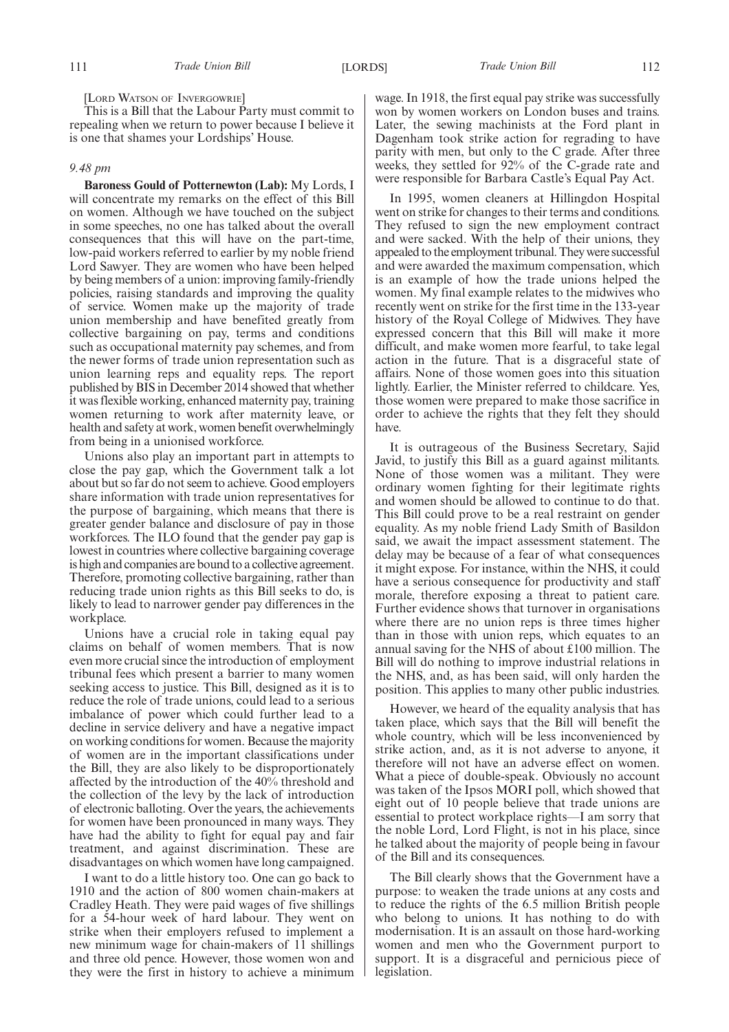[LORD WATSON OF INVERGOWRIE]

This is a Bill that the Labour Party must commit to repealing when we return to power because I believe it is one that shames your Lordships' House.

*9.48 pm*

**Baroness Gould of Potternewton (Lab):** My Lords, I will concentrate my remarks on the effect of this Bill on women. Although we have touched on the subject in some speeches, no one has talked about the overall consequences that this will have on the part-time, low-paid workers referred to earlier by my noble friend Lord Sawyer. They are women who have been helped by being members of a union: improving family-friendly policies, raising standards and improving the quality of service. Women make up the majority of trade union membership and have benefited greatly from collective bargaining on pay, terms and conditions such as occupational maternity pay schemes, and from the newer forms of trade union representation such as union learning reps and equality reps. The report published by BIS in December 2014 showed that whether it was flexible working, enhanced maternity pay, training women returning to work after maternity leave, or health and safety at work, women benefit overwhelmingly from being in a unionised workforce.

Unions also play an important part in attempts to close the pay gap, which the Government talk a lot about but so far do not seem to achieve. Good employers share information with trade union representatives for the purpose of bargaining, which means that there is greater gender balance and disclosure of pay in those workforces. The ILO found that the gender pay gap is lowest in countries where collective bargaining coverage is high and companies are bound to a collective agreement. Therefore, promoting collective bargaining, rather than reducing trade union rights as this Bill seeks to do, is likely to lead to narrower gender pay differences in the workplace.

Unions have a crucial role in taking equal pay claims on behalf of women members. That is now even more crucial since the introduction of employment tribunal fees which present a barrier to many women seeking access to justice. This Bill, designed as it is to reduce the role of trade unions, could lead to a serious imbalance of power which could further lead to a decline in service delivery and have a negative impact on working conditions for women. Because the majority of women are in the important classifications under the Bill, they are also likely to be disproportionately affected by the introduction of the 40% threshold and the collection of the levy by the lack of introduction of electronic balloting. Over the years, the achievements for women have been pronounced in many ways. They have had the ability to fight for equal pay and fair treatment, and against discrimination. These are disadvantages on which women have long campaigned.

I want to do a little history too. One can go back to 1910 and the action of 800 women chain-makers at Cradley Heath. They were paid wages of five shillings for a 54-hour week of hard labour. They went on strike when their employers refused to implement a new minimum wage for chain-makers of 11 shillings and three old pence. However, those women won and they were the first in history to achieve a minimum wage. In 1918, the first equal pay strike was successfully won by women workers on London buses and trains. Later, the sewing machinists at the Ford plant in Dagenham took strike action for regrading to have parity with men, but only to the C grade. After three weeks, they settled for 92% of the C-grade rate and were responsible for Barbara Castle's Equal Pay Act.

In 1995, women cleaners at Hillingdon Hospital went on strike for changes to their terms and conditions. They refused to sign the new employment contract and were sacked. With the help of their unions, they appealed to the employment tribunal. They were successful and were awarded the maximum compensation, which is an example of how the trade unions helped the women. My final example relates to the midwives who recently went on strike for the first time in the 133-year history of the Royal College of Midwives. They have expressed concern that this Bill will make it more difficult, and make women more fearful, to take legal action in the future. That is a disgraceful state of affairs. None of those women goes into this situation lightly. Earlier, the Minister referred to childcare. Yes, those women were prepared to make those sacrifice in order to achieve the rights that they felt they should have.

It is outrageous of the Business Secretary, Sajid Javid, to justify this Bill as a guard against militants. None of those women was a militant. They were ordinary women fighting for their legitimate rights and women should be allowed to continue to do that. This Bill could prove to be a real restraint on gender equality. As my noble friend Lady Smith of Basildon said, we await the impact assessment statement. The delay may be because of a fear of what consequences it might expose. For instance, within the NHS, it could have a serious consequence for productivity and staff morale, therefore exposing a threat to patient care. Further evidence shows that turnover in organisations where there are no union reps is three times higher than in those with union reps, which equates to an annual saving for the NHS of about £100 million. The Bill will do nothing to improve industrial relations in the NHS, and, as has been said, will only harden the position. This applies to many other public industries.

However, we heard of the equality analysis that has taken place, which says that the Bill will benefit the whole country, which will be less inconvenienced by strike action, and, as it is not adverse to anyone, it therefore will not have an adverse effect on women. What a piece of double-speak. Obviously no account was taken of the Ipsos MORI poll, which showed that eight out of 10 people believe that trade unions are essential to protect workplace rights—I am sorry that the noble Lord, Lord Flight, is not in his place, since he talked about the majority of people being in favour of the Bill and its consequences.

The Bill clearly shows that the Government have a purpose: to weaken the trade unions at any costs and to reduce the rights of the 6.5 million British people who belong to unions. It has nothing to do with modernisation. It is an assault on those hard-working women and men who the Government purport to support. It is a disgraceful and pernicious piece of legislation.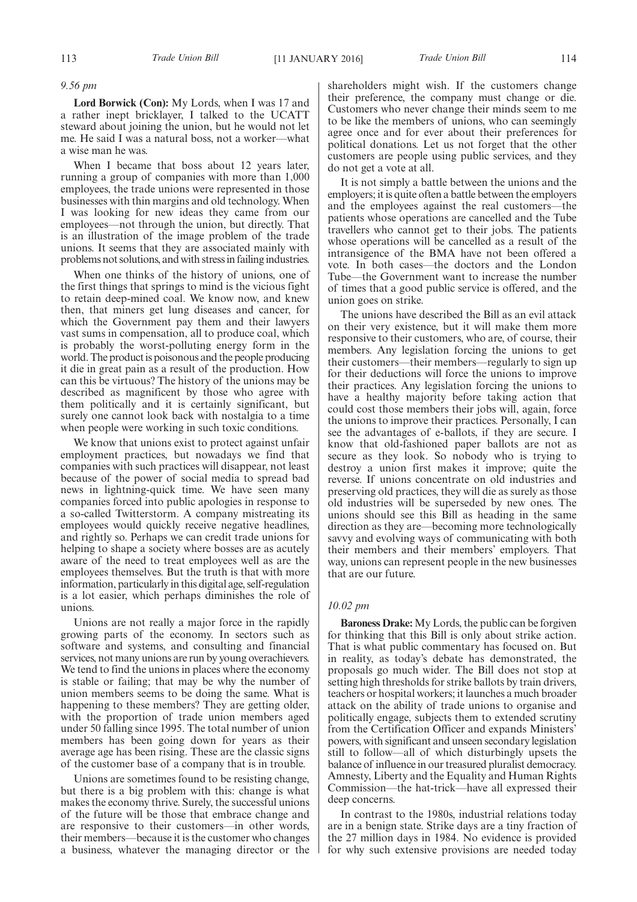*9.56 pm*

**Lord Borwick (Con):** My Lords, when I was 17 and a rather inept bricklayer, I talked to the UCATT steward about joining the union, but he would not let me. He said I was a natural boss, not a worker—what a wise man he was.

When I became that boss about 12 years later, running a group of companies with more than 1,000 employees, the trade unions were represented in those businesses with thin margins and old technology. When I was looking for new ideas they came from our employees—not through the union, but directly. That is an illustration of the image problem of the trade unions. It seems that they are associated mainly with problems not solutions, and with stress in failing industries.

When one thinks of the history of unions, one of the first things that springs to mind is the vicious fight to retain deep-mined coal. We know now, and knew then, that miners get lung diseases and cancer, for which the Government pay them and their lawyers vast sums in compensation, all to produce coal, which is probably the worst-polluting energy form in the world. The product is poisonous and the people producing it die in great pain as a result of the production. How can this be virtuous? The history of the unions may be described as magnificent by those who agree with them politically and it is certainly significant, but surely one cannot look back with nostalgia to a time when people were working in such toxic conditions.

We know that unions exist to protect against unfair employment practices, but nowadays we find that companies with such practices will disappear, not least because of the power of social media to spread bad news in lightning-quick time. We have seen many companies forced into public apologies in response to a so-called Twitterstorm. A company mistreating its employees would quickly receive negative headlines, and rightly so. Perhaps we can credit trade unions for helping to shape a society where bosses are as acutely aware of the need to treat employees well as are the employees themselves. But the truth is that with more information, particularly in this digital age, self-regulation is a lot easier, which perhaps diminishes the role of unions.

Unions are not really a major force in the rapidly growing parts of the economy. In sectors such as software and systems, and consulting and financial services, not many unions are run by young overachievers. We tend to find the unions in places where the economy is stable or failing; that may be why the number of union members seems to be doing the same. What is happening to these members? They are getting older, with the proportion of trade union members aged under 50 falling since 1995. The total number of union members has been going down for years as their average age has been rising. These are the classic signs of the customer base of a company that is in trouble.

Unions are sometimes found to be resisting change, but there is a big problem with this: change is what makes the economy thrive. Surely, the successful unions of the future will be those that embrace change and are responsive to their customers—in other words, their members—because it is the customer who changes a business, whatever the managing director or the shareholders might wish. If the customers change their preference, the company must change or die. Customers who never change their minds seem to me to be like the members of unions, who can seemingly agree once and for ever about their preferences for political donations. Let us not forget that the other customers are people using public services, and they do not get a vote at all.

It is not simply a battle between the unions and the employers; it is quite often a battle between the employers and the employees against the real customers—the patients whose operations are cancelled and the Tube travellers who cannot get to their jobs. The patients whose operations will be cancelled as a result of the intransigence of the BMA have not been offered a vote. In both cases—the doctors and the London Tube—the Government want to increase the number of times that a good public service is offered, and the union goes on strike.

The unions have described the Bill as an evil attack on their very existence, but it will make them more responsive to their customers, who are, of course, their members. Any legislation forcing the unions to get their customers—their members—regularly to sign up for their deductions will force the unions to improve their practices. Any legislation forcing the unions to have a healthy majority before taking action that could cost those members their jobs will, again, force the unions to improve their practices. Personally, I can see the advantages of e-ballots, if they are secure. I know that old-fashioned paper ballots are not as secure as they look. So nobody who is trying to destroy a union first makes it improve; quite the reverse. If unions concentrate on old industries and preserving old practices, they will die as surely as those old industries will be superseded by new ones. The unions should see this Bill as heading in the same direction as they are—becoming more technologically savvy and evolving ways of communicating with both their members and their members' employers. That way, unions can represent people in the new businesses that are our future.

*10.02 pm*

**Baroness Drake:** My Lords, the public can be forgiven for thinking that this Bill is only about strike action. That is what public commentary has focused on. But in reality, as today's debate has demonstrated, the proposals go much wider. The Bill does not stop at setting high thresholds for strike ballots by train drivers, teachers or hospital workers; it launches a much broader attack on the ability of trade unions to organise and politically engage, subjects them to extended scrutiny from the Certification Officer and expands Ministers' powers, with significant and unseen secondary legislation still to follow—all of which disturbingly upsets the balance of influence in our treasured pluralist democracy. Amnesty, Liberty and the Equality and Human Rights Commission—the hat-trick—have all expressed their deep concerns.

In contrast to the 1980s, industrial relations today are in a benign state. Strike days are a tiny fraction of the 27 million days in 1984. No evidence is provided for why such extensive provisions are needed today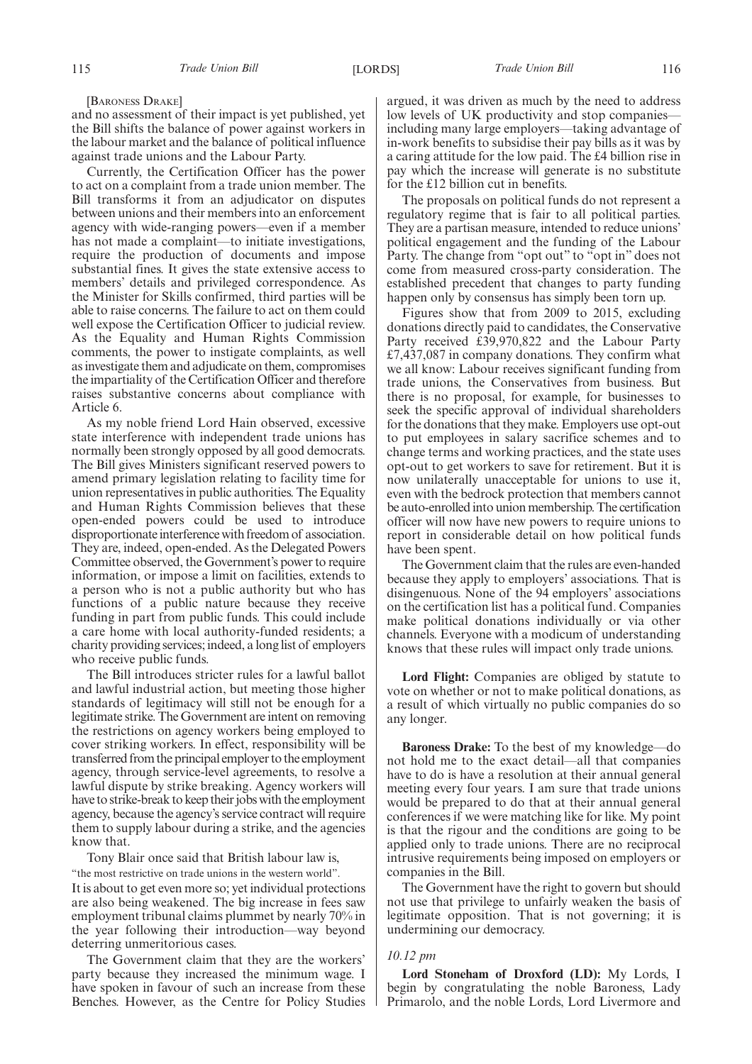[BARONESS DRAKE]

and no assessment of their impact is yet published, yet the Bill shifts the balance of power against workers in the labour market and the balance of political influence against trade unions and the Labour Party.

Currently, the Certification Officer has the power to act on a complaint from a trade union member. The Bill transforms it from an adjudicator on disputes between unions and their members into an enforcement agency with wide-ranging powers—even if a member has not made a complaint—to initiate investigations, require the production of documents and impose substantial fines. It gives the state extensive access to members' details and privileged correspondence. As the Minister for Skills confirmed, third parties will be able to raise concerns. The failure to act on them could well expose the Certification Officer to judicial review. As the Equality and Human Rights Commission comments, the power to instigate complaints, as well as investigate them and adjudicate on them, compromises the impartiality of the Certification Officer and therefore raises substantive concerns about compliance with Article 6.

As my noble friend Lord Hain observed, excessive state interference with independent trade unions has normally been strongly opposed by all good democrats. The Bill gives Ministers significant reserved powers to amend primary legislation relating to facility time for union representatives in public authorities. The Equality and Human Rights Commission believes that these open-ended powers could be used to introduce disproportionate interference with freedom of association. They are, indeed, open-ended. As the Delegated Powers Committee observed, the Government's power to require information, or impose a limit on facilities, extends to a person who is not a public authority but who has functions of a public nature because they receive funding in part from public funds. This could include a care home with local authority-funded residents; a charity providing services; indeed, a long list of employers who receive public funds.

The Bill introduces stricter rules for a lawful ballot and lawful industrial action, but meeting those higher standards of legitimacy will still not be enough for a legitimate strike. The Government are intent on removing the restrictions on agency workers being employed to cover striking workers. In effect, responsibility will be transferred from the principal employer to the employment agency, through service-level agreements, to resolve a lawful dispute by strike breaking. Agency workers will have to strike-break to keep their jobs with the employment agency, because the agency's service contract will require them to supply labour during a strike, and the agencies know that.

Tony Blair once said that British labour law is,

"the most restrictive on trade unions in the western world".

It is about to get even more so; yet individual protections are also being weakened. The big increase in fees saw employment tribunal claims plummet by nearly 70% in the year following their introduction—way beyond deterring unmeritorious cases.

The Government claim that they are the workers' party because they increased the minimum wage. I have spoken in favour of such an increase from these Benches. However, as the Centre for Policy Studies argued, it was driven as much by the need to address low levels of UK productivity and stop companies—including many large employers—taking advantage of in-work benefits to subsidise their pay bills as it was by a caring attitude for the low paid. The £4 billion rise in pay which the increase will generate is no substitute for the £12 billion cut in benefits.

The proposals on political funds do not represent a regulatory regime that is fair to all political parties. They are a partisan measure, intended to reduce unions' political engagement and the funding of the Labour Party. The change from "opt out" to "opt in" does not come from measured cross-party consideration. The established precedent that changes to party funding happen only by consensus has simply been torn up.

Figures show that from 2009 to 2015, excluding donations directly paid to candidates, the Conservative Party received £39,970,822 and the Labour Party £7,437,087 in company donations. They confirm what we all know: Labour receives significant funding from trade unions, the Conservatives from business. But there is no proposal, for example, for businesses to seek the specific approval of individual shareholders for the donations that they make. Employers use opt-out to put employees in salary sacrifice schemes and to change terms and working practices, and the state uses opt-out to get workers to save for retirement. But it is now unilaterally unacceptable for unions to use it, even with the bedrock protection that members cannot be auto-enrolled into union membership. The certification officer will now have new powers to require unions to report in considerable detail on how political funds have been spent.

The Government claim that the rules are even-handed because they apply to employers' associations. That is disingenuous. None of the 94 employers' associations on the certification list has a political fund. Companies make political donations individually or via other channels. Everyone with a modicum of understanding knows that these rules will impact only trade unions.

**Lord Flight:** Companies are obliged by statute to vote on whether or not to make political donations, as a result of which virtually no public companies do so any longer.

**Baroness Drake:** To the best of my knowledge—do not hold me to the exact detail—all that companies have to do is have a resolution at their annual general meeting every four years. I am sure that trade unions would be prepared to do that at their annual general conferences if we were matching like for like. My point is that the rigour and the conditions are going to be applied only to trade unions. There are no reciprocal intrusive requirements being imposed on employers or companies in the Bill.

The Government have the right to govern but should not use that privilege to unfairly weaken the basis of legitimate opposition. That is not governing; it is undermining our democracy.

*10.12 pm*

**Lord Stoneham of Droxford (LD):** My Lords, I begin by congratulating the noble Baroness, Lady Primarolo, and the noble Lords, Lord Livermore and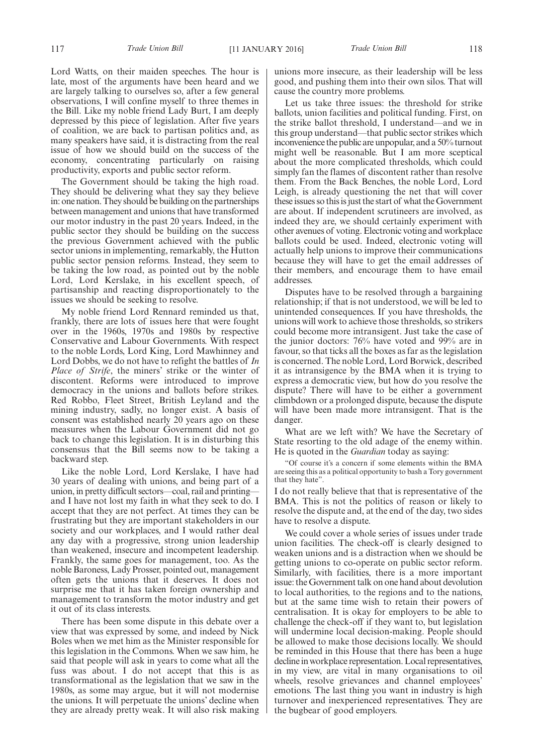Lord Watts, on their maiden speeches. The hour is late, most of the arguments have been heard and we are largely talking to ourselves so, after a few general observations, I will confine myself to three themes in the Bill. Like my noble friend Lady Burt, I am deeply depressed by this piece of legislation. After five years of coalition, we are back to partisan politics and, as many speakers have said, it is distracting from the real issue of how we should build on the success of the economy, concentrating particularly on raising productivity, exports and public sector reform.

The Government should be taking the high road. They should be delivering what they say they believe in: one nation. They should be building on the partnerships between management and unions that have transformed our motor industry in the past 20 years. Indeed, in the public sector they should be building on the success the previous Government achieved with the public sector unions in implementing, remarkably, the Hutton public sector pension reforms. Instead, they seem to be taking the low road, as pointed out by the noble Lord, Lord Kerslake, in his excellent speech, of partisanship and reacting disproportionately to the issues we should be seeking to resolve.

My noble friend Lord Rennard reminded us that, frankly, there are lots of issues here that were fought over in the 1960s, 1970s and 1980s by respective Conservative and Labour Governments. With respect to the noble Lords, Lord King, Lord Mawhinney and Lord Dobbs, we do not have to refight the battles of *In Place of Strife*, the miners' strike or the winter of discontent. Reforms were introduced to improve democracy in the unions and ballots before strikes. Red Robbo, Fleet Street, British Leyland and the mining industry, sadly, no longer exist. A basis of consent was established nearly 20 years ago on these measures when the Labour Government did not go back to change this legislation. It is in disturbing this consensus that the Bill seems now to be taking a backward step.

Like the noble Lord, Lord Kerslake, I have had 30 years of dealing with unions, and being part of a union, in pretty difficult sectors—coal, rail and printing—and I have not lost my faith in what they seek to do. I accept that they are not perfect. At times they can be frustrating but they are important stakeholders in our society and our workplaces, and I would rather deal any day with a progressive, strong union leadership than weakened, insecure and incompetent leadership. Frankly, the same goes for management, too. As the noble Baroness, Lady Prosser, pointed out, management often gets the unions that it deserves. It does not surprise me that it has taken foreign ownership and management to transform the motor industry and get it out of its class interests.

There has been some dispute in this debate over a view that was expressed by some, and indeed by Nick Boles when we met him as the Minister responsible for this legislation in the Commons. When we saw him, he said that people will ask in years to come what all the fuss was about. I do not accept that this is as transformational as the legislation that we saw in the 1980s, as some may argue, but it will not modernise the unions. It will perpetuate the unions' decline when they are already pretty weak. It will also risk making unions more insecure, as their leadership will be less good, and pushing them into their own silos. That will cause the country more problems.

Let us take three issues: the threshold for strike ballots, union facilities and political funding. First, on the strike ballot threshold, I understand—and we in this group understand—that public sector strikes which inconvenience the public are unpopular, and a 50% turnout might well be reasonable. But I am more sceptical about the more complicated thresholds, which could simply fan the flames of discontent rather than resolve them. From the Back Benches, the noble Lord, Lord Leigh, is already questioning the net that will cover these issues so this is just the start of what the Government are about. If independent scrutineers are involved, as indeed they are, we should certainly experiment with other avenues of voting. Electronic voting and workplace ballots could be used. Indeed, electronic voting will actually help unions to improve their communications because they will have to get the email addresses of their members, and encourage them to have email addresses.

Disputes have to be resolved through a bargaining relationship; if that is not understood, we will be led to unintended consequences. If you have thresholds, the unions will work to achieve those thresholds, so strikers could become more intransigent. Just take the case of the junior doctors: 76% have voted and 99% are in favour, so that ticks all the boxes as far as the legislation is concerned. The noble Lord, Lord Borwick, described it as intransigence by the BMA when it is trying to express a democratic view, but how do you resolve the dispute? There will have to be either a government climbdown or a prolonged dispute, because the dispute will have been made more intransigent. That is the danger.

What are we left with? We have the Secretary of State resorting to the old adage of the enemy within. He is quoted in the *Guardian* today as saying:

"Of course it's a concern if some elements within the BMA are seeing this as a political opportunity to bash a Tory government that they hate".

I do not really believe that that is representative of the BMA. This is not the politics of reason or likely to resolve the dispute and, at the end of the day, two sides have to resolve a dispute.

We could cover a whole series of issues under trade union facilities. The check-off is clearly designed to weaken unions and is a distraction when we should be getting unions to co-operate on public sector reform. Similarly, with facilities, there is a more important issue: the Government talk on one hand about devolution to local authorities, to the regions and to the nations, but at the same time wish to retain their powers of centralisation. It is okay for employers to be able to challenge the check-off if they want to, but legislation will undermine local decision-making. People should be allowed to make those decisions locally. We should be reminded in this House that there has been a huge decline in workplace representation. Local representatives, in my view, are vital in many organisations to oil wheels, resolve grievances and channel employees' emotions. The last thing you want in industry is high turnover and inexperienced representatives. They are the bugbear of good employers.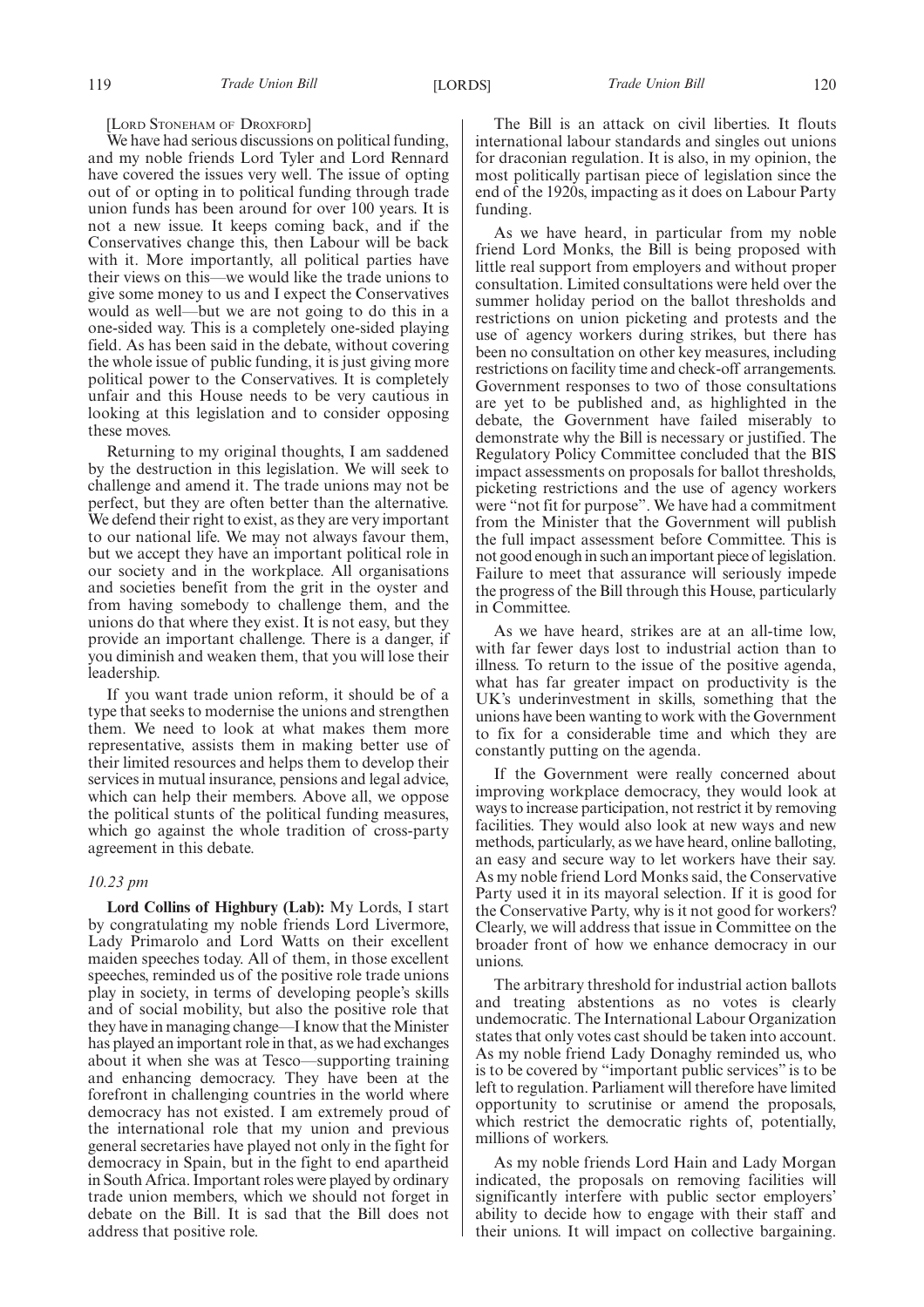[LORD STONEHAM OF DROXFORD]

We have had serious discussions on political funding, and my noble friends Lord Tyler and Lord Rennard have covered the issues very well. The issue of opting out of or opting in to political funding through trade union funds has been around for over 100 years. It is not a new issue. It keeps coming back, and if the Conservatives change this, then Labour will be back with it. More importantly, all political parties have their views on this—we would like the trade unions to give some money to us and I expect the Conservatives would as well—but we are not going to do this in a one-sided way. This is a completely one-sided playing field. As has been said in the debate, without covering the whole issue of public funding, it is just giving more political power to the Conservatives. It is completely unfair and this House needs to be very cautious in looking at this legislation and to consider opposing these moves.

Returning to my original thoughts, I am saddened by the destruction in this legislation. We will seek to challenge and amend it. The trade unions may not be perfect, but they are often better than the alternative. We defend their right to exist, as they are very important to our national life. We may not always favour them, but we accept they have an important political role in our society and in the workplace. All organisations and societies benefit from the grit in the oyster and from having somebody to challenge them, and the unions do that where they exist. It is not easy, but they provide an important challenge. There is a danger, if you diminish and weaken them, that you will lose their leadership.

If you want trade union reform, it should be of a type that seeks to modernise the unions and strengthen them. We need to look at what makes them more representative, assists them in making better use of their limited resources and helps them to develop their services in mutual insurance, pensions and legal advice, which can help their members. Above all, we oppose the political stunts of the political funding measures, which go against the whole tradition of cross-party agreement in this debate.

*10.23 pm*

**Lord Collins of Highbury (Lab):** My Lords, I start by congratulating my noble friends Lord Livermore, Lady Primarolo and Lord Watts on their excellent maiden speeches today. All of them, in those excellent speeches, reminded us of the positive role trade unions play in society, in terms of developing people's skills and of social mobility, but also the positive role that they have in managing change—I know that the Minister has played an important role in that, as we had exchanges about it when she was at Tesco—supporting training and enhancing democracy. They have been at the forefront in challenging countries in the world where democracy has not existed. I am extremely proud of the international role that my union and previous general secretaries have played not only in the fight for democracy in Spain, but in the fight to end apartheid in South Africa. Important roles were played by ordinary trade union members, which we should not forget in debate on the Bill. It is sad that the Bill does not address that positive role.

The Bill is an attack on civil liberties. It flouts international labour standards and singles out unions for draconian regulation. It is also, in my opinion, the most politically partisan piece of legislation since the end of the 1920s, impacting as it does on Labour Party funding.

As we have heard, in particular from my noble friend Lord Monks, the Bill is being proposed with little real support from employers and without proper consultation. Limited consultations were held over the summer holiday period on the ballot thresholds and restrictions on union picketing and protests and the use of agency workers during strikes, but there has been no consultation on other key measures, including restrictions on facility time and check-off arrangements. Government responses to two of those consultations are yet to be published and, as highlighted in the debate, the Government have failed miserably to demonstrate why the Bill is necessary or justified. The Regulatory Policy Committee concluded that the BIS impact assessments on proposals for ballot thresholds, picketing restrictions and the use of agency workers were "not fit for purpose". We have had a commitment from the Minister that the Government will publish the full impact assessment before Committee. This is not good enough in such an important piece of legislation. Failure to meet that assurance will seriously impede the progress of the Bill through this House, particularly in Committee.

As we have heard, strikes are at an all-time low, with far fewer days lost to industrial action than to illness. To return to the issue of the positive agenda, what has far greater impact on productivity is the UK's underinvestment in skills, something that the unions have been wanting to work with the Government to fix for a considerable time and which they are constantly putting on the agenda.

If the Government were really concerned about improving workplace democracy, they would look at ways to increase participation, not restrict it by removing facilities. They would also look at new ways and new methods, particularly, as we have heard, online balloting, an easy and secure way to let workers have their say. As my noble friend Lord Monks said, the Conservative Party used it in its mayoral selection. If it is good for the Conservative Party, why is it not good for workers? Clearly, we will address that issue in Committee on the broader front of how we enhance democracy in our unions.

The arbitrary threshold for industrial action ballots and treating abstentions as no votes is clearly undemocratic. The International Labour Organization states that only votes cast should be taken into account. As my noble friend Lady Donaghy reminded us, who is to be covered by "important public services" is to be left to regulation. Parliament will therefore have limited opportunity to scrutinise or amend the proposals, which restrict the democratic rights of, potentially, millions of workers.

As my noble friends Lord Hain and Lady Morgan indicated, the proposals on removing facilities will significantly interfere with public sector employers' ability to decide how to engage with their staff and their unions. It will impact on collective bargaining.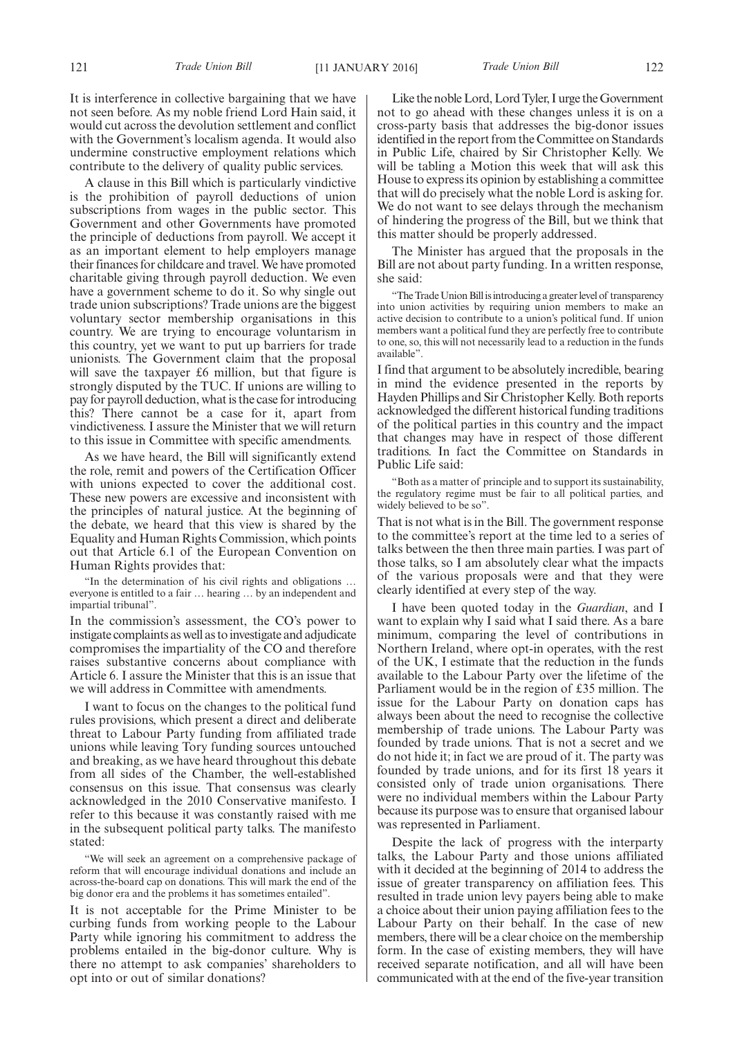It is interference in collective bargaining that we have not seen before. As my noble friend Lord Hain said, it would cut across the devolution settlement and conflict with the Government's localism agenda. It would also undermine constructive employment relations which contribute to the delivery of quality public services.

A clause in this Bill which is particularly vindictive is the prohibition of payroll deductions of union subscriptions from wages in the public sector. This Government and other Governments have promoted the principle of deductions from payroll. We accept it as an important element to help employers manage their finances for childcare and travel. We have promoted charitable giving through payroll deduction. We even have a government scheme to do it. So why single out trade union subscriptions? Trade unions are the biggest voluntary sector membership organisations in this country. We are trying to encourage voluntarism in this country, yet we want to put up barriers for trade unionists. The Government claim that the proposal will save the taxpayer £6 million, but that figure is strongly disputed by the TUC. If unions are willing to pay for payroll deduction, what is the case for introducing this? There cannot be a case for it, apart from vindictiveness. I assure the Minister that we will return to this issue in Committee with specific amendments.

As we have heard, the Bill will significantly extend the role, remit and powers of the Certification Officer with unions expected to cover the additional cost. These new powers are excessive and inconsistent with the principles of natural justice. At the beginning of the debate, we heard that this view is shared by the Equality and Human Rights Commission, which points out that Article 6.1 of the European Convention on Human Rights provides that:

> "In the determination of his civil rights and obligations … everyone is entitled to a fair … hearing … by an independent and impartial tribunal".

In the commission's assessment, the CO's power to instigate complaints as well as to investigate and adjudicate compromises the impartiality of the CO and therefore raises substantive concerns about compliance with Article 6. I assure the Minister that this is an issue that we will address in Committee with amendments.

I want to focus on the changes to the political fund rules provisions, which present a direct and deliberate threat to Labour Party funding from affiliated trade unions while leaving Tory funding sources untouched and breaking, as we have heard throughout this debate from all sides of the Chamber, the well-established consensus on this issue. That consensus was clearly acknowledged in the 2010 Conservative manifesto. I refer to this because it was constantly raised with me in the subsequent political party talks. The manifesto stated:

> "We will seek an agreement on a comprehensive package of reform that will encourage individual donations and include an across-the-board cap on donations. This will mark the end of the big donor era and the problems it has sometimes entailed".

It is not acceptable for the Prime Minister to be curbing funds from working people to the Labour Party while ignoring his commitment to address the problems entailed in the big-donor culture. Why is there no attempt to ask companies' shareholders to opt into or out of similar donations?

Like the noble Lord, Lord Tyler, I urge the Government not to go ahead with these changes unless it is on a cross-party basis that addresses the big-donor issues identified in the report from the Committee on Standards in Public Life, chaired by Sir Christopher Kelly. We will be tabling a Motion this week that will ask this House to express its opinion by establishing a committee that will do precisely what the noble Lord is asking for. We do not want to see delays through the mechanism of hindering the progress of the Bill, but we think that this matter should be properly addressed.

The Minister has argued that the proposals in the Bill are not about party funding. In a written response, she said:

> "The Trade Union Bill is introducing a greater level of transparency into union activities by requiring union members to make an active decision to contribute to a union's political fund. If union members want a political fund they are perfectly free to contribute to one, so, this will not necessarily lead to a reduction in the funds available".

I find that argument to be absolutely incredible, bearing in mind the evidence presented in the reports by Hayden Phillips and Sir Christopher Kelly. Both reports acknowledged the different historical funding traditions of the political parties in this country and the impact that changes may have in respect of those different traditions. In fact the Committee on Standards in Public Life said:

> "Both as a matter of principle and to support its sustainability, the regulatory regime must be fair to all political parties, and widely believed to be so".

That is not what is in the Bill. The government response to the committee's report at the time led to a series of talks between the then three main parties. I was part of those talks, so I am absolutely clear what the impacts of the various proposals were and that they were clearly identified at every step of the way.

I have been quoted today in the *Guardian*, and I want to explain why I said what I said there. As a bare minimum, comparing the level of contributions in Northern Ireland, where opt-in operates, with the rest of the UK, I estimate that the reduction in the funds available to the Labour Party over the lifetime of the Parliament would be in the region of £35 million. The issue for the Labour Party on donation caps has always been about the need to recognise the collective membership of trade unions. The Labour Party was founded by trade unions. That is not a secret and we do not hide it; in fact we are proud of it. The party was founded by trade unions, and for its first 18 years it consisted only of trade union organisations. There were no individual members within the Labour Party because its purpose was to ensure that organised labour was represented in Parliament.

Despite the lack of progress with the interparty talks, the Labour Party and those unions affiliated with it decided at the beginning of 2014 to address the issue of greater transparency on affiliation fees. This resulted in trade union levy payers being able to make a choice about their union paying affiliation fees to the Labour Party on their behalf. In the case of new members, there will be a clear choice on the membership form. In the case of existing members, they will have received separate notification, and all will have been communicated with at the end of the five-year transition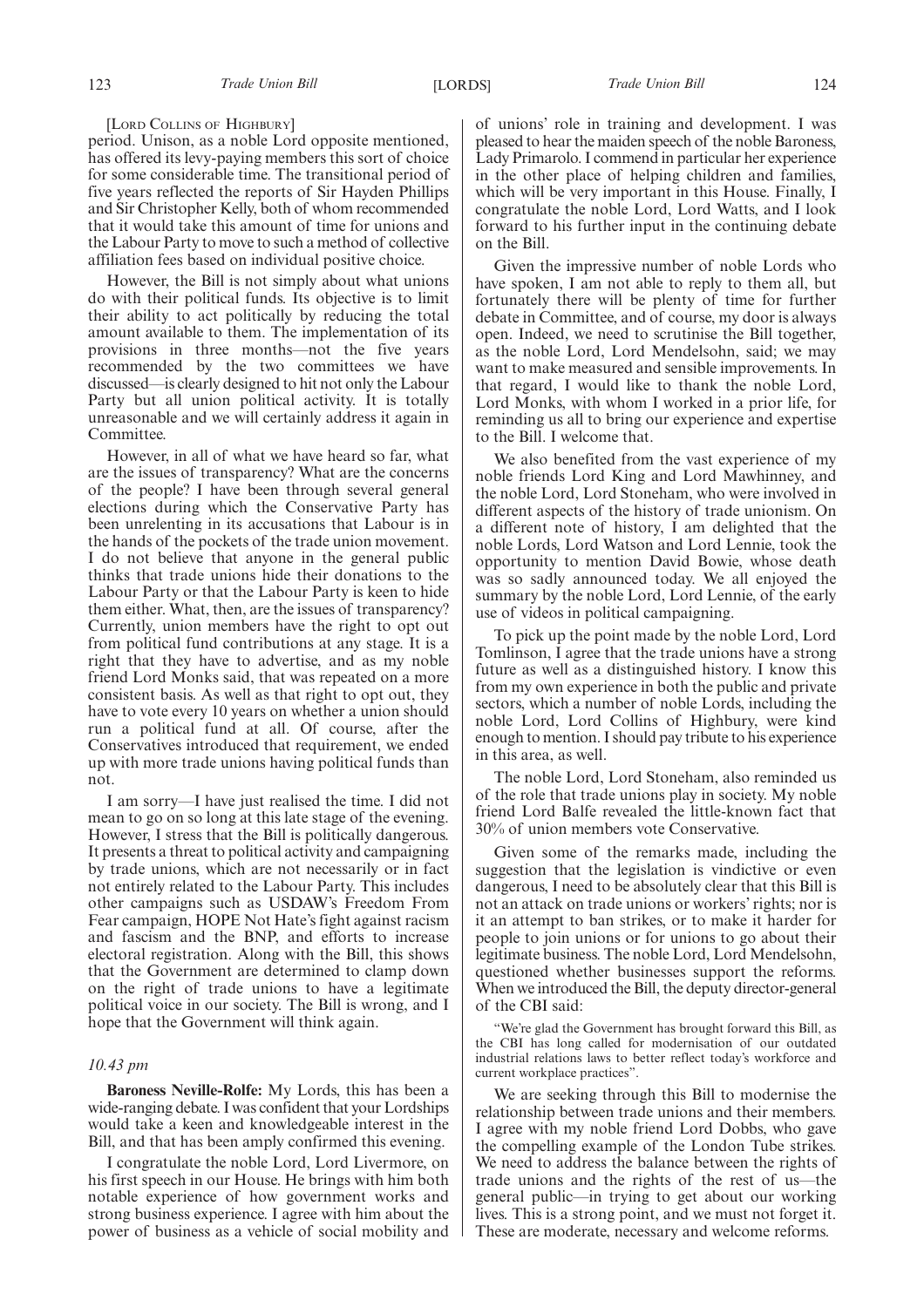[LORD COLLINS OF HIGHBURY]

period. Unison, as a noble Lord opposite mentioned, has offered its levy-paying members this sort of choice for some considerable time. The transitional period of five years reflected the reports of Sir Hayden Phillips and Sir Christopher Kelly, both of whom recommended that it would take this amount of time for unions and the Labour Party to move to such a method of collective affiliation fees based on individual positive choice.

However, the Bill is not simply about what unions do with their political funds. Its objective is to limit their ability to act politically by reducing the total amount available to them. The implementation of its provisions in three months—not the five years recommended by the two committees we have discussed—is clearly designed to hit not only the Labour Party but all union political activity. It is totally unreasonable and we will certainly address it again in Committee.

However, in all of what we have heard so far, what are the issues of transparency? What are the concerns of the people? I have been through several general elections during which the Conservative Party has been unrelenting in its accusations that Labour is in the hands of the pockets of the trade union movement. I do not believe that anyone in the general public thinks that trade unions hide their donations to the Labour Party or that the Labour Party is keen to hide them either. What, then, are the issues of transparency? Currently, union members have the right to opt out from political fund contributions at any stage. It is a right that they have to advertise, and as my noble friend Lord Monks said, that was repeated on a more consistent basis. As well as that right to opt out, they have to vote every 10 years on whether a union should run a political fund at all. Of course, after the Conservatives introduced that requirement, we ended up with more trade unions having political funds than not.

I am sorry—I have just realised the time. I did not mean to go on so long at this late stage of the evening. However, I stress that the Bill is politically dangerous. It presents a threat to political activity and campaigning by trade unions, which are not necessarily or in fact not entirely related to the Labour Party. This includes other campaigns such as USDAW's Freedom From Fear campaign, HOPE Not Hate's fight against racism and fascism and the BNP, and efforts to increase electoral registration. Along with the Bill, this shows that the Government are determined to clamp down on the right of trade unions to have a legitimate political voice in our society. The Bill is wrong, and I hope that the Government will think again.

*10.43 pm*

**Baroness Neville-Rolfe:** My Lords, this has been a wide-ranging debate. I was confident that your Lordships would take a keen and knowledgeable interest in the Bill, and that has been amply confirmed this evening.

I congratulate the noble Lord, Lord Livermore, on his first speech in our House. He brings with him both notable experience of how government works and strong business experience. I agree with him about the power of business as a vehicle of social mobility and of unions' role in training and development. I was pleased to hear the maiden speech of the noble Baroness, Lady Primarolo. I commend in particular her experience in the other place of helping children and families, which will be very important in this House. Finally, I congratulate the noble Lord, Lord Watts, and I look forward to his further input in the continuing debate on the Bill.

Given the impressive number of noble Lords who have spoken, I am not able to reply to them all, but fortunately there will be plenty of time for further debate in Committee, and of course, my door is always open. Indeed, we need to scrutinise the Bill together, as the noble Lord, Lord Mendelsohn, said; we may want to make measured and sensible improvements. In that regard, I would like to thank the noble Lord, Lord Monks, with whom I worked in a prior life, for reminding us all to bring our experience and expertise to the Bill. I welcome that.

We also benefited from the vast experience of my noble friends Lord King and Lord Mawhinney, and the noble Lord, Lord Stoneham, who were involved in different aspects of the history of trade unionism. On a different note of history, I am delighted that the noble Lords, Lord Watson and Lord Lennie, took the opportunity to mention David Bowie, whose death was so sadly announced today. We all enjoyed the summary by the noble Lord, Lord Lennie, of the early use of videos in political campaigning.

To pick up the point made by the noble Lord, Lord Tomlinson, I agree that the trade unions have a strong future as well as a distinguished history. I know this from my own experience in both the public and private sectors, which a number of noble Lords, including the noble Lord, Lord Collins of Highbury, were kind enough to mention. I should pay tribute to his experience in this area, as well.

The noble Lord, Lord Stoneham, also reminded us of the role that trade unions play in society. My noble friend Lord Balfe revealed the little-known fact that 30% of union members vote Conservative.

Given some of the remarks made, including the suggestion that the legislation is vindictive or even dangerous, I need to be absolutely clear that this Bill is not an attack on trade unions or workers' rights; nor is it an attempt to ban strikes, or to make it harder for people to join unions or for unions to go about their legitimate business. The noble Lord, Lord Mendelsohn, questioned whether businesses support the reforms. When we introduced the Bill, the deputy director-general of the CBI said:

"We're glad the Government has brought forward this Bill, as the CBI has long called for modernisation of our outdated industrial relations laws to better reflect today's workforce and current workplace practices".

We are seeking through this Bill to modernise the relationship between trade unions and their members. I agree with my noble friend Lord Dobbs, who gave the compelling example of the London Tube strikes. We need to address the balance between the rights of trade unions and the rights of the rest of us—the general public—in trying to get about our working lives. This is a strong point, and we must not forget it. These are moderate, necessary and welcome reforms.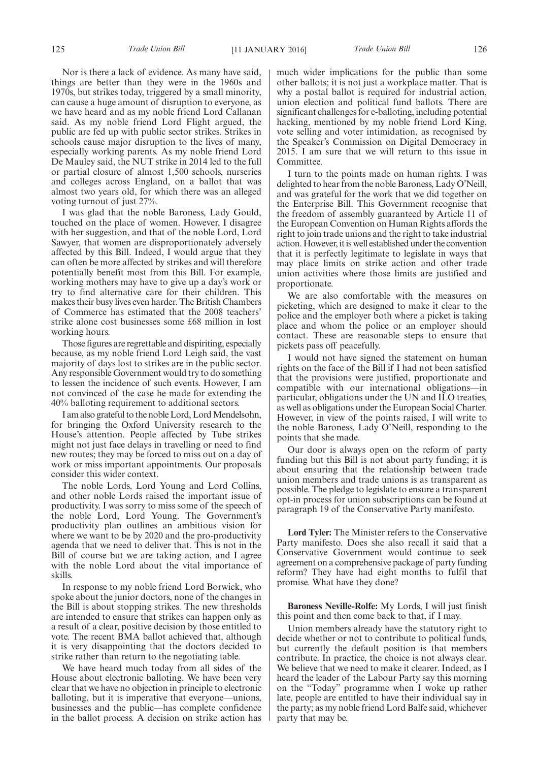Nor is there a lack of evidence. As many have said, things are better than they were in the 1960s and 1970s, but strikes today, triggered by a small minority, can cause a huge amount of disruption to everyone, as we have heard and as my noble friend Lord Callanan said. As my noble friend Lord Flight argued, the public are fed up with public sector strikes. Strikes in schools cause major disruption to the lives of many, especially working parents. As my noble friend Lord De Mauley said, the NUT strike in 2014 led to the full or partial closure of almost 1,500 schools, nurseries and colleges across England, on a ballot that was almost two years old, for which there was an alleged voting turnout of just 27%.

I was glad that the noble Baroness, Lady Gould, touched on the place of women. However, I disagree with her suggestion, and that of the noble Lord, Lord Sawyer, that women are disproportionately adversely affected by this Bill. Indeed, I would argue that they can often be more affected by strikes and will therefore potentially benefit most from this Bill. For example, working mothers may have to give up a day's work or try to find alternative care for their children. This makes their busy lives even harder. The British Chambers of Commerce has estimated that the 2008 teachers' strike alone cost businesses some £68 million in lost working hours.

Those figures are regrettable and dispiriting, especially because, as my noble friend Lord Leigh said, the vast majority of days lost to strikes are in the public sector. Any responsible Government would try to do something to lessen the incidence of such events. However, I am not convinced of the case he made for extending the 40% balloting requirement to additional sectors.

I am also grateful to the noble Lord, Lord Mendelsohn, for bringing the Oxford University research to the House's attention. People affected by Tube strikes might not just face delays in travelling or need to find new routes; they may be forced to miss out on a day of work or miss important appointments. Our proposals consider this wider context.

The noble Lords, Lord Young and Lord Collins, and other noble Lords raised the important issue of productivity. I was sorry to miss some of the speech of the noble Lord, Lord Young. The Government's productivity plan outlines an ambitious vision for where we want to be by 2020 and the pro-productivity agenda that we need to deliver that. This is not in the Bill of course but we are taking action, and I agree with the noble Lord about the vital importance of skills.

In response to my noble friend Lord Borwick, who spoke about the junior doctors, none of the changes in the Bill is about stopping strikes. The new thresholds are intended to ensure that strikes can happen only as a result of a clear, positive decision by those entitled to vote. The recent BMA ballot achieved that, although it is very disappointing that the doctors decided to strike rather than return to the negotiating table.

We have heard much today from all sides of the House about electronic balloting. We have been very clear that we have no objection in principle to electronic balloting, but it is imperative that everyone—unions, businesses and the public—has complete confidence in the ballot process. A decision on strike action has much wider implications for the public than some other ballots; it is not just a workplace matter. That is why a postal ballot is required for industrial action, union election and political fund ballots. There are significant challenges for e-balloting, including potential hacking, mentioned by my noble friend Lord King, vote selling and voter intimidation, as recognised by the Speaker's Commission on Digital Democracy in 2015. I am sure that we will return to this issue in Committee.

I turn to the points made on human rights. I was delighted to hear from the noble Baroness, Lady O'Neill, and was grateful for the work that we did together on the Enterprise Bill. This Government recognise that the freedom of assembly guaranteed by Article 11 of the European Convention on Human Rights affords the right to join trade unions and the right to take industrial action. However, it is well established under the convention that it is perfectly legitimate to legislate in ways that may place limits on strike action and other trade union activities where those limits are justified and proportionate.

We are also comfortable with the measures on picketing, which are designed to make it clear to the police and the employer both where a picket is taking place and whom the police or an employer should contact. These are reasonable steps to ensure that pickets pass off peacefully.

I would not have signed the statement on human rights on the face of the Bill if I had not been satisfied that the provisions were justified, proportionate and compatible with our international obligations—in particular, obligations under the UN and ILO treaties, as well as obligations under the European Social Charter. However, in view of the points raised, I will write to the noble Baroness, Lady O'Neill, responding to the points that she made.

Our door is always open on the reform of party funding but this Bill is not about party funding; it is about ensuring that the relationship between trade union members and trade unions is as transparent as possible. The pledge to legislate to ensure a transparent opt-in process for union subscriptions can be found at paragraph 19 of the Conservative Party manifesto.

**Lord Tyler:** The Minister refers to the Conservative Party manifesto. Does she also recall it said that a Conservative Government would continue to seek agreement on a comprehensive package of party funding reform? They have had eight months to fulfil that promise. What have they done?

**Baroness Neville-Rolfe:** My Lords, I will just finish this point and then come back to that, if I may.

Union members already have the statutory right to decide whether or not to contribute to political funds, but currently the default position is that members contribute. In practice, the choice is not always clear. We believe that we need to make it clearer. Indeed, as I heard the leader of the Labour Party say this morning on the "Today" programme when I woke up rather late, people are entitled to have their individual say in the party; as my noble friend Lord Balfe said, whichever party that may be.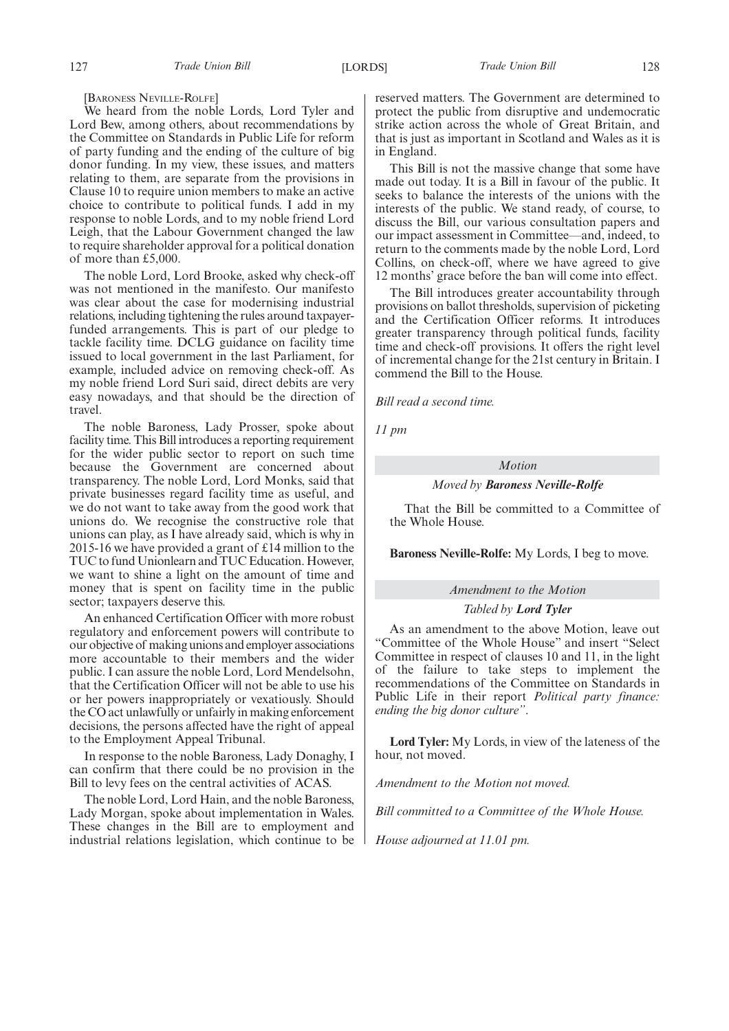[Baroness Neville-Rolfe]

We heard from the noble Lords, Lord Tyler and Lord Bew, among others, about recommendations by the Committee on Standards in Public Life for reform of party funding and the ending of the culture of big donor funding. In my view, these issues, and matters relating to them, are separate from the provisions in Clause 10 to require union members to make an active choice to contribute to political funds. I add in my response to noble Lords, and to my noble friend Lord Leigh, that the Labour Government changed the law to require shareholder approval for a political donation of more than £5,000.

The noble Lord, Lord Brooke, asked why check-off was not mentioned in the manifesto. Our manifesto was clear about the case for modernising industrial relations, including tightening the rules around taxpayer-funded arrangements. This is part of our pledge to tackle facility time. DCLG guidance on facility time issued to local government in the last Parliament, for example, included advice on removing check-off. As my noble friend Lord Suri said, direct debits are very easy nowadays, and that should be the direction of travel.

The noble Baroness, Lady Prosser, spoke about facility time. This Bill introduces a reporting requirement for the wider public sector to report on such time because the Government are concerned about transparency. The noble Lord, Lord Monks, said that private businesses regard facility time as useful, and we do not want to take away from the good work that unions do. We recognise the constructive role that unions can play, as I have already said, which is why in 2015-16 we have provided a grant of £14 million to the TUC to fund Unionlearn and TUC Education. However, we want to shine a light on the amount of time and money that is spent on facility time in the public sector; taxpayers deserve this.

An enhanced Certification Officer with more robust regulatory and enforcement powers will contribute to our objective of making unions and employer associations more accountable to their members and the wider public. I can assure the noble Lord, Lord Mendelsohn, that the Certification Officer will not be able to use his or her powers inappropriately or vexatiously. Should the CO act unlawfully or unfairly in making enforcement decisions, the persons affected have the right of appeal to the Employment Appeal Tribunal.

In response to the noble Baroness, Lady Donaghy, I can confirm that there could be no provision in the Bill to levy fees on the central activities of ACAS.

The noble Lord, Lord Hain, and the noble Baroness, Lady Morgan, spoke about implementation in Wales. These changes in the Bill are to employment and industrial relations legislation, which continue to be reserved matters. The Government are determined to protect the public from disruptive and undemocratic strike action across the whole of Great Britain, and that is just as important in Scotland and Wales as it is in England.

This Bill is not the massive change that some have made out today. It is a Bill in favour of the public. It seeks to balance the interests of the unions with the interests of the public. We stand ready, of course, to discuss the Bill, our various consultation papers and our impact assessment in Committee—and, indeed, to return to the comments made by the noble Lord, Lord Collins, on check-off, where we have agreed to give 12 months' grace before the ban will come into effect.

The Bill introduces greater accountability through provisions on ballot thresholds, supervision of picketing and the Certification Officer reforms. It introduces greater transparency through political funds, facility time and check-off provisions. It offers the right level of incremental change for the 21st century in Britain. I commend the Bill to the House.

*Bill read a second time.*

*11 pm*

## *Motion*

*Moved by* ***Baroness Neville-Rolfe***

That the Bill be committed to a Committee of the Whole House.

**Baroness Neville-Rolfe:** My Lords, I beg to move.

## *Amendment to the Motion*

*Tabled by* ***Lord Tyler***

As an amendment to the above Motion, leave out "Committee of the Whole House" and insert "Select Committee in respect of clauses 10 and 11, in the light of the failure to take steps to implement the recommendations of the Committee on Standards in Public Life in their report *Political party finance: ending the big donor culture*".

**Lord Tyler:** My Lords, in view of the lateness of the hour, not moved.

*Amendment to the Motion not moved.*

*Bill committed to a Committee of the Whole House.*

*House adjourned at 11.01 pm.*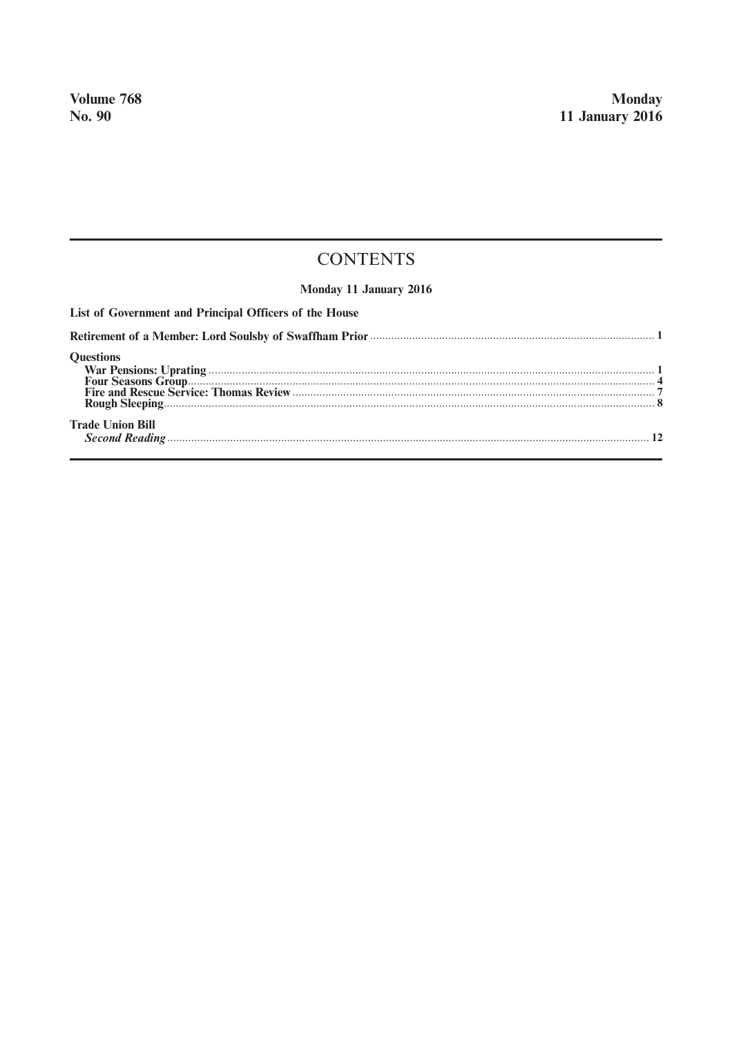**Volume 768**
**No. 90**

**Monday**
**11 January 2016**

## CONTENTS

**Monday 11 January 2016**

**List of Government and Principal Officers of the House**

**Retirement of a Member: Lord Soulsby of Swaffham Prior** ..... 1

**Questions**
**War Pensions: Uprating** ..... 1
**Four Seasons Group** ..... 4
**Fire and Rescue Service: Thomas Review** ..... 7
**Rough Sleeping** ..... 8

**Trade Union Bill**
***Second Reading*** ..... 12